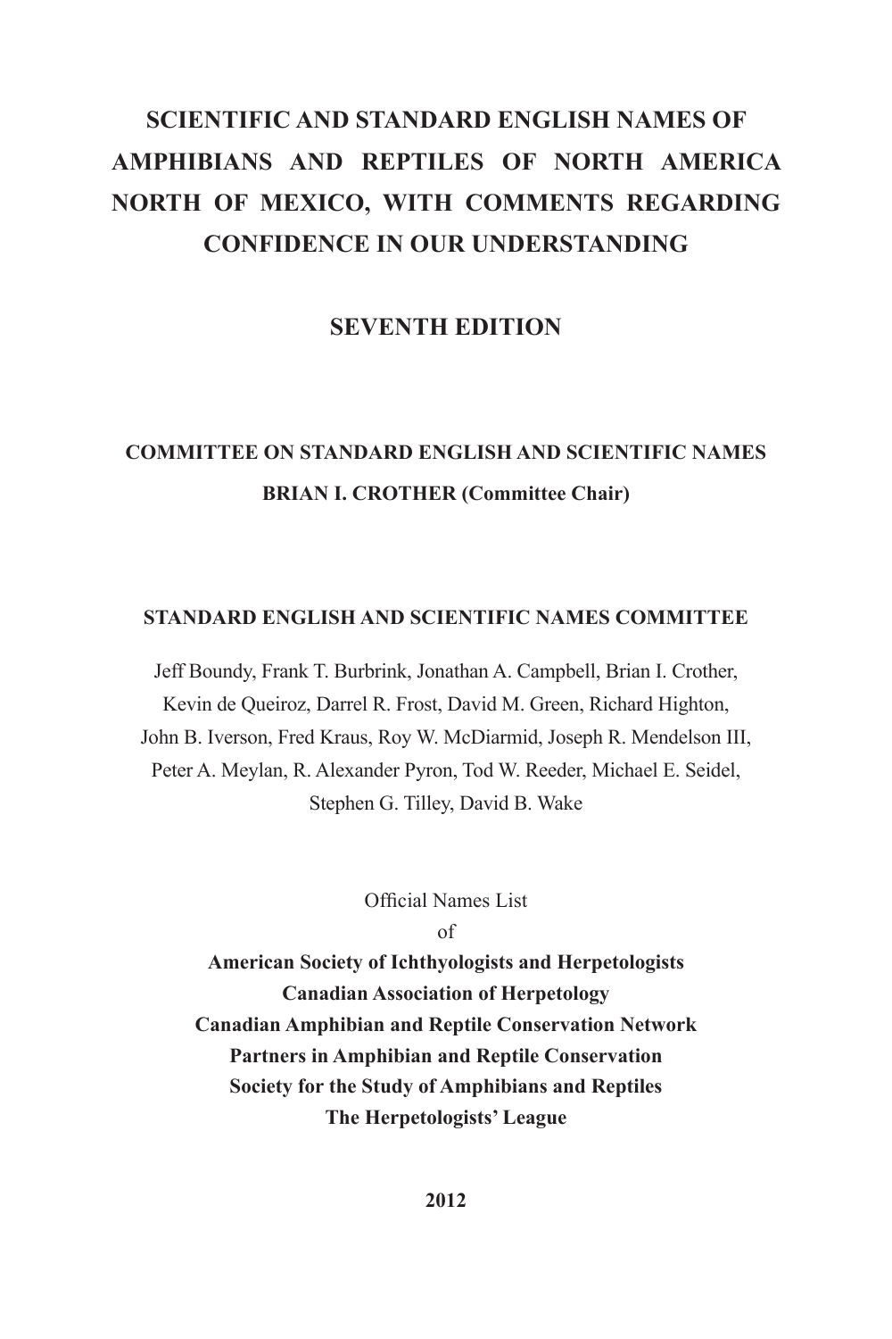# SCIENTIFIC AND STANDARD ENGLISH NAMES OF AMPHIBIANS AND REPTILES OF NORTH AMERICA NORTH OF MEXICO, WITH COMMENTS REGARDING CONFIDENCE IN OUR UNDERSTANDING

## SEVENTH EDITION

**COMMITTEE ON STANDARD ENGLISH AND SCIENTIFIC NAMES**

**BRIAN I. CROTHER (Committee Chair)**

**STANDARD ENGLISH AND SCIENTIFIC NAMES COMMITTEE**

Jeff Boundy, Frank T. Burbrink, Jonathan A. Campbell, Brian I. Crother, Kevin de Queiroz, Darrel R. Frost, David M. Green, Richard Highton, John B. Iverson, Fred Kraus, Roy W. McDiarmid, Joseph R. Mendelson III, Peter A. Meylan, R. Alexander Pyron, Tod W. Reeder, Michael E. Seidel, Stephen G. Tilley, David B. Wake

Official Names List

of

**American Society of Ichthyologists and Herpetologists**
**Canadian Association of Herpetology**
**Canadian Amphibian and Reptile Conservation Network**
**Partners in Amphibian and Reptile Conservation**
**Society for the Study of Amphibians and Reptiles**
**The Herpetologists' League**

**2012**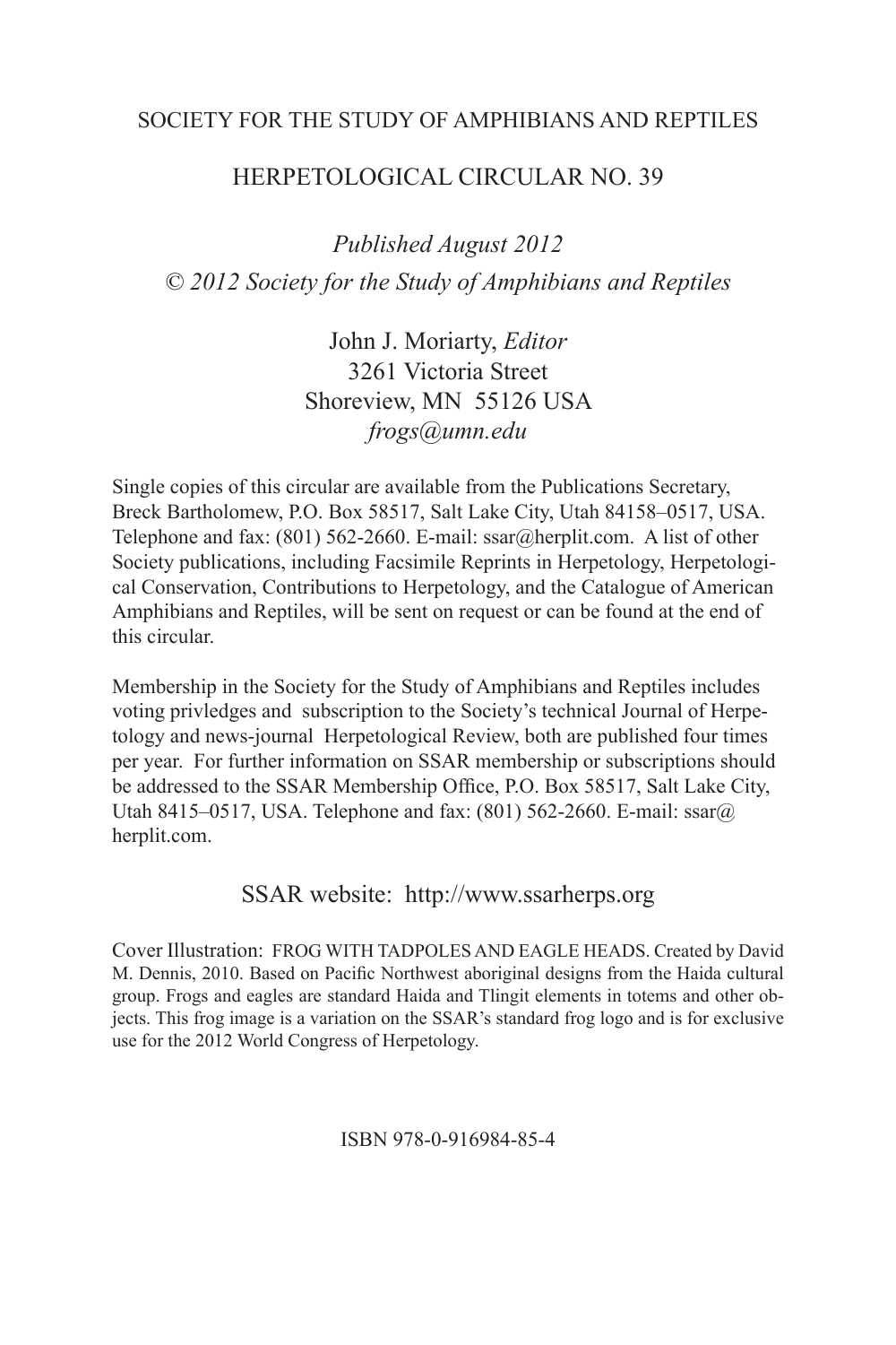SOCIETY FOR THE STUDY OF AMPHIBIANS AND REPTILES

HERPETOLOGICAL CIRCULAR NO. 39

*Published August 2012*

*© 2012 Society for the Study of Amphibians and Reptiles*

John J. Moriarty, *Editor*
3261 Victoria Street
Shoreview, MN 55126 USA
*frogs@umn.edu*

Single copies of this circular are available from the Publications Secretary, Breck Bartholomew, P.O. Box 58517, Salt Lake City, Utah 84158–0517, USA. Telephone and fax: (801) 562-2660. E-mail: ssar@herplit.com. A list of other Society publications, including Facsimile Reprints in Herpetology, Herpetological Conservation, Contributions to Herpetology, and the Catalogue of American Amphibians and Reptiles, will be sent on request or can be found at the end of this circular.

Membership in the Society for the Study of Amphibians and Reptiles includes voting privledges and subscription to the Society's technical Journal of Herpetology and news-journal Herpetological Review, both are published four times per year. For further information on SSAR membership or subscriptions should be addressed to the SSAR Membership Office, P.O. Box 58517, Salt Lake City, Utah 8415–0517, USA. Telephone and fax: (801) 562-2660. E-mail: ssar@herplit.com.

SSAR website: http://www.ssarherps.org

Cover Illustration: FROG WITH TADPOLES AND EAGLE HEADS. Created by David M. Dennis, 2010. Based on Pacific Northwest aboriginal designs from the Haida cultural group. Frogs and eagles are standard Haida and Tlingit elements in totems and other objects. This frog image is a variation on the SSAR's standard frog logo and is for exclusive use for the 2012 World Congress of Herpetology.

ISBN 978-0-916984-85-4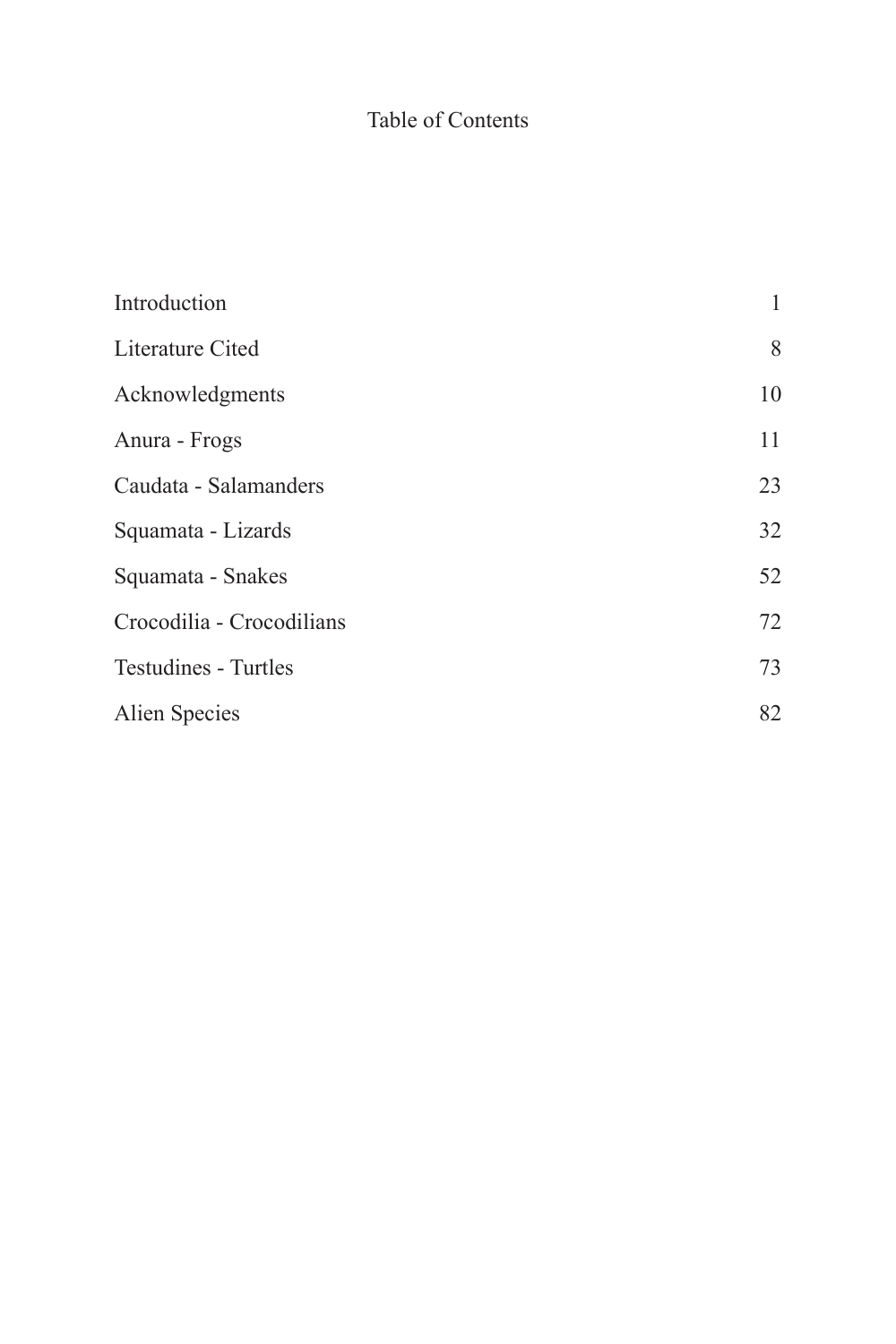# Table of Contents

| | |
|---|---|
| Introduction | 1 |
| Literature Cited | 8 |
| Acknowledgments | 10 |
| Anura - Frogs | 11 |
| Caudata - Salamanders | 23 |
| Squamata - Lizards | 32 |
| Squamata - Snakes | 52 |
| Crocodilia - Crocodilians | 72 |
| Testudines - Turtles | 73 |
| Alien Species | 82 |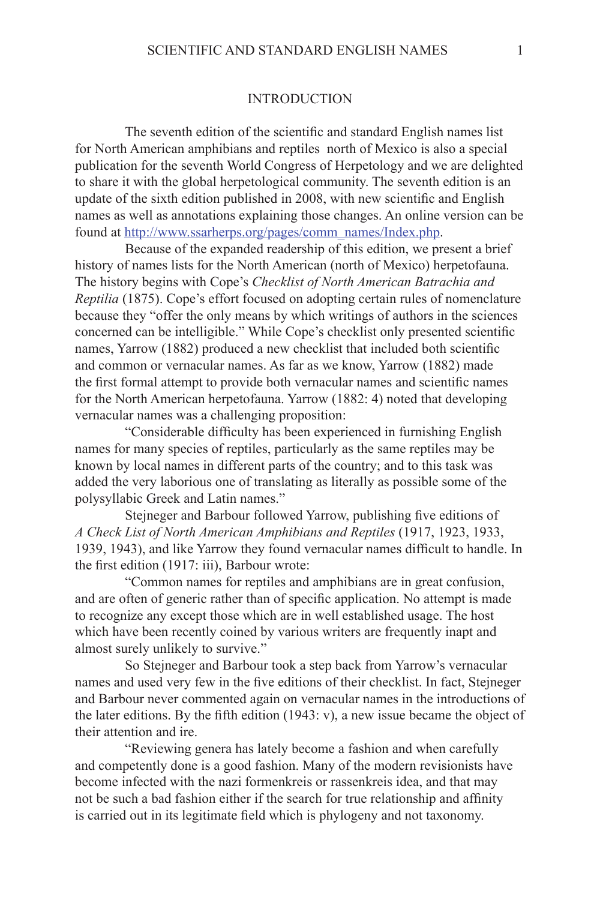## INTRODUCTION

The seventh edition of the scientific and standard English names list for North American amphibians and reptiles north of Mexico is also a special publication for the seventh World Congress of Herpetology and we are delighted to share it with the global herpetological community. The seventh edition is an update of the sixth edition published in 2008, with new scientific and English names as well as annotations explaining those changes. An online version can be found at [http://www.ssarherps.org/pages/comm_names/Index.php](http://www.ssarherps.org/pages/comm_names/Index.php).

Because of the expanded readership of this edition, we present a brief history of names lists for the North American (north of Mexico) herpetofauna. The history begins with Cope's *Checklist of North American Batrachia and Reptilia* (1875). Cope's effort focused on adopting certain rules of nomenclature because they "offer the only means by which writings of authors in the sciences concerned can be intelligible." While Cope's checklist only presented scientific names, Yarrow (1882) produced a new checklist that included both scientific and common or vernacular names. As far as we know, Yarrow (1882) made the first formal attempt to provide both vernacular names and scientific names for the North American herpetofauna. Yarrow (1882: 4) noted that developing vernacular names was a challenging proposition:

"Considerable difficulty has been experienced in furnishing English names for many species of reptiles, particularly as the same reptiles may be known by local names in different parts of the country; and to this task was added the very laborious one of translating as literally as possible some of the polysyllabic Greek and Latin names."

Stejneger and Barbour followed Yarrow, publishing five editions of *A Check List of North American Amphibians and Reptiles* (1917, 1923, 1933, 1939, 1943), and like Yarrow they found vernacular names difficult to handle. In the first edition (1917: iii), Barbour wrote:

"Common names for reptiles and amphibians are in great confusion, and are often of generic rather than of specific application. No attempt is made to recognize any except those which are in well established usage. The host which have been recently coined by various writers are frequently inapt and almost surely unlikely to survive."

So Stejneger and Barbour took a step back from Yarrow's vernacular names and used very few in the five editions of their checklist. In fact, Stejneger and Barbour never commented again on vernacular names in the introductions of the later editions. By the fifth edition (1943: v), a new issue became the object of their attention and ire.

"Reviewing genera has lately become a fashion and when carefully and competently done is a good fashion. Many of the modern revisionists have become infected with the nazi formenkreis or rassenkreis idea, and that may not be such a bad fashion either if the search for true relationship and affinity is carried out in its legitimate field which is phylogeny and not taxonomy.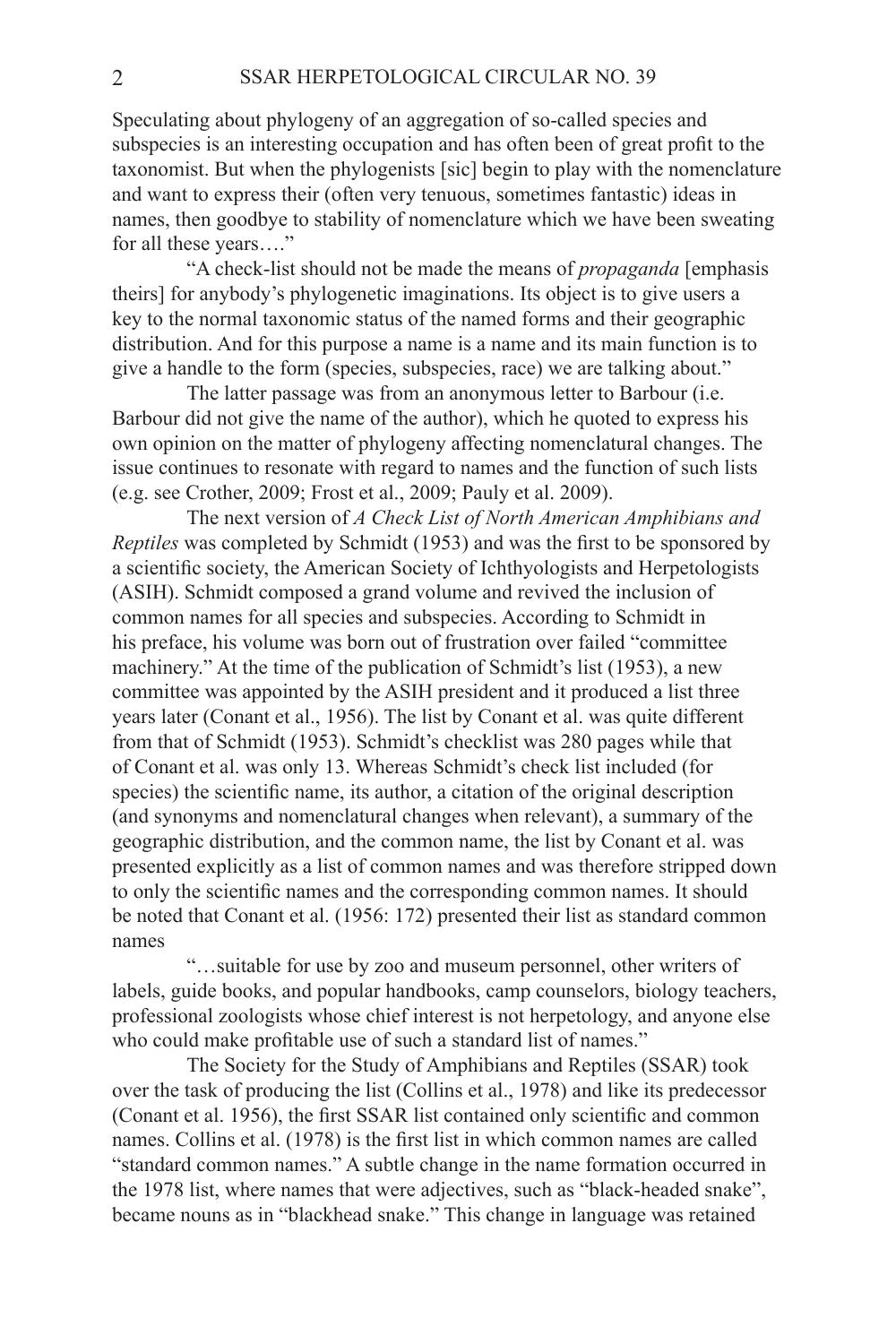Speculating about phylogeny of an aggregation of so-called species and subspecies is an interesting occupation and has often been of great profit to the taxonomist. But when the phylogenists [sic] begin to play with the nomenclature and want to express their (often very tenuous, sometimes fantastic) ideas in names, then goodbye to stability of nomenclature which we have been sweating for all these years…."

"A check-list should not be made the means of *propaganda* [emphasis theirs] for anybody's phylogenetic imaginations. Its object is to give users a key to the normal taxonomic status of the named forms and their geographic distribution. And for this purpose a name is a name and its main function is to give a handle to the form (species, subspecies, race) we are talking about."

The latter passage was from an anonymous letter to Barbour (i.e. Barbour did not give the name of the author), which he quoted to express his own opinion on the matter of phylogeny affecting nomenclatural changes. The issue continues to resonate with regard to names and the function of such lists (e.g. see Crother, 2009; Frost et al., 2009; Pauly et al. 2009).

The next version of *A Check List of North American Amphibians and Reptiles* was completed by Schmidt (1953) and was the first to be sponsored by a scientific society, the American Society of Ichthyologists and Herpetologists (ASIH). Schmidt composed a grand volume and revived the inclusion of common names for all species and subspecies. According to Schmidt in his preface, his volume was born out of frustration over failed "committee machinery." At the time of the publication of Schmidt's list (1953), a new committee was appointed by the ASIH president and it produced a list three years later (Conant et al., 1956). The list by Conant et al. was quite different from that of Schmidt (1953). Schmidt's checklist was 280 pages while that of Conant et al. was only 13. Whereas Schmidt's check list included (for species) the scientific name, its author, a citation of the original description (and synonyms and nomenclatural changes when relevant), a summary of the geographic distribution, and the common name, the list by Conant et al. was presented explicitly as a list of common names and was therefore stripped down to only the scientific names and the corresponding common names. It should be noted that Conant et al. (1956: 172) presented their list as standard common names

"…suitable for use by zoo and museum personnel, other writers of labels, guide books, and popular handbooks, camp counselors, biology teachers, professional zoologists whose chief interest is not herpetology, and anyone else who could make profitable use of such a standard list of names."

The Society for the Study of Amphibians and Reptiles (SSAR) took over the task of producing the list (Collins et al., 1978) and like its predecessor (Conant et al. 1956), the first SSAR list contained only scientific and common names. Collins et al. (1978) is the first list in which common names are called "standard common names." A subtle change in the name formation occurred in the 1978 list, where names that were adjectives, such as "black-headed snake", became nouns as in "blackhead snake." This change in language was retained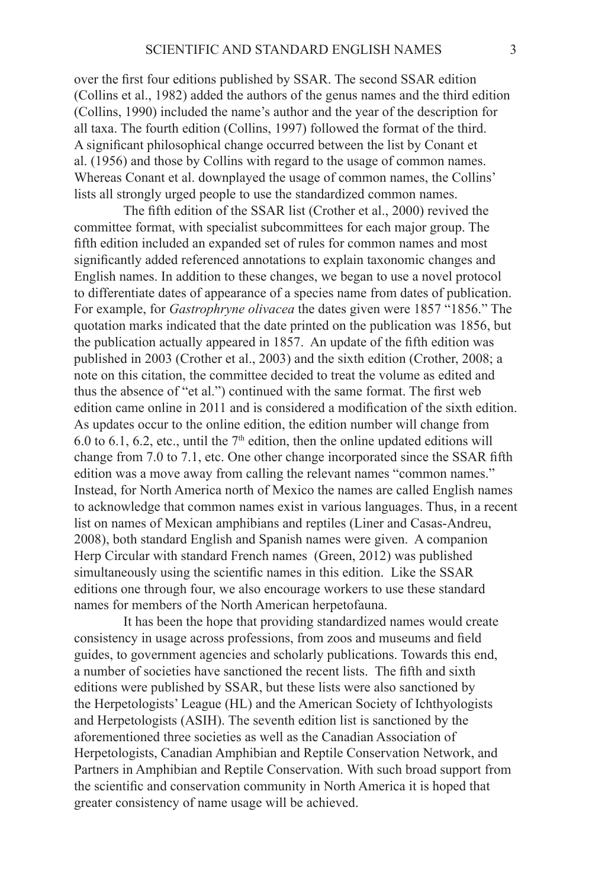over the first four editions published by SSAR. The second SSAR edition (Collins et al., 1982) added the authors of the genus names and the third edition (Collins, 1990) included the name's author and the year of the description for all taxa. The fourth edition (Collins, 1997) followed the format of the third. A significant philosophical change occurred between the list by Conant et al. (1956) and those by Collins with regard to the usage of common names. Whereas Conant et al. downplayed the usage of common names, the Collins' lists all strongly urged people to use the standardized common names.

The fifth edition of the SSAR list (Crother et al., 2000) revived the committee format, with specialist subcommittees for each major group. The fifth edition included an expanded set of rules for common names and most significantly added referenced annotations to explain taxonomic changes and English names. In addition to these changes, we began to use a novel protocol to differentiate dates of appearance of a species name from dates of publication. For example, for *Gastrophryne olivacea* the dates given were 1857 "1856." The quotation marks indicated that the date printed on the publication was 1856, but the publication actually appeared in 1857. An update of the fifth edition was published in 2003 (Crother et al., 2003) and the sixth edition (Crother, 2008; a note on this citation, the committee decided to treat the volume as edited and thus the absence of "et al.") continued with the same format. The first web edition came online in 2011 and is considered a modification of the sixth edition. As updates occur to the online edition, the edition number will change from 6.0 to 6.1, 6.2, etc., until the 7th edition, then the online updated editions will change from 7.0 to 7.1, etc. One other change incorporated since the SSAR fifth edition was a move away from calling the relevant names "common names." Instead, for North America north of Mexico the names are called English names to acknowledge that common names exist in various languages. Thus, in a recent list on names of Mexican amphibians and reptiles (Liner and Casas-Andreu, 2008), both standard English and Spanish names were given. A companion Herp Circular with standard French names (Green, 2012) was published simultaneously using the scientific names in this edition. Like the SSAR editions one through four, we also encourage workers to use these standard names for members of the North American herpetofauna.

It has been the hope that providing standardized names would create consistency in usage across professions, from zoos and museums and field guides, to government agencies and scholarly publications. Towards this end, a number of societies have sanctioned the recent lists. The fifth and sixth editions were published by SSAR, but these lists were also sanctioned by the Herpetologists' League (HL) and the American Society of Ichthyologists and Herpetologists (ASIH). The seventh edition list is sanctioned by the aforementioned three societies as well as the Canadian Association of Herpetologists, Canadian Amphibian and Reptile Conservation Network, and Partners in Amphibian and Reptile Conservation. With such broad support from the scientific and conservation community in North America it is hoped that greater consistency of name usage will be achieved.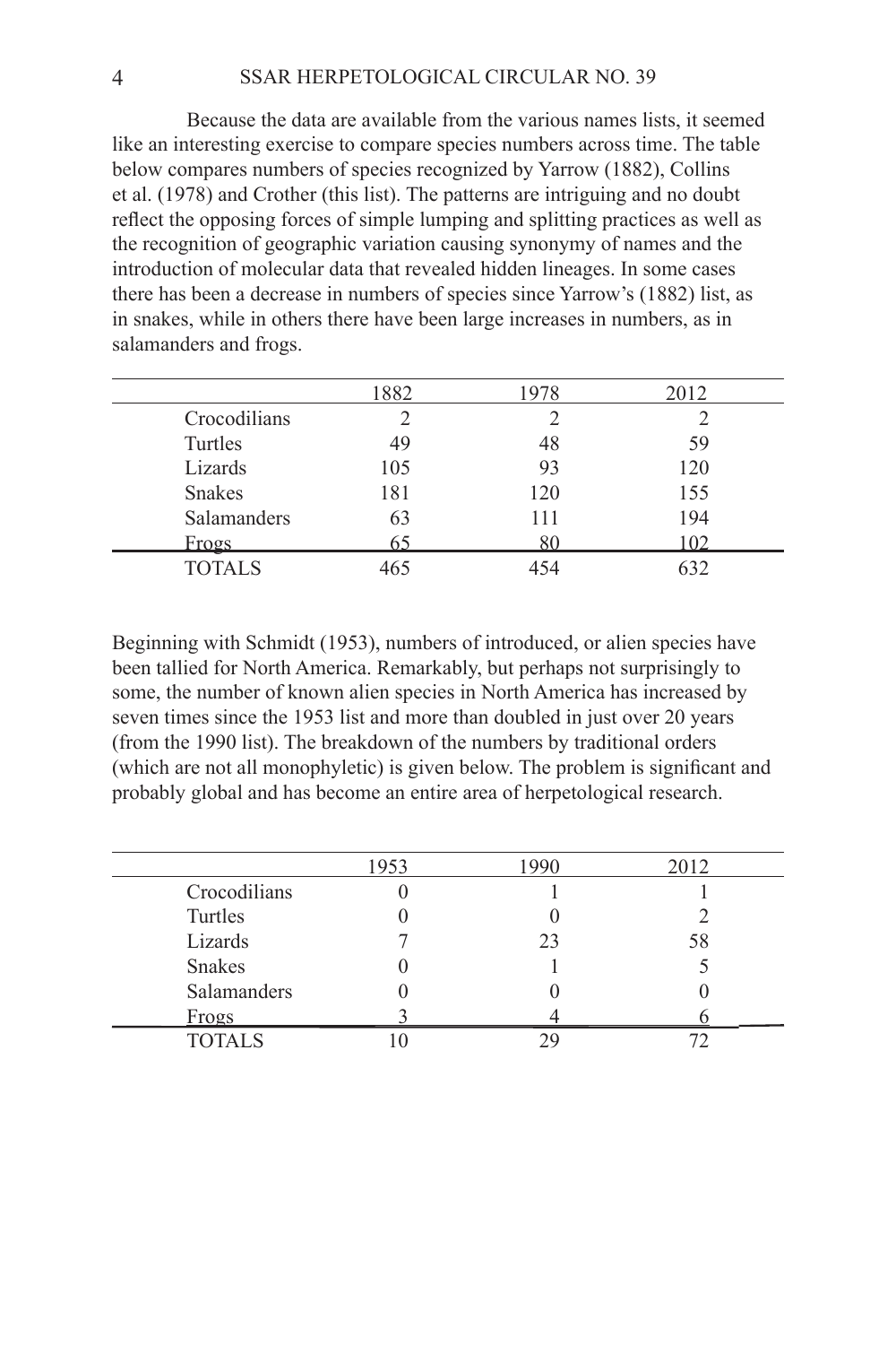Because the data are available from the various names lists, it seemed like an interesting exercise to compare species numbers across time. The table below compares numbers of species recognized by Yarrow (1882), Collins et al. (1978) and Crother (this list). The patterns are intriguing and no doubt reflect the opposing forces of simple lumping and splitting practices as well as the recognition of geographic variation causing synonymy of names and the introduction of molecular data that revealed hidden lineages. In some cases there has been a decrease in numbers of species since Yarrow's (1882) list, as in snakes, while in others there have been large increases in numbers, as in salamanders and frogs.

| | 1882 | 1978 | 2012 |
|---|---|---|---|
| Crocodilians | 2 | 2 | 2 |
| Turtles | 49 | 48 | 59 |
| Lizards | 105 | 93 | 120 |
| Snakes | 181 | 120 | 155 |
| Salamanders | 63 | 111 | 194 |
| Frogs | 65 | 80 | 102 |
| TOTALS | 465 | 454 | 632 |

Beginning with Schmidt (1953), numbers of introduced, or alien species have been tallied for North America. Remarkably, but perhaps not surprisingly to some, the number of known alien species in North America has increased by seven times since the 1953 list and more than doubled in just over 20 years (from the 1990 list). The breakdown of the numbers by traditional orders (which are not all monophyletic) is given below. The problem is significant and probably global and has become an entire area of herpetological research.

| | 1953 | 1990 | 2012 |
|---|---|---|---|
| Crocodilians | 0 | 1 | 1 |
| Turtles | 0 | 0 | 2 |
| Lizards | 7 | 23 | 58 |
| Snakes | 0 | 1 | 5 |
| Salamanders | 0 | 0 | 0 |
| Frogs | 3 | 4 | 6 |
| TOTALS | 10 | 29 | 72 |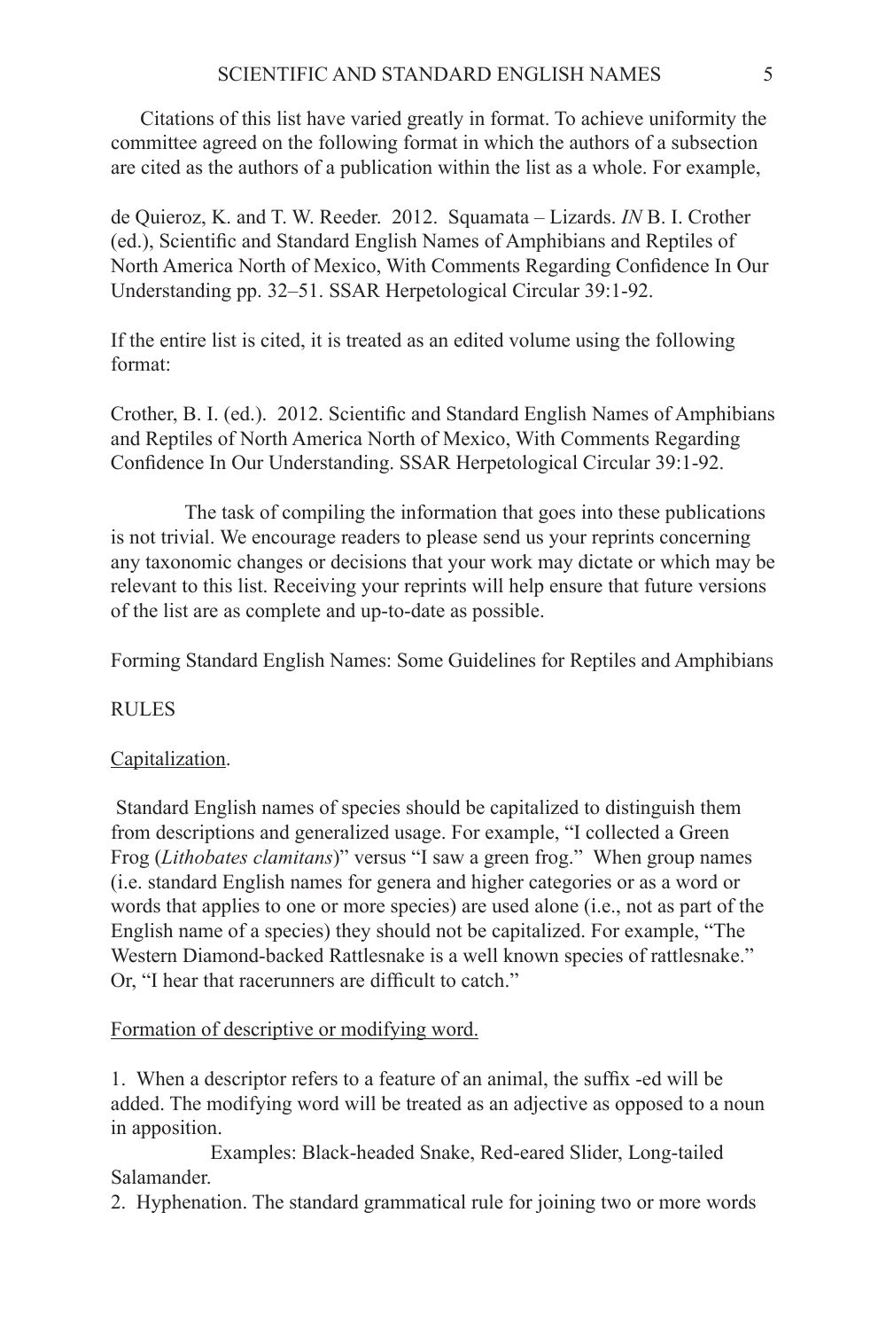Citations of this list have varied greatly in format. To achieve uniformity the committee agreed on the following format in which the authors of a subsection are cited as the authors of a publication within the list as a whole. For example,

de Quieroz, K. and T. W. Reeder. 2012. Squamata – Lizards. *IN* B. I. Crother (ed.), Scientific and Standard English Names of Amphibians and Reptiles of North America North of Mexico, With Comments Regarding Confidence In Our Understanding pp. 32–51. SSAR Herpetological Circular 39:1-92.

If the entire list is cited, it is treated as an edited volume using the following format:

Crother, B. I. (ed.). 2012. Scientific and Standard English Names of Amphibians and Reptiles of North America North of Mexico, With Comments Regarding Confidence In Our Understanding. SSAR Herpetological Circular 39:1-92.

The task of compiling the information that goes into these publications is not trivial. We encourage readers to please send us your reprints concerning any taxonomic changes or decisions that your work may dictate or which may be relevant to this list. Receiving your reprints will help ensure that future versions of the list are as complete and up-to-date as possible.

## Forming Standard English Names: Some Guidelines for Reptiles and Amphibians

### RULES

#### Capitalization.

Standard English names of species should be capitalized to distinguish them from descriptions and generalized usage. For example, "I collected a Green Frog (*Lithobates clamitans*)" versus "I saw a green frog." When group names (i.e. standard English names for genera and higher categories or as a word or words that applies to one or more species) are used alone (i.e., not as part of the English name of a species) they should not be capitalized. For example, "The Western Diamond-backed Rattlesnake is a well known species of rattlesnake." Or, "I hear that racerunners are difficult to catch."

#### Formation of descriptive or modifying word.

1. When a descriptor refers to a feature of an animal, the suffix -ed will be added. The modifying word will be treated as an adjective as opposed to a noun in apposition.

   Examples: Black-headed Snake, Red-eared Slider, Long-tailed Salamander.

2. Hyphenation. The standard grammatical rule for joining two or more words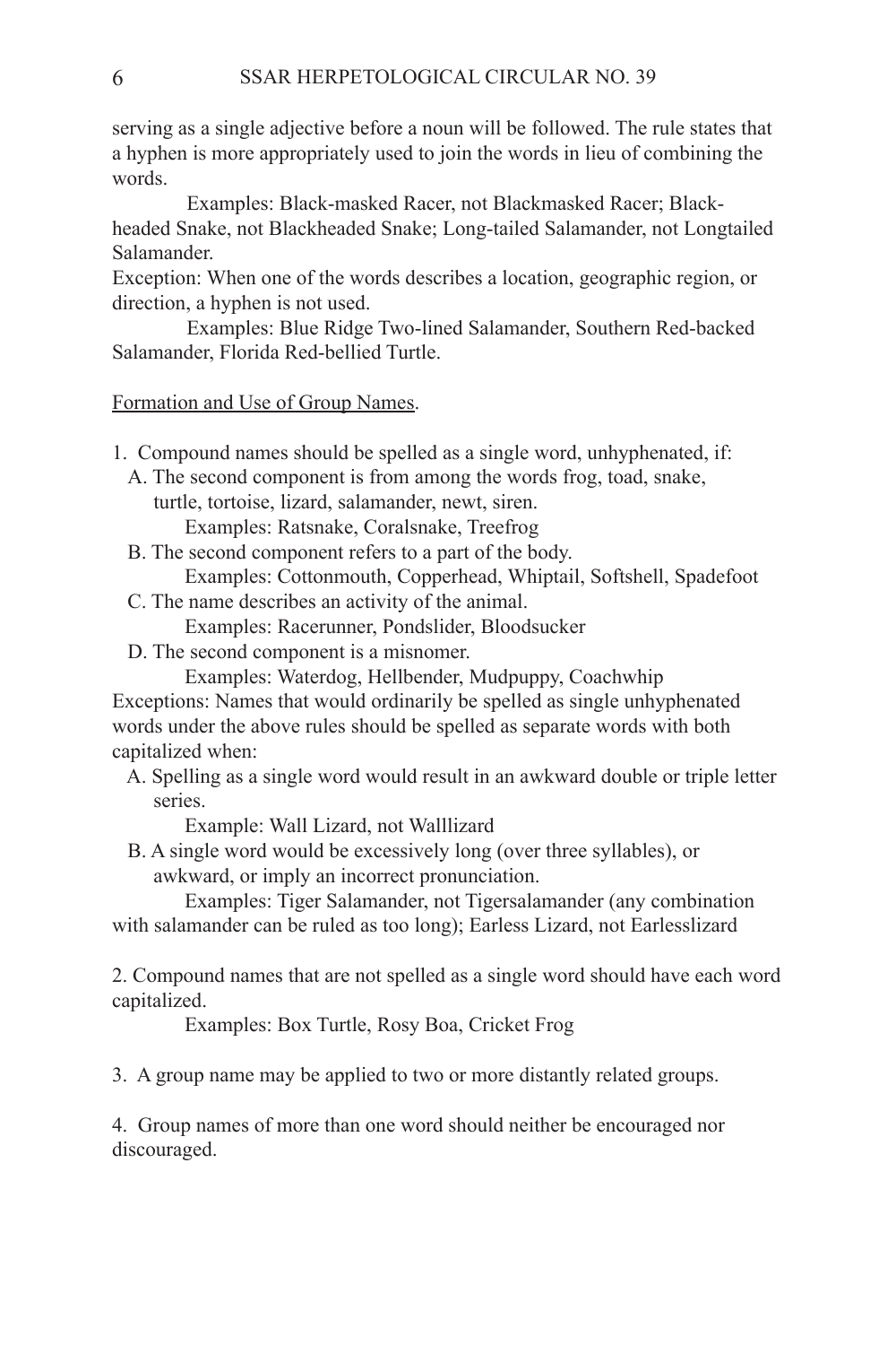serving as a single adjective before a noun will be followed. The rule states that a hyphen is more appropriately used to join the words in lieu of combining the words.

Examples: Black-masked Racer, not Blackmasked Racer; Black-headed Snake, not Blackheaded Snake; Long-tailed Salamander, not Longtailed Salamander.

Exception: When one of the words describes a location, geographic region, or direction, a hyphen is not used.

Examples: Blue Ridge Two-lined Salamander, Southern Red-backed Salamander, Florida Red-bellied Turtle.

Formation and Use of Group Names.

1. Compound names should be spelled as a single word, unhyphenated, if:
   - A. The second component is from among the words frog, toad, snake, turtle, tortoise, lizard, salamander, newt, siren.
     - Examples: Ratsnake, Coralsnake, Treefrog
   - B. The second component refers to a part of the body.
     - Examples: Cottonmouth, Copperhead, Whiptail, Softshell, Spadefoot
   - C. The name describes an activity of the animal.
     - Examples: Racerunner, Pondslider, Bloodsucker
   - D. The second component is a misnomer.
     - Examples: Waterdog, Hellbender, Mudpuppy, Coachwhip

Exceptions: Names that would ordinarily be spelled as single unhyphenated words under the above rules should be spelled as separate words with both capitalized when:

- A. Spelling as a single word would result in an awkward double or triple letter series.
  - Example: Wall Lizard, not Walllizard
- B. A single word would be excessively long (over three syllables), or awkward, or imply an incorrect pronunciation.
  - Examples: Tiger Salamander, not Tigersalamander (any combination with salamander can be ruled as too long); Earless Lizard, not Earlesslizard

2. Compound names that are not spelled as a single word should have each word capitalized.

   Examples: Box Turtle, Rosy Boa, Cricket Frog

3. A group name may be applied to two or more distantly related groups.

4. Group names of more than one word should neither be encouraged nor discouraged.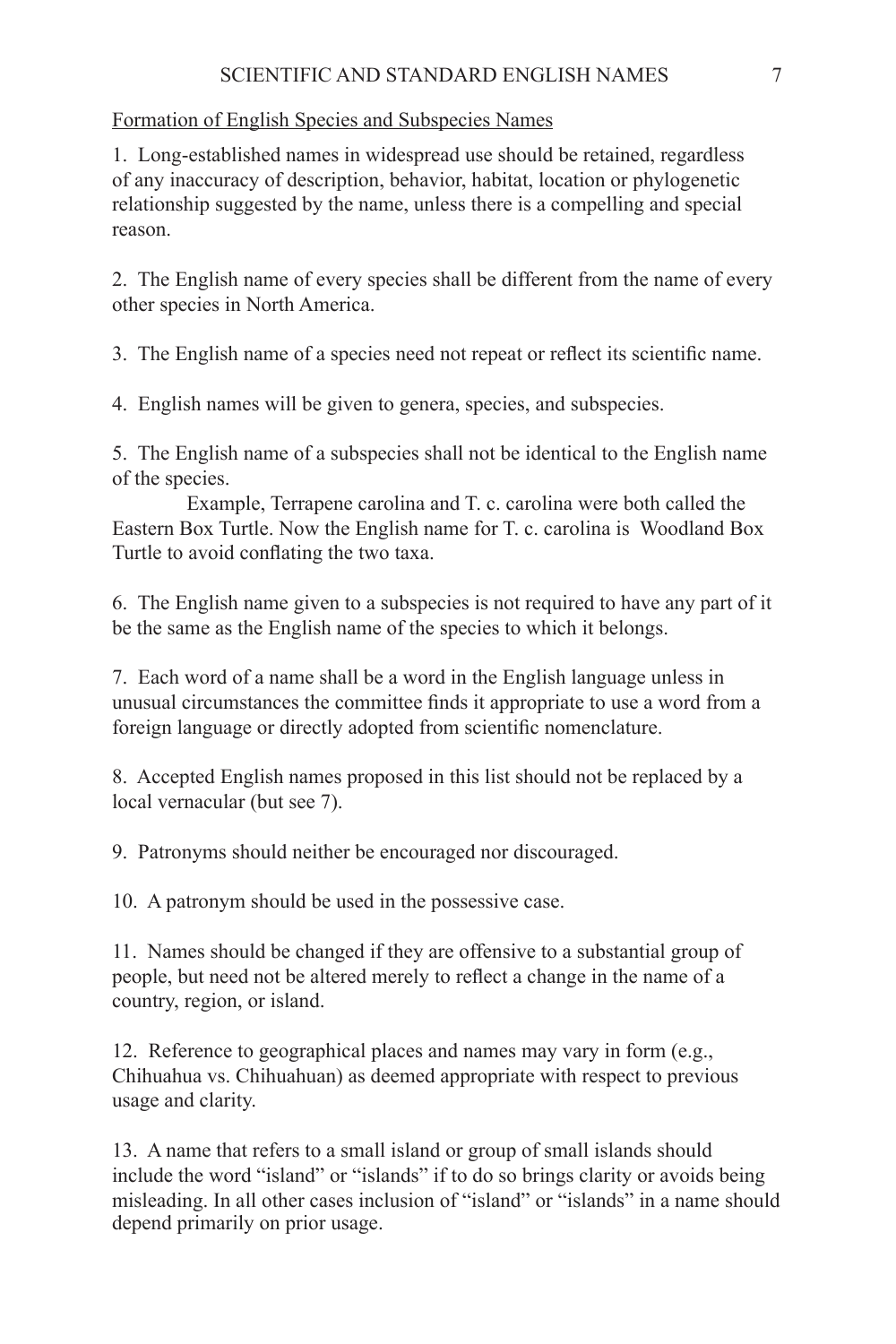Formation of English Species and Subspecies Names

1. Long-established names in widespread use should be retained, regardless of any inaccuracy of description, behavior, habitat, location or phylogenetic relationship suggested by the name, unless there is a compelling and special reason.

2. The English name of every species shall be different from the name of every other species in North America.

3. The English name of a species need not repeat or reflect its scientific name.

4. English names will be given to genera, species, and subspecies.

5. The English name of a subspecies shall not be identical to the English name of the species.

   Example, Terrapene carolina and T. c. carolina were both called the Eastern Box Turtle. Now the English name for T. c. carolina is Woodland Box Turtle to avoid conflating the two taxa.

6. The English name given to a subspecies is not required to have any part of it be the same as the English name of the species to which it belongs.

7. Each word of a name shall be a word in the English language unless in unusual circumstances the committee finds it appropriate to use a word from a foreign language or directly adopted from scientific nomenclature.

8. Accepted English names proposed in this list should not be replaced by a local vernacular (but see 7).

9. Patronyms should neither be encouraged nor discouraged.

10. A patronym should be used in the possessive case.

11. Names should be changed if they are offensive to a substantial group of people, but need not be altered merely to reflect a change in the name of a country, region, or island.

12. Reference to geographical places and names may vary in form (e.g., Chihuahua vs. Chihuahuan) as deemed appropriate with respect to previous usage and clarity.

13. A name that refers to a small island or group of small islands should include the word "island" or "islands" if to do so brings clarity or avoids being misleading. In all other cases inclusion of "island" or "islands" in a name should depend primarily on prior usage.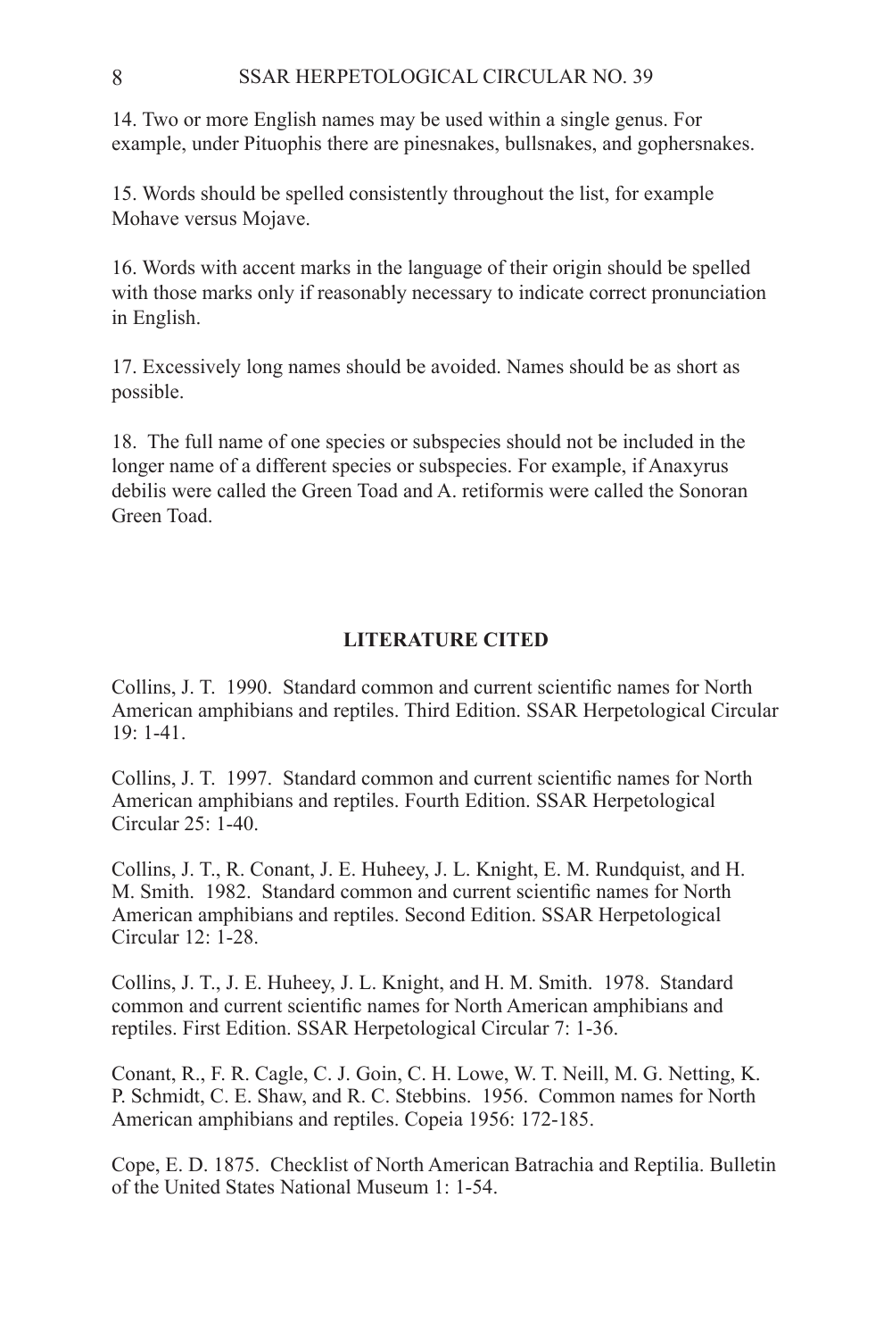14. Two or more English names may be used within a single genus. For example, under Pituophis there are pinesnakes, bullsnakes, and gophersnakes.

15. Words should be spelled consistently throughout the list, for example Mohave versus Mojave.

16. Words with accent marks in the language of their origin should be spelled with those marks only if reasonably necessary to indicate correct pronunciation in English.

17. Excessively long names should be avoided. Names should be as short as possible.

18. The full name of one species or subspecies should not be included in the longer name of a different species or subspecies. For example, if Anaxyrus debilis were called the Green Toad and A. retiformis were called the Sonoran Green Toad.

## LITERATURE CITED

Collins, J. T. 1990. Standard common and current scientific names for North American amphibians and reptiles. Third Edition. SSAR Herpetological Circular 19: 1-41.

Collins, J. T. 1997. Standard common and current scientific names for North American amphibians and reptiles. Fourth Edition. SSAR Herpetological Circular 25: 1-40.

Collins, J. T., R. Conant, J. E. Huheey, J. L. Knight, E. M. Rundquist, and H. M. Smith. 1982. Standard common and current scientific names for North American amphibians and reptiles. Second Edition. SSAR Herpetological Circular 12: 1-28.

Collins, J. T., J. E. Huheey, J. L. Knight, and H. M. Smith. 1978. Standard common and current scientific names for North American amphibians and reptiles. First Edition. SSAR Herpetological Circular 7: 1-36.

Conant, R., F. R. Cagle, C. J. Goin, C. H. Lowe, W. T. Neill, M. G. Netting, K. P. Schmidt, C. E. Shaw, and R. C. Stebbins. 1956. Common names for North American amphibians and reptiles. Copeia 1956: 172-185.

Cope, E. D. 1875. Checklist of North American Batrachia and Reptilia. Bulletin of the United States National Museum 1: 1-54.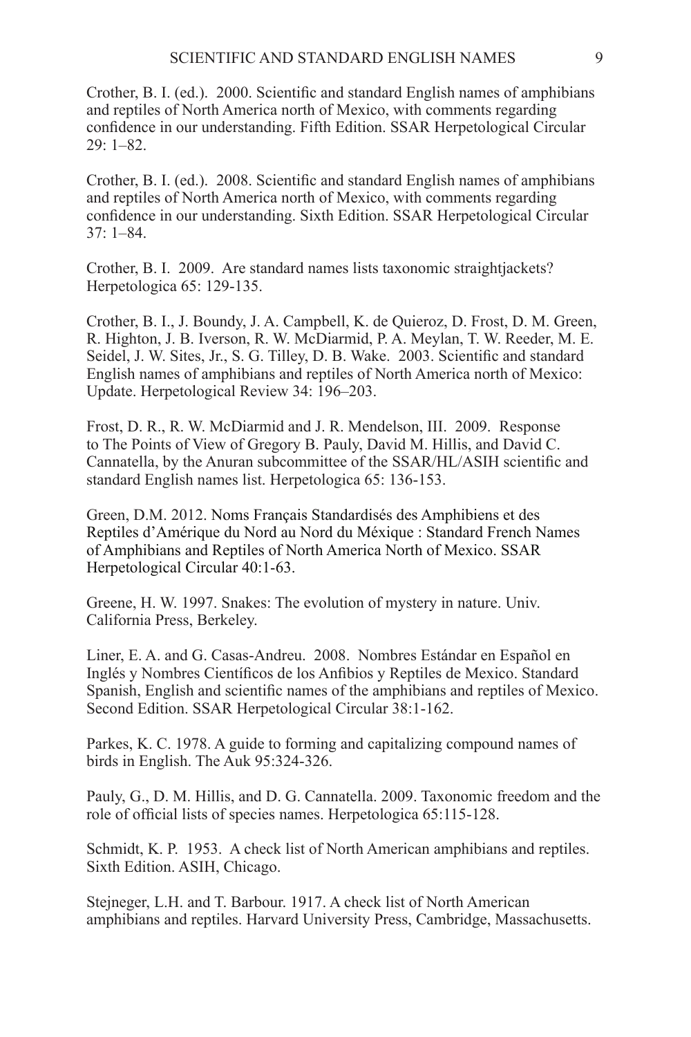Crother, B. I. (ed.). 2000. Scientific and standard English names of amphibians and reptiles of North America north of Mexico, with comments regarding confidence in our understanding. Fifth Edition. SSAR Herpetological Circular 29: 1–82.

Crother, B. I. (ed.). 2008. Scientific and standard English names of amphibians and reptiles of North America north of Mexico, with comments regarding confidence in our understanding. Sixth Edition. SSAR Herpetological Circular 37: 1–84.

Crother, B. I. 2009. Are standard names lists taxonomic straightjackets? Herpetologica 65: 129-135.

Crother, B. I., J. Boundy, J. A. Campbell, K. de Quieroz, D. Frost, D. M. Green, R. Highton, J. B. Iverson, R. W. McDiarmid, P. A. Meylan, T. W. Reeder, M. E. Seidel, J. W. Sites, Jr., S. G. Tilley, D. B. Wake. 2003. Scientific and standard English names of amphibians and reptiles of North America north of Mexico: Update. Herpetological Review 34: 196–203.

Frost, D. R., R. W. McDiarmid and J. R. Mendelson, III. 2009. Response to The Points of View of Gregory B. Pauly, David M. Hillis, and David C. Cannatella, by the Anuran subcommittee of the SSAR/HL/ASIH scientific and standard English names list. Herpetologica 65: 136-153.

Green, D.M. 2012. Noms Français Standardisés des Amphibiens et des Reptiles d'Amérique du Nord au Nord du Méxique : Standard French Names of Amphibians and Reptiles of North America North of Mexico. SSAR Herpetological Circular 40:1-63.

Greene, H. W. 1997. Snakes: The evolution of mystery in nature. Univ. California Press, Berkeley.

Liner, E. A. and G. Casas-Andreu. 2008. Nombres Estándar en Español en Inglés y Nombres Científicos de los Anfibios y Reptiles de Mexico. Standard Spanish, English and scientific names of the amphibians and reptiles of Mexico. Second Edition. SSAR Herpetological Circular 38:1-162.

Parkes, K. C. 1978. A guide to forming and capitalizing compound names of birds in English. The Auk 95:324-326.

Pauly, G., D. M. Hillis, and D. G. Cannatella. 2009. Taxonomic freedom and the role of official lists of species names. Herpetologica 65:115-128.

Schmidt, K. P. 1953. A check list of North American amphibians and reptiles. Sixth Edition. ASIH, Chicago.

Stejneger, L.H. and T. Barbour. 1917. A check list of North American amphibians and reptiles. Harvard University Press, Cambridge, Massachusetts.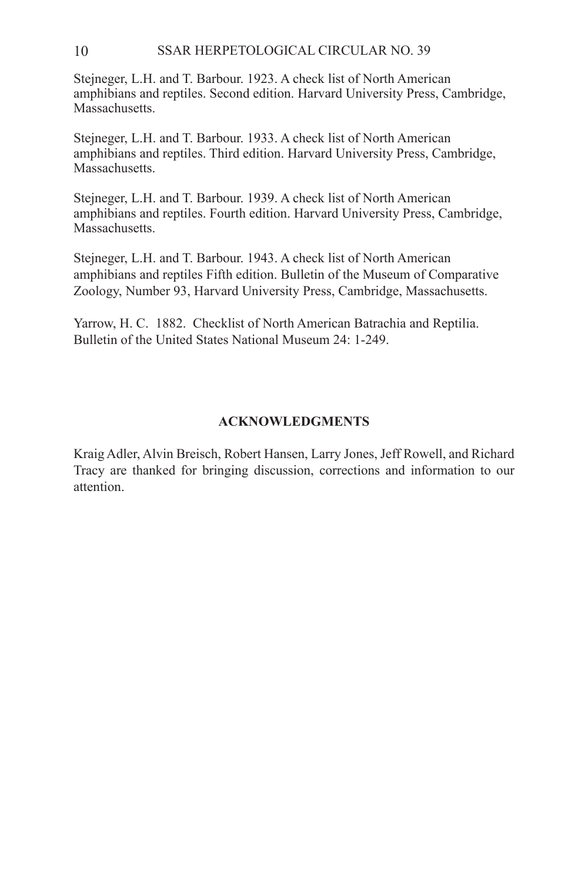Stejneger, L.H. and T. Barbour. 1923. A check list of North American amphibians and reptiles. Second edition. Harvard University Press, Cambridge, Massachusetts.

Stejneger, L.H. and T. Barbour. 1933. A check list of North American amphibians and reptiles. Third edition. Harvard University Press, Cambridge, Massachusetts.

Stejneger, L.H. and T. Barbour. 1939. A check list of North American amphibians and reptiles. Fourth edition. Harvard University Press, Cambridge, Massachusetts.

Stejneger, L.H. and T. Barbour. 1943. A check list of North American amphibians and reptiles Fifth edition. Bulletin of the Museum of Comparative Zoology, Number 93, Harvard University Press, Cambridge, Massachusetts.

Yarrow, H. C. 1882. Checklist of North American Batrachia and Reptilia. Bulletin of the United States National Museum 24: 1-249.

## ACKNOWLEDGMENTS

Kraig Adler, Alvin Breisch, Robert Hansen, Larry Jones, Jeff Rowell, and Richard Tracy are thanked for bringing discussion, corrections and information to our attention.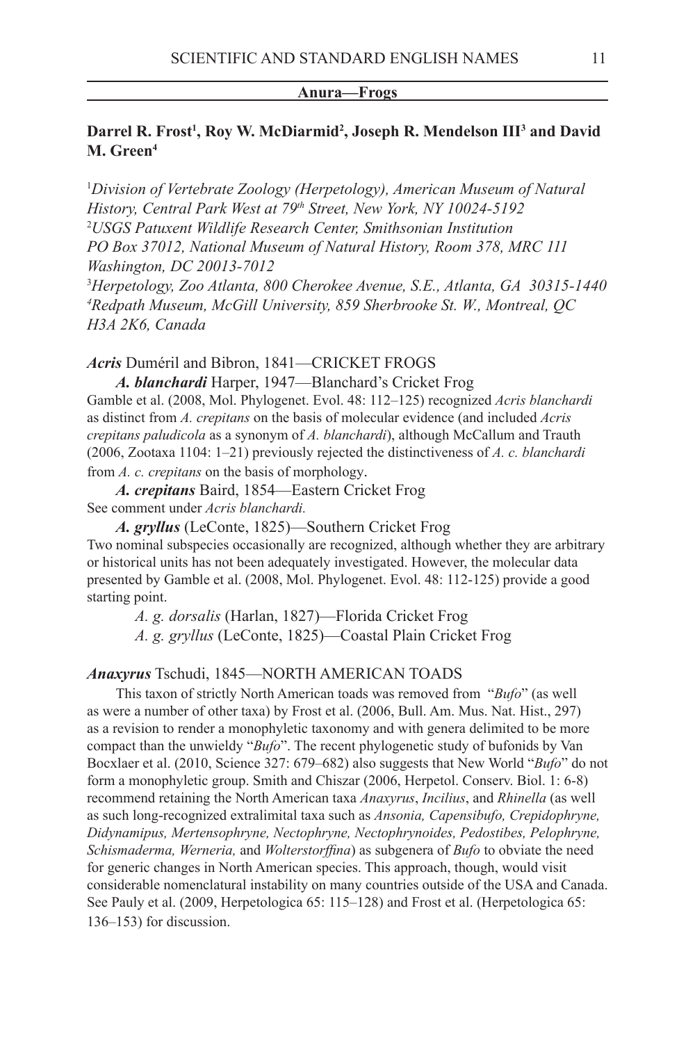## Anura—Frogs

**Darrel R. Frost[1], Roy W. McDiarmid[2], Joseph R. Mendelson III[3] and David M. Green[4]**

[1]*Division of Vertebrate Zoology (Herpetology), American Museum of Natural History, Central Park West at 79th Street, New York, NY 10024-5192*
[2]*USGS Patuxent Wildlife Research Center, Smithsonian Institution PO Box 37012, National Museum of Natural History, Room 378, MRC 111 Washington, DC 20013-7012*
[3]*Herpetology, Zoo Atlanta, 800 Cherokee Avenue, S.E., Atlanta, GA 30315-1440*
[4]*Redpath Museum, McGill University, 859 Sherbrooke St. W., Montreal, QC H3A 2K6, Canada*

***Acris*** Duméril and Bibron, 1841—CRICKET FROGS

***A. blanchardi*** Harper, 1947—Blanchard's Cricket Frog

Gamble et al. (2008, Mol. Phylogenet. Evol. 48: 112–125) recognized *Acris blanchardi* as distinct from *A. crepitans* on the basis of molecular evidence (and included *Acris crepitans paludicola* as a synonym of *A. blanchardi*), although McCallum and Trauth (2006, Zootaxa 1104: 1–21) previously rejected the distinctiveness of *A. c. blanchardi* from *A. c. crepitans* on the basis of morphology.

***A. crepitans*** Baird, 1854—Eastern Cricket Frog

See comment under *Acris blanchardi.*

***A. gryllus*** (LeConte, 1825)—Southern Cricket Frog

Two nominal subspecies occasionally are recognized, although whether they are arbitrary or historical units has not been adequately investigated. However, the molecular data presented by Gamble et al. (2008, Mol. Phylogenet. Evol. 48: 112-125) provide a good starting point.

*A. g. dorsalis* (Harlan, 1827)—Florida Cricket Frog

*A. g. gryllus* (LeConte, 1825)—Coastal Plain Cricket Frog

***Anaxyrus*** Tschudi, 1845—NORTH AMERICAN TOADS

This taxon of strictly North American toads was removed from "*Bufo*" (as well as were a number of other taxa) by Frost et al. (2006, Bull. Am. Mus. Nat. Hist., 297) as a revision to render a monophyletic taxonomy and with genera delimited to be more compact than the unwieldy "*Bufo*". The recent phylogenetic study of bufonids by Van Bocxlaer et al. (2010, Science 327: 679–682) also suggests that New World "*Bufo*" do not form a monophyletic group. Smith and Chiszar (2006, Herpetol. Conserv. Biol. 1: 6-8) recommend retaining the North American taxa *Anaxyrus*, *Incilius*, and *Rhinella* (as well as such long-recognized extralimital taxa such as *Ansonia, Capensibufo, Crepidophryne, Didynamipus, Mertensophryne, Nectophryne, Nectophrynoides, Pedostibes, Pelophryne, Schismaderma, Werneria,* and *Wolterstorffina*) as subgenera of *Bufo* to obviate the need for generic changes in North American species. This approach, though, would visit considerable nomenclatural instability on many countries outside of the USA and Canada. See Pauly et al. (2009, Herpetologica 65: 115–128) and Frost et al. (Herpetologica 65: 136–153) for discussion.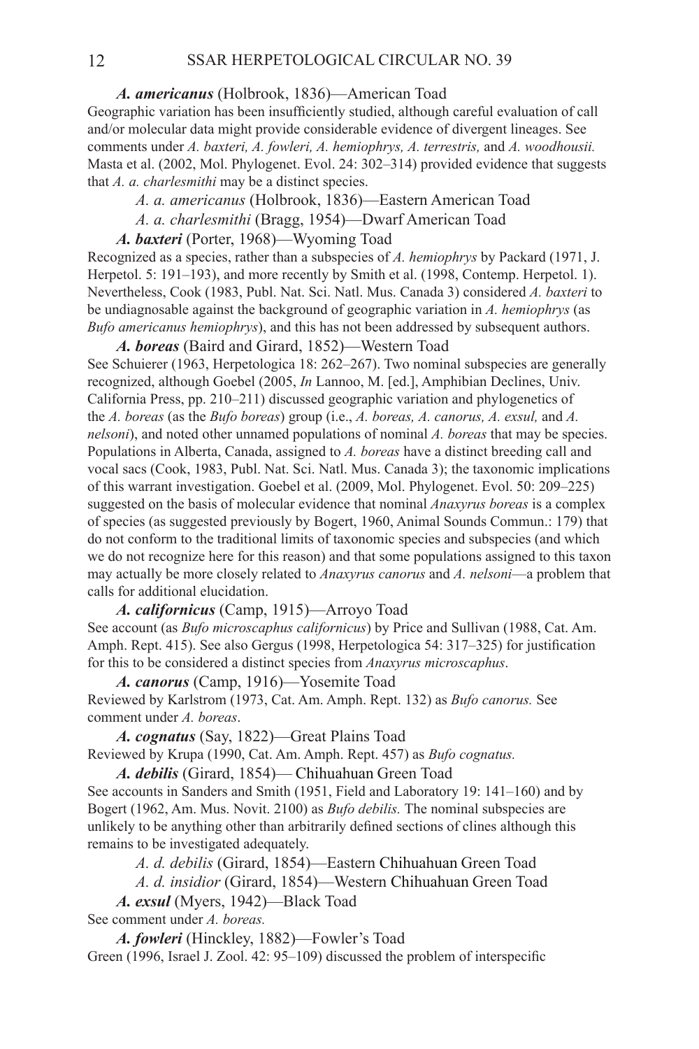***A. americanus*** (Holbrook, 1836)—American Toad

Geographic variation has been insufficiently studied, although careful evaluation of call and/or molecular data might provide considerable evidence of divergent lineages. See comments under *A. baxteri, A. fowleri, A. hemiophrys, A. terrestris,* and *A. woodhousii.* Masta et al. (2002, Mol. Phylogenet. Evol. 24: 302–314) provided evidence that suggests that *A. a. charlesmithi* may be a distinct species.

*A. a. americanus* (Holbrook, 1836)—Eastern American Toad

*A. a. charlesmithi* (Bragg, 1954)—Dwarf American Toad

***A. baxteri*** (Porter, 1968)—Wyoming Toad

Recognized as a species, rather than a subspecies of *A. hemiophrys* by Packard (1971, J. Herpetol. 5: 191–193), and more recently by Smith et al. (1998, Contemp. Herpetol. 1). Nevertheless, Cook (1983, Publ. Nat. Sci. Natl. Mus. Canada 3) considered *A. baxteri* to be undiagnosable against the background of geographic variation in *A. hemiophrys* (as *Bufo americanus hemiophrys*), and this has not been addressed by subsequent authors.

***A. boreas*** (Baird and Girard, 1852)—Western Toad

See Schuierer (1963, Herpetologica 18: 262–267). Two nominal subspecies are generally recognized, although Goebel (2005, *In* Lannoo, M. [ed.], Amphibian Declines, Univ. California Press, pp. 210–211) discussed geographic variation and phylogenetics of the *A. boreas* (as the *Bufo boreas*) group (i.e., *A. boreas, A. canorus, A. exsul,* and *A. nelsoni*), and noted other unnamed populations of nominal *A. boreas* that may be species. Populations in Alberta, Canada, assigned to *A. boreas* have a distinct breeding call and vocal sacs (Cook, 1983, Publ. Nat. Sci. Natl. Mus. Canada 3); the taxonomic implications of this warrant investigation. Goebel et al. (2009, Mol. Phylogenet. Evol. 50: 209–225) suggested on the basis of molecular evidence that nominal *Anaxyrus boreas* is a complex of species (as suggested previously by Bogert, 1960, Animal Sounds Commun.: 179) that do not conform to the traditional limits of taxonomic species and subspecies (and which we do not recognize here for this reason) and that some populations assigned to this taxon may actually be more closely related to *Anaxyrus canorus* and *A. nelsoni*—a problem that calls for additional elucidation.

***A. californicus*** (Camp, 1915)—Arroyo Toad

See account (as *Bufo microscaphus californicus*) by Price and Sullivan (1988, Cat. Am. Amph. Rept. 415). See also Gergus (1998, Herpetologica 54: 317–325) for justification for this to be considered a distinct species from *Anaxyrus microscaphus*.

***A. canorus*** (Camp, 1916)—Yosemite Toad

Reviewed by Karlstrom (1973, Cat. Am. Amph. Rept. 132) as *Bufo canorus.* See comment under *A. boreas*.

***A. cognatus*** (Say, 1822)—Great Plains Toad

Reviewed by Krupa (1990, Cat. Am. Amph. Rept. 457) as *Bufo cognatus.*

***A. debilis*** (Girard, 1854)— Chihuahuan Green Toad

See accounts in Sanders and Smith (1951, Field and Laboratory 19: 141–160) and by Bogert (1962, Am. Mus. Novit. 2100) as *Bufo debilis.* The nominal subspecies are unlikely to be anything other than arbitrarily defined sections of clines although this remains to be investigated adequately.

*A. d. debilis* (Girard, 1854)—Eastern Chihuahuan Green Toad

*A. d. insidior* (Girard, 1854)—Western Chihuahuan Green Toad

***A. exsul*** (Myers, 1942)—Black Toad

See comment under *A. boreas.*

***A. fowleri*** (Hinckley, 1882)—Fowler's Toad

Green (1996, Israel J. Zool. 42: 95–109) discussed the problem of interspecific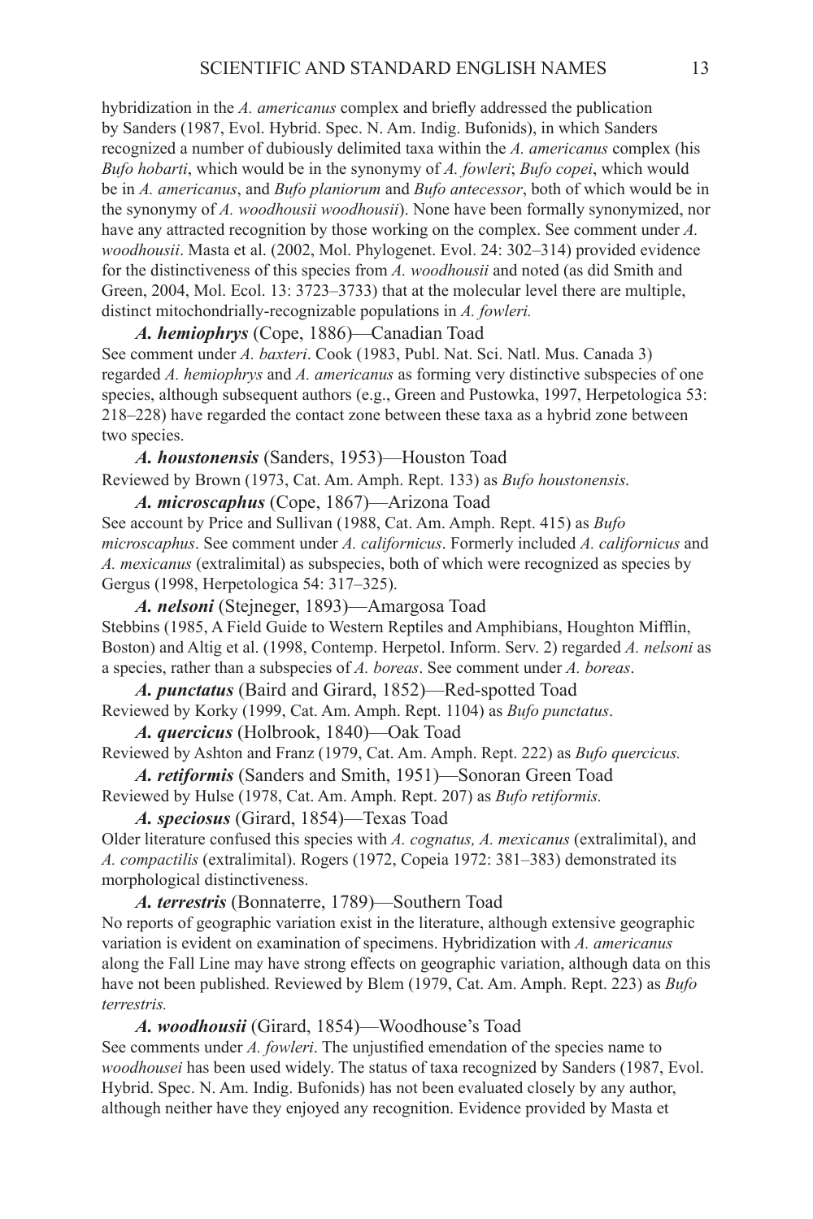hybridization in the *A. americanus* complex and briefly addressed the publication by Sanders (1987, Evol. Hybrid. Spec. N. Am. Indig. Bufonids), in which Sanders recognized a number of dubiously delimited taxa within the *A. americanus* complex (his *Bufo hobarti*, which would be in the synonymy of *A. fowleri*; *Bufo copei*, which would be in *A. americanus*, and *Bufo planiorum* and *Bufo antecessor*, both of which would be in the synonymy of *A. woodhousii woodhousii*). None have been formally synonymized, nor have any attracted recognition by those working on the complex. See comment under *A. woodhousii*. Masta et al. (2002, Mol. Phylogenet. Evol. 24: 302–314) provided evidence for the distinctiveness of this species from *A. woodhousii* and noted (as did Smith and Green, 2004, Mol. Ecol. 13: 3723–3733) that at the molecular level there are multiple, distinct mitochondrially-recognizable populations in *A. fowleri.*

***A. hemiophrys*** (Cope, 1886)—Canadian Toad

See comment under *A. baxteri*. Cook (1983, Publ. Nat. Sci. Natl. Mus. Canada 3) regarded *A. hemiophrys* and *A. americanus* as forming very distinctive subspecies of one species, although subsequent authors (e.g., Green and Pustowka, 1997, Herpetologica 53: 218–228) have regarded the contact zone between these taxa as a hybrid zone between two species.

***A. houstonensis*** (Sanders, 1953)—Houston Toad

Reviewed by Brown (1973, Cat. Am. Amph. Rept. 133) as *Bufo houstonensis*.

***A. microscaphus*** (Cope, 1867)—Arizona Toad

See account by Price and Sullivan (1988, Cat. Am. Amph. Rept. 415) as *Bufo microscaphus*. See comment under *A. californicus*. Formerly included *A. californicus* and *A. mexicanus* (extralimital) as subspecies, both of which were recognized as species by Gergus (1998, Herpetologica 54: 317–325).

***A. nelsoni*** (Stejneger, 1893)—Amargosa Toad

Stebbins (1985, A Field Guide to Western Reptiles and Amphibians, Houghton Mifflin, Boston) and Altig et al. (1998, Contemp. Herpetol. Inform. Serv. 2) regarded *A. nelsoni* as a species, rather than a subspecies of *A. boreas*. See comment under *A. boreas*.

***A. punctatus*** (Baird and Girard, 1852)—Red-spotted Toad

Reviewed by Korky (1999, Cat. Am. Amph. Rept. 1104) as *Bufo punctatus*.

***A. quercicus*** (Holbrook, 1840)—Oak Toad

Reviewed by Ashton and Franz (1979, Cat. Am. Amph. Rept. 222) as *Bufo quercicus.*

***A. retiformis*** (Sanders and Smith, 1951)—Sonoran Green Toad

Reviewed by Hulse (1978, Cat. Am. Amph. Rept. 207) as *Bufo retiformis.*

***A. speciosus*** (Girard, 1854)—Texas Toad

Older literature confused this species with *A. cognatus, A. mexicanus* (extralimital), and *A. compactilis* (extralimital). Rogers (1972, Copeia 1972: 381–383) demonstrated its morphological distinctiveness.

***A. terrestris*** (Bonnaterre, 1789)—Southern Toad

No reports of geographic variation exist in the literature, although extensive geographic variation is evident on examination of specimens. Hybridization with *A. americanus* along the Fall Line may have strong effects on geographic variation, although data on this have not been published. Reviewed by Blem (1979, Cat. Am. Amph. Rept. 223) as *Bufo terrestris.*

***A. woodhousii*** (Girard, 1854)—Woodhouse's Toad

See comments under *A. fowleri*. The unjustified emendation of the species name to *woodhousei* has been used widely. The status of taxa recognized by Sanders (1987, Evol. Hybrid. Spec. N. Am. Indig. Bufonids) has not been evaluated closely by any author, although neither have they enjoyed any recognition. Evidence provided by Masta et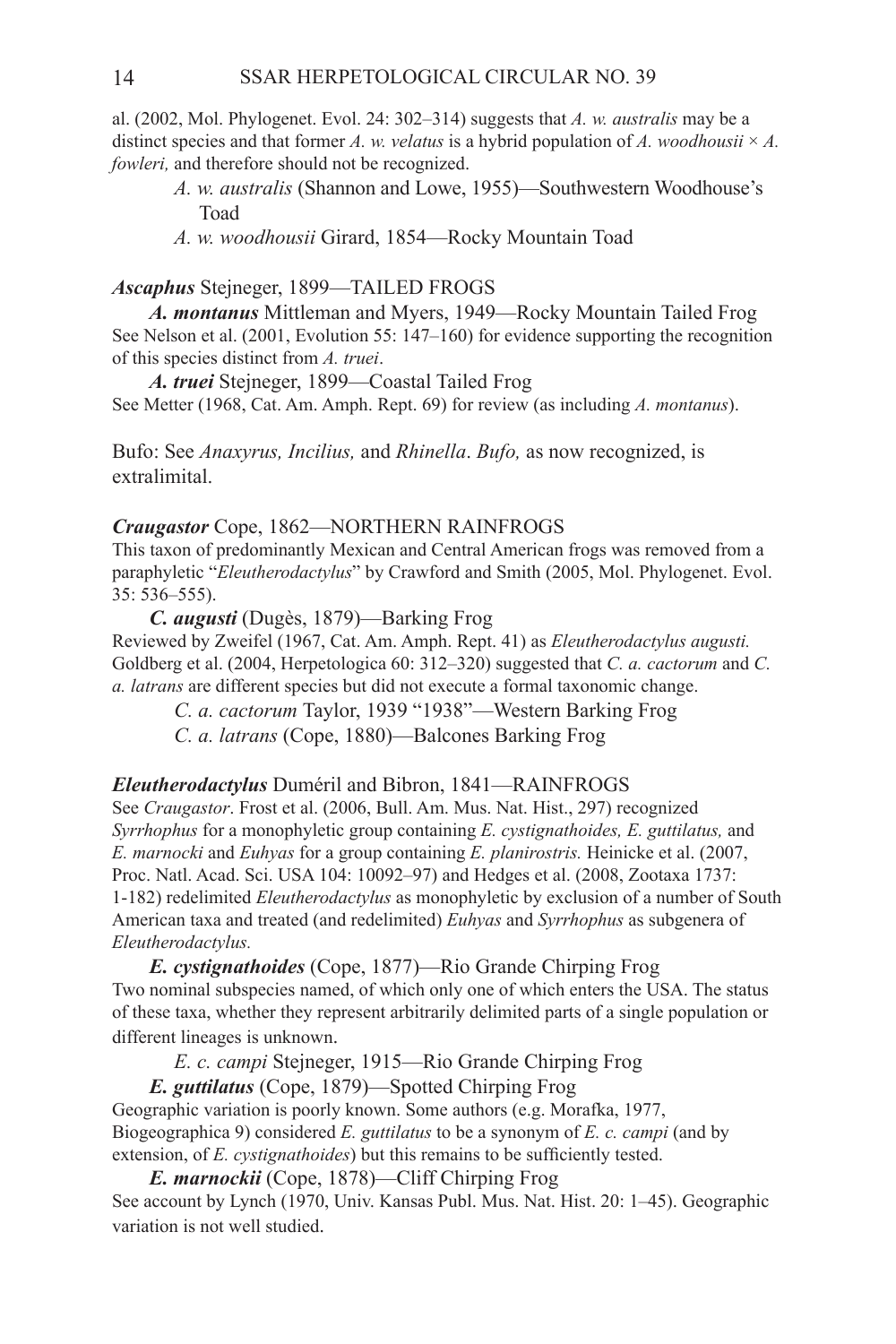al. (2002, Mol. Phylogenet. Evol. 24: 302–314) suggests that *A. w. australis* may be a distinct species and that former *A. w. velatus* is a hybrid population of *A. woodhousii* × *A. fowleri,* and therefore should not be recognized.

*A. w. australis* (Shannon and Lowe, 1955)—Southwestern Woodhouse's Toad

*A. w. woodhousii* Girard, 1854—Rocky Mountain Toad

***Ascaphus*** Stejneger, 1899—TAILED FROGS

***A. montanus*** Mittleman and Myers, 1949—Rocky Mountain Tailed Frog
See Nelson et al. (2001, Evolution 55: 147–160) for evidence supporting the recognition of this species distinct from *A. truei*.

***A. truei*** Stejneger, 1899—Coastal Tailed Frog
See Metter (1968, Cat. Am. Amph. Rept. 69) for review (as including *A. montanus*).

Bufo: See *Anaxyrus, Incilius,* and *Rhinella*. *Bufo,* as now recognized, is extralimital.

***Craugastor*** Cope, 1862—NORTHERN RAINFROGS
This taxon of predominantly Mexican and Central American frogs was removed from a paraphyletic "*Eleutherodactylus*" by Crawford and Smith (2005, Mol. Phylogenet. Evol. 35: 536–555).

***C. augusti*** (Dugès, 1879)—Barking Frog
Reviewed by Zweifel (1967, Cat. Am. Amph. Rept. 41) as *Eleutherodactylus augusti.* Goldberg et al. (2004, Herpetologica 60: 312–320) suggested that *C. a. cactorum* and *C. a. latrans* are different species but did not execute a formal taxonomic change.

*C. a. cactorum* Taylor, 1939 "1938"—Western Barking Frog

*C. a. latrans* (Cope, 1880)—Balcones Barking Frog

***Eleutherodactylus*** Duméril and Bibron, 1841—RAINFROGS
See *Craugastor*. Frost et al. (2006, Bull. Am. Mus. Nat. Hist., 297) recognized *Syrrhophus* for a monophyletic group containing *E. cystignathoides, E. guttilatus,* and *E. marnocki* and *Euhyas* for a group containing *E. planirostris.* Heinicke et al. (2007, Proc. Natl. Acad. Sci. USA 104: 10092–97) and Hedges et al. (2008, Zootaxa 1737: 1-182) redelimited *Eleutherodactylus* as monophyletic by exclusion of a number of South American taxa and treated (and redelimited) *Euhyas* and *Syrrhophus* as subgenera of *Eleutherodactylus.*

***E. cystignathoides*** (Cope, 1877)—Rio Grande Chirping Frog
Two nominal subspecies named, of which only one of which enters the USA. The status of these taxa, whether they represent arbitrarily delimited parts of a single population or different lineages is unknown.

*E. c. campi* Stejneger, 1915—Rio Grande Chirping Frog

***E. guttilatus*** (Cope, 1879)—Spotted Chirping Frog
Geographic variation is poorly known. Some authors (e.g. Morafka, 1977, Biogeographica 9) considered *E. guttilatus* to be a synonym of *E. c. campi* (and by extension, of *E. cystignathoides*) but this remains to be sufficiently tested.

***E. marnockii*** (Cope, 1878)—Cliff Chirping Frog
See account by Lynch (1970, Univ. Kansas Publ. Mus. Nat. Hist. 20: 1–45). Geographic variation is not well studied.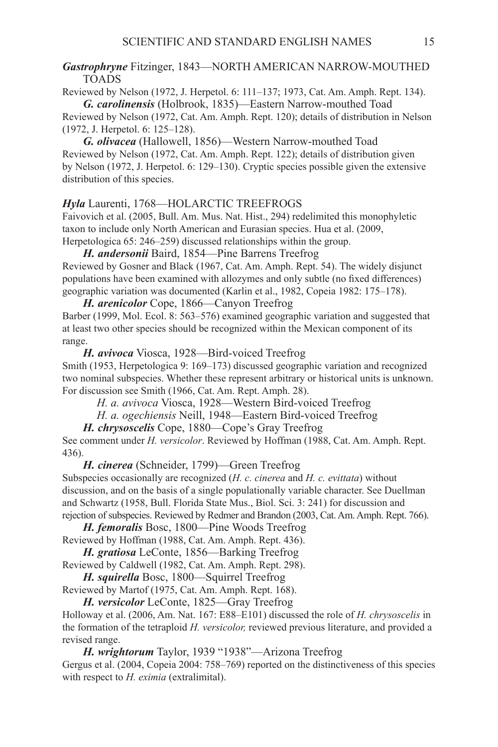***Gastrophryne*** Fitzinger, 1843—NORTH AMERICAN NARROW-MOUTHED TOADS

Reviewed by Nelson (1972, J. Herpetol. 6: 111–137; 1973, Cat. Am. Amph. Rept. 134).

***G. carolinensis*** (Holbrook, 1835)—Eastern Narrow-mouthed Toad

Reviewed by Nelson (1972, Cat. Am. Amph. Rept. 120); details of distribution in Nelson (1972, J. Herpetol. 6: 125–128).

***G. olivacea*** (Hallowell, 1856)—Western Narrow-mouthed Toad

Reviewed by Nelson (1972, Cat. Am. Amph. Rept. 122); details of distribution given by Nelson (1972, J. Herpetol. 6: 129–130). Cryptic species possible given the extensive distribution of this species.

***Hyla*** Laurenti, 1768—HOLARCTIC TREEFROGS

Faivovich et al. (2005, Bull. Am. Mus. Nat. Hist., 294) redelimited this monophyletic taxon to include only North American and Eurasian species. Hua et al. (2009, Herpetologica 65: 246–259) discussed relationships within the group.

***H. andersonii*** Baird, 1854—Pine Barrens Treefrog

Reviewed by Gosner and Black (1967, Cat. Am. Amph. Rept. 54). The widely disjunct populations have been examined with allozymes and only subtle (no fixed differences) geographic variation was documented (Karlin et al., 1982, Copeia 1982: 175–178).

***H. arenicolor*** Cope, 1866—Canyon Treefrog

Barber (1999, Mol. Ecol. 8: 563–576) examined geographic variation and suggested that at least two other species should be recognized within the Mexican component of its range.

***H. avivoca*** Viosca, 1928—Bird-voiced Treefrog

Smith (1953, Herpetologica 9: 169–173) discussed geographic variation and recognized two nominal subspecies. Whether these represent arbitrary or historical units is unknown. For discussion see Smith (1966, Cat. Am. Rept. Amph. 28).

*H. a. avivoca* Viosca, 1928—Western Bird-voiced Treefrog

*H. a. ogechiensis* Neill, 1948—Eastern Bird-voiced Treefrog

***H. chrysoscelis*** Cope, 1880—Cope's Gray Treefrog

See comment under *H. versicolor*. Reviewed by Hoffman (1988, Cat. Am. Amph. Rept. 436).

***H. cinerea*** (Schneider, 1799)—Green Treefrog

Subspecies occasionally are recognized (*H. c. cinerea* and *H. c. evittata*) without discussion, and on the basis of a single populationally variable character. See Duellman and Schwartz (1958, Bull. Florida State Mus., Biol. Sci. 3: 241) for discussion and rejection of subspecies. Reviewed by Redmer and Brandon (2003, Cat. Am. Amph. Rept. 766).

***H. femoralis*** Bosc, 1800—Pine Woods Treefrog

Reviewed by Hoffman (1988, Cat. Am. Amph. Rept. 436).

***H. gratiosa*** LeConte, 1856—Barking Treefrog

Reviewed by Caldwell (1982, Cat. Am. Amph. Rept. 298).

***H. squirella*** Bosc, 1800—Squirrel Treefrog

Reviewed by Martof (1975, Cat. Am. Amph. Rept. 168).

***H. versicolor*** LeConte, 1825—Gray Treefrog

Holloway et al. (2006, Am. Nat. 167: E88–E101) discussed the role of *H. chrysoscelis* in the formation of the tetraploid *H. versicolor,* reviewed previous literature, and provided a revised range.

***H. wrightorum*** Taylor, 1939 "1938"—Arizona Treefrog

Gergus et al. (2004, Copeia 2004: 758–769) reported on the distinctiveness of this species with respect to *H. eximia* (extralimital).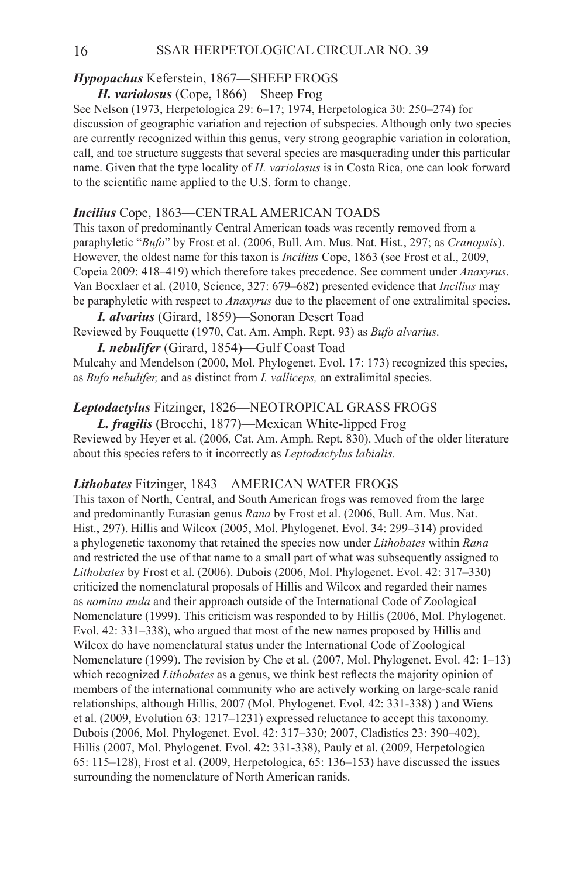***Hypopachus*** Keferstein, 1867—SHEEP FROGS

***H. variolosus*** (Cope, 1866)—Sheep Frog

See Nelson (1973, Herpetologica 29: 6–17; 1974, Herpetologica 30: 250–274) for discussion of geographic variation and rejection of subspecies. Although only two species are currently recognized within this genus, very strong geographic variation in coloration, call, and toe structure suggests that several species are masquerading under this particular name. Given that the type locality of *H. variolosus* is in Costa Rica, one can look forward to the scientific name applied to the U.S. form to change.

***Incilius*** Cope, 1863—CENTRAL AMERICAN TOADS

This taxon of predominantly Central American toads was recently removed from a paraphyletic "*Bufo*" by Frost et al. (2006, Bull. Am. Mus. Nat. Hist., 297; as *Cranopsis*). However, the oldest name for this taxon is *Incilius* Cope, 1863 (see Frost et al., 2009, Copeia 2009: 418–419) which therefore takes precedence. See comment under *Anaxyrus*. Van Bocxlaer et al. (2010, Science, 327: 679–682) presented evidence that *Incilius* may be paraphyletic with respect to *Anaxyrus* due to the placement of one extralimital species.

***I. alvarius*** (Girard, 1859)—Sonoran Desert Toad

Reviewed by Fouquette (1970, Cat. Am. Amph. Rept. 93) as *Bufo alvarius.*

***I. nebulifer*** (Girard, 1854)—Gulf Coast Toad

Mulcahy and Mendelson (2000, Mol. Phylogenet. Evol. 17: 173) recognized this species, as *Bufo nebulifer,* and as distinct from *I. valliceps,* an extralimital species.

***Leptodactylus*** Fitzinger, 1826—NEOTROPICAL GRASS FROGS

***L. fragilis*** (Brocchi, 1877)—Mexican White-lipped Frog

Reviewed by Heyer et al. (2006, Cat. Am. Amph. Rept. 830). Much of the older literature about this species refers to it incorrectly as *Leptodactylus labialis.*

***Lithobates*** Fitzinger, 1843—AMERICAN WATER FROGS

This taxon of North, Central, and South American frogs was removed from the large and predominantly Eurasian genus *Rana* by Frost et al. (2006, Bull. Am. Mus. Nat. Hist., 297). Hillis and Wilcox (2005, Mol. Phylogenet. Evol. 34: 299–314) provided a phylogenetic taxonomy that retained the species now under *Lithobates* within *Rana* and restricted the use of that name to a small part of what was subsequently assigned to *Lithobates* by Frost et al. (2006). Dubois (2006, Mol. Phylogenet. Evol. 42: 317–330) criticized the nomenclatural proposals of Hillis and Wilcox and regarded their names as *nomina nuda* and their approach outside of the International Code of Zoological Nomenclature (1999). This criticism was responded to by Hillis (2006, Mol. Phylogenet. Evol. 42: 331–338), who argued that most of the new names proposed by Hillis and Wilcox do have nomenclatural status under the International Code of Zoological Nomenclature (1999). The revision by Che et al. (2007, Mol. Phylogenet. Evol. 42: 1–13) which recognized *Lithobates* as a genus, we think best reflects the majority opinion of members of the international community who are actively working on large-scale ranid relationships, although Hillis, 2007 (Mol. Phylogenet. Evol. 42: 331-338) ) and Wiens et al. (2009, Evolution 63: 1217–1231) expressed reluctance to accept this taxonomy. Dubois (2006, Mol. Phylogenet. Evol. 42: 317–330; 2007, Cladistics 23: 390–402), Hillis (2007, Mol. Phylogenet. Evol. 42: 331-338), Pauly et al. (2009, Herpetologica 65: 115–128), Frost et al. (2009, Herpetologica, 65: 136–153) have discussed the issues surrounding the nomenclature of North American ranids.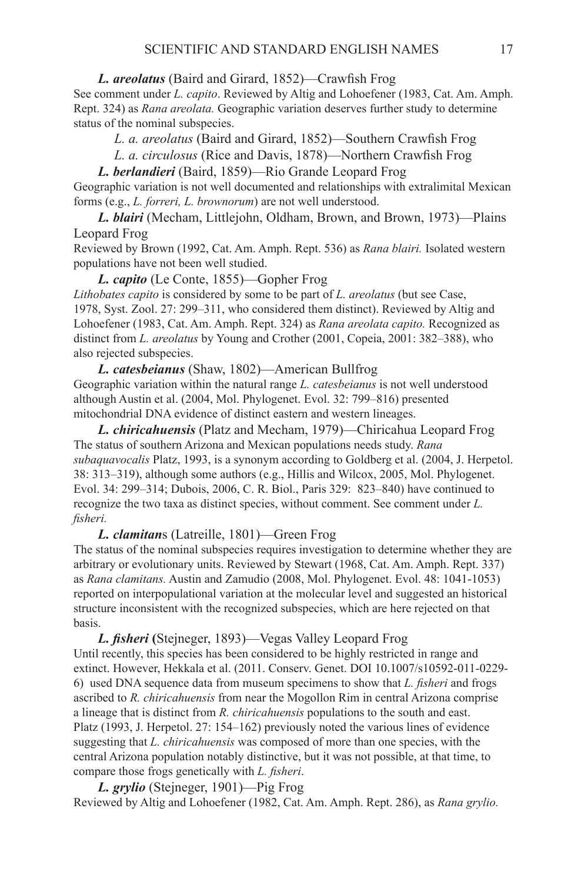***L. areolatus*** (Baird and Girard, 1852)—Crawfish Frog

See comment under *L. capito*. Reviewed by Altig and Lohoefener (1983, Cat. Am. Amph. Rept. 324) as *Rana areolata.* Geographic variation deserves further study to determine status of the nominal subspecies.

*L. a. areolatus* (Baird and Girard, 1852)—Southern Crawfish Frog

*L. a. circulosus* (Rice and Davis, 1878)—Northern Crawfish Frog

***L. berlandieri*** (Baird, 1859)—Rio Grande Leopard Frog

Geographic variation is not well documented and relationships with extralimital Mexican forms (e.g., *L. forreri, L. brownorum*) are not well understood.

***L. blairi*** (Mecham, Littlejohn, Oldham, Brown, and Brown, 1973)—Plains Leopard Frog

Reviewed by Brown (1992, Cat. Am. Amph. Rept. 536) as *Rana blairi.* Isolated western populations have not been well studied.

***L. capito*** (Le Conte, 1855)—Gopher Frog

*Lithobates capito* is considered by some to be part of *L. areolatus* (but see Case, 1978, Syst. Zool. 27: 299–311, who considered them distinct). Reviewed by Altig and Lohoefener (1983, Cat. Am. Amph. Rept. 324) as *Rana areolata capito.* Recognized as distinct from *L. areolatus* by Young and Crother (2001, Copeia, 2001: 382–388), who also rejected subspecies.

***L. catesbeianus*** (Shaw, 1802)—American Bullfrog

Geographic variation within the natural range *L. catesbeianus* is not well understood although Austin et al. (2004, Mol. Phylogenet. Evol. 32: 799–816) presented mitochondrial DNA evidence of distinct eastern and western lineages.

***L. chiricahuensis*** (Platz and Mecham, 1979)—Chiricahua Leopard Frog

The status of southern Arizona and Mexican populations needs study. *Rana subaquavocalis* Platz, 1993, is a synonym according to Goldberg et al. (2004, J. Herpetol. 38: 313–319), although some authors (e.g., Hillis and Wilcox, 2005, Mol. Phylogenet. Evol. 34: 299–314; Dubois, 2006, C. R. Biol., Paris 329: 823–840) have continued to recognize the two taxa as distinct species, without comment. See comment under *L. fisheri.*

***L. clamitans*** (Latreille, 1801)—Green Frog

The status of the nominal subspecies requires investigation to determine whether they are arbitrary or evolutionary units. Reviewed by Stewart (1968, Cat. Am. Amph. Rept. 337) as *Rana clamitans.* Austin and Zamudio (2008, Mol. Phylogenet. Evol. 48: 1041-1053) reported on interpopulational variation at the molecular level and suggested an historical structure inconsistent with the recognized subspecies, which are here rejected on that basis.

***L. fisheri*** **(**Stejneger, 1893)—Vegas Valley Leopard Frog

Until recently, this species has been considered to be highly restricted in range and extinct. However, Hekkala et al. (2011. Conserv. Genet. DOI 10.1007/s10592-011-0229-6) used DNA sequence data from museum specimens to show that *L. fisheri* and frogs ascribed to *R. chiricahuensis* from near the Mogollon Rim in central Arizona comprise a lineage that is distinct from *R. chiricahuensis* populations to the south and east. Platz (1993, J. Herpetol. 27: 154–162) previously noted the various lines of evidence suggesting that *L. chiricahuensis* was composed of more than one species, with the central Arizona population notably distinctive, but it was not possible, at that time, to compare those frogs genetically with *L. fisheri*.

***L. grylio*** (Stejneger, 1901)—Pig Frog

Reviewed by Altig and Lohoefener (1982, Cat. Am. Amph. Rept. 286), as *Rana grylio.*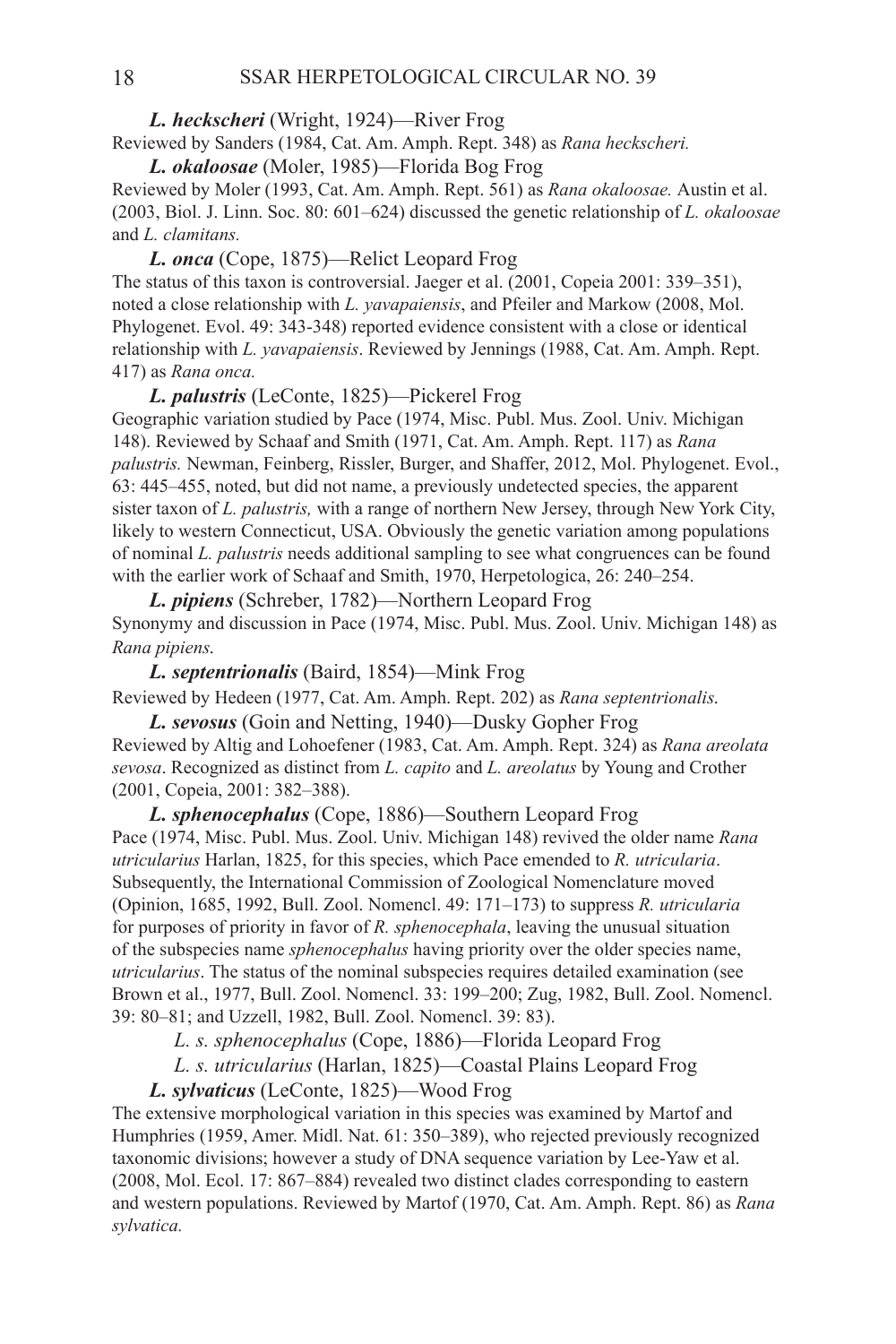***L. heckscheri*** (Wright, 1924)—River Frog

Reviewed by Sanders (1984, Cat. Am. Amph. Rept. 348) as *Rana heckscheri.*

***L. okaloosae*** (Moler, 1985)—Florida Bog Frog

Reviewed by Moler (1993, Cat. Am. Amph. Rept. 561) as *Rana okaloosae.* Austin et al. (2003, Biol. J. Linn. Soc. 80: 601–624) discussed the genetic relationship of *L. okaloosae* and *L. clamitans.*

***L. onca*** (Cope, 1875)—Relict Leopard Frog

The status of this taxon is controversial. Jaeger et al. (2001, Copeia 2001: 339–351), noted a close relationship with *L. yavapaiensis*, and Pfeiler and Markow (2008, Mol. Phylogenet. Evol. 49: 343-348) reported evidence consistent with a close or identical relationship with *L. yavapaiensis*. Reviewed by Jennings (1988, Cat. Am. Amph. Rept. 417) as *Rana onca.*

***L. palustris*** (LeConte, 1825)—Pickerel Frog

Geographic variation studied by Pace (1974, Misc. Publ. Mus. Zool. Univ. Michigan 148). Reviewed by Schaaf and Smith (1971, Cat. Am. Amph. Rept. 117) as *Rana palustris.* Newman, Feinberg, Rissler, Burger, and Shaffer, 2012, Mol. Phylogenet. Evol., 63: 445–455, noted, but did not name, a previously undetected species, the apparent sister taxon of *L. palustris,* with a range of northern New Jersey, through New York City, likely to western Connecticut, USA. Obviously the genetic variation among populations of nominal *L. palustris* needs additional sampling to see what congruences can be found with the earlier work of Schaaf and Smith, 1970, Herpetologica, 26: 240–254.

***L. pipiens*** (Schreber, 1782)—Northern Leopard Frog

Synonymy and discussion in Pace (1974, Misc. Publ. Mus. Zool. Univ. Michigan 148) as *Rana pipiens.*

***L. septentrionalis*** (Baird, 1854)—Mink Frog

Reviewed by Hedeen (1977, Cat. Am. Amph. Rept. 202) as *Rana septentrionalis.*

***L. sevosus*** (Goin and Netting, 1940)—Dusky Gopher Frog

Reviewed by Altig and Lohoefener (1983, Cat. Am. Amph. Rept. 324) as *Rana areolata sevosa*. Recognized as distinct from *L. capito* and *L. areolatus* by Young and Crother (2001, Copeia, 2001: 382–388).

***L. sphenocephalus*** (Cope, 1886)—Southern Leopard Frog

Pace (1974, Misc. Publ. Mus. Zool. Univ. Michigan 148) revived the older name *Rana utricularius* Harlan, 1825, for this species, which Pace emended to *R. utricularia*. Subsequently, the International Commission of Zoological Nomenclature moved (Opinion, 1685, 1992, Bull. Zool. Nomencl. 49: 171–173) to suppress *R. utricularia* for purposes of priority in favor of *R. sphenocephala*, leaving the unusual situation of the subspecies name *sphenocephalus* having priority over the older species name, *utricularius*. The status of the nominal subspecies requires detailed examination (see Brown et al., 1977, Bull. Zool. Nomencl. 33: 199–200; Zug, 1982, Bull. Zool. Nomencl. 39: 80–81; and Uzzell, 1982, Bull. Zool. Nomencl. 39: 83).

*L. s. sphenocephalus* (Cope, 1886)—Florida Leopard Frog

*L. s. utricularius* (Harlan, 1825)—Coastal Plains Leopard Frog

***L. sylvaticus*** (LeConte, 1825)—Wood Frog

The extensive morphological variation in this species was examined by Martof and Humphries (1959, Amer. Midl. Nat. 61: 350–389), who rejected previously recognized taxonomic divisions; however a study of DNA sequence variation by Lee-Yaw et al. (2008, Mol. Ecol. 17: 867–884) revealed two distinct clades corresponding to eastern and western populations. Reviewed by Martof (1970, Cat. Am. Amph. Rept. 86) as *Rana sylvatica.*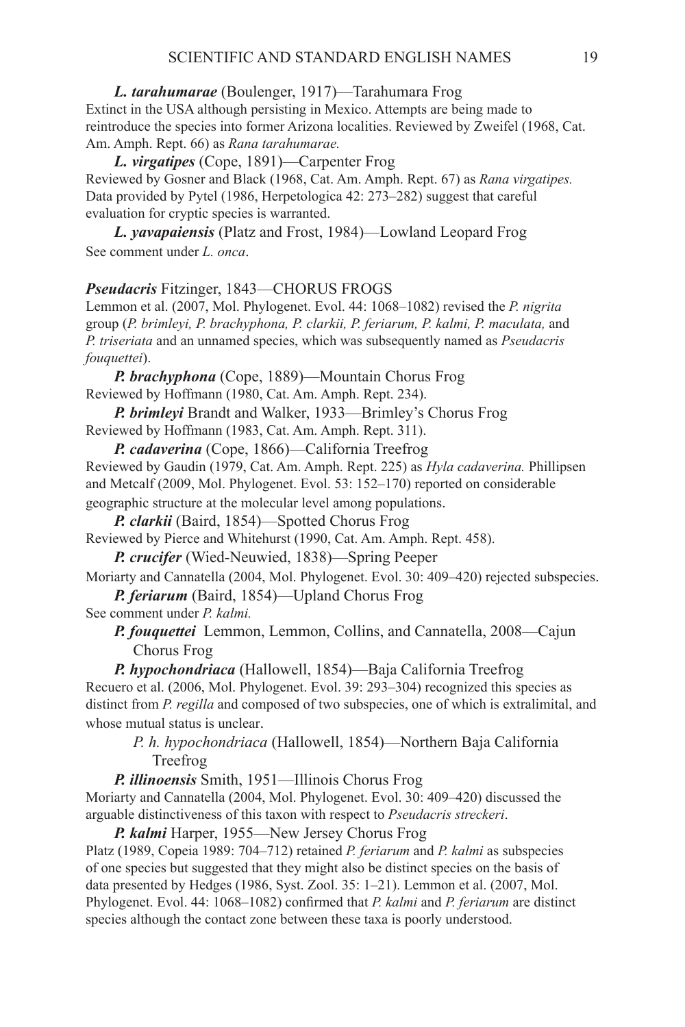***L. tarahumarae*** (Boulenger, 1917)—Tarahumara Frog
Extinct in the USA although persisting in Mexico. Attempts are being made to reintroduce the species into former Arizona localities. Reviewed by Zweifel (1968, Cat. Am. Amph. Rept. 66) as *Rana tarahumarae.*

***L. virgatipes*** (Cope, 1891)—Carpenter Frog
Reviewed by Gosner and Black (1968, Cat. Am. Amph. Rept. 67) as *Rana virgatipes.* Data provided by Pytel (1986, Herpetologica 42: 273–282) suggest that careful evaluation for cryptic species is warranted.

***L. yavapaiensis*** (Platz and Frost, 1984)—Lowland Leopard Frog
See comment under *L. onca*.

***Pseudacris*** Fitzinger, 1843—CHORUS FROGS
Lemmon et al. (2007, Mol. Phylogenet. Evol. 44: 1068–1082) revised the *P. nigrita* group (*P. brimleyi, P. brachyphona, P. clarkii, P. feriarum, P. kalmi, P. maculata,* and *P. triseriata* and an unnamed species, which was subsequently named as *Pseudacris fouquettei*).

***P. brachyphona*** (Cope, 1889)—Mountain Chorus Frog
Reviewed by Hoffmann (1980, Cat. Am. Amph. Rept. 234).

***P. brimleyi*** Brandt and Walker, 1933—Brimley's Chorus Frog
Reviewed by Hoffmann (1983, Cat. Am. Amph. Rept. 311).

***P. cadaverina*** (Cope, 1866)—California Treefrog
Reviewed by Gaudin (1979, Cat. Am. Amph. Rept. 225) as *Hyla cadaverina.* Phillipsen and Metcalf (2009, Mol. Phylogenet. Evol. 53: 152–170) reported on considerable geographic structure at the molecular level among populations.

***P. clarkii*** (Baird, 1854)—Spotted Chorus Frog
Reviewed by Pierce and Whitehurst (1990, Cat. Am. Amph. Rept. 458).

***P. crucifer*** (Wied-Neuwied, 1838)—Spring Peeper
Moriarty and Cannatella (2004, Mol. Phylogenet. Evol. 30: 409–420) rejected subspecies.

***P. feriarum*** (Baird, 1854)—Upland Chorus Frog
See comment under *P. kalmi.*

***P. fouquettei*** Lemmon, Lemmon, Collins, and Cannatella, 2008—Cajun Chorus Frog

***P. hypochondriaca*** (Hallowell, 1854)—Baja California Treefrog
Recuero et al. (2006, Mol. Phylogenet. Evol. 39: 293–304) recognized this species as distinct from *P. regilla* and composed of two subspecies, one of which is extralimital, and whose mutual status is unclear.

*P. h. hypochondriaca* (Hallowell, 1854)—Northern Baja California Treefrog

***P. illinoensis*** Smith, 1951—Illinois Chorus Frog
Moriarty and Cannatella (2004, Mol. Phylogenet. Evol. 30: 409–420) discussed the arguable distinctiveness of this taxon with respect to *Pseudacris streckeri*.

***P. kalmi*** Harper, 1955—New Jersey Chorus Frog
Platz (1989, Copeia 1989: 704–712) retained *P. feriarum* and *P. kalmi* as subspecies of one species but suggested that they might also be distinct species on the basis of data presented by Hedges (1986, Syst. Zool. 35: 1–21). Lemmon et al. (2007, Mol. Phylogenet. Evol. 44: 1068–1082) confirmed that *P. kalmi* and *P. feriarum* are distinct species although the contact zone between these taxa is poorly understood.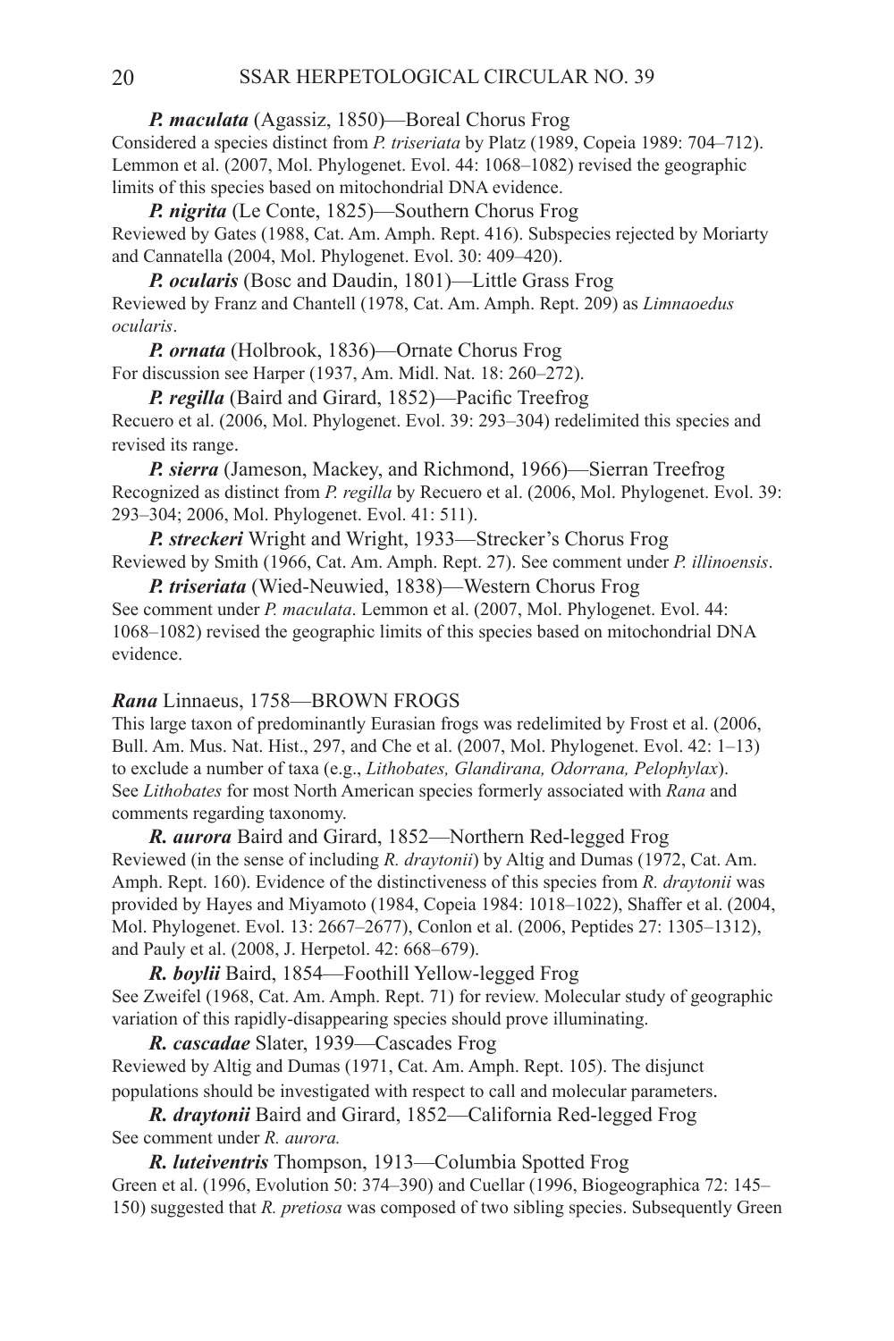***P. maculata*** (Agassiz, 1850)—Boreal Chorus Frog
Considered a species distinct from *P. triseriata* by Platz (1989, Copeia 1989: 704–712). Lemmon et al. (2007, Mol. Phylogenet. Evol. 44: 1068–1082) revised the geographic limits of this species based on mitochondrial DNA evidence.

***P. nigrita*** (Le Conte, 1825)—Southern Chorus Frog
Reviewed by Gates (1988, Cat. Am. Amph. Rept. 416). Subspecies rejected by Moriarty and Cannatella (2004, Mol. Phylogenet. Evol. 30: 409–420).

***P. ocularis*** (Bosc and Daudin, 1801)—Little Grass Frog
Reviewed by Franz and Chantell (1978, Cat. Am. Amph. Rept. 209) as *Limnaoedus ocularis*.

***P. ornata*** (Holbrook, 1836)—Ornate Chorus Frog
For discussion see Harper (1937, Am. Midl. Nat. 18: 260–272).

***P. regilla*** (Baird and Girard, 1852)—Pacific Treefrog
Recuero et al. (2006, Mol. Phylogenet. Evol. 39: 293–304) redelimited this species and revised its range.

***P. sierra*** (Jameson, Mackey, and Richmond, 1966)—Sierran Treefrog
Recognized as distinct from *P. regilla* by Recuero et al. (2006, Mol. Phylogenet. Evol. 39: 293–304; 2006, Mol. Phylogenet. Evol. 41: 511).

***P. streckeri*** Wright and Wright, 1933—Strecker's Chorus Frog
Reviewed by Smith (1966, Cat. Am. Amph. Rept. 27). See comment under *P. illinoensis*.

***P. triseriata*** (Wied-Neuwied, 1838)—Western Chorus Frog
See comment under *P. maculata*. Lemmon et al. (2007, Mol. Phylogenet. Evol. 44: 1068–1082) revised the geographic limits of this species based on mitochondrial DNA evidence.

***Rana*** Linnaeus, 1758—BROWN FROGS
This large taxon of predominantly Eurasian frogs was redelimited by Frost et al. (2006, Bull. Am. Mus. Nat. Hist., 297, and Che et al. (2007, Mol. Phylogenet. Evol. 42: 1–13) to exclude a number of taxa (e.g., *Lithobates, Glandirana, Odorrana, Pelophylax*). See *Lithobates* for most North American species formerly associated with *Rana* and comments regarding taxonomy.

***R. aurora*** Baird and Girard, 1852—Northern Red-legged Frog
Reviewed (in the sense of including *R. draytonii*) by Altig and Dumas (1972, Cat. Am. Amph. Rept. 160). Evidence of the distinctiveness of this species from *R. draytonii* was provided by Hayes and Miyamoto (1984, Copeia 1984: 1018–1022), Shaffer et al. (2004, Mol. Phylogenet. Evol. 13: 2667–2677), Conlon et al. (2006, Peptides 27: 1305–1312), and Pauly et al. (2008, J. Herpetol. 42: 668–679).

***R. boylii*** Baird, 1854—Foothill Yellow-legged Frog
See Zweifel (1968, Cat. Am. Amph. Rept. 71) for review. Molecular study of geographic variation of this rapidly-disappearing species should prove illuminating.

***R. cascadae*** Slater, 1939—Cascades Frog
Reviewed by Altig and Dumas (1971, Cat. Am. Amph. Rept. 105). The disjunct populations should be investigated with respect to call and molecular parameters.

***R. draytonii*** Baird and Girard, 1852—California Red-legged Frog
See comment under *R. aurora.*

***R. luteiventris*** Thompson, 1913—Columbia Spotted Frog
Green et al. (1996, Evolution 50: 374–390) and Cuellar (1996, Biogeographica 72: 145–150) suggested that *R. pretiosa* was composed of two sibling species. Subsequently Green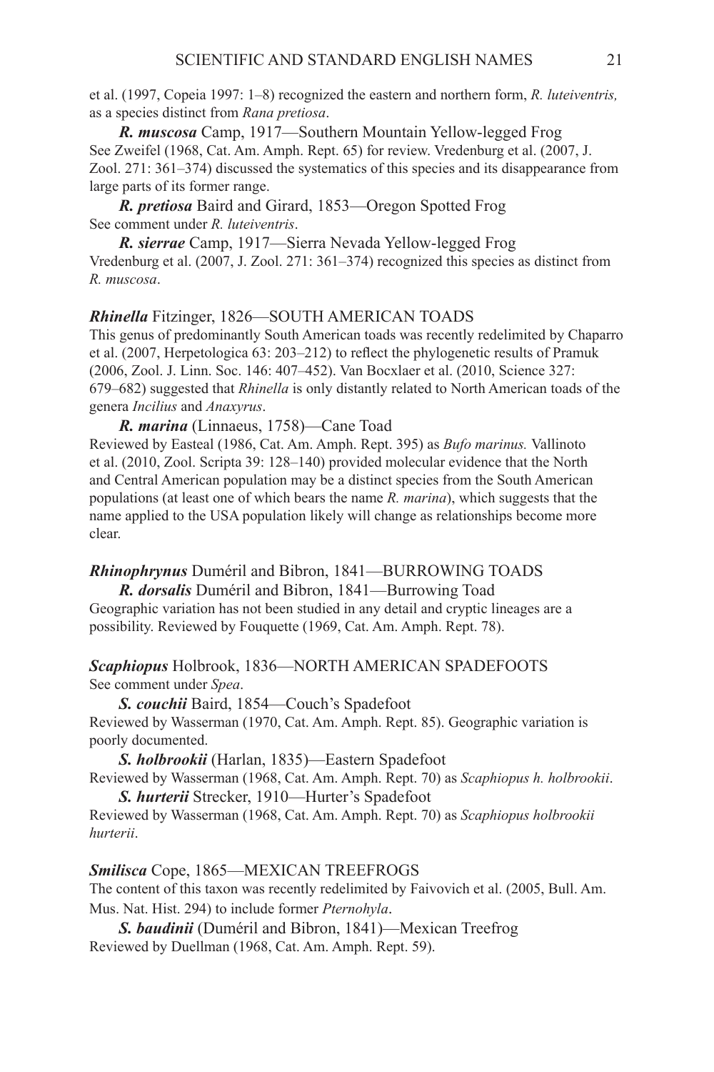et al. (1997, Copeia 1997: 1–8) recognized the eastern and northern form, *R. luteiventris,* as a species distinct from *Rana pretiosa*.

***R. muscosa*** Camp, 1917—Southern Mountain Yellow-legged Frog
See Zweifel (1968, Cat. Am. Amph. Rept. 65) for review. Vredenburg et al. (2007, J. Zool. 271: 361–374) discussed the systematics of this species and its disappearance from large parts of its former range.

***R. pretiosa*** Baird and Girard, 1853—Oregon Spotted Frog
See comment under *R. luteiventris*.

***R. sierrae*** Camp, 1917—Sierra Nevada Yellow-legged Frog
Vredenburg et al. (2007, J. Zool. 271: 361–374) recognized this species as distinct from *R. muscosa*.

***Rhinella*** Fitzinger, 1826—SOUTH AMERICAN TOADS
This genus of predominantly South American toads was recently redelimited by Chaparro et al. (2007, Herpetologica 63: 203–212) to reflect the phylogenetic results of Pramuk (2006, Zool. J. Linn. Soc. 146: 407–452). Van Bocxlaer et al. (2010, Science 327: 679–682) suggested that *Rhinella* is only distantly related to North American toads of the genera *Incilius* and *Anaxyrus*.

***R. marina*** (Linnaeus, 1758)—Cane Toad
Reviewed by Easteal (1986, Cat. Am. Amph. Rept. 395) as *Bufo marinus.* Vallinoto et al. (2010, Zool. Scripta 39: 128–140) provided molecular evidence that the North and Central American population may be a distinct species from the South American populations (at least one of which bears the name *R. marina*), which suggests that the name applied to the USA population likely will change as relationships become more clear.

***Rhinophrynus*** Duméril and Bibron, 1841—BURROWING TOADS

***R. dorsalis*** Duméril and Bibron, 1841—Burrowing Toad
Geographic variation has not been studied in any detail and cryptic lineages are a possibility. Reviewed by Fouquette (1969, Cat. Am. Amph. Rept. 78).

***Scaphiopus*** Holbrook, 1836—NORTH AMERICAN SPADEFOOTS
See comment under *Spea*.

***S. couchii*** Baird, 1854—Couch's Spadefoot
Reviewed by Wasserman (1970, Cat. Am. Amph. Rept. 85). Geographic variation is poorly documented.

***S. holbrookii*** (Harlan, 1835)—Eastern Spadefoot
Reviewed by Wasserman (1968, Cat. Am. Amph. Rept. 70) as *Scaphiopus h. holbrookii*.

***S. hurterii*** Strecker, 1910—Hurter's Spadefoot
Reviewed by Wasserman (1968, Cat. Am. Amph. Rept. 70) as *Scaphiopus holbrookii hurterii*.

***Smilisca*** Cope, 1865—MEXICAN TREEFROGS
The content of this taxon was recently redelimited by Faivovich et al. (2005, Bull. Am. Mus. Nat. Hist. 294) to include former *Pternohyla*.

***S. baudinii*** (Duméril and Bibron, 1841)—Mexican Treefrog
Reviewed by Duellman (1968, Cat. Am. Amph. Rept. 59).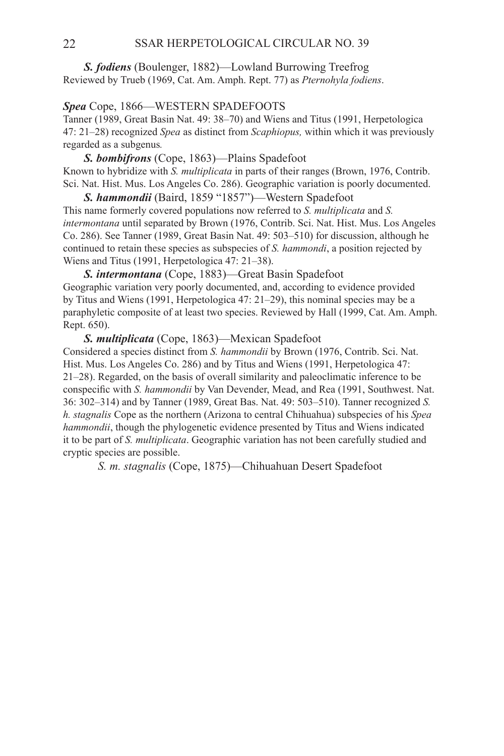***S. fodiens*** (Boulenger, 1882)—Lowland Burrowing Treefrog
Reviewed by Trueb (1969, Cat. Am. Amph. Rept. 77) as *Pternohyla fodiens*.

***Spea*** Cope, 1866—WESTERN SPADEFOOTS
Tanner (1989, Great Basin Nat. 49: 38–70) and Wiens and Titus (1991, Herpetologica 47: 21–28) recognized *Spea* as distinct from *Scaphiopus,* within which it was previously regarded as a subgenus*.*

***S. bombifrons*** (Cope, 1863)—Plains Spadefoot
Known to hybridize with *S. multiplicata* in parts of their ranges (Brown, 1976, Contrib. Sci. Nat. Hist. Mus. Los Angeles Co. 286). Geographic variation is poorly documented.

***S. hammondii*** (Baird, 1859 "1857")—Western Spadefoot
This name formerly covered populations now referred to *S. multiplicata* and *S. intermontana* until separated by Brown (1976, Contrib. Sci. Nat. Hist. Mus. Los Angeles Co. 286). See Tanner (1989, Great Basin Nat. 49: 503–510) for discussion, although he continued to retain these species as subspecies of *S. hammondi*, a position rejected by Wiens and Titus (1991, Herpetologica 47: 21–38).

***S. intermontana*** (Cope, 1883)—Great Basin Spadefoot
Geographic variation very poorly documented, and, according to evidence provided by Titus and Wiens (1991, Herpetologica 47: 21–29), this nominal species may be a paraphyletic composite of at least two species. Reviewed by Hall (1999, Cat. Am. Amph. Rept. 650).

***S. multiplicata*** (Cope, 1863)—Mexican Spadefoot
Considered a species distinct from *S. hammondii* by Brown (1976, Contrib. Sci. Nat. Hist. Mus. Los Angeles Co. 286) and by Titus and Wiens (1991, Herpetologica 47: 21–28). Regarded, on the basis of overall similarity and paleoclimatic inference to be conspecific with *S. hammondii* by Van Devender, Mead, and Rea (1991, Southwest. Nat. 36: 302–314) and by Tanner (1989, Great Bas. Nat. 49: 503–510). Tanner recognized *S. h. stagnalis* Cope as the northern (Arizona to central Chihuahua) subspecies of his *Spea hammondii*, though the phylogenetic evidence presented by Titus and Wiens indicated it to be part of *S. multiplicata*. Geographic variation has not been carefully studied and cryptic species are possible.

*S. m. stagnalis* (Cope, 1875)—Chihuahuan Desert Spadefoot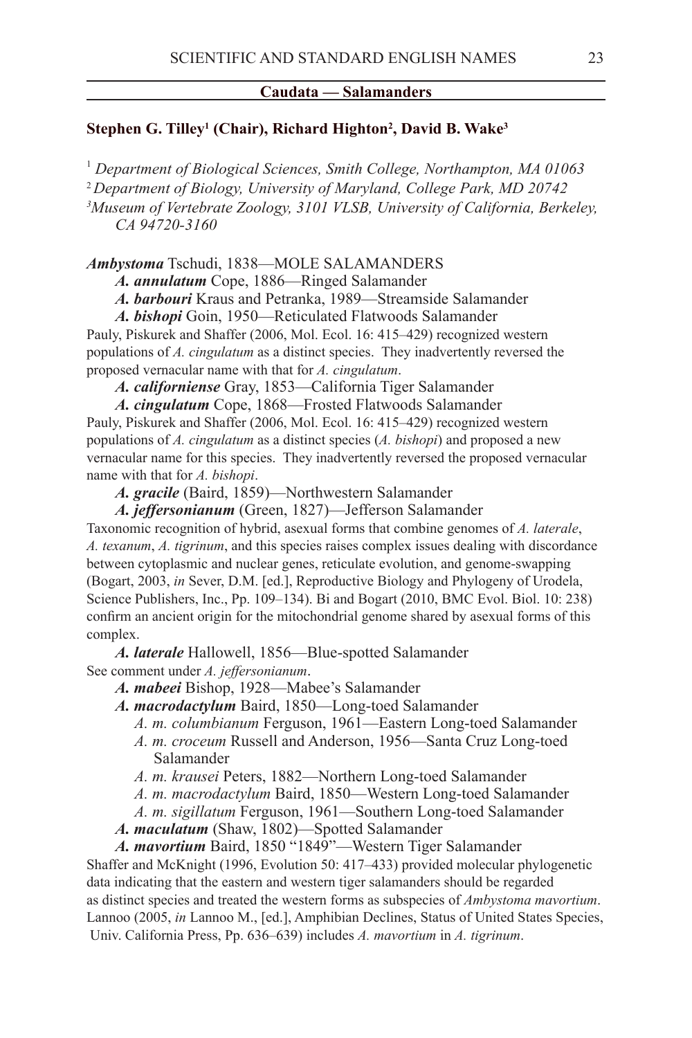## Caudata — Salamanders

**Stephen G. Tilley[1] (Chair), Richard Highton[2], David B. Wake[3]**

[1] *Department of Biological Sciences, Smith College, Northampton, MA 01063*
[2] *Department of Biology, University of Maryland, College Park, MD 20742*
[3] *Museum of Vertebrate Zoology, 3101 VLSB, University of California, Berkeley, CA 94720-3160*

***Ambystoma*** Tschudi, 1838—MOLE SALAMANDERS

***A. annulatum*** Cope, 1886—Ringed Salamander

***A. barbouri*** Kraus and Petranka, 1989—Streamside Salamander

***A. bishopi*** Goin, 1950—Reticulated Flatwoods Salamander

Pauly, Piskurek and Shaffer (2006, Mol. Ecol. 16: 415–429) recognized western populations of *A. cingulatum* as a distinct species. They inadvertently reversed the proposed vernacular name with that for *A. cingulatum*.

***A. californiense*** Gray, 1853—California Tiger Salamander

***A. cingulatum*** Cope, 1868—Frosted Flatwoods Salamander

Pauly, Piskurek and Shaffer (2006, Mol. Ecol. 16: 415–429) recognized western populations of *A. cingulatum* as a distinct species (*A. bishopi*) and proposed a new vernacular name for this species. They inadvertently reversed the proposed vernacular name with that for *A. bishopi*.

***A. gracile*** (Baird, 1859)—Northwestern Salamander

***A. jeffersonianum*** (Green, 1827)—Jefferson Salamander

Taxonomic recognition of hybrid, asexual forms that combine genomes of *A. laterale*, *A. texanum*, *A. tigrinum*, and this species raises complex issues dealing with discordance between cytoplasmic and nuclear genes, reticulate evolution, and genome-swapping (Bogart, 2003, *in* Sever, D.M. [ed.], Reproductive Biology and Phylogeny of Urodela, Science Publishers, Inc., Pp. 109–134). Bi and Bogart (2010, BMC Evol. Biol. 10: 238) confirm an ancient origin for the mitochondrial genome shared by asexual forms of this complex.

***A. laterale*** Hallowell, 1856—Blue-spotted Salamander

See comment under *A. jeffersonianum*.

***A. mabeei*** Bishop, 1928—Mabee's Salamander

***A. macrodactylum*** Baird, 1850—Long-toed Salamander

- *A. m. columbianum* Ferguson, 1961—Eastern Long-toed Salamander
- *A. m. croceum* Russell and Anderson, 1956—Santa Cruz Long-toed Salamander
- *A. m. krausei* Peters, 1882—Northern Long-toed Salamander
- *A. m. macrodactylum* Baird, 1850—Western Long-toed Salamander
- *A. m. sigillatum* Ferguson, 1961—Southern Long-toed Salamander

***A. maculatum*** (Shaw, 1802)—Spotted Salamander

***A. mavortium*** Baird, 1850 "1849"—Western Tiger Salamander

Shaffer and McKnight (1996, Evolution 50: 417–433) provided molecular phylogenetic data indicating that the eastern and western tiger salamanders should be regarded as distinct species and treated the western forms as subspecies of *Ambystoma mavortium*. Lannoo (2005, *in* Lannoo M., [ed.], Amphibian Declines, Status of United States Species, Univ. California Press, Pp. 636–639) includes *A. mavortium* in *A. tigrinum*.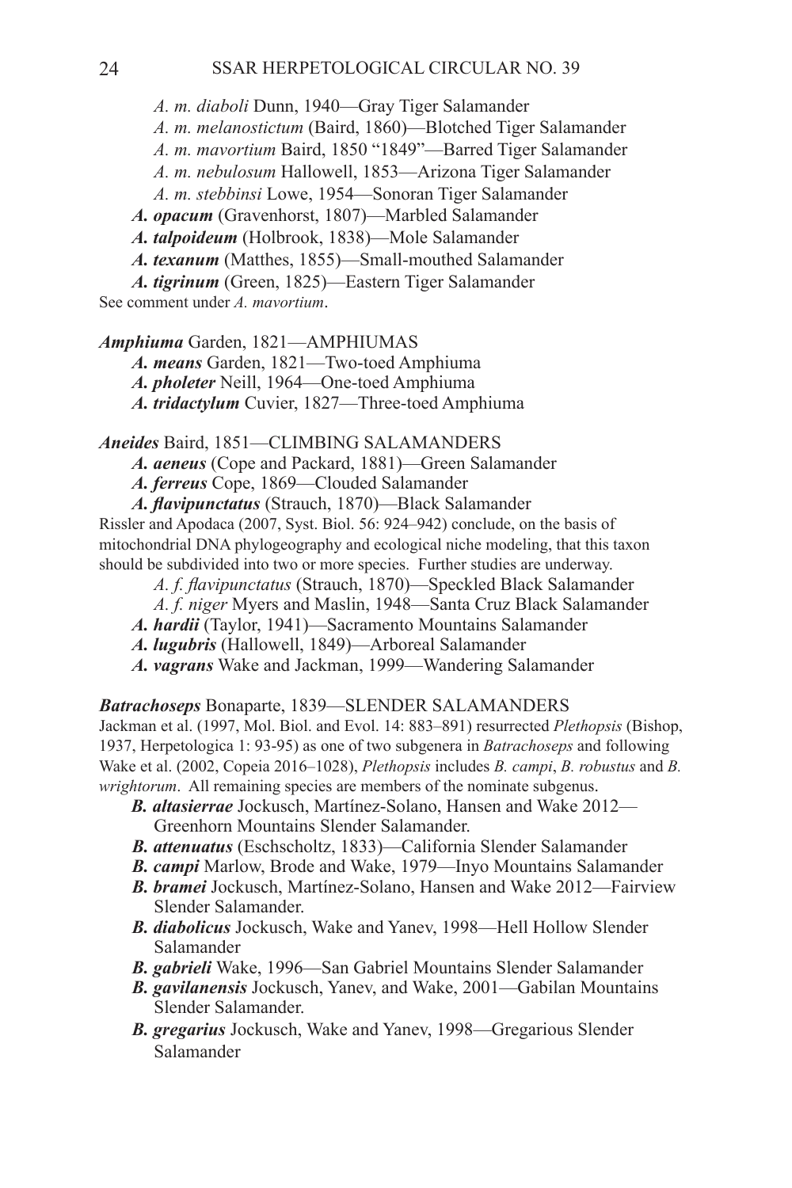*A. m. diaboli* Dunn, 1940—Gray Tiger Salamander

*A. m. melanostictum* (Baird, 1860)—Blotched Tiger Salamander

*A. m. mavortium* Baird, 1850 "1849"—Barred Tiger Salamander

*A. m. nebulosum* Hallowell, 1853—Arizona Tiger Salamander

*A. m. stebbinsi* Lowe, 1954—Sonoran Tiger Salamander

***A. opacum*** (Gravenhorst, 1807)—Marbled Salamander

***A. talpoideum*** (Holbrook, 1838)—Mole Salamander

***A. texanum*** (Matthes, 1855)—Small-mouthed Salamander

***A. tigrinum*** (Green, 1825)—Eastern Tiger Salamander

See comment under *A. mavortium*.

***Amphiuma*** Garden, 1821—AMPHIUMAS

***A. means*** Garden, 1821—Two-toed Amphiuma

***A. pholeter*** Neill, 1964—One-toed Amphiuma

***A. tridactylum*** Cuvier, 1827—Three-toed Amphiuma

***Aneides*** Baird, 1851—CLIMBING SALAMANDERS

***A. aeneus*** (Cope and Packard, 1881)—Green Salamander

***A. ferreus*** Cope, 1869—Clouded Salamander

***A. flavipunctatus*** (Strauch, 1870)—Black Salamander

Rissler and Apodaca (2007, Syst. Biol. 56: 924–942) conclude, on the basis of mitochondrial DNA phylogeography and ecological niche modeling, that this taxon should be subdivided into two or more species. Further studies are underway.

*A. f. flavipunctatus* (Strauch, 1870)—Speckled Black Salamander

*A. f. niger* Myers and Maslin, 1948—Santa Cruz Black Salamander

***A. hardii*** (Taylor, 1941)—Sacramento Mountains Salamander

***A. lugubris*** (Hallowell, 1849)—Arboreal Salamander

***A. vagrans*** Wake and Jackman, 1999—Wandering Salamander

***Batrachoseps*** Bonaparte, 1839—SLENDER SALAMANDERS

Jackman et al. (1997, Mol. Biol. and Evol. 14: 883–891) resurrected *Plethopsis* (Bishop, 1937, Herpetologica 1: 93-95) as one of two subgenera in *Batrachoseps* and following Wake et al. (2002, Copeia 2016–1028), *Plethopsis* includes *B. campi*, *B. robustus* and *B. wrightorum*. All remaining species are members of the nominate subgenus.

***B. altasierrae*** Jockusch, Martínez-Solano, Hansen and Wake 2012—Greenhorn Mountains Slender Salamander.

***B. attenuatus*** (Eschscholtz, 1833)—California Slender Salamander

***B. campi*** Marlow, Brode and Wake, 1979—Inyo Mountains Salamander

***B. bramei*** Jockusch, Martínez-Solano, Hansen and Wake 2012—Fairview Slender Salamander.

***B. diabolicus*** Jockusch, Wake and Yanev, 1998—Hell Hollow Slender Salamander

***B. gabrieli*** Wake, 1996—San Gabriel Mountains Slender Salamander

***B. gavilanensis*** Jockusch, Yanev, and Wake, 2001—Gabilan Mountains Slender Salamander.

***B. gregarius*** Jockusch, Wake and Yanev, 1998—Gregarious Slender Salamander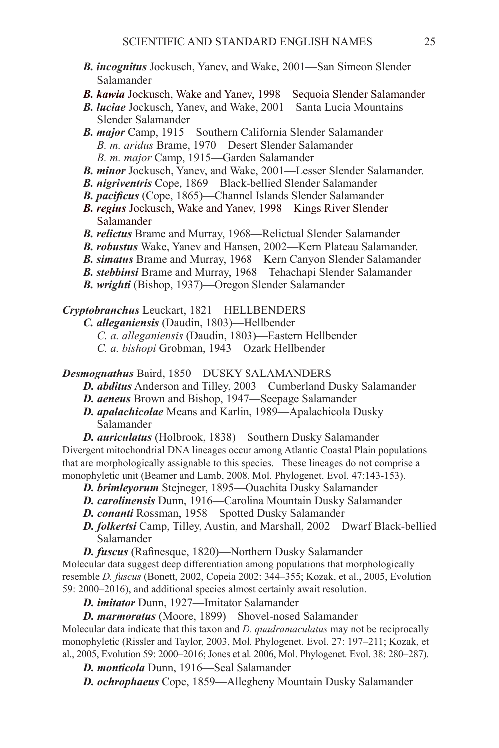***B. incognitus*** Jockusch, Yanev, and Wake, 2001—San Simeon Slender Salamander

***B. kawia*** Jockusch, Wake and Yanev, 1998—Sequoia Slender Salamander

***B. luciae*** Jockusch, Yanev, and Wake, 2001—Santa Lucia Mountains Slender Salamander

***B. major*** Camp, 1915—Southern California Slender Salamander

*B. m. aridus* Brame, 1970—Desert Slender Salamander

*B. m. major* Camp, 1915—Garden Salamander

***B. minor*** Jockusch, Yanev, and Wake, 2001—Lesser Slender Salamander.

***B. nigriventris*** Cope, 1869—Black-bellied Slender Salamander

***B. pacificus*** (Cope, 1865)—Channel Islands Slender Salamander

***B. regius*** Jockusch, Wake and Yanev, 1998—Kings River Slender Salamander

***B. relictus*** Brame and Murray, 1968—Relictual Slender Salamander

***B. robustus*** Wake, Yanev and Hansen, 2002—Kern Plateau Salamander.

***B. simatus*** Brame and Murray, 1968—Kern Canyon Slender Salamander

***B. stebbinsi*** Brame and Murray, 1968—Tehachapi Slender Salamander

***B. wrighti*** (Bishop, 1937)—Oregon Slender Salamander

***Cryptobranchus*** Leuckart, 1821—HELLBENDERS

***C. alleganiensis*** (Daudin, 1803)—Hellbender

*C. a. alleganiensis* (Daudin, 1803)—Eastern Hellbender

*C. a. bishopi* Grobman, 1943—Ozark Hellbender

***Desmognathus*** Baird, 1850—DUSKY SALAMANDERS

***D. abditus*** Anderson and Tilley, 2003—Cumberland Dusky Salamander

***D. aeneus*** Brown and Bishop, 1947—Seepage Salamander

***D. apalachicolae*** Means and Karlin, 1989—Apalachicola Dusky Salamander

***D. auriculatus*** (Holbrook, 1838)—Southern Dusky Salamander

Divergent mitochondrial DNA lineages occur among Atlantic Coastal Plain populations that are morphologically assignable to this species. These lineages do not comprise a monophyletic unit (Beamer and Lamb, 2008, Mol. Phylogenet. Evol. 47:143-153).

***D. brimleyorum*** Stejneger, 1895—Ouachita Dusky Salamander

***D. carolinensis*** Dunn, 1916—Carolina Mountain Dusky Salamander

***D. conanti*** Rossman, 1958—Spotted Dusky Salamander

***D. folkertsi*** Camp, Tilley, Austin, and Marshall, 2002—Dwarf Black-bellied Salamander

***D. fuscus*** (Rafinesque, 1820)—Northern Dusky Salamander

Molecular data suggest deep differentiation among populations that morphologically resemble *D. fuscus* (Bonett, 2002, Copeia 2002: 344–355; Kozak, et al., 2005, Evolution 59: 2000–2016), and additional species almost certainly await resolution.

***D. imitator*** Dunn, 1927—Imitator Salamander

***D. marmoratus*** (Moore, 1899)—Shovel-nosed Salamander

Molecular data indicate that this taxon and *D. quadramaculatus* may not be reciprocally monophyletic (Rissler and Taylor, 2003, Mol. Phylogenet. Evol. 27: 197–211; Kozak, et al., 2005, Evolution 59: 2000–2016; Jones et al. 2006, Mol. Phylogenet. Evol. 38: 280–287).

***D. monticola*** Dunn, 1916—Seal Salamander

***D. ochrophaeus*** Cope, 1859—Allegheny Mountain Dusky Salamander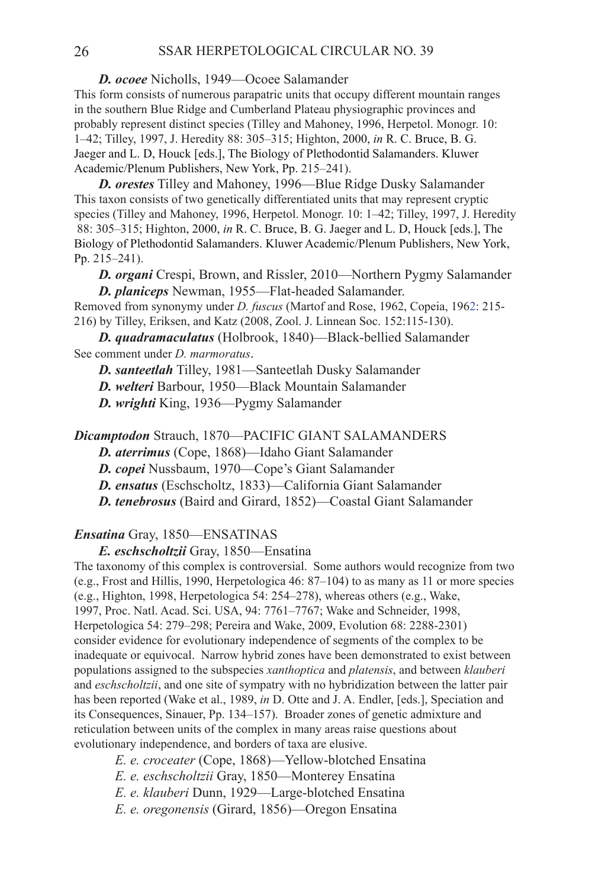***D. ocoee*** Nicholls, 1949—Ocoee Salamander
This form consists of numerous parapatric units that occupy different mountain ranges in the southern Blue Ridge and Cumberland Plateau physiographic provinces and probably represent distinct species (Tilley and Mahoney, 1996, Herpetol. Monogr. 10: 1–42; Tilley, 1997, J. Heredity 88: 305–315; Highton, 2000, *in* R. C. Bruce, B. G. Jaeger and L. D, Houck [eds.], The Biology of Plethodontid Salamanders. Kluwer Academic/Plenum Publishers, New York, Pp. 215–241).

***D. orestes*** Tilley and Mahoney, 1996—Blue Ridge Dusky Salamander
This taxon consists of two genetically differentiated units that may represent cryptic species (Tilley and Mahoney, 1996, Herpetol. Monogr. 10: 1–42; Tilley, 1997, J. Heredity 88: 305–315; Highton, 2000, *in* R. C. Bruce, B. G. Jaeger and L. D, Houck [eds.], The Biology of Plethodontid Salamanders. Kluwer Academic/Plenum Publishers, New York, Pp. 215–241).

***D. organi*** Crespi, Brown, and Rissler, 2010—Northern Pygmy Salamander

***D. planiceps*** Newman, 1955—Flat-headed Salamander.
Removed from synonymy under *D. fuscus* (Martof and Rose, 1962, Copeia, 1962: 215-216) by Tilley, Eriksen, and Katz (2008, Zool. J. Linnean Soc. 152:115-130).

***D. quadramaculatus*** (Holbrook, 1840)—Black-bellied Salamander
See comment under *D. marmoratus*.

***D. santeetlah*** Tilley, 1981—Santeetlah Dusky Salamander

***D. welteri*** Barbour, 1950—Black Mountain Salamander

***D. wrighti*** King, 1936—Pygmy Salamander

***Dicamptodon*** Strauch, 1870—PACIFIC GIANT SALAMANDERS

***D. aterrimus*** (Cope, 1868)—Idaho Giant Salamander

***D. copei*** Nussbaum, 1970—Cope's Giant Salamander

***D. ensatus*** (Eschscholtz, 1833)—California Giant Salamander

***D. tenebrosus*** (Baird and Girard, 1852)—Coastal Giant Salamander

***Ensatina*** Gray, 1850—ENSATINAS

***E. eschscholtzii*** Gray, 1850—Ensatina
The taxonomy of this complex is controversial. Some authors would recognize from two (e.g., Frost and Hillis, 1990, Herpetologica 46: 87–104) to as many as 11 or more species (e.g., Highton, 1998, Herpetologica 54: 254–278), whereas others (e.g., Wake, 1997, Proc. Natl. Acad. Sci. USA, 94: 7761–7767; Wake and Schneider, 1998, Herpetologica 54: 279–298; Pereira and Wake, 2009, Evolution 68: 2288-2301) consider evidence for evolutionary independence of segments of the complex to be inadequate or equivocal. Narrow hybrid zones have been demonstrated to exist between populations assigned to the subspecies *xanthoptica* and *platensis*, and between *klauberi* and *eschscholtzii*, and one site of sympatry with no hybridization between the latter pair has been reported (Wake et al., 1989, *in* D. Otte and J. A. Endler, [eds.], Speciation and its Consequences, Sinauer, Pp. 134–157). Broader zones of genetic admixture and reticulation between units of the complex in many areas raise questions about evolutionary independence, and borders of taxa are elusive.

*E. e. croceater* (Cope, 1868)—Yellow-blotched Ensatina

*E. e. eschscholtzii* Gray, 1850—Monterey Ensatina

*E. e. klauberi* Dunn, 1929—Large-blotched Ensatina

*E. e. oregonensis* (Girard, 1856)—Oregon Ensatina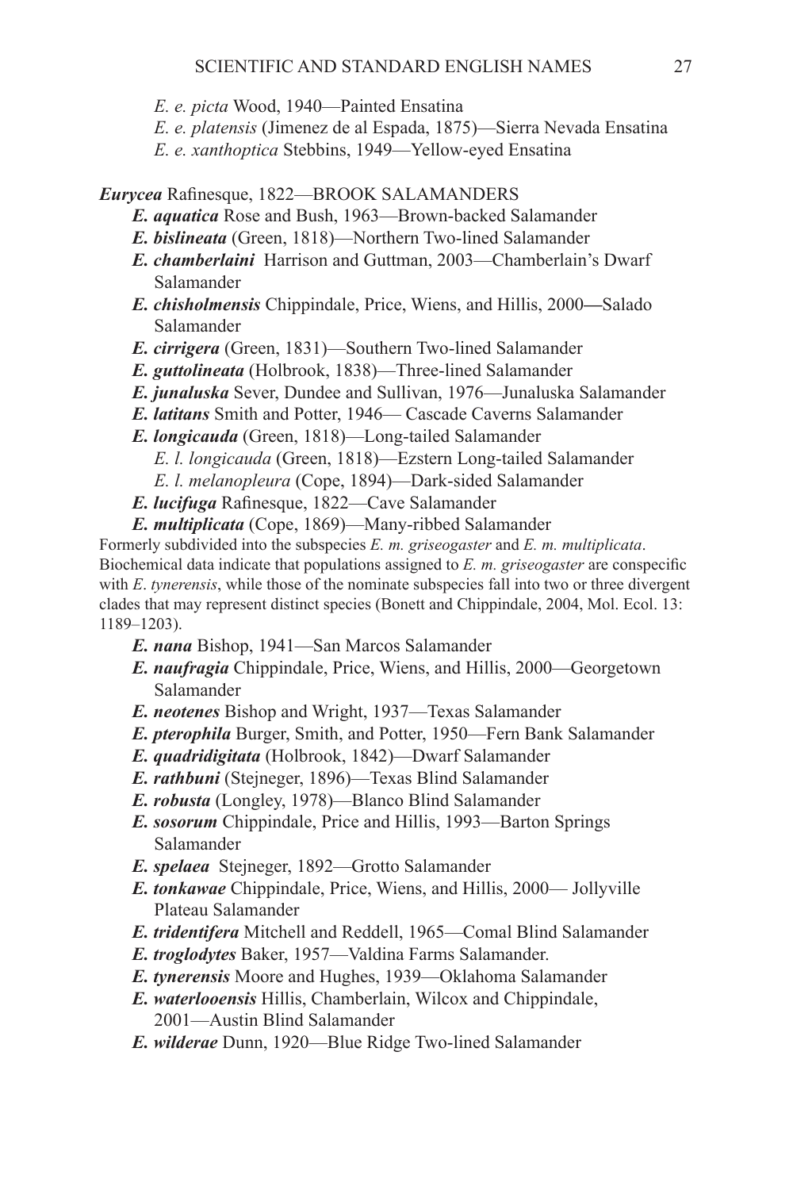*E. e. picta* Wood, 1940—Painted Ensatina
*E. e. platensis* (Jimenez de al Espada, 1875)—Sierra Nevada Ensatina
*E. e. xanthoptica* Stebbins, 1949—Yellow-eyed Ensatina

***Eurycea*** Rafinesque, 1822—BROOK SALAMANDERS

***E. aquatica*** Rose and Bush, 1963—Brown-backed Salamander
***E. bislineata*** (Green, 1818)—Northern Two-lined Salamander
***E. chamberlaini*** Harrison and Guttman, 2003—Chamberlain's Dwarf Salamander
***E. chisholmensis*** Chippindale, Price, Wiens, and Hillis, 2000—Salado Salamander
***E. cirrigera*** (Green, 1831)—Southern Two-lined Salamander
***E. guttolineata*** (Holbrook, 1838)—Three-lined Salamander
***E. junaluska*** Sever, Dundee and Sullivan, 1976—Junaluska Salamander
***E. latitans*** Smith and Potter, 1946— Cascade Caverns Salamander
***E. longicauda*** (Green, 1818)—Long-tailed Salamander
*E. l. longicauda* (Green, 1818)—Ezstern Long-tailed Salamander
*E. l. melanopleura* (Cope, 1894)—Dark-sided Salamander
***E. lucifuga*** Rafinesque, 1822—Cave Salamander
***E. multiplicata*** (Cope, 1869)—Many-ribbed Salamander

Formerly subdivided into the subspecies *E. m. griseogaster* and *E. m. multiplicata*. Biochemical data indicate that populations assigned to *E. m. griseogaster* are conspecific with *E*. *tynerensis*, while those of the nominate subspecies fall into two or three divergent clades that may represent distinct species (Bonett and Chippindale, 2004, Mol. Ecol. 13: 1189–1203).

***E. nana*** Bishop, 1941—San Marcos Salamander
***E. naufragia*** Chippindale, Price, Wiens, and Hillis, 2000—Georgetown Salamander
***E. neotenes*** Bishop and Wright, 1937—Texas Salamander
***E. pterophila*** Burger, Smith, and Potter, 1950—Fern Bank Salamander
***E. quadridigitata*** (Holbrook, 1842)—Dwarf Salamander
***E. rathbuni*** (Stejneger, 1896)—Texas Blind Salamander
***E. robusta*** (Longley, 1978)—Blanco Blind Salamander
***E. sosorum*** Chippindale, Price and Hillis, 1993—Barton Springs Salamander
***E. spelaea*** Stejneger, 1892—Grotto Salamander
***E. tonkawae*** Chippindale, Price, Wiens, and Hillis, 2000— Jollyville Plateau Salamander
***E. tridentifera*** Mitchell and Reddell, 1965—Comal Blind Salamander
***E. troglodytes*** Baker, 1957—Valdina Farms Salamander.
***E. tynerensis*** Moore and Hughes, 1939—Oklahoma Salamander
***E. waterlooensis*** Hillis, Chamberlain, Wilcox and Chippindale, 2001—Austin Blind Salamander
***E. wilderae*** Dunn, 1920—Blue Ridge Two-lined Salamander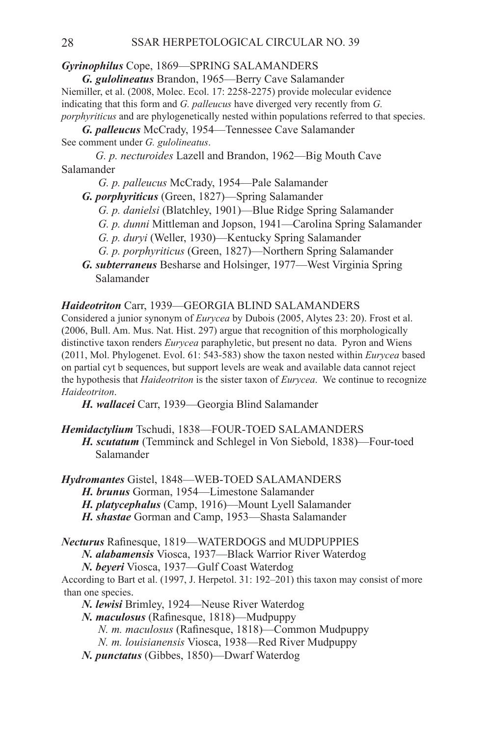***Gyrinophilus*** **Cope, 1869—SPRING SALAMANDERS**

***G. gulolineatus*** Brandon, 1965—Berry Cave Salamander

Niemiller, et al. (2008, Molec. Ecol. 17: 2258-2275) provide molecular evidence indicating that this form and *G. palleucus* have diverged very recently from *G. porphyriticus* and are phylogenetically nested within populations referred to that species.

***G. palleucus*** McCrady, 1954—Tennessee Cave Salamander

See comment under *G. gulolineatus*.

*G. p. necturoides* Lazell and Brandon, 1962—Big Mouth Cave Salamander

*G. p. palleucus* McCrady, 1954—Pale Salamander

***G. porphyriticus*** (Green, 1827)—Spring Salamander

*G. p. danielsi* (Blatchley, 1901)—Blue Ridge Spring Salamander

*G. p. dunni* Mittleman and Jopson, 1941—Carolina Spring Salamander

*G. p. duryi* (Weller, 1930)—Kentucky Spring Salamander

*G. p. porphyriticus* (Green, 1827)—Northern Spring Salamander

***G. subterraneus*** Besharse and Holsinger, 1977—West Virginia Spring Salamander

***Haideotriton*** **Carr, 1939—GEORGIA BLIND SALAMANDERS**

Considered a junior synonym of *Eurycea* by Dubois (2005, Alytes 23: 20). Frost et al. (2006, Bull. Am. Mus. Nat. Hist. 297) argue that recognition of this morphologically distinctive taxon renders *Eurycea* paraphyletic, but present no data. Pyron and Wiens (2011, Mol. Phylogenet. Evol. 61: 543-583) show the taxon nested within *Eurycea* based on partial cyt b sequences, but support levels are weak and available data cannot reject the hypothesis that *Haideotriton* is the sister taxon of *Eurycea*. We continue to recognize *Haideotriton*.

***H. wallacei*** Carr, 1939—Georgia Blind Salamander

***Hemidactylium*** **Tschudi, 1838—FOUR-TOED SALAMANDERS**

***H. scutatum*** (Temminck and Schlegel in Von Siebold, 1838)—Four-toed Salamander

***Hydromantes*** **Gistel, 1848—WEB-TOED SALAMANDERS**

***H. brunus*** Gorman, 1954—Limestone Salamander

***H. platycephalus*** (Camp, 1916)—Mount Lyell Salamander

***H. shastae*** Gorman and Camp, 1953—Shasta Salamander

***Necturus*** **Rafinesque, 1819—WATERDOGS and MUDPUPPIES**

***N. alabamensis*** Viosca, 1937—Black Warrior River Waterdog

***N. beyeri*** Viosca, 1937—Gulf Coast Waterdog

According to Bart et al. (1997, J. Herpetol. 31: 192–201) this taxon may consist of more than one species.

***N. lewisi*** Brimley, 1924—Neuse River Waterdog

***N. maculosus*** (Rafinesque, 1818)—Mudpuppy

*N. m. maculosus* (Rafinesque, 1818)—Common Mudpuppy

*N. m. louisianensis* Viosca, 1938—Red River Mudpuppy

***N. punctatus*** (Gibbes, 1850)—Dwarf Waterdog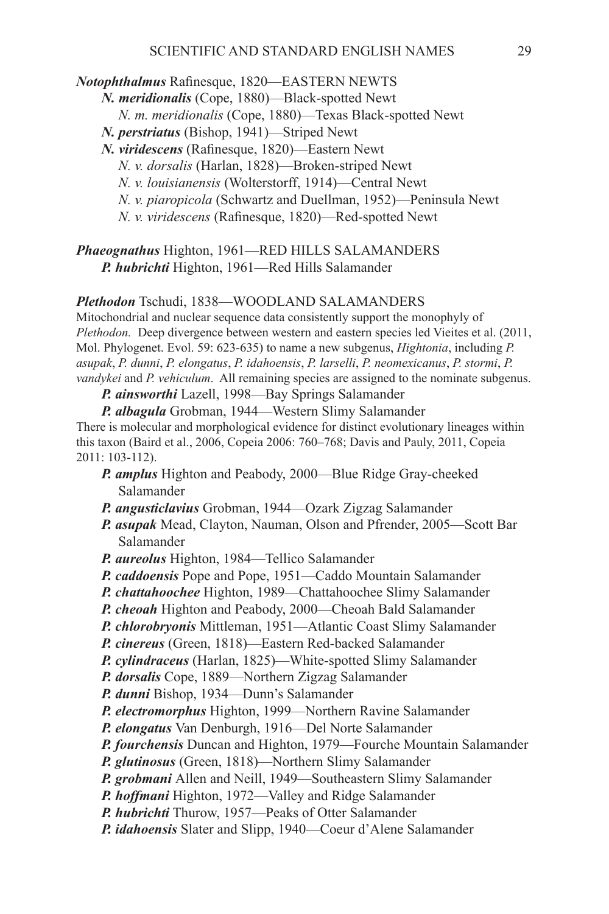***Notophthalmus*** Rafinesque, 1820—EASTERN NEWTS

- ***N. meridionalis*** (Cope, 1880)—Black-spotted Newt
  - *N. m. meridionalis* (Cope, 1880)—Texas Black-spotted Newt
- ***N. perstriatus*** (Bishop, 1941)—Striped Newt
- ***N. viridescens*** (Rafinesque, 1820)—Eastern Newt
  - *N. v. dorsalis* (Harlan, 1828)—Broken-striped Newt
  - *N. v. louisianensis* (Wolterstorff, 1914)—Central Newt
  - *N. v. piaropicola* (Schwartz and Duellman, 1952)—Peninsula Newt
  - *N. v. viridescens* (Rafinesque, 1820)—Red-spotted Newt

***Phaeognathus*** Highton, 1961—RED HILLS SALAMANDERS

- ***P. hubrichti*** Highton, 1961—Red Hills Salamander

***Plethodon*** Tschudi, 1838—WOODLAND SALAMANDERS

Mitochondrial and nuclear sequence data consistently support the monophyly of *Plethodon.* Deep divergence between western and eastern species led Vieites et al. (2011, Mol. Phylogenet. Evol. 59: 623-635) to name a new subgenus, *Hightonia*, including *P. asupak*, *P. dunni*, *P. elongatus*, *P. idahoensis*, *P. larselli*, *P. neomexicanus*, *P. stormi*, *P. vandykei* and *P. vehiculum*. All remaining species are assigned to the nominate subgenus.

- ***P. ainsworthi*** Lazell, 1998—Bay Springs Salamander
- ***P. albagula*** Grobman, 1944—Western Slimy Salamander

There is molecular and morphological evidence for distinct evolutionary lineages within this taxon (Baird et al., 2006, Copeia 2006: 760–768; Davis and Pauly, 2011, Copeia 2011: 103-112).

- ***P. amplus*** Highton and Peabody, 2000—Blue Ridge Gray-cheeked Salamander
- ***P. angusticlavius*** Grobman, 1944—Ozark Zigzag Salamander
- ***P. asupak*** Mead, Clayton, Nauman, Olson and Pfrender, 2005—Scott Bar Salamander
- ***P. aureolus*** Highton, 1984—Tellico Salamander
- ***P. caddoensis*** Pope and Pope, 1951—Caddo Mountain Salamander
- ***P. chattahoochee*** Highton, 1989—Chattahoochee Slimy Salamander
- ***P. cheoah*** Highton and Peabody, 2000—Cheoah Bald Salamander
- ***P. chlorobryonis*** Mittleman, 1951—Atlantic Coast Slimy Salamander
- ***P. cinereus*** (Green, 1818)—Eastern Red-backed Salamander
- ***P. cylindraceus*** (Harlan, 1825)—White-spotted Slimy Salamander
- ***P. dorsalis*** Cope, 1889—Northern Zigzag Salamander
- ***P. dunni*** Bishop, 1934—Dunn's Salamander
- ***P. electromorphus*** Highton, 1999—Northern Ravine Salamander
- ***P. elongatus*** Van Denburgh, 1916—Del Norte Salamander
- ***P. fourchensis*** Duncan and Highton, 1979—Fourche Mountain Salamander
- ***P. glutinosus*** (Green, 1818)—Northern Slimy Salamander
- ***P. grobmani*** Allen and Neill, 1949—Southeastern Slimy Salamander
- ***P. hoffmani*** Highton, 1972—Valley and Ridge Salamander
- ***P. hubrichti*** Thurow, 1957—Peaks of Otter Salamander
- ***P. idahoensis*** Slater and Slipp, 1940—Coeur d'Alene Salamander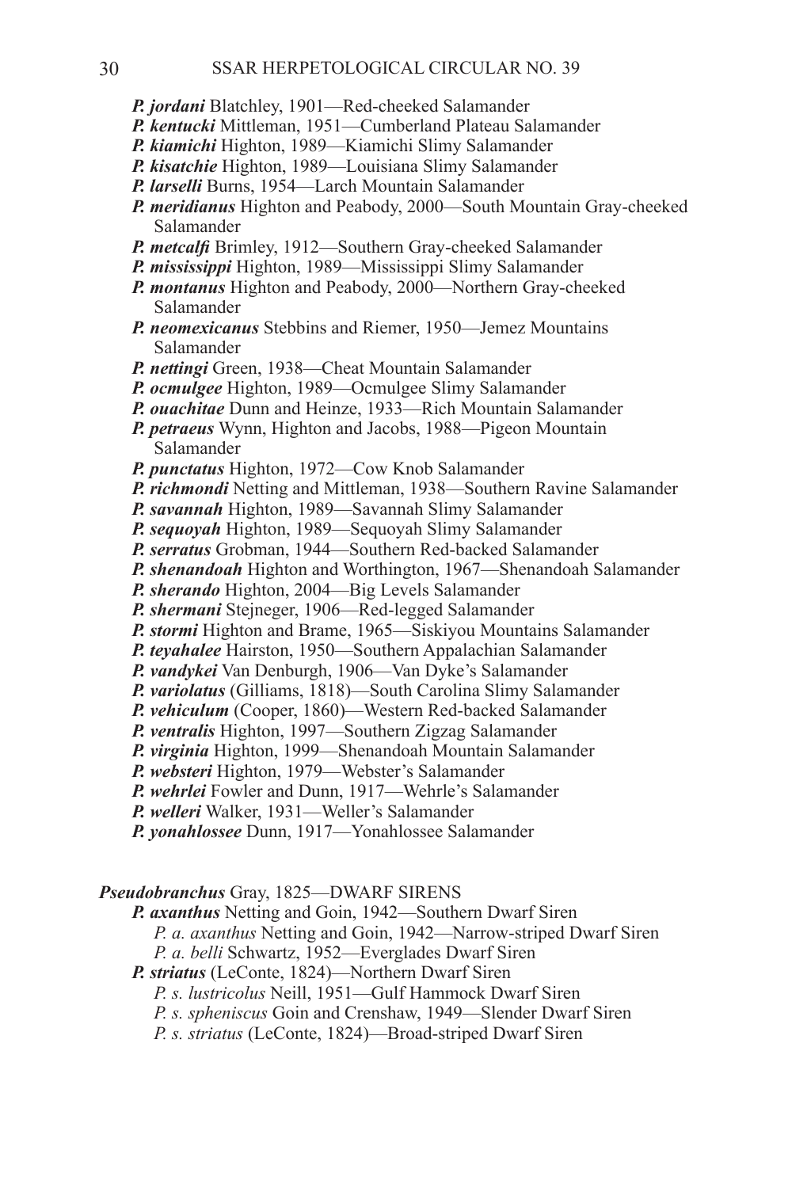***P. jordani*** Blatchley, 1901—Red-cheeked Salamander

***P. kentucki*** Mittleman, 1951—Cumberland Plateau Salamander

***P. kiamichi*** Highton, 1989—Kiamichi Slimy Salamander

***P. kisatchie*** Highton, 1989—Louisiana Slimy Salamander

***P. larselli*** Burns, 1954—Larch Mountain Salamander

***P. meridianus*** Highton and Peabody, 2000—South Mountain Gray-cheeked Salamander

***P. metcalfi*** Brimley, 1912—Southern Gray-cheeked Salamander

***P. mississippi*** Highton, 1989—Mississippi Slimy Salamander

***P. montanus*** Highton and Peabody, 2000—Northern Gray-cheeked Salamander

***P. neomexicanus*** Stebbins and Riemer, 1950—Jemez Mountains Salamander

***P. nettingi*** Green, 1938—Cheat Mountain Salamander

***P. ocmulgee*** Highton, 1989—Ocmulgee Slimy Salamander

***P. ouachitae*** Dunn and Heinze, 1933—Rich Mountain Salamander

***P. petraeus*** Wynn, Highton and Jacobs, 1988—Pigeon Mountain Salamander

***P. punctatus*** Highton, 1972—Cow Knob Salamander

***P. richmondi*** Netting and Mittleman, 1938—Southern Ravine Salamander

***P. savannah*** Highton, 1989—Savannah Slimy Salamander

***P. sequoyah*** Highton, 1989—Sequoyah Slimy Salamander

***P. serratus*** Grobman, 1944—Southern Red-backed Salamander

***P. shenandoah*** Highton and Worthington, 1967—Shenandoah Salamander

***P. sherando*** Highton, 2004—Big Levels Salamander

***P. shermani*** Stejneger, 1906—Red-legged Salamander

***P. stormi*** Highton and Brame, 1965—Siskiyou Mountains Salamander

***P. teyahalee*** Hairston, 1950—Southern Appalachian Salamander

***P. vandykei*** Van Denburgh, 1906—Van Dyke's Salamander

***P. variolatus*** (Gilliams, 1818)—South Carolina Slimy Salamander

***P. vehiculum*** (Cooper, 1860)—Western Red-backed Salamander

***P. ventralis*** Highton, 1997—Southern Zigzag Salamander

***P. virginia*** Highton, 1999—Shenandoah Mountain Salamander

***P. websteri*** Highton, 1979—Webster's Salamander

***P. wehrlei*** Fowler and Dunn, 1917—Wehrle's Salamander

***P. welleri*** Walker, 1931—Weller's Salamander

***P. yonahlossee*** Dunn, 1917—Yonahlossee Salamander

***Pseudobranchus*** Gray, 1825—DWARF SIRENS

- ***P. axanthus*** Netting and Goin, 1942—Southern Dwarf Siren
  - *P. a. axanthus* Netting and Goin, 1942—Narrow-striped Dwarf Siren
  - *P. a. belli* Schwartz, 1952—Everglades Dwarf Siren
- ***P. striatus*** (LeConte, 1824)—Northern Dwarf Siren
  - *P. s. lustricolus* Neill, 1951—Gulf Hammock Dwarf Siren
  - *P. s. spheniscus* Goin and Crenshaw, 1949—Slender Dwarf Siren
  - *P. s. striatus* (LeConte, 1824)—Broad-striped Dwarf Siren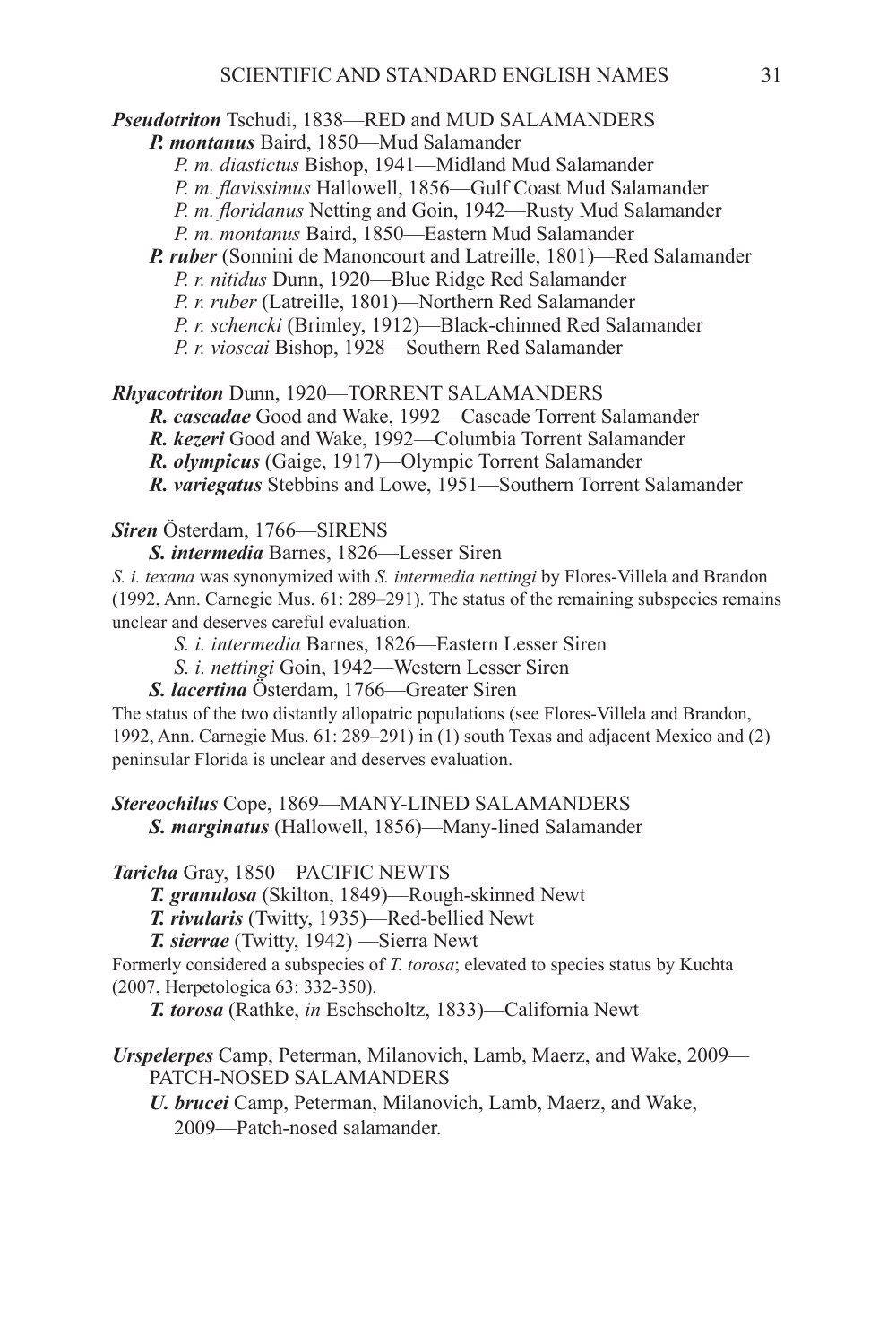***Pseudotriton*** Tschudi, 1838—RED and MUD SALAMANDERS

***P. montanus*** Baird, 1850—Mud Salamander

*P. m. diastictus* Bishop, 1941—Midland Mud Salamander

*P. m. flavissimus* Hallowell, 1856—Gulf Coast Mud Salamander

*P. m. floridanus* Netting and Goin, 1942—Rusty Mud Salamander

*P. m. montanus* Baird, 1850—Eastern Mud Salamander

***P. ruber*** (Sonnini de Manoncourt and Latreille, 1801)—Red Salamander

*P. r. nitidus* Dunn, 1920—Blue Ridge Red Salamander

*P. r. ruber* (Latreille, 1801)—Northern Red Salamander

*P. r. schencki* (Brimley, 1912)—Black-chinned Red Salamander

*P. r. vioscai* Bishop, 1928—Southern Red Salamander

***Rhyacotriton*** Dunn, 1920—TORRENT SALAMANDERS

***R. cascadae*** Good and Wake, 1992—Cascade Torrent Salamander

***R. kezeri*** Good and Wake, 1992—Columbia Torrent Salamander

***R. olympicus*** (Gaige, 1917)—Olympic Torrent Salamander

***R. variegatus*** Stebbins and Lowe, 1951—Southern Torrent Salamander

***Siren*** Österdam, 1766—SIRENS

***S. intermedia*** Barnes, 1826—Lesser Siren

*S. i. texana* was synonymized with *S. intermedia nettingi* by Flores-Villela and Brandon (1992, Ann. Carnegie Mus. 61: 289–291). The status of the remaining subspecies remains unclear and deserves careful evaluation.

*S. i. intermedia* Barnes, 1826—Eastern Lesser Siren

*S. i. nettingi* Goin, 1942—Western Lesser Siren

***S. lacertina*** Österdam, 1766—Greater Siren

The status of the two distantly allopatric populations (see Flores-Villela and Brandon, 1992, Ann. Carnegie Mus. 61: 289–291) in (1) south Texas and adjacent Mexico and (2) peninsular Florida is unclear and deserves evaluation.

***Stereochilus*** Cope, 1869—MANY-LINED SALAMANDERS

***S. marginatus*** (Hallowell, 1856)—Many-lined Salamander

***Taricha*** Gray, 1850—PACIFIC NEWTS

***T. granulosa*** (Skilton, 1849)—Rough-skinned Newt

***T. rivularis*** (Twitty, 1935)—Red-bellied Newt

***T. sierrae*** (Twitty, 1942) —Sierra Newt

Formerly considered a subspecies of *T. torosa*; elevated to species status by Kuchta (2007, Herpetologica 63: 332-350).

***T. torosa*** (Rathke, *in* Eschscholtz, 1833)—California Newt

***Urspelerpes*** Camp, Peterman, Milanovich, Lamb, Maerz, and Wake, 2009—PATCH-NOSED SALAMANDERS

***U. brucei*** Camp, Peterman, Milanovich, Lamb, Maerz, and Wake, 2009—Patch-nosed salamander.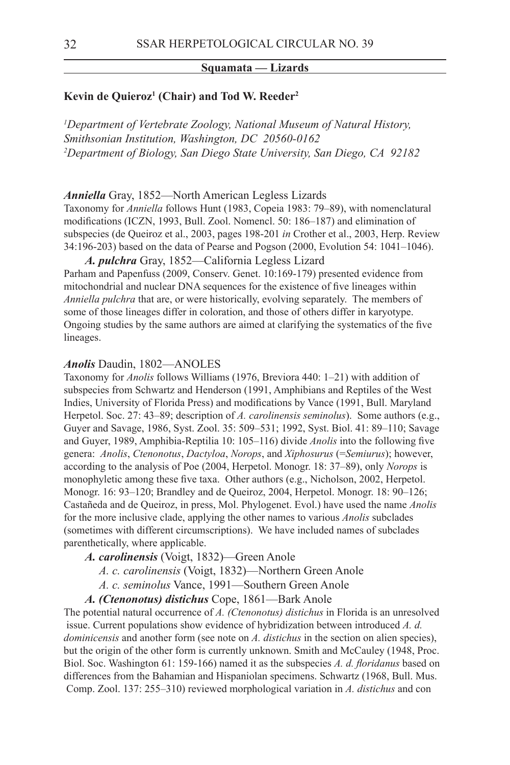## Squamata — Lizards

**Kevin de Queiroz[1] (Chair) and Tod W. Reeder[2]**

*[1]Department of Vertebrate Zoology, National Museum of Natural History, Smithsonian Institution, Washington, DC 20560-0162*
*[2]Department of Biology, San Diego State University, San Diego, CA 92182*

***Anniella*** Gray, 1852—North American Legless Lizards

Taxonomy for *Anniella* follows Hunt (1983, Copeia 1983: 79–89), with nomenclatural modifications (ICZN, 1993, Bull. Zool. Nomencl. 50: 186–187) and elimination of subspecies (de Queiroz et al., 2003, pages 198-201 *in* Crother et al., 2003, Herp. Review 34:196-203) based on the data of Pearse and Pogson (2000, Evolution 54: 1041–1046).

***A. pulchra*** Gray, 1852—California Legless Lizard

Parham and Papenfuss (2009, Conserv. Genet. 10:169-179) presented evidence from mitochondrial and nuclear DNA sequences for the existence of five lineages within *Anniella pulchra* that are, or were historically, evolving separately. The members of some of those lineages differ in coloration, and those of others differ in karyotype. Ongoing studies by the same authors are aimed at clarifying the systematics of the five lineages.

***Anolis*** Daudin, 1802—ANOLES

Taxonomy for *Anolis* follows Williams (1976, Breviora 440: 1–21) with addition of subspecies from Schwartz and Henderson (1991, Amphibians and Reptiles of the West Indies, University of Florida Press) and modifications by Vance (1991, Bull. Maryland Herpetol. Soc. 27: 43–89; description of *A. carolinensis seminolus*). Some authors (e.g., Guyer and Savage, 1986, Syst. Zool. 35: 509–531; 1992, Syst. Biol. 41: 89–110; Savage and Guyer, 1989, Amphibia-Reptilia 10: 105–116) divide *Anolis* into the following five genera: *Anolis*, *Ctenonotus*, *Dactyloa*, *Norops*, and *Xiphosurus* (=*Semiurus*); however, according to the analysis of Poe (2004, Herpetol. Monogr. 18: 37–89), only *Norops* is monophyletic among these five taxa. Other authors (e.g., Nicholson, 2002, Herpetol. Monogr. 16: 93–120; Brandley and de Queiroz, 2004, Herpetol. Monogr. 18: 90–126; Castañeda and de Queiroz, in press, Mol. Phylogenet. Evol.) have used the name *Anolis* for the more inclusive clade, applying the other names to various *Anolis* subclades (sometimes with different circumscriptions). We have included names of subclades parenthetically, where applicable.

***A. carolinensis*** (Voigt, 1832)—Green Anole

*A. c. carolinensis* (Voigt, 1832)—Northern Green Anole

*A. c. seminolus* Vance, 1991—Southern Green Anole

***A. (Ctenonotus) distichus*** Cope, 1861—Bark Anole

The potential natural occurrence of *A. (Ctenonotus) distichus* in Florida is an unresolved issue. Current populations show evidence of hybridization between introduced *A. d. dominicensis* and another form (see note on *A. distichus* in the section on alien species), but the origin of the other form is currently unknown. Smith and McCauley (1948, Proc. Biol. Soc. Washington 61: 159-166) named it as the subspecies *A. d. floridanus* based on differences from the Bahamian and Hispaniolan specimens. Schwartz (1968, Bull. Mus. Comp. Zool. 137: 255–310) reviewed morphological variation in *A. distichus* and con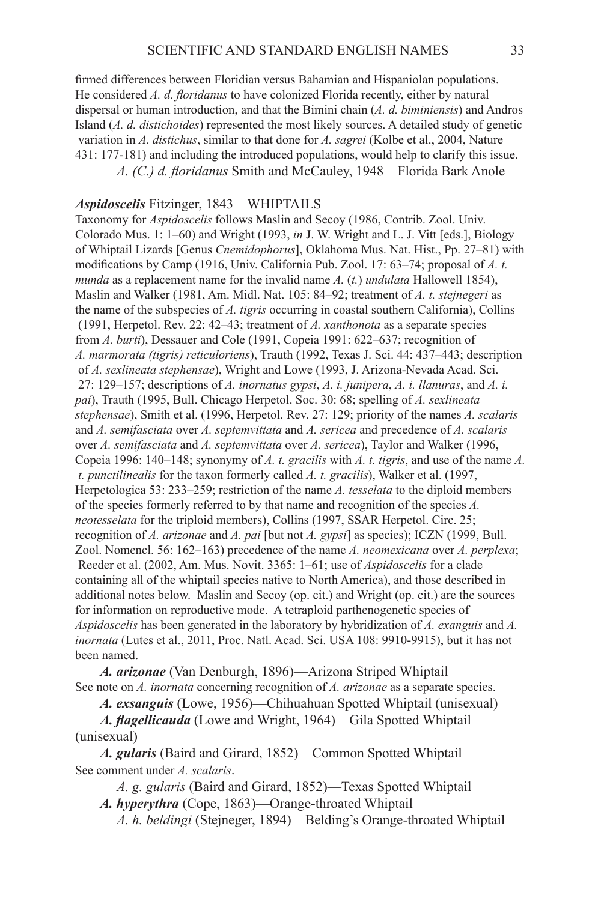firmed differences between Floridian versus Bahamian and Hispaniolan populations. He considered *A. d. floridanus* to have colonized Florida recently, either by natural dispersal or human introduction, and that the Bimini chain (*A. d. biminiensis*) and Andros Island (*A. d. distichoides*) represented the most likely sources. A detailed study of genetic variation in *A. distichus*, similar to that done for *A. sagrei* (Kolbe et al., 2004, Nature 431: 177-181) and including the introduced populations, would help to clarify this issue.

*A. (C.) d. floridanus* Smith and McCauley, 1948—Florida Bark Anole

***Aspidoscelis*** **Fitzinger, 1843—WHIPTAILS**

Taxonomy for *Aspidoscelis* follows Maslin and Secoy (1986, Contrib. Zool. Univ. Colorado Mus. 1: 1–60) and Wright (1993, *in* J. W. Wright and L. J. Vitt [eds.], Biology of Whiptail Lizards [Genus *Cnemidophorus*], Oklahoma Mus. Nat. Hist., Pp. 27–81) with modifications by Camp (1916, Univ. California Pub. Zool. 17: 63–74; proposal of *A. t. munda* as a replacement name for the invalid name *A.* (*t.*) *undulata* Hallowell 1854), Maslin and Walker (1981, Am. Midl. Nat. 105: 84–92; treatment of *A. t. stejnegeri* as the name of the subspecies of *A. tigris* occurring in coastal southern California), Collins (1991, Herpetol. Rev. 22: 42–43; treatment of *A. xanthonota* as a separate species from *A. burti*), Dessauer and Cole (1991, Copeia 1991: 622–637; recognition of *A. marmorata (tigris) reticuloriens*), Trauth (1992, Texas J. Sci. 44: 437–443; description of *A. sexlineata stephensae*), Wright and Lowe (1993, J. Arizona-Nevada Acad. Sci. 27: 129–157; descriptions of *A. inornatus gypsi*, *A. i. junipera*, *A. i. llanuras*, and *A. i. pai*), Trauth (1995, Bull. Chicago Herpetol. Soc. 30: 68; spelling of *A. sexlineata stephensae*), Smith et al. (1996, Herpetol. Rev. 27: 129; priority of the names *A. scalaris* and *A. semifasciata* over *A. septemvittata* and *A. sericea* and precedence of *A. scalaris* over *A. semifasciata* and *A. septemvittata* over *A. sericea*), Taylor and Walker (1996, Copeia 1996: 140–148; synonymy of *A. t. gracilis* with *A. t. tigris*, and use of the name *A. t. punctilinealis* for the taxon formerly called *A. t. gracilis*), Walker et al. (1997, Herpetologica 53: 233–259; restriction of the name *A. tesselata* to the diploid members of the species formerly referred to by that name and recognition of the species *A. neotesselata* for the triploid members), Collins (1997, SSAR Herpetol. Circ. 25; recognition of *A. arizonae* and *A. pai* [but not *A. gypsi*] as species); ICZN (1999, Bull. Zool. Nomencl. 56: 162–163) precedence of the name *A. neomexicana* over *A. perplexa*; Reeder et al. (2002, Am. Mus. Novit. 3365: 1–61; use of *Aspidoscelis* for a clade containing all of the whiptail species native to North America), and those described in additional notes below. Maslin and Secoy (op. cit.) and Wright (op. cit.) are the sources for information on reproductive mode. A tetraploid parthenogenetic species of *Aspidoscelis* has been generated in the laboratory by hybridization of *A. exanguis* and *A. inornata* (Lutes et al., 2011, Proc. Natl. Acad. Sci. USA 108: 9910-9915), but it has not been named.

***A. arizonae*** (Van Denburgh, 1896)—Arizona Striped Whiptail
See note on *A. inornata* concerning recognition of *A. arizonae* as a separate species.

***A. exsanguis*** (Lowe, 1956)—Chihuahuan Spotted Whiptail (unisexual)

***A. flagellicauda*** (Lowe and Wright, 1964)—Gila Spotted Whiptail (unisexual)

***A. gularis*** (Baird and Girard, 1852)—Common Spotted Whiptail
See comment under *A. scalaris*.

*A. g. gularis* (Baird and Girard, 1852)—Texas Spotted Whiptail

***A. hyperythra*** (Cope, 1863)—Orange-throated Whiptail

*A. h. beldingi* (Stejneger, 1894)—Belding's Orange-throated Whiptail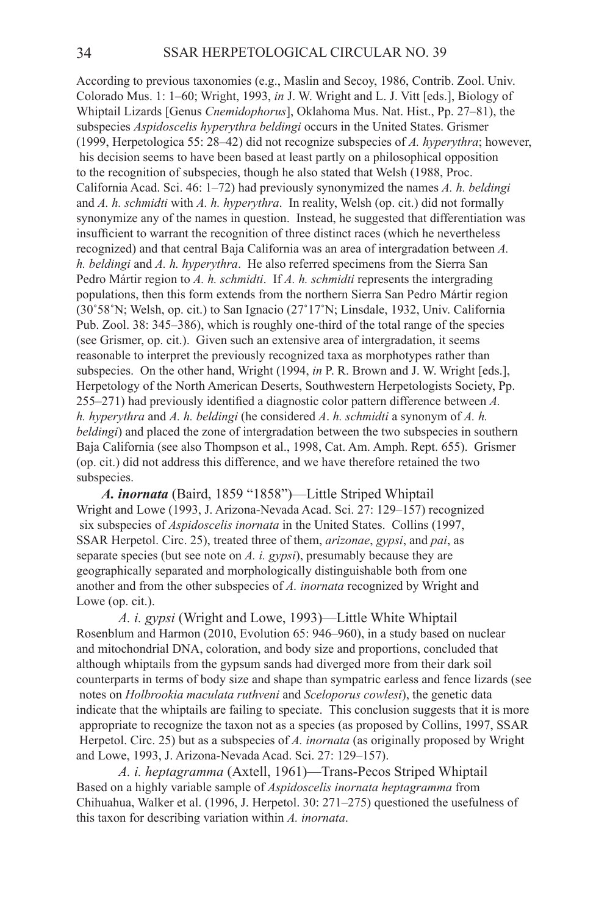According to previous taxonomies (e.g., Maslin and Secoy, 1986, Contrib. Zool. Univ. Colorado Mus. 1: 1–60; Wright, 1993, *in* J. W. Wright and L. J. Vitt [eds.], Biology of Whiptail Lizards [Genus *Cnemidophorus*], Oklahoma Mus. Nat. Hist., Pp. 27–81), the subspecies *Aspidoscelis hyperythra beldingi* occurs in the United States. Grismer (1999, Herpetologica 55: 28–42) did not recognize subspecies of *A. hyperythra*; however, his decision seems to have been based at least partly on a philosophical opposition to the recognition of subspecies, though he also stated that Welsh (1988, Proc. California Acad. Sci. 46: 1–72) had previously synonymized the names *A. h. beldingi* and *A. h. schmidti* with *A. h. hyperythra*. In reality, Welsh (op. cit.) did not formally synonymize any of the names in question. Instead, he suggested that differentiation was insufficient to warrant the recognition of three distinct races (which he nevertheless recognized) and that central Baja California was an area of intergradation between *A. h. beldingi* and *A. h. hyperythra*. He also referred specimens from the Sierra San Pedro Mártir region to *A. h. schmidti*. If *A. h. schmidti* represents the intergrading populations, then this form extends from the northern Sierra San Pedro Mártir region (30˚58˚N; Welsh, op. cit.) to San Ignacio (27˚17˚N; Linsdale, 1932, Univ. California Pub. Zool. 38: 345–386), which is roughly one-third of the total range of the species (see Grismer, op. cit.). Given such an extensive area of intergradation, it seems reasonable to interpret the previously recognized taxa as morphotypes rather than subspecies. On the other hand, Wright (1994, *in* P. R. Brown and J. W. Wright [eds.], Herpetology of the North American Deserts, Southwestern Herpetologists Society, Pp. 255–271) had previously identified a diagnostic color pattern difference between *A. h. hyperythra* and *A. h. beldingi* (he considered *A. h. schmidti* a synonym of *A. h. beldingi*) and placed the zone of intergradation between the two subspecies in southern Baja California (see also Thompson et al., 1998, Cat. Am. Amph. Rept. 655). Grismer (op. cit.) did not address this difference, and we have therefore retained the two subspecies.

***A. inornata*** (Baird, 1859 "1858")—Little Striped Whiptail
Wright and Lowe (1993, J. Arizona-Nevada Acad. Sci. 27: 129–157) recognized six subspecies of *Aspidoscelis inornata* in the United States. Collins (1997, SSAR Herpetol. Circ. 25), treated three of them, *arizonae*, *gypsi*, and *pai*, as separate species (but see note on *A. i. gypsi*), presumably because they are geographically separated and morphologically distinguishable both from one another and from the other subspecies of *A. inornata* recognized by Wright and Lowe (op. cit.).

*A. i. gypsi* (Wright and Lowe, 1993)—Little White Whiptail
Rosenblum and Harmon (2010, Evolution 65: 946–960), in a study based on nuclear and mitochondrial DNA, coloration, and body size and proportions, concluded that although whiptails from the gypsum sands had diverged more from their dark soil counterparts in terms of body size and shape than sympatric earless and fence lizards (see notes on *Holbrookia maculata ruthveni* and *Sceloporus cowlesi*), the genetic data indicate that the whiptails are failing to speciate. This conclusion suggests that it is more appropriate to recognize the taxon not as a species (as proposed by Collins, 1997, SSAR Herpetol. Circ. 25) but as a subspecies of *A. inornata* (as originally proposed by Wright and Lowe, 1993, J. Arizona-Nevada Acad. Sci. 27: 129–157).

*A. i. heptagramma* (Axtell, 1961)—Trans-Pecos Striped Whiptail
Based on a highly variable sample of *Aspidoscelis inornata heptagramma* from Chihuahua, Walker et al. (1996, J. Herpetol. 30: 271–275) questioned the usefulness of this taxon for describing variation within *A. inornata*.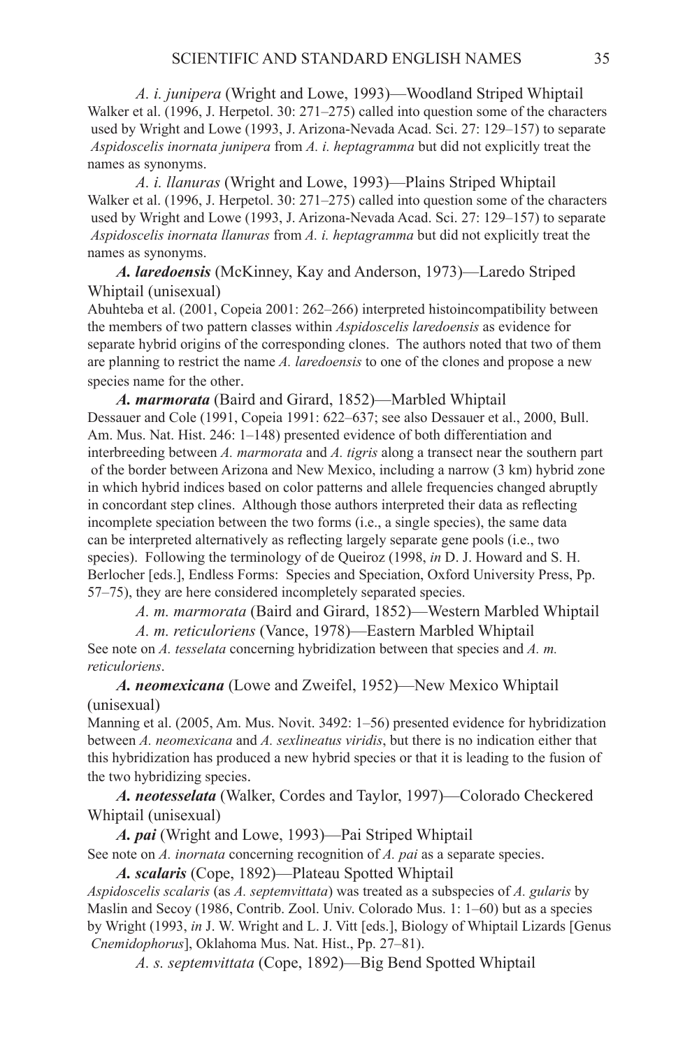*A. i. junipera* (Wright and Lowe, 1993)—Woodland Striped Whiptail
Walker et al. (1996, J. Herpetol. 30: 271–275) called into question some of the characters used by Wright and Lowe (1993, J. Arizona-Nevada Acad. Sci. 27: 129–157) to separate *Aspidoscelis inornata junipera* from *A. i. heptagramma* but did not explicitly treat the names as synonyms.

*A. i. llanuras* (Wright and Lowe, 1993)—Plains Striped Whiptail
Walker et al. (1996, J. Herpetol. 30: 271–275) called into question some of the characters used by Wright and Lowe (1993, J. Arizona-Nevada Acad. Sci. 27: 129–157) to separate *Aspidoscelis inornata llanuras* from *A. i. heptagramma* but did not explicitly treat the names as synonyms.

***A. laredoensis*** (McKinney, Kay and Anderson, 1973)—Laredo Striped Whiptail (unisexual)
Abuhteba et al. (2001, Copeia 2001: 262–266) interpreted histoincompatibility between the members of two pattern classes within *Aspidoscelis laredoensis* as evidence for separate hybrid origins of the corresponding clones. The authors noted that two of them are planning to restrict the name *A. laredoensis* to one of the clones and propose a new species name for the other.

***A. marmorata*** (Baird and Girard, 1852)—Marbled Whiptail
Dessauer and Cole (1991, Copeia 1991: 622–637; see also Dessauer et al., 2000, Bull. Am. Mus. Nat. Hist. 246: 1–148) presented evidence of both differentiation and interbreeding between *A. marmorata* and *A. tigris* along a transect near the southern part of the border between Arizona and New Mexico, including a narrow (3 km) hybrid zone in which hybrid indices based on color patterns and allele frequencies changed abruptly in concordant step clines. Although those authors interpreted their data as reflecting incomplete speciation between the two forms (i.e., a single species), the same data can be interpreted alternatively as reflecting largely separate gene pools (i.e., two species). Following the terminology of de Queiroz (1998, *in* D. J. Howard and S. H. Berlocher [eds.], Endless Forms: Species and Speciation, Oxford University Press, Pp. 57–75), they are here considered incompletely separated species.

*A. m. marmorata* (Baird and Girard, 1852)—Western Marbled Whiptail

*A. m. reticuloriens* (Vance, 1978)—Eastern Marbled Whiptail
See note on *A. tesselata* concerning hybridization between that species and *A. m. reticuloriens*.

***A. neomexicana*** (Lowe and Zweifel, 1952)—New Mexico Whiptail (unisexual)
Manning et al. (2005, Am. Mus. Novit. 3492: 1–56) presented evidence for hybridization between *A. neomexicana* and *A. sexlineatus viridis*, but there is no indication either that this hybridization has produced a new hybrid species or that it is leading to the fusion of the two hybridizing species.

***A. neotesselata*** (Walker, Cordes and Taylor, 1997)—Colorado Checkered Whiptail (unisexual)

***A. pai*** (Wright and Lowe, 1993)—Pai Striped Whiptail
See note on *A. inornata* concerning recognition of *A. pai* as a separate species.

***A. scalaris*** (Cope, 1892)—Plateau Spotted Whiptail
*Aspidoscelis scalaris* (as *A. septemvittata*) was treated as a subspecies of *A. gularis* by Maslin and Secoy (1986, Contrib. Zool. Univ. Colorado Mus. 1: 1–60) but as a species by Wright (1993, *in* J. W. Wright and L. J. Vitt [eds.], Biology of Whiptail Lizards [Genus *Cnemidophorus*], Oklahoma Mus. Nat. Hist., Pp. 27–81).

*A. s. septemvittata* (Cope, 1892)—Big Bend Spotted Whiptail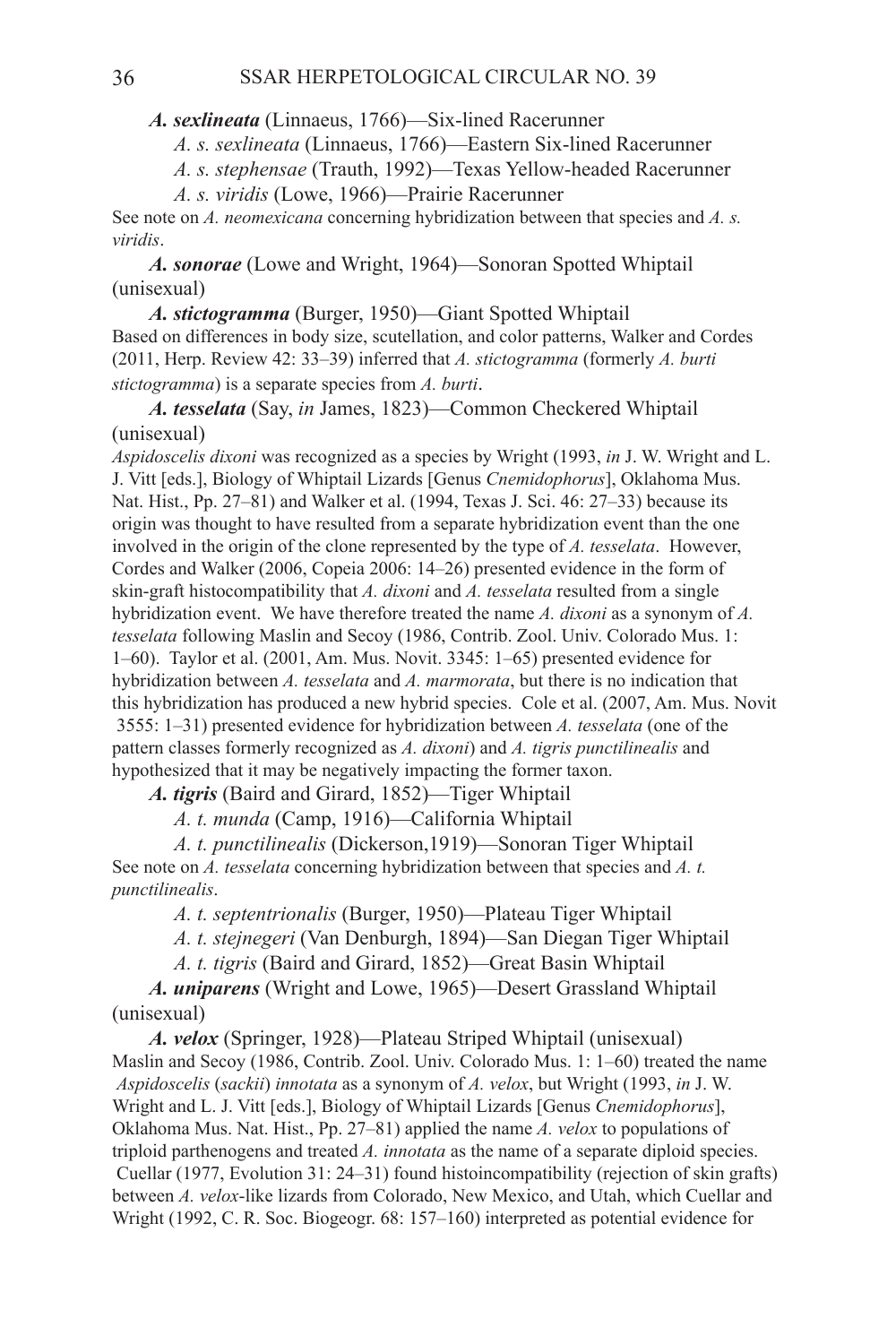***A. sexlineata*** (Linnaeus, 1766)—Six-lined Racerunner

*A. s. sexlineata* (Linnaeus, 1766)—Eastern Six-lined Racerunner

*A. s. stephensae* (Trauth, 1992)—Texas Yellow-headed Racerunner

*A. s. viridis* (Lowe, 1966)—Prairie Racerunner

See note on *A. neomexicana* concerning hybridization between that species and *A. s. viridis*.

***A. sonorae*** (Lowe and Wright, 1964)—Sonoran Spotted Whiptail (unisexual)

***A. stictogramma*** (Burger, 1950)—Giant Spotted Whiptail

Based on differences in body size, scutellation, and color patterns, Walker and Cordes (2011, Herp. Review 42: 33–39) inferred that *A. stictogramma* (formerly *A. burti stictogramma*) is a separate species from *A. burti*.

***A. tesselata*** (Say, *in* James, 1823)—Common Checkered Whiptail (unisexual)

*Aspidoscelis dixoni* was recognized as a species by Wright (1993, *in* J. W. Wright and L. J. Vitt [eds.], Biology of Whiptail Lizards [Genus *Cnemidophorus*], Oklahoma Mus. Nat. Hist., Pp. 27–81) and Walker et al. (1994, Texas J. Sci. 46: 27–33) because its origin was thought to have resulted from a separate hybridization event than the one involved in the origin of the clone represented by the type of *A. tesselata*. However, Cordes and Walker (2006, Copeia 2006: 14–26) presented evidence in the form of skin-graft histocompatibility that *A. dixoni* and *A. tesselata* resulted from a single hybridization event. We have therefore treated the name *A. dixoni* as a synonym of *A. tesselata* following Maslin and Secoy (1986, Contrib. Zool. Univ. Colorado Mus. 1: 1–60). Taylor et al. (2001, Am. Mus. Novit. 3345: 1–65) presented evidence for hybridization between *A. tesselata* and *A. marmorata*, but there is no indication that this hybridization has produced a new hybrid species. Cole et al. (2007, Am. Mus. Novit 3555: 1–31) presented evidence for hybridization between *A. tesselata* (one of the pattern classes formerly recognized as *A. dixoni*) and *A. tigris punctilinealis* and hypothesized that it may be negatively impacting the former taxon.

***A. tigris*** (Baird and Girard, 1852)—Tiger Whiptail

*A. t. munda* (Camp, 1916)—California Whiptail

*A. t. punctilinealis* (Dickerson,1919)—Sonoran Tiger Whiptail

See note on *A. tesselata* concerning hybridization between that species and *A. t. punctilinealis*.

*A. t. septentrionalis* (Burger, 1950)—Plateau Tiger Whiptail

*A. t. stejnegeri* (Van Denburgh, 1894)—San Diegan Tiger Whiptail

*A. t. tigris* (Baird and Girard, 1852)—Great Basin Whiptail

***A. uniparens*** (Wright and Lowe, 1965)—Desert Grassland Whiptail (unisexual)

***A. velox*** (Springer, 1928)—Plateau Striped Whiptail (unisexual)

Maslin and Secoy (1986, Contrib. Zool. Univ. Colorado Mus. 1: 1–60) treated the name *Aspidoscelis* (*sackii*) *innotata* as a synonym of *A. velox*, but Wright (1993, *in* J. W. Wright and L. J. Vitt [eds.], Biology of Whiptail Lizards [Genus *Cnemidophorus*], Oklahoma Mus. Nat. Hist., Pp. 27–81) applied the name *A. velox* to populations of triploid parthenogens and treated *A. innotata* as the name of a separate diploid species. Cuellar (1977, Evolution 31: 24–31) found histoincompatibility (rejection of skin grafts) between *A. velox*-like lizards from Colorado, New Mexico, and Utah, which Cuellar and Wright (1992, C. R. Soc. Biogeogr. 68: 157–160) interpreted as potential evidence for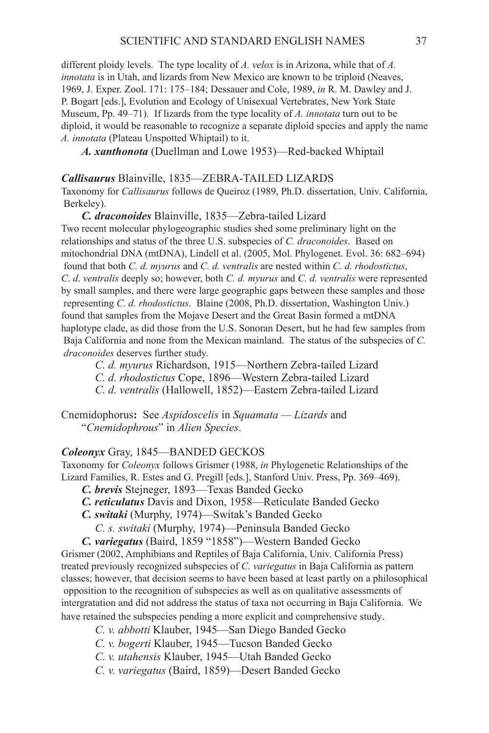different ploidy levels. The type locality of *A. velox* is in Arizona, while that of *A. innotata* is in Utah, and lizards from New Mexico are known to be triploid (Neaves, 1969, J. Exper. Zool. 171: 175–184; Dessauer and Cole, 1989, *in* R. M. Dawley and J. P. Bogart [eds.], Evolution and Ecology of Unisexual Vertebrates, New York State Museum, Pp. 49–71). If lizards from the type locality of *A. innotata* turn out to be diploid, it would be reasonable to recognize a separate diploid species and apply the name *A. innotata* (Plateau Unspotted Whiptail) to it.

***A. xanthonota*** (Duellman and Lowe 1953)—Red-backed Whiptail

***Callisaurus*** **Blainville, 1835—ZEBRA-TAILED LIZARDS**

Taxonomy for *Callisaurus* follows de Queiroz (1989, Ph.D. dissertation, Univ. California, Berkeley).

***C. draconoides*** Blainville, 1835—Zebra-tailed Lizard

Two recent molecular phylogeographic studies shed some preliminary light on the relationships and status of the three U.S. subspecies of *C. draconoides*. Based on mitochondrial DNA (mtDNA), Lindell et al. (2005, Mol. Phylogenet. Evol. 36: 682–694) found that both *C. d. myurus* and *C. d. ventralis* are nested within *C. d. rhodostictus*, *C. d. ventralis* deeply so; however, both *C. d. myurus* and *C. d. ventralis* were represented by small samples, and there were large geographic gaps between these samples and those representing *C. d. rhodostictus*. Blaine (2008, Ph.D. dissertation, Washington Univ.) found that samples from the Mojave Desert and the Great Basin formed a mtDNA haplotype clade, as did those from the U.S. Sonoran Desert, but he had few samples from Baja California and none from the Mexican mainland. The status of the subspecies of *C. draconoides* deserves further study.

*C. d. myurus* Richardson, 1915—Northern Zebra-tailed Lizard

*C. d. rhodostictus* Cope, 1896—Western Zebra-tailed Lizard

*C. d. ventralis* (Hallowell, 1852)—Eastern Zebra-tailed Lizard

Cnemidophorus**:** See *Aspidoscelis* in *Squamata — Lizards* and "*Cnemidophrous*" in *Alien Species*.

***Coleonyx*** **Gray, 1845—BANDED GECKOS**

Taxonomy for *Coleonyx* follows Grismer (1988, *in* Phylogenetic Relationships of the Lizard Families, R. Estes and G. Pregill [eds.], Stanford Univ. Press, Pp. 369–469).

***C. brevis*** Stejneger, 1893—Texas Banded Gecko

***C. reticulatus*** Davis and Dixon, 1958—Reticulate Banded Gecko

***C. switaki*** (Murphy, 1974)—Switak's Banded Gecko

*C. s. switaki* (Murphy, 1974)—Peninsula Banded Gecko

***C. variegatus*** (Baird, 1859 "1858")—Western Banded Gecko

Grismer (2002, Amphibians and Reptiles of Baja California, Univ. California Press) treated previously recognized subspecies of *C. variegatus* in Baja California as pattern classes; however, that decision seems to have been based at least partly on a philosophical opposition to the recognition of subspecies as well as on qualitative assessments of intergratation and did not address the status of taxa not occurring in Baja California. We have retained the subspecies pending a more explicit and comprehensive study.

*C. v. abbotti* Klauber, 1945—San Diego Banded Gecko

*C. v. bogerti* Klauber, 1945—Tucson Banded Gecko

*C. v. utahensis* Klauber, 1945—Utah Banded Gecko

*C. v. variegatus* (Baird, 1859)—Desert Banded Gecko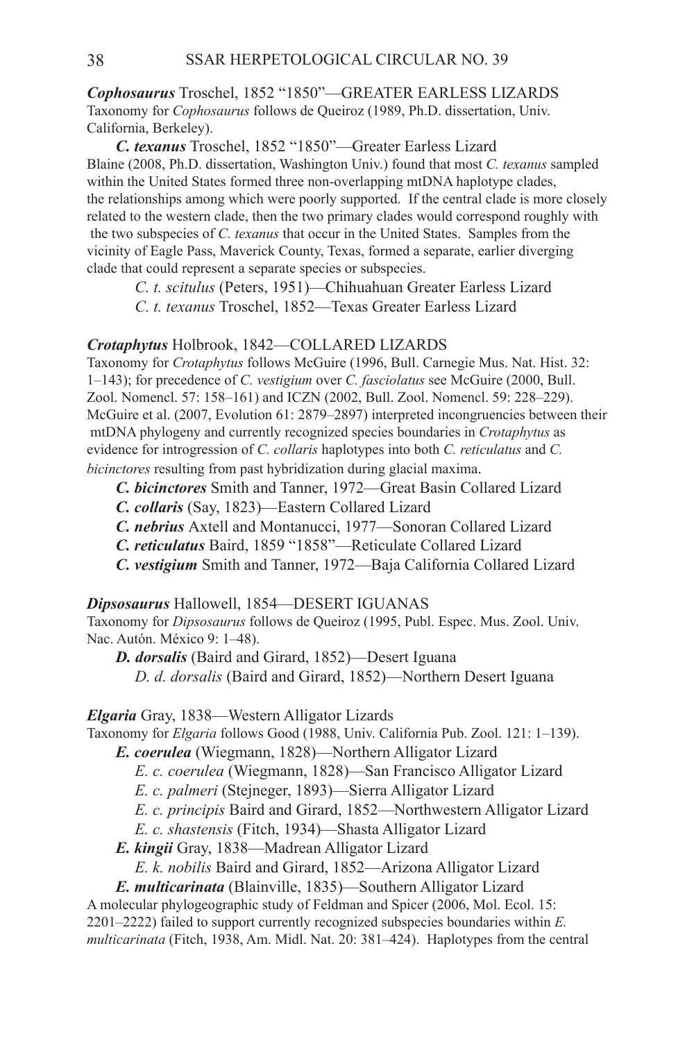***Cophosaurus*** Troschel, 1852 "1850"—GREATER EARLESS LIZARDS
Taxonomy for *Cophosaurus* follows de Queiroz (1989, Ph.D. dissertation, Univ. California, Berkeley).

***C. texanus*** Troschel, 1852 "1850"—Greater Earless Lizard
Blaine (2008, Ph.D. dissertation, Washington Univ.) found that most *C. texanus* sampled within the United States formed three non-overlapping mtDNA haplotype clades, the relationships among which were poorly supported. If the central clade is more closely related to the western clade, then the two primary clades would correspond roughly with the two subspecies of *C. texanus* that occur in the United States. Samples from the vicinity of Eagle Pass, Maverick County, Texas, formed a separate, earlier diverging clade that could represent a separate species or subspecies.

*C. t. scitulus* (Peters, 1951)—Chihuahuan Greater Earless Lizard
*C. t. texanus* Troschel, 1852—Texas Greater Earless Lizard

***Crotaphytus*** Holbrook, 1842—COLLARED LIZARDS
Taxonomy for *Crotaphytus* follows McGuire (1996, Bull. Carnegie Mus. Nat. Hist. 32: 1–143); for precedence of *C. vestigium* over *C. fasciolatus* see McGuire (2000, Bull. Zool. Nomencl. 57: 158–161) and ICZN (2002, Bull. Zool. Nomencl. 59: 228–229). McGuire et al. (2007, Evolution 61: 2879–2897) interpreted incongruencies between their mtDNA phylogeny and currently recognized species boundaries in *Crotaphytus* as evidence for introgression of *C. collaris* haplotypes into both *C. reticulatus* and *C. bicinctores* resulting from past hybridization during glacial maxima.

***C. bicinctores*** Smith and Tanner, 1972—Great Basin Collared Lizard
***C. collaris*** (Say, 1823)—Eastern Collared Lizard
***C. nebrius*** Axtell and Montanucci, 1977—Sonoran Collared Lizard
***C. reticulatus*** Baird, 1859 "1858"—Reticulate Collared Lizard
***C. vestigium*** Smith and Tanner, 1972—Baja California Collared Lizard

***Dipsosaurus*** Hallowell, 1854—DESERT IGUANAS
Taxonomy for *Dipsosaurus* follows de Queiroz (1995, Publ. Espec. Mus. Zool. Univ. Nac. Autón. México 9: 1–48).

***D. dorsalis*** (Baird and Girard, 1852)—Desert Iguana
*D. d. dorsalis* (Baird and Girard, 1852)—Northern Desert Iguana

***Elgaria*** Gray, 1838—Western Alligator Lizards
Taxonomy for *Elgaria* follows Good (1988, Univ. California Pub. Zool. 121: 1–139).

***E. coerulea*** (Wiegmann, 1828)—Northern Alligator Lizard
*E. c. coerulea* (Wiegmann, 1828)—San Francisco Alligator Lizard
*E. c. palmeri* (Stejneger, 1893)—Sierra Alligator Lizard
*E. c. principis* Baird and Girard, 1852—Northwestern Alligator Lizard
*E. c. shastensis* (Fitch, 1934)—Shasta Alligator Lizard

***E. kingii*** Gray, 1838—Madrean Alligator Lizard
*E. k. nobilis* Baird and Girard, 1852—Arizona Alligator Lizard

***E. multicarinata*** (Blainville, 1835)—Southern Alligator Lizard
A molecular phylogeographic study of Feldman and Spicer (2006, Mol. Ecol. 15: 2201–2222) failed to support currently recognized subspecies boundaries within *E. multicarinata* (Fitch, 1938, Am. Midl. Nat. 20: 381–424). Haplotypes from the central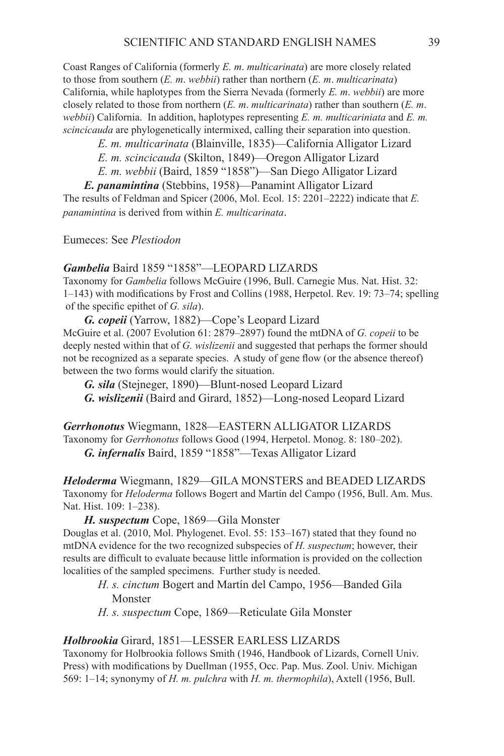Coast Ranges of California (formerly *E. m. multicarinata*) are more closely related to those from southern (*E. m. webbii*) rather than northern (*E. m. multicarinata*) California, while haplotypes from the Sierra Nevada (formerly *E. m. webbii*) are more closely related to those from northern (*E. m. multicarinata*) rather than southern (*E. m. webbii*) California. In addition, haplotypes representing *E. m. multicariniata* and *E. m. scincicauda* are phylogenetically intermixed, calling their separation into question.

*E. m. multicarinata* (Blainville, 1835)—California Alligator Lizard

*E. m. scincicauda* (Skilton, 1849)—Oregon Alligator Lizard

*E. m. webbii* (Baird, 1859 "1858")—San Diego Alligator Lizard

***E. panamintina*** (Stebbins, 1958)—Panamint Alligator Lizard

The results of Feldman and Spicer (2006, Mol. Ecol. 15: 2201–2222) indicate that *E. panamintina* is derived from within *E. multicarinata*.

Eumeces: See *Plestiodon*

***Gambelia*** Baird 1859 "1858"—LEOPARD LIZARDS

Taxonomy for *Gambelia* follows McGuire (1996, Bull. Carnegie Mus. Nat. Hist. 32: 1–143) with modifications by Frost and Collins (1988, Herpetol. Rev. 19: 73–74; spelling of the specific epithet of *G. sila*).

***G. copeii*** (Yarrow, 1882)—Cope's Leopard Lizard

McGuire et al. (2007 Evolution 61: 2879–2897) found the mtDNA of *G. copeii* to be deeply nested within that of *G. wislizenii* and suggested that perhaps the former should not be recognized as a separate species. A study of gene flow (or the absence thereof) between the two forms would clarify the situation.

***G. sila*** (Stejneger, 1890)—Blunt-nosed Leopard Lizard

***G. wislizenii*** (Baird and Girard, 1852)—Long-nosed Leopard Lizard

***Gerrhonotus*** Wiegmann, 1828—EASTERN ALLIGATOR LIZARDS

Taxonomy for *Gerrhonotus* follows Good (1994, Herpetol. Monog. 8: 180–202).

***G. infernalis*** Baird, 1859 "1858"—Texas Alligator Lizard

***Heloderma*** Wiegmann, 1829—GILA MONSTERS and BEADED LIZARDS

Taxonomy for *Heloderma* follows Bogert and Martín del Campo (1956, Bull. Am. Mus. Nat. Hist. 109: 1–238).

***H. suspectum*** Cope, 1869—Gila Monster

Douglas et al. (2010, Mol. Phylogenet. Evol. 55: 153–167) stated that they found no mtDNA evidence for the two recognized subspecies of *H. suspectum*; however, their results are difficult to evaluate because little information is provided on the collection localities of the sampled specimens. Further study is needed.

*H. s. cinctum* Bogert and Martín del Campo, 1956—Banded Gila Monster

*H. s. suspectum* Cope, 1869—Reticulate Gila Monster

***Holbrookia*** Girard, 1851—LESSER EARLESS LIZARDS

Taxonomy for Holbrookia follows Smith (1946, Handbook of Lizards, Cornell Univ. Press) with modifications by Duellman (1955, Occ. Pap. Mus. Zool. Univ. Michigan 569: 1–14; synonymy of *H. m. pulchra* with *H. m. thermophila*), Axtell (1956, Bull.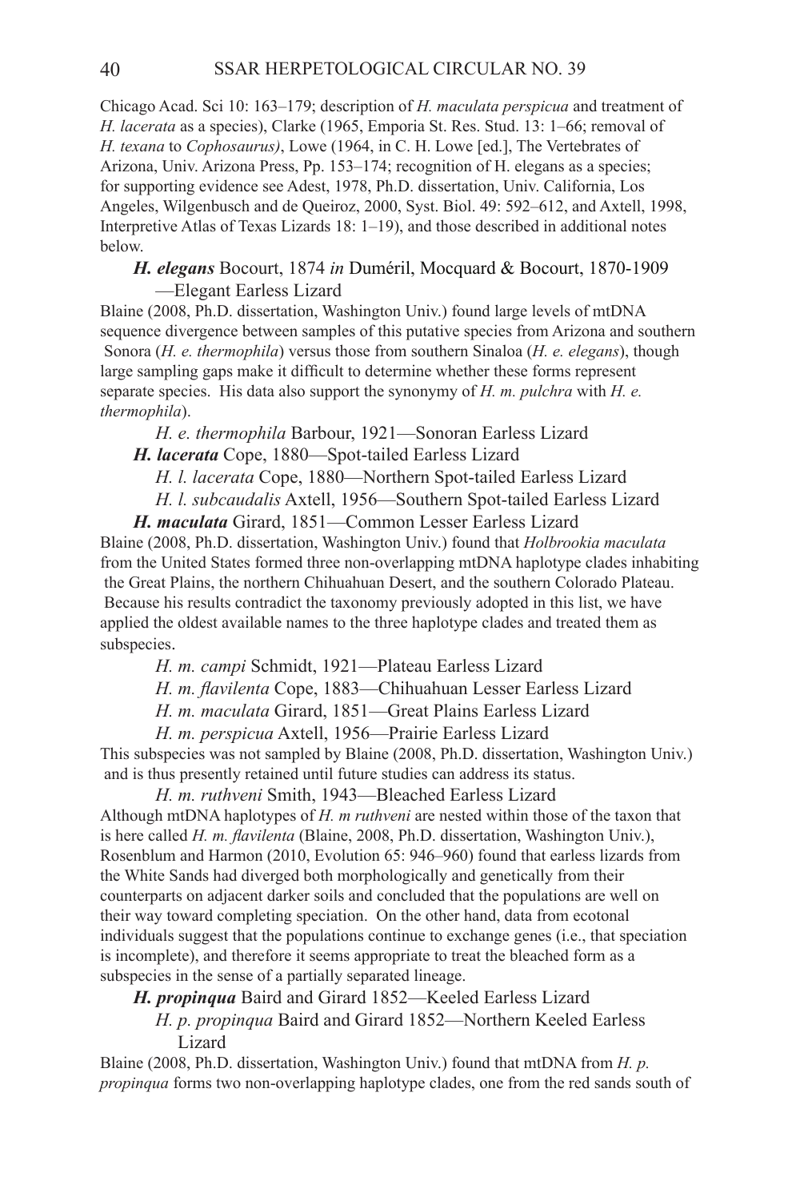Chicago Acad. Sci 10: 163–179; description of *H. maculata perspicua* and treatment of *H. lacerata* as a species), Clarke (1965, Emporia St. Res. Stud. 13: 1–66; removal of *H. texana* to *Cophosaurus)*, Lowe (1964, in C. H. Lowe [ed.], The Vertebrates of Arizona, Univ. Arizona Press, Pp. 153–174; recognition of H. elegans as a species; for supporting evidence see Adest, 1978, Ph.D. dissertation, Univ. California, Los Angeles, Wilgenbusch and de Queiroz, 2000, Syst. Biol. 49: 592–612, and Axtell, 1998, Interpretive Atlas of Texas Lizards 18: 1–19), and those described in additional notes below.

***H. elegans*** Bocourt, 1874 *in* Duméril, Mocquard & Bocourt, 1870-1909 —Elegant Earless Lizard

Blaine (2008, Ph.D. dissertation, Washington Univ.) found large levels of mtDNA sequence divergence between samples of this putative species from Arizona and southern Sonora (*H. e. thermophila*) versus those from southern Sinaloa (*H. e. elegans*), though large sampling gaps make it difficult to determine whether these forms represent separate species. His data also support the synonymy of *H. m. pulchra* with *H. e. thermophila*).

*H. e. thermophila* Barbour, 1921—Sonoran Earless Lizard

***H. lacerata*** Cope, 1880—Spot-tailed Earless Lizard

*H. l. lacerata* Cope, 1880—Northern Spot-tailed Earless Lizard

*H. l. subcaudalis* Axtell, 1956—Southern Spot-tailed Earless Lizard

***H. maculata*** Girard, 1851—Common Lesser Earless Lizard

Blaine (2008, Ph.D. dissertation, Washington Univ.) found that *Holbrookia maculata* from the United States formed three non-overlapping mtDNA haplotype clades inhabiting the Great Plains, the northern Chihuahuan Desert, and the southern Colorado Plateau. Because his results contradict the taxonomy previously adopted in this list, we have applied the oldest available names to the three haplotype clades and treated them as subspecies.

*H. m. campi* Schmidt, 1921—Plateau Earless Lizard

*H. m. flavilenta* Cope, 1883—Chihuahuan Lesser Earless Lizard

*H. m. maculata* Girard, 1851—Great Plains Earless Lizard

*H. m. perspicua* Axtell, 1956—Prairie Earless Lizard

This subspecies was not sampled by Blaine (2008, Ph.D. dissertation, Washington Univ.) and is thus presently retained until future studies can address its status.

*H. m. ruthveni* Smith, 1943—Bleached Earless Lizard

Although mtDNA haplotypes of *H. m ruthveni* are nested within those of the taxon that is here called *H. m. flavilenta* (Blaine, 2008, Ph.D. dissertation, Washington Univ.), Rosenblum and Harmon (2010, Evolution 65: 946–960) found that earless lizards from the White Sands had diverged both morphologically and genetically from their counterparts on adjacent darker soils and concluded that the populations are well on their way toward completing speciation. On the other hand, data from ecotonal individuals suggest that the populations continue to exchange genes (i.e., that speciation is incomplete), and therefore it seems appropriate to treat the bleached form as a subspecies in the sense of a partially separated lineage.

***H. propinqua*** Baird and Girard 1852—Keeled Earless Lizard

*H. p. propinqua* Baird and Girard 1852—Northern Keeled Earless Lizard

Blaine (2008, Ph.D. dissertation, Washington Univ.) found that mtDNA from *H. p. propinqua* forms two non-overlapping haplotype clades, one from the red sands south of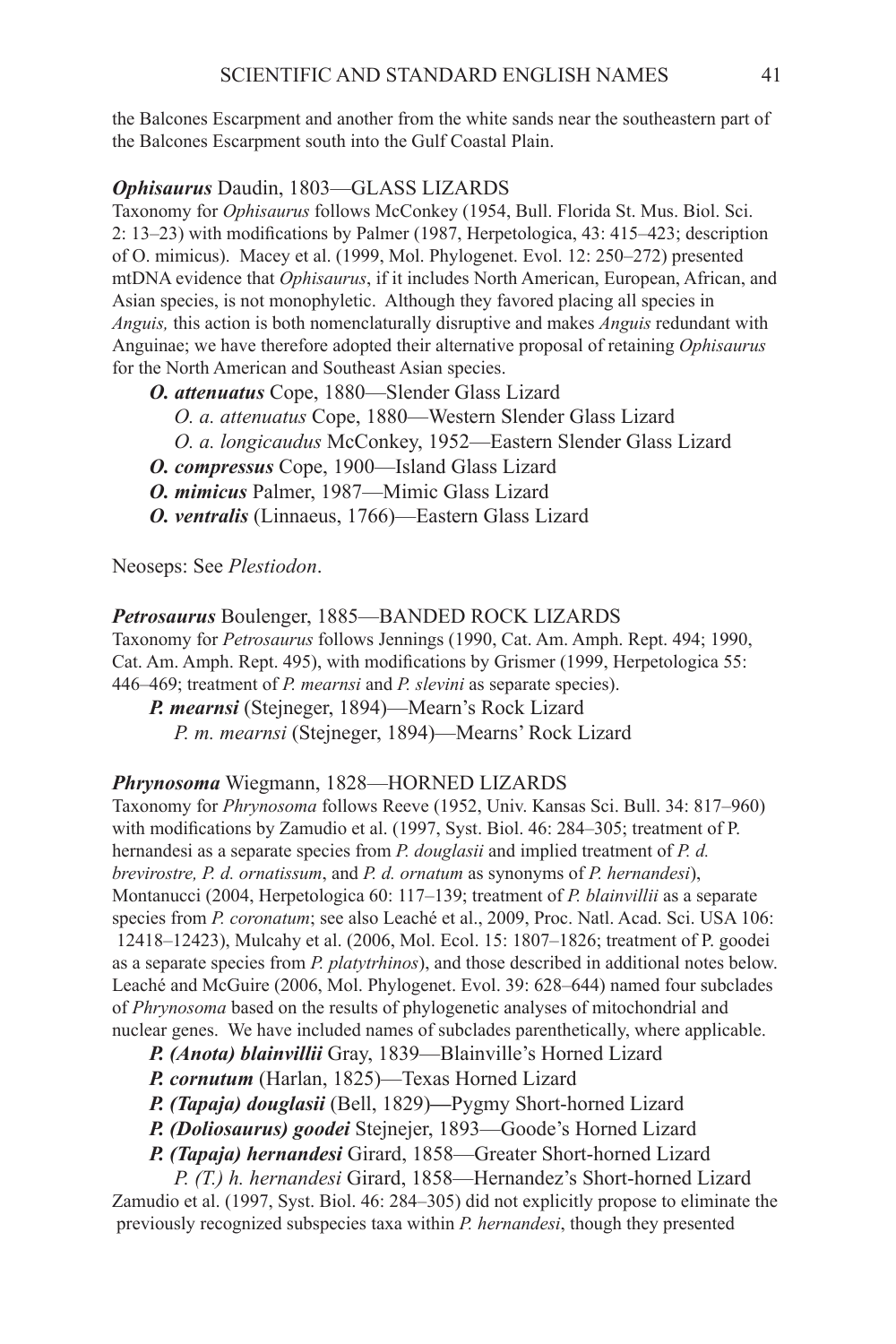the Balcones Escarpment and another from the white sands near the southeastern part of the Balcones Escarpment south into the Gulf Coastal Plain.

***Ophisaurus*** Daudin, 1803—GLASS LIZARDS

Taxonomy for *Ophisaurus* follows McConkey (1954, Bull. Florida St. Mus. Biol. Sci. 2: 13–23) with modifications by Palmer (1987, Herpetologica, 43: 415–423; description of O. mimicus). Macey et al. (1999, Mol. Phylogenet. Evol. 12: 250–272) presented mtDNA evidence that *Ophisaurus*, if it includes North American, European, African, and Asian species, is not monophyletic. Although they favored placing all species in *Anguis,* this action is both nomenclaturally disruptive and makes *Anguis* redundant with Anguinae; we have therefore adopted their alternative proposal of retaining *Ophisaurus* for the North American and Southeast Asian species.

- ***O. attenuatus*** Cope, 1880—Slender Glass Lizard
  - *O. a. attenuatus* Cope, 1880—Western Slender Glass Lizard
  - *O. a. longicaudus* McConkey, 1952—Eastern Slender Glass Lizard
- ***O. compressus*** Cope, 1900—Island Glass Lizard
- ***O. mimicus*** Palmer, 1987—Mimic Glass Lizard
- ***O. ventralis*** (Linnaeus, 1766)—Eastern Glass Lizard

Neoseps: See *Plestiodon*.

***Petrosaurus*** Boulenger, 1885—BANDED ROCK LIZARDS

Taxonomy for *Petrosaurus* follows Jennings (1990, Cat. Am. Amph. Rept. 494; 1990, Cat. Am. Amph. Rept. 495), with modifications by Grismer (1999, Herpetologica 55: 446–469; treatment of *P. mearnsi* and *P. slevini* as separate species).

- ***P. mearnsi*** (Stejneger, 1894)—Mearn's Rock Lizard
  - *P. m. mearnsi* (Stejneger, 1894)—Mearns' Rock Lizard

***Phrynosoma*** Wiegmann, 1828—HORNED LIZARDS

Taxonomy for *Phrynosoma* follows Reeve (1952, Univ. Kansas Sci. Bull. 34: 817–960) with modifications by Zamudio et al. (1997, Syst. Biol. 46: 284–305; treatment of P. hernandesi as a separate species from *P. douglasii* and implied treatment of *P. d. brevirostre, P. d. ornatissum*, and *P. d. ornatum* as synonyms of *P. hernandesi*), Montanucci (2004, Herpetologica 60: 117–139; treatment of *P. blainvillii* as a separate species from *P. coronatum*; see also Leaché et al., 2009, Proc. Natl. Acad. Sci. USA 106: 12418–12423), Mulcahy et al. (2006, Mol. Ecol. 15: 1807–1826; treatment of P. goodei as a separate species from *P. platytrhinos*), and those described in additional notes below. Leaché and McGuire (2006, Mol. Phylogenet. Evol. 39: 628–644) named four subclades of *Phrynosoma* based on the results of phylogenetic analyses of mitochondrial and nuclear genes. We have included names of subclades parenthetically, where applicable.

- ***P. (Anota) blainvillii*** Gray, 1839—Blainville's Horned Lizard
- ***P. cornutum*** (Harlan, 1825)—Texas Horned Lizard
- ***P. (Tapaja) douglasii*** (Bell, 1829)—Pygmy Short-horned Lizard
- ***P. (Doliosaurus) goodei*** Stejnejer, 1893—Goode's Horned Lizard
- ***P. (Tapaja) hernandesi*** Girard, 1858—Greater Short-horned Lizard
  - *P. (T.) h. hernandesi* Girard, 1858—Hernandez's Short-horned Lizard

Zamudio et al. (1997, Syst. Biol. 46: 284–305) did not explicitly propose to eliminate the previously recognized subspecies taxa within *P. hernandesi*, though they presented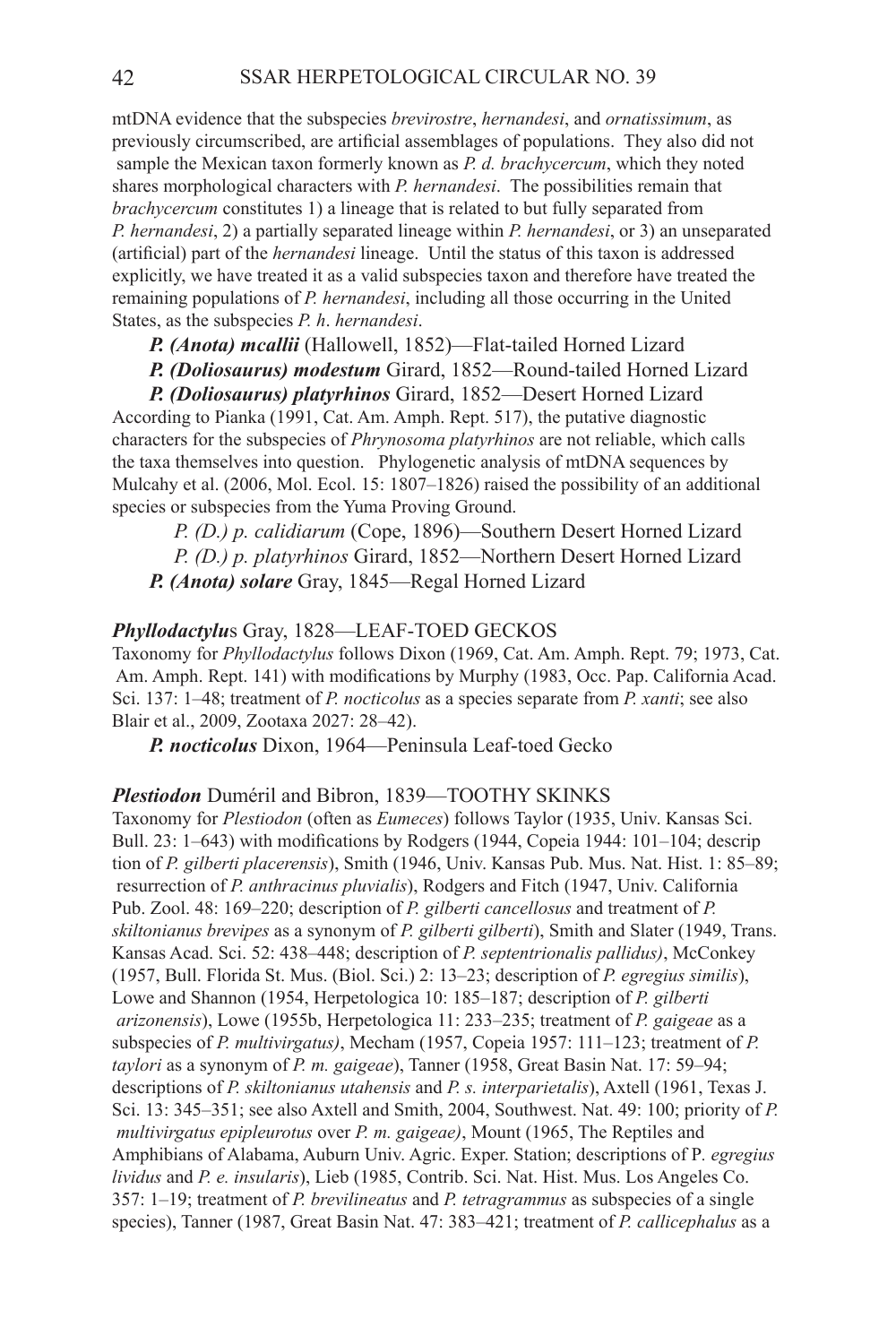mtDNA evidence that the subspecies *brevirostre*, *hernandesi*, and *ornatissimum*, as previously circumscribed, are artificial assemblages of populations. They also did not sample the Mexican taxon formerly known as *P. d. brachycercum*, which they noted shares morphological characters with *P. hernandesi*. The possibilities remain that *brachycercum* constitutes 1) a lineage that is related to but fully separated from *P. hernandesi*, 2) a partially separated lineage within *P. hernandesi*, or 3) an unseparated (artificial) part of the *hernandesi* lineage. Until the status of this taxon is addressed explicitly, we have treated it as a valid subspecies taxon and therefore have treated the remaining populations of *P. hernandesi*, including all those occurring in the United States, as the subspecies *P. h. hernandesi*.

***P. (Anota) mcallii*** (Hallowell, 1852)—Flat-tailed Horned Lizard

***P. (Doliosaurus) modestum*** Girard, 1852—Round-tailed Horned Lizard

***P. (Doliosaurus) platyrhinos*** Girard, 1852—Desert Horned Lizard

According to Pianka (1991, Cat. Am. Amph. Rept. 517), the putative diagnostic characters for the subspecies of *Phrynosoma platyrhinos* are not reliable, which calls the taxa themselves into question. Phylogenetic analysis of mtDNA sequences by Mulcahy et al. (2006, Mol. Ecol. 15: 1807–1826) raised the possibility of an additional species or subspecies from the Yuma Proving Ground.

*P. (D.) p. calidiarum* (Cope, 1896)—Southern Desert Horned Lizard

*P. (D.) p. platyrhinos* Girard, 1852—Northern Desert Horned Lizard

***P. (Anota) solare*** Gray, 1845—Regal Horned Lizard

### ***Phyllodactylus*** Gray, 1828—LEAF-TOED GECKOS

Taxonomy for *Phyllodactylus* follows Dixon (1969, Cat. Am. Amph. Rept. 79; 1973, Cat. Am. Amph. Rept. 141) with modifications by Murphy (1983, Occ. Pap. California Acad. Sci. 137: 1–48; treatment of *P. nocticolus* as a species separate from *P. xanti*; see also Blair et al., 2009, Zootaxa 2027: 28–42).

***P. nocticolus*** Dixon, 1964—Peninsula Leaf-toed Gecko

### ***Plestiodon*** Duméril and Bibron, 1839—TOOTHY SKINKS

Taxonomy for *Plestiodon* (often as *Eumeces*) follows Taylor (1935, Univ. Kansas Sci. Bull. 23: 1–643) with modifications by Rodgers (1944, Copeia 1944: 101–104; description of *P. gilberti placerensis*), Smith (1946, Univ. Kansas Pub. Mus. Nat. Hist. 1: 85–89; resurrection of *P. anthracinus pluvialis*), Rodgers and Fitch (1947, Univ. California Pub. Zool. 48: 169–220; description of *P. gilberti cancellosus* and treatment of *P. skiltonianus brevipes* as a synonym of *P. gilberti gilberti*), Smith and Slater (1949, Trans. Kansas Acad. Sci. 52: 438–448; description of *P. septentrionalis pallidus)*, McConkey (1957, Bull. Florida St. Mus. (Biol. Sci.) 2: 13–23; description of *P. egregius similis*), Lowe and Shannon (1954, Herpetologica 10: 185–187; description of *P. gilberti arizonensis*), Lowe (1955b, Herpetologica 11: 233–235; treatment of *P. gaigeae* as a subspecies of *P. multivirgatus)*, Mecham (1957, Copeia 1957: 111–123; treatment of *P. taylori* as a synonym of *P. m. gaigeae*), Tanner (1958, Great Basin Nat. 17: 59–94; descriptions of *P. skiltonianus utahensis* and *P. s. interparietalis*), Axtell (1961, Texas J. Sci. 13: 345–351; see also Axtell and Smith, 2004, Southwest. Nat. 49: 100; priority of *P. multivirgatus epipleurotus* over *P. m. gaigeae)*, Mount (1965, The Reptiles and Amphibians of Alabama, Auburn Univ. Agric. Exper. Station; descriptions of P*. egregius lividus* and *P. e. insularis*), Lieb (1985, Contrib. Sci. Nat. Hist. Mus. Los Angeles Co. 357: 1–19; treatment of *P. brevilineatus* and *P. tetragrammus* as subspecies of a single species), Tanner (1987, Great Basin Nat. 47: 383–421; treatment of *P. callicephalus* as a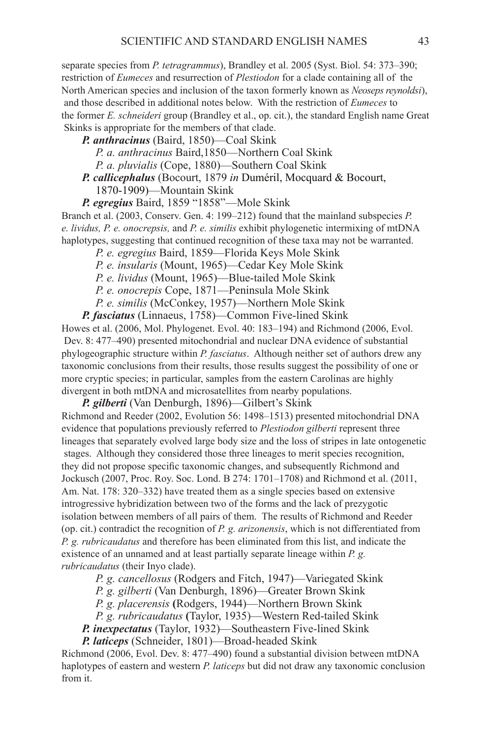separate species from *P. tetragrammus*), Brandley et al. 2005 (Syst. Biol. 54: 373–390; restriction of *Eumeces* and resurrection of *Plestiodon* for a clade containing all of the North American species and inclusion of the taxon formerly known as *Neoseps reynoldsi*), and those described in additional notes below. With the restriction of *Eumeces* to the former *E. schneideri* group (Brandley et al., op. cit.), the standard English name Great Skinks is appropriate for the members of that clade.

***P. anthracinus*** (Baird, 1850)—Coal Skink

*P. a. anthracinus* Baird,1850—Northern Coal Skink

*P. a. pluvialis* (Cope, 1880)—Southern Coal Skink

***P. callicephalus*** (Bocourt, 1879 *in* Duméril, Mocquard & Bocourt, 1870-1909)—Mountain Skink

***P. egregius*** Baird, 1859 "1858"—Mole Skink

Branch et al. (2003, Conserv. Gen. 4: 199–212) found that the mainland subspecies *P. e. lividus, P. e. onocrepsis,* and *P. e. similis* exhibit phylogenetic intermixing of mtDNA haplotypes, suggesting that continued recognition of these taxa may not be warranted.

*P. e. egregius* Baird, 1859—Florida Keys Mole Skink

*P. e. insularis* (Mount, 1965)—Cedar Key Mole Skink

*P. e. lividus* (Mount, 1965)—Blue-tailed Mole Skink

*P. e. onocrepis* Cope, 1871—Peninsula Mole Skink

*P. e. similis* (McConkey, 1957)—Northern Mole Skink

***P. fasciatus*** (Linnaeus, 1758)—Common Five-lined Skink

Howes et al. (2006, Mol. Phylogenet. Evol. 40: 183–194) and Richmond (2006, Evol. Dev. 8: 477–490) presented mitochondrial and nuclear DNA evidence of substantial phylogeographic structure within *P. fasciatus*. Although neither set of authors drew any taxonomic conclusions from their results, those results suggest the possibility of one or more cryptic species; in particular, samples from the eastern Carolinas are highly divergent in both mtDNA and microsatellites from nearby populations.

***P. gilberti*** (Van Denburgh, 1896)—Gilbert's Skink

Richmond and Reeder (2002, Evolution 56: 1498–1513) presented mitochondrial DNA evidence that populations previously referred to *Plestiodon gilberti* represent three lineages that separately evolved large body size and the loss of stripes in late ontogenetic stages. Although they considered those three lineages to merit species recognition, they did not propose specific taxonomic changes, and subsequently Richmond and Jockusch (2007, Proc. Roy. Soc. Lond. B 274: 1701–1708) and Richmond et al. (2011, Am. Nat. 178: 320–332) have treated them as a single species based on extensive introgressive hybridization between two of the forms and the lack of prezygotic isolation between members of all pairs of them. The results of Richmond and Reeder (op. cit.) contradict the recognition of *P. g. arizonensis*, which is not differentiated from *P. g. rubricaudatus* and therefore has been eliminated from this list, and indicate the existence of an unnamed and at least partially separate lineage within *P. g. rubricaudatus* (their Inyo clade).

*P. g. cancellosus* (Rodgers and Fitch, 1947)—Variegated Skink

*P. g. gilberti* (Van Denburgh, 1896)—Greater Brown Skink

*P. g. placerensis* (Rodgers, 1944)—Northern Brown Skink

*P. g. rubricaudatus* (Taylor, 1935)—Western Red-tailed Skink

***P. inexpectatus*** (Taylor, 1932)—Southeastern Five-lined Skink

***P. laticeps*** (Schneider, 1801)—Broad-headed Skink

Richmond (2006, Evol. Dev. 8: 477–490) found a substantial division between mtDNA haplotypes of eastern and western *P. laticeps* but did not draw any taxonomic conclusion from it.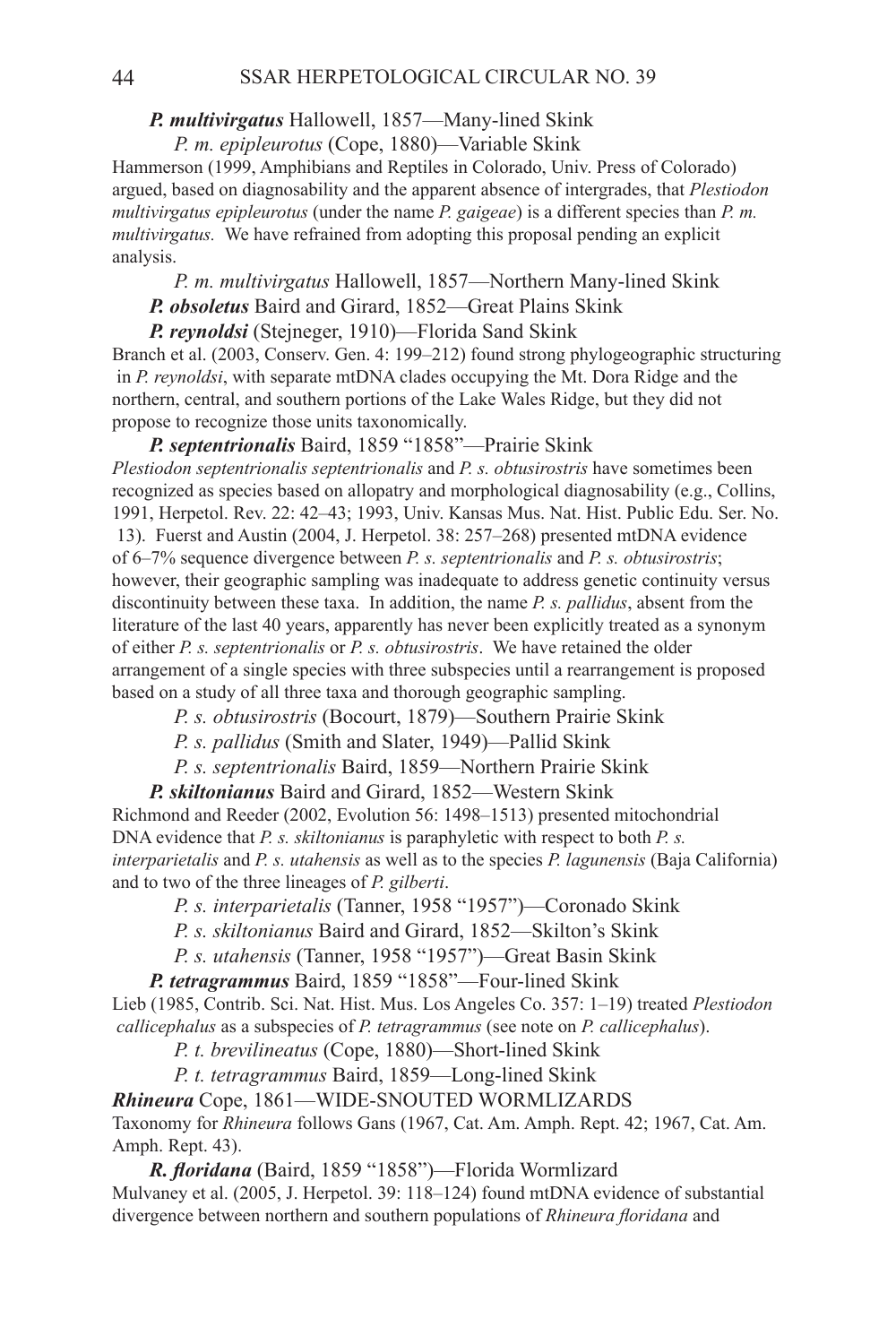***P. multivirgatus*** Hallowell, 1857—Many-lined Skink

*P. m. epipleurotus* (Cope, 1880)—Variable Skink

Hammerson (1999, Amphibians and Reptiles in Colorado, Univ. Press of Colorado) argued, based on diagnosability and the apparent absence of intergrades, that *Plestiodon multivirgatus epipleurotus* (under the name *P. gaigeae*) is a different species than *P. m. multivirgatus.* We have refrained from adopting this proposal pending an explicit analysis.

*P. m. multivirgatus* Hallowell, 1857—Northern Many-lined Skink

***P. obsoletus*** Baird and Girard, 1852—Great Plains Skink

***P. reynoldsi*** (Stejneger, 1910)—Florida Sand Skink

Branch et al. (2003, Conserv. Gen. 4: 199–212) found strong phylogeographic structuring in *P. reynoldsi*, with separate mtDNA clades occupying the Mt. Dora Ridge and the northern, central, and southern portions of the Lake Wales Ridge, but they did not propose to recognize those units taxonomically.

***P. septentrionalis*** Baird, 1859 "1858"—Prairie Skink

*Plestiodon septentrionalis septentrionalis* and *P. s. obtusirostris* have sometimes been recognized as species based on allopatry and morphological diagnosability (e.g., Collins, 1991, Herpetol. Rev. 22: 42–43; 1993, Univ. Kansas Mus. Nat. Hist. Public Edu. Ser. No. 13). Fuerst and Austin (2004, J. Herpetol. 38: 257–268) presented mtDNA evidence of 6–7% sequence divergence between *P. s. septentrionalis* and *P. s. obtusirostris*; however, their geographic sampling was inadequate to address genetic continuity versus discontinuity between these taxa. In addition, the name *P. s. pallidus*, absent from the literature of the last 40 years, apparently has never been explicitly treated as a synonym of either *P. s. septentrionalis* or *P. s. obtusirostris*. We have retained the older arrangement of a single species with three subspecies until a rearrangement is proposed based on a study of all three taxa and thorough geographic sampling.

*P. s. obtusirostris* (Bocourt, 1879)—Southern Prairie Skink

*P. s. pallidus* (Smith and Slater, 1949)—Pallid Skink

*P. s. septentrionalis* Baird, 1859—Northern Prairie Skink

***P. skiltonianus*** Baird and Girard, 1852—Western Skink

Richmond and Reeder (2002, Evolution 56: 1498–1513) presented mitochondrial DNA evidence that *P. s. skiltonianus* is paraphyletic with respect to both *P. s. interparietalis* and *P. s. utahensis* as well as to the species *P. lagunensis* (Baja California) and to two of the three lineages of *P. gilberti*.

*P. s. interparietalis* (Tanner, 1958 "1957")—Coronado Skink

*P. s. skiltonianus* Baird and Girard, 1852—Skilton's Skink

*P. s. utahensis* (Tanner, 1958 "1957")—Great Basin Skink

***P. tetragrammus*** Baird, 1859 "1858"—Four-lined Skink

Lieb (1985, Contrib. Sci. Nat. Hist. Mus. Los Angeles Co. 357: 1–19) treated *Plestiodon callicephalus* as a subspecies of *P. tetragrammus* (see note on *P. callicephalus*).

*P. t. brevilineatus* (Cope, 1880)—Short-lined Skink

*P. t. tetragrammus* Baird, 1859—Long-lined Skink

***Rhineura*** Cope, 1861—WIDE-SNOUTED WORMLIZARDS

Taxonomy for *Rhineura* follows Gans (1967, Cat. Am. Amph. Rept. 42; 1967, Cat. Am. Amph. Rept. 43).

***R. floridana*** (Baird, 1859 "1858")—Florida Wormlizard

Mulvaney et al. (2005, J. Herpetol. 39: 118–124) found mtDNA evidence of substantial divergence between northern and southern populations of *Rhineura floridana* and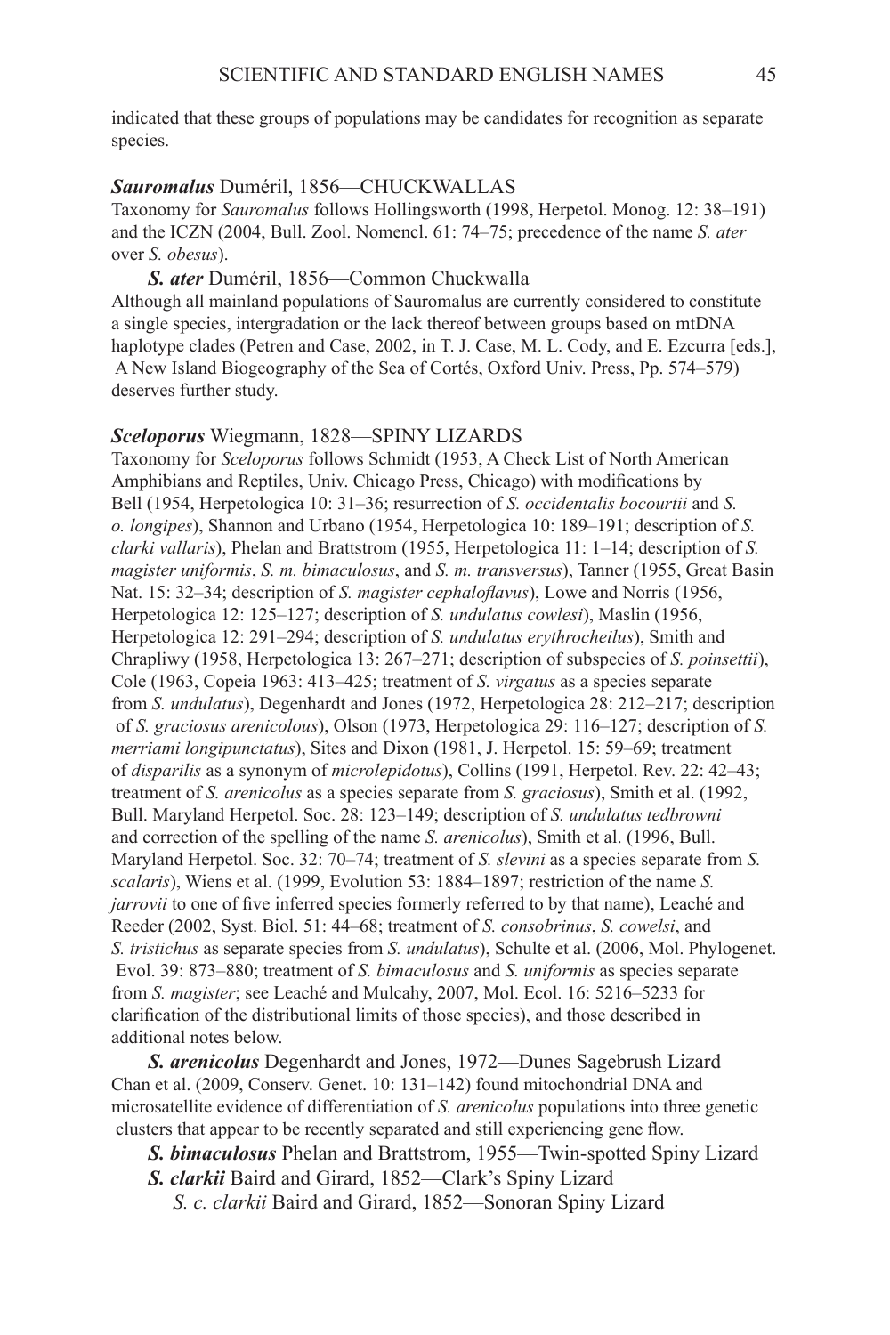indicated that these groups of populations may be candidates for recognition as separate species.

***Sauromalus*** **Duméril, 1856—CHUCKWALLAS**

Taxonomy for *Sauromalus* follows Hollingsworth (1998, Herpetol. Monog. 12: 38–191) and the ICZN (2004, Bull. Zool. Nomencl. 61: 74–75; precedence of the name *S. ater* over *S. obesus*).

***S. ater*** Duméril, 1856—Common Chuckwalla

Although all mainland populations of Sauromalus are currently considered to constitute a single species, intergradation or the lack thereof between groups based on mtDNA haplotype clades (Petren and Case, 2002, in T. J. Case, M. L. Cody, and E. Ezcurra [eds.], A New Island Biogeography of the Sea of Cortés, Oxford Univ. Press, Pp. 574–579) deserves further study.

***Sceloporus*** **Wiegmann, 1828—SPINY LIZARDS**

Taxonomy for *Sceloporus* follows Schmidt (1953, A Check List of North American Amphibians and Reptiles, Univ. Chicago Press, Chicago) with modifications by Bell (1954, Herpetologica 10: 31–36; resurrection of *S. occidentalis bocourtii* and *S. o. longipes*), Shannon and Urbano (1954, Herpetologica 10: 189–191; description of *S. clarki vallaris*), Phelan and Brattstrom (1955, Herpetologica 11: 1–14; description of *S. magister uniformis*, *S. m. bimaculosus*, and *S. m. transversus*), Tanner (1955, Great Basin Nat. 15: 32–34; description of *S. magister cephaloflavus*), Lowe and Norris (1956, Herpetologica 12: 125–127; description of *S. undulatus cowlesi*), Maslin (1956, Herpetologica 12: 291–294; description of *S. undulatus erythrocheilus*), Smith and Chrapliwy (1958, Herpetologica 13: 267–271; description of subspecies of *S. poinsettii*), Cole (1963, Copeia 1963: 413–425; treatment of *S. virgatus* as a species separate from *S. undulatus*), Degenhardt and Jones (1972, Herpetologica 28: 212–217; description of *S. graciosus arenicolous*), Olson (1973, Herpetologica 29: 116–127; description of *S. merriami longipunctatus*), Sites and Dixon (1981, J. Herpetol. 15: 59–69; treatment of *disparilis* as a synonym of *microlepidotus*), Collins (1991, Herpetol. Rev. 22: 42–43; treatment of *S. arenicolus* as a species separate from *S. graciosus*), Smith et al. (1992, Bull. Maryland Herpetol. Soc. 28: 123–149; description of *S. undulatus tedbrowni* and correction of the spelling of the name *S. arenicolus*), Smith et al. (1996, Bull. Maryland Herpetol. Soc. 32: 70–74; treatment of *S. slevini* as a species separate from *S. scalaris*), Wiens et al. (1999, Evolution 53: 1884–1897; restriction of the name *S. jarrovii* to one of five inferred species formerly referred to by that name), Leaché and Reeder (2002, Syst. Biol. 51: 44–68; treatment of *S. consobrinus*, *S. cowelsi*, and *S. tristichus* as separate species from *S. undulatus*), Schulte et al. (2006, Mol. Phylogenet. Evol. 39: 873–880; treatment of *S. bimaculosus* and *S. uniformis* as species separate from *S. magister*; see Leaché and Mulcahy, 2007, Mol. Ecol. 16: 5216–5233 for clarification of the distributional limits of those species), and those described in additional notes below.

***S. arenicolus*** Degenhardt and Jones, 1972—Dunes Sagebrush Lizard

Chan et al. (2009, Conserv. Genet. 10: 131–142) found mitochondrial DNA and microsatellite evidence of differentiation of *S. arenicolus* populations into three genetic clusters that appear to be recently separated and still experiencing gene flow.

***S. bimaculosus*** Phelan and Brattstrom, 1955—Twin-spotted Spiny Lizard

***S. clarkii*** Baird and Girard, 1852—Clark's Spiny Lizard

*S. c. clarkii* Baird and Girard, 1852—Sonoran Spiny Lizard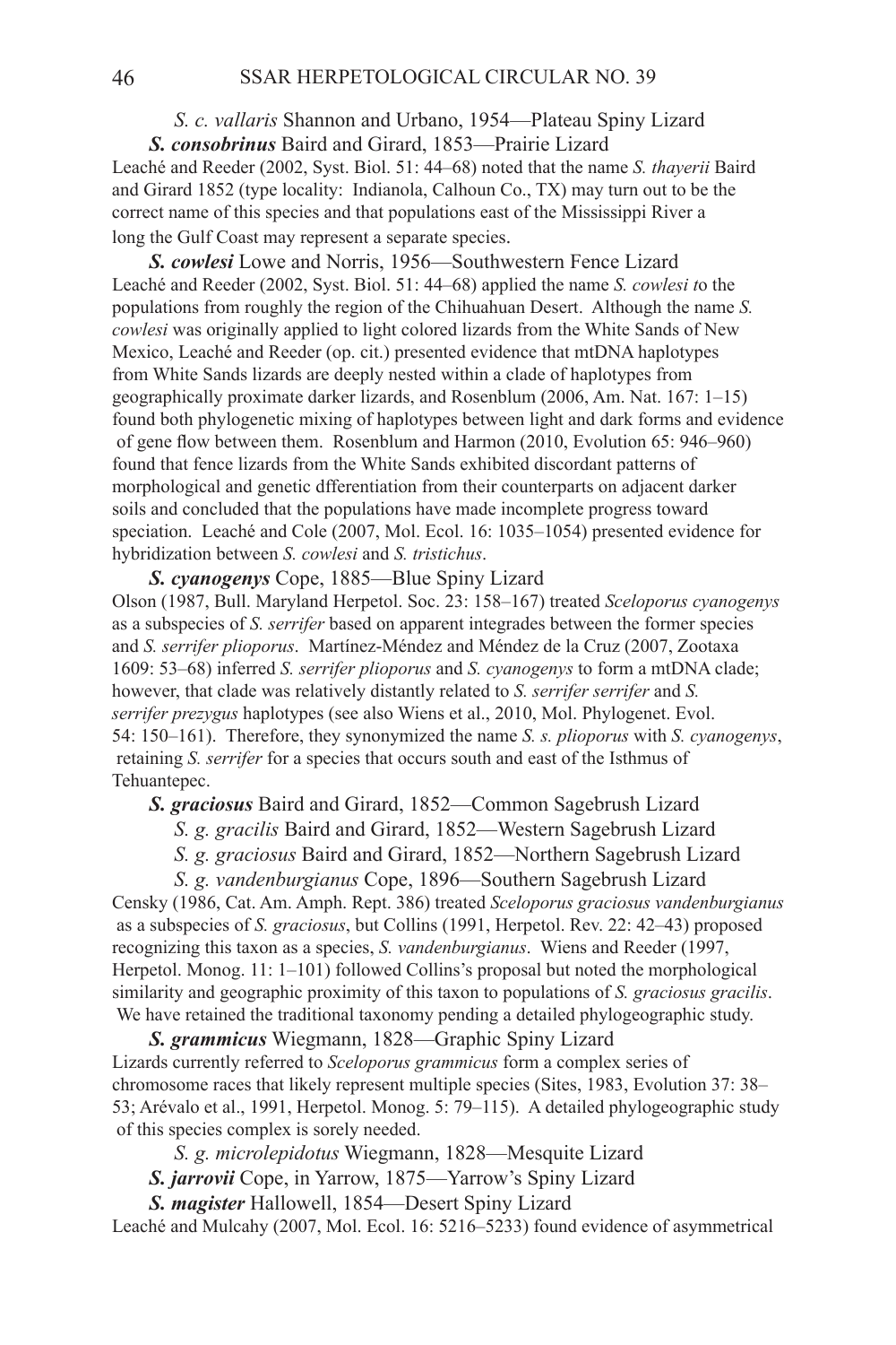*S. c. vallaris* Shannon and Urbano, 1954—Plateau Spiny Lizard

***S. consobrinus*** Baird and Girard, 1853—Prairie Lizard

Leaché and Reeder (2002, Syst. Biol. 51: 44–68) noted that the name *S. thayerii* Baird and Girard 1852 (type locality: Indianola, Calhoun Co., TX) may turn out to be the correct name of this species and that populations east of the Mississippi River a long the Gulf Coast may represent a separate species.

***S. cowlesi*** Lowe and Norris, 1956—Southwestern Fence Lizard

Leaché and Reeder (2002, Syst. Biol. 51: 44–68) applied the name *S. cowlesi t*o the populations from roughly the region of the Chihuahuan Desert. Although the name *S. cowlesi* was originally applied to light colored lizards from the White Sands of New Mexico, Leaché and Reeder (op. cit.) presented evidence that mtDNA haplotypes from White Sands lizards are deeply nested within a clade of haplotypes from geographically proximate darker lizards, and Rosenblum (2006, Am. Nat. 167: 1–15) found both phylogenetic mixing of haplotypes between light and dark forms and evidence of gene flow between them. Rosenblum and Harmon (2010, Evolution 65: 946–960) found that fence lizards from the White Sands exhibited discordant patterns of morphological and genetic dfferentiation from their counterparts on adjacent darker soils and concluded that the populations have made incomplete progress toward speciation. Leaché and Cole (2007, Mol. Ecol. 16: 1035–1054) presented evidence for hybridization between *S. cowlesi* and *S. tristichus*.

***S. cyanogenys*** Cope, 1885—Blue Spiny Lizard

Olson (1987, Bull. Maryland Herpetol. Soc. 23: 158–167) treated *Sceloporus cyanogenys* as a subspecies of *S. serrifer* based on apparent integrades between the former species and *S. serrifer plioporus*. Martínez-Méndez and Méndez de la Cruz (2007, Zootaxa 1609: 53–68) inferred *S. serrifer plioporus* and *S. cyanogenys* to form a mtDNA clade; however, that clade was relatively distantly related to *S. serrifer serrifer* and *S. serrifer prezygus* haplotypes (see also Wiens et al., 2010, Mol. Phylogenet. Evol. 54: 150–161). Therefore, they synonymized the name *S. s. plioporus* with *S. cyanogenys*, retaining *S. serrifer* for a species that occurs south and east of the Isthmus of Tehuantepec.

***S. graciosus*** Baird and Girard, 1852—Common Sagebrush Lizard

*S. g. gracilis* Baird and Girard, 1852—Western Sagebrush Lizard

*S. g. graciosus* Baird and Girard, 1852—Northern Sagebrush Lizard

*S. g. vandenburgianus* Cope, 1896—Southern Sagebrush Lizard

Censky (1986, Cat. Am. Amph. Rept. 386) treated *Sceloporus graciosus vandenburgianus* as a subspecies of *S. graciosus*, but Collins (1991, Herpetol. Rev. 22: 42–43) proposed recognizing this taxon as a species, *S. vandenburgianus*. Wiens and Reeder (1997, Herpetol. Monog. 11: 1–101) followed Collins's proposal but noted the morphological similarity and geographic proximity of this taxon to populations of *S. graciosus gracilis*. We have retained the traditional taxonomy pending a detailed phylogeographic study.

***S. grammicus*** Wiegmann, 1828—Graphic Spiny Lizard

Lizards currently referred to *Sceloporus grammicus* form a complex series of chromosome races that likely represent multiple species (Sites, 1983, Evolution 37: 38–53; Arévalo et al., 1991, Herpetol. Monog. 5: 79–115). A detailed phylogeographic study of this species complex is sorely needed.

*S. g. microlepidotus* Wiegmann, 1828—Mesquite Lizard

***S. jarrovii*** Cope, in Yarrow, 1875—Yarrow's Spiny Lizard

***S. magister*** Hallowell, 1854—Desert Spiny Lizard

Leaché and Mulcahy (2007, Mol. Ecol. 16: 5216–5233) found evidence of asymmetrical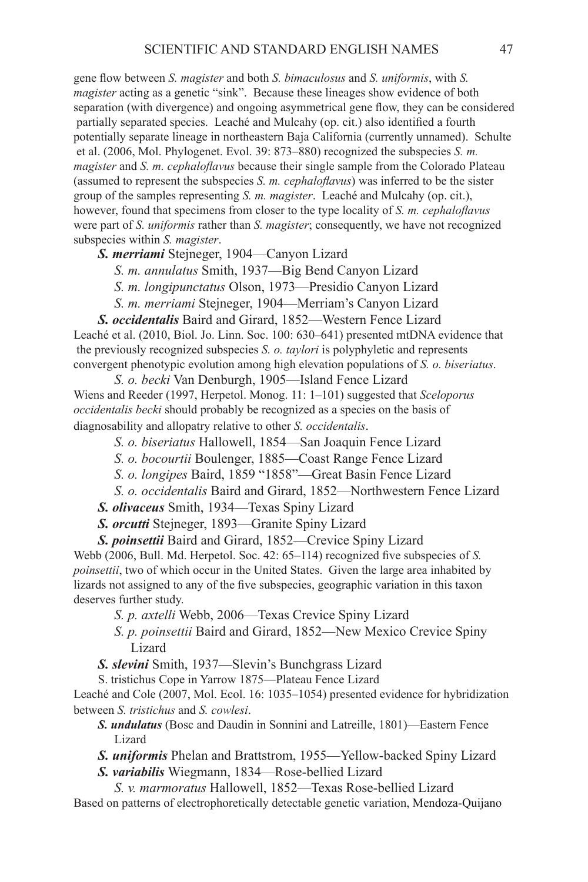gene flow between *S. magister* and both *S. bimaculosus* and *S. uniformis*, with *S. magister* acting as a genetic "sink". Because these lineages show evidence of both separation (with divergence) and ongoing asymmetrical gene flow, they can be considered partially separated species. Leaché and Mulcahy (op. cit.) also identified a fourth potentially separate lineage in northeastern Baja California (currently unnamed). Schulte et al. (2006, Mol. Phylogenet. Evol. 39: 873–880) recognized the subspecies *S. m. magister* and *S. m. cephaloflavus* because their single sample from the Colorado Plateau (assumed to represent the subspecies *S. m. cephaloflavus*) was inferred to be the sister group of the samples representing *S. m. magister*. Leaché and Mulcahy (op. cit.), however, found that specimens from closer to the type locality of *S. m. cephaloflavus* were part of *S. uniformis* rather than *S. magister*; consequently, we have not recognized subspecies within *S. magister*.

***S. merriami*** Stejneger, 1904—Canyon Lizard

*S. m. annulatus* Smith, 1937—Big Bend Canyon Lizard

*S. m. longipunctatus* Olson, 1973—Presidio Canyon Lizard

*S. m. merriami* Stejneger, 1904—Merriam's Canyon Lizard

***S. occidentalis*** Baird and Girard, 1852—Western Fence Lizard

Leaché et al. (2010, Biol. Jo. Linn. Soc. 100: 630–641) presented mtDNA evidence that the previously recognized subspecies *S. o. taylori* is polyphyletic and represents convergent phenotypic evolution among high elevation populations of *S. o. biseriatus*.

*S. o. becki* Van Denburgh, 1905—Island Fence Lizard

Wiens and Reeder (1997, Herpetol. Monog. 11: 1–101) suggested that *Sceloporus occidentalis becki* should probably be recognized as a species on the basis of diagnosability and allopatry relative to other *S. occidentalis*.

*S. o. biseriatus* Hallowell, 1854—San Joaquin Fence Lizard

*S. o. bocourtii* Boulenger, 1885—Coast Range Fence Lizard

*S. o. longipes* Baird, 1859 "1858"—Great Basin Fence Lizard

*S. o. occidentalis* Baird and Girard, 1852—Northwestern Fence Lizard

***S. olivaceus*** Smith, 1934—Texas Spiny Lizard

***S. orcutti*** Stejneger, 1893—Granite Spiny Lizard

***S. poinsettii*** Baird and Girard, 1852—Crevice Spiny Lizard

Webb (2006, Bull. Md. Herpetol. Soc. 42: 65–114) recognized five subspecies of *S. poinsettii*, two of which occur in the United States. Given the large area inhabited by lizards not assigned to any of the five subspecies, geographic variation in this taxon deserves further study.

*S. p. axtelli* Webb, 2006—Texas Crevice Spiny Lizard

*S. p. poinsettii* Baird and Girard, 1852—New Mexico Crevice Spiny Lizard

***S. slevini*** Smith, 1937—Slevin's Bunchgrass Lizard

S. tristichus Cope in Yarrow 1875—Plateau Fence Lizard

Leaché and Cole (2007, Mol. Ecol. 16: 1035–1054) presented evidence for hybridization between *S. tristichus* and *S. cowlesi*.

***S. undulatus*** (Bosc and Daudin in Sonnini and Latreille, 1801)—Eastern Fence Lizard

***S. uniformis*** Phelan and Brattstrom, 1955—Yellow-backed Spiny Lizard

***S. variabilis*** Wiegmann, 1834—Rose-bellied Lizard

*S. v. marmoratus* Hallowell, 1852—Texas Rose-bellied Lizard

Based on patterns of electrophoretically detectable genetic variation, Mendoza-Quijano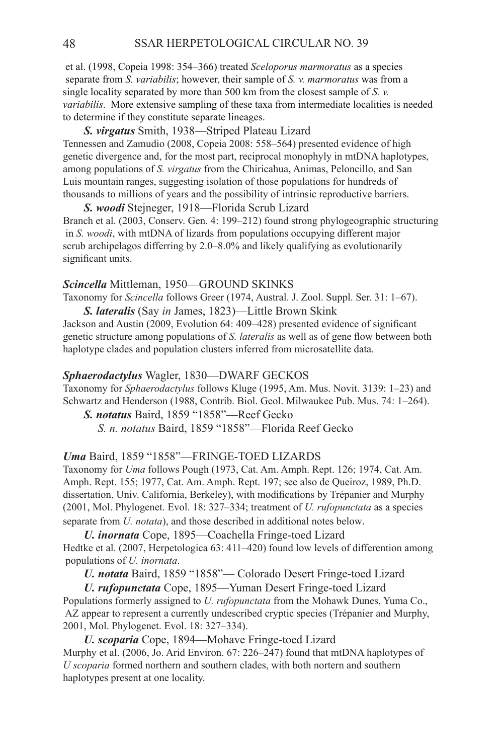et al. (1998, Copeia 1998: 354–366) treated *Sceloporus marmoratus* as a species separate from *S. variabilis*; however, their sample of *S. v. marmoratus* was from a single locality separated by more than 500 km from the closest sample of *S. v. variabilis*. More extensive sampling of these taxa from intermediate localities is needed to determine if they constitute separate lineages.

***S. virgatus*** Smith, 1938—Striped Plateau Lizard

Tennessen and Zamudio (2008, Copeia 2008: 558–564) presented evidence of high genetic divergence and, for the most part, reciprocal monophyly in mtDNA haplotypes, among populations of *S. virgatus* from the Chiricahua, Animas, Peloncillo, and San Luis mountain ranges, suggesting isolation of those populations for hundreds of thousands to millions of years and the possibility of intrinsic reproductive barriers.

***S. woodi*** Stejneger, 1918—Florida Scrub Lizard

Branch et al. (2003, Conserv. Gen. 4: 199–212) found strong phylogeographic structuring in *S. woodi*, with mtDNA of lizards from populations occupying different major scrub archipelagos differring by 2.0–8.0% and likely qualifying as evolutionarily significant units.

***Scincella*** Mittleman, 1950—GROUND SKINKS

Taxonomy for *Scincella* follows Greer (1974, Austral. J. Zool. Suppl. Ser. 31: 1–67).

***S. lateralis*** (Say *in* James, 1823)—Little Brown Skink

Jackson and Austin (2009, Evolution 64: 409–428) presented evidence of significant genetic structure among populations of *S. lateralis* as well as of gene flow between both haplotype clades and population clusters inferred from microsatellite data.

***Sphaerodactylus*** Wagler, 1830—DWARF GECKOS

Taxonomy for *Sphaerodactylus* follows Kluge (1995, Am. Mus. Novit. 3139: 1–23) and Schwartz and Henderson (1988, Contrib. Biol. Geol. Milwaukee Pub. Mus. 74: 1–264).

***S. notatus*** Baird, 1859 "1858"—Reef Gecko

*S. n. notatus* Baird, 1859 "1858"—Florida Reef Gecko

***Uma*** Baird, 1859 "1858"—FRINGE-TOED LIZARDS

Taxonomy for *Uma* follows Pough (1973, Cat. Am. Amph. Rept. 126; 1974, Cat. Am. Amph. Rept. 155; 1977, Cat. Am. Amph. Rept. 197; see also de Queiroz, 1989, Ph.D. dissertation, Univ. California, Berkeley), with modifications by Trépanier and Murphy (2001, Mol. Phylogenet. Evol. 18: 327–334; treatment of *U. rufopunctata* as a species separate from *U. notata*), and those described in additional notes below.

***U. inornata*** Cope, 1895—Coachella Fringe-toed Lizard

Hedtke et al. (2007, Herpetologica 63: 411–420) found low levels of differention among populations of *U. inornata*.

***U. notata*** Baird, 1859 "1858"— Colorado Desert Fringe-toed Lizard

***U. rufopunctata*** Cope, 1895—Yuman Desert Fringe-toed Lizard

Populations formerly assigned to *U. rufopunctata* from the Mohawk Dunes, Yuma Co., AZ appear to represent a currently undescribed cryptic species (Trépanier and Murphy, 2001, Mol. Phylogenet. Evol. 18: 327–334).

***U. scoparia*** Cope, 1894—Mohave Fringe-toed Lizard

Murphy et al. (2006, Jo. Arid Environ. 67: 226–247) found that mtDNA haplotypes of *U scoparia* formed northern and southern clades, with both nortern and southern haplotypes present at one locality.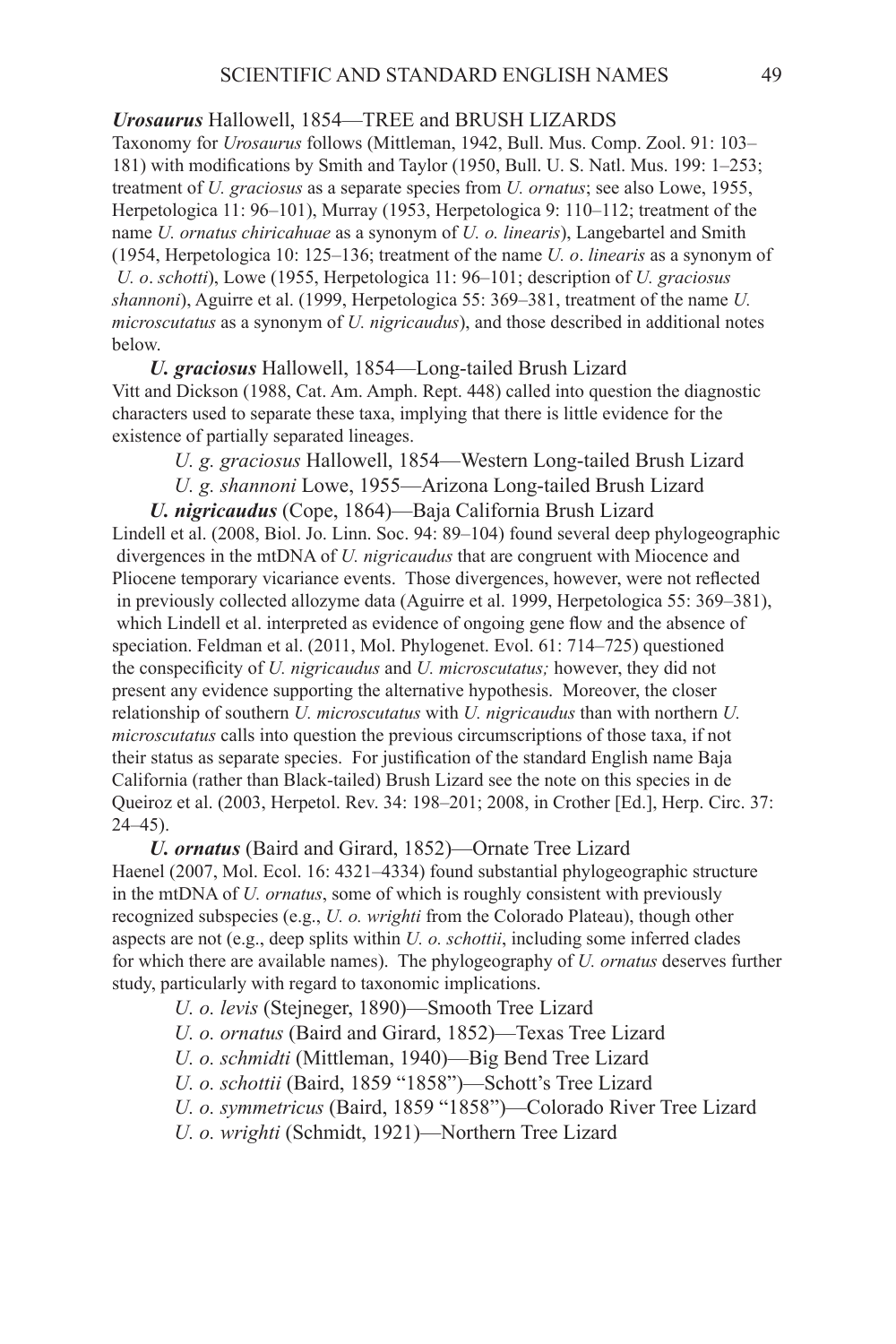***Urosaurus*** Hallowell, 1854—TREE and BRUSH LIZARDS

Taxonomy for *Urosaurus* follows (Mittleman, 1942, Bull. Mus. Comp. Zool. 91: 103–181) with modifications by Smith and Taylor (1950, Bull. U. S. Natl. Mus. 199: 1–253; treatment of *U. graciosus* as a separate species from *U. ornatus*; see also Lowe, 1955, Herpetologica 11: 96–101), Murray (1953, Herpetologica 9: 110–112; treatment of the name *U. ornatus chiricahuae* as a synonym of *U. o. linearis*), Langebartel and Smith (1954, Herpetologica 10: 125–136; treatment of the name *U. o*. *linearis* as a synonym of *U. o*. *schotti*), Lowe (1955, Herpetologica 11: 96–101; description of *U. graciosus shannoni*), Aguirre et al. (1999, Herpetologica 55: 369–381, treatment of the name *U. microscutatus* as a synonym of *U. nigricaudus*), and those described in additional notes below.

***U. graciosus*** Hallowell, 1854—Long-tailed Brush Lizard

Vitt and Dickson (1988, Cat. Am. Amph. Rept. 448) called into question the diagnostic characters used to separate these taxa, implying that there is little evidence for the existence of partially separated lineages.

*U. g. graciosus* Hallowell, 1854—Western Long-tailed Brush Lizard

*U. g. shannoni* Lowe, 1955—Arizona Long-tailed Brush Lizard

***U. nigricaudus*** (Cope, 1864)—Baja California Brush Lizard

Lindell et al. (2008, Biol. Jo. Linn. Soc. 94: 89–104) found several deep phylogeographic divergences in the mtDNA of *U. nigricaudus* that are congruent with Miocence and Pliocene temporary vicariance events. Those divergences, however, were not reflected in previously collected allozyme data (Aguirre et al. 1999, Herpetologica 55: 369–381), which Lindell et al. interpreted as evidence of ongoing gene flow and the absence of speciation. Feldman et al. (2011, Mol. Phylogenet. Evol. 61: 714–725) questioned the conspecificity of *U. nigricaudus* and *U. microscutatus;* however, they did not present any evidence supporting the alternative hypothesis. Moreover, the closer relationship of southern *U. microscutatus* with *U. nigricaudus* than with northern *U. microscutatus* calls into question the previous circumscriptions of those taxa, if not their status as separate species. For justification of the standard English name Baja California (rather than Black-tailed) Brush Lizard see the note on this species in de Queiroz et al. (2003, Herpetol. Rev. 34: 198–201; 2008, in Crother [Ed.], Herp. Circ. 37: 24–45).

***U. ornatus*** (Baird and Girard, 1852)—Ornate Tree Lizard

Haenel (2007, Mol. Ecol. 16: 4321–4334) found substantial phylogeographic structure in the mtDNA of *U. ornatus*, some of which is roughly consistent with previously recognized subspecies (e.g., *U. o. wrighti* from the Colorado Plateau), though other aspects are not (e.g., deep splits within *U. o. schottii*, including some inferred clades for which there are available names). The phylogeography of *U. ornatus* deserves further study, particularly with regard to taxonomic implications.

*U. o. levis* (Stejneger, 1890)—Smooth Tree Lizard

*U. o. ornatus* (Baird and Girard, 1852)—Texas Tree Lizard

*U. o. schmidti* (Mittleman, 1940)—Big Bend Tree Lizard

*U. o. schottii* (Baird, 1859 "1858")—Schott's Tree Lizard

*U. o. symmetricus* (Baird, 1859 "1858")—Colorado River Tree Lizard

*U. o. wrighti* (Schmidt, 1921)—Northern Tree Lizard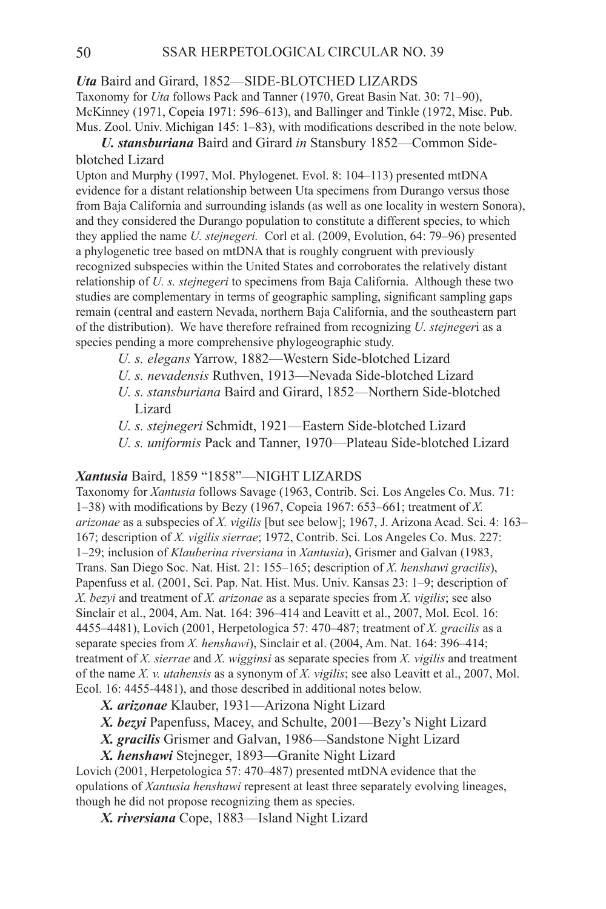***Uta*** **Baird and Girard, 1852—SIDE-BLOTCHED LIZARDS**

Taxonomy for *Uta* follows Pack and Tanner (1970, Great Basin Nat. 30: 71–90), McKinney (1971, Copeia 1971: 596–613), and Ballinger and Tinkle (1972, Misc. Pub. Mus. Zool. Univ. Michigan 145: 1–83), with modifications described in the note below.

***U. stansburiana*** **Baird and Girard** ***in*** **Stansbury 1852—Common Side-blotched Lizard**

Upton and Murphy (1997, Mol. Phylogenet. Evol. 8: 104–113) presented mtDNA evidence for a distant relationship between Uta specimens from Durango versus those from Baja California and surrounding islands (as well as one locality in western Sonora), and they considered the Durango population to constitute a different species, to which they applied the name *U. stejnegeri.* Corl et al. (2009, Evolution, 64: 79–96) presented a phylogenetic tree based on mtDNA that is roughly congruent with previously recognized subspecies within the United States and corroborates the relatively distant relationship of *U. s. stejnegeri* to specimens from Baja California. Although these two studies are complementary in terms of geographic sampling, significant sampling gaps remain (central and eastern Nevada, northern Baja California, and the southeastern part of the distribution). We have therefore refrained from recognizing *U. stejnegeri* as a species pending a more comprehensive phylogeographic study.

- *U. s. elegans* Yarrow, 1882—Western Side-blotched Lizard
- *U. s. nevadensis* Ruthven, 1913—Nevada Side-blotched Lizard
- *U. s. stansburiana* Baird and Girard, 1852—Northern Side-blotched Lizard
- *U. s. stejnegeri* Schmidt, 1921—Eastern Side-blotched Lizard
- *U. s. uniformis* Pack and Tanner, 1970—Plateau Side-blotched Lizard

***Xantusia*** **Baird, 1859 "1858"—NIGHT LIZARDS**

Taxonomy for *Xantusia* follows Savage (1963, Contrib. Sci. Los Angeles Co. Mus. 71: 1–38) with modifications by Bezy (1967, Copeia 1967: 653–661; treatment of *X. arizonae* as a subspecies of *X. vigilis* [but see below]; 1967, J. Arizona Acad. Sci. 4: 163–167; description of *X. vigilis sierrae*; 1972, Contrib. Sci. Los Angeles Co. Mus. 227: 1–29; inclusion of *Klauberina riversiana* in *Xantusia*), Grismer and Galvan (1983, Trans. San Diego Soc. Nat. Hist. 21: 155–165; description of *X. henshawi gracilis*), Papenfuss et al. (2001, Sci. Pap. Nat. Hist. Mus. Univ. Kansas 23: 1–9; description of *X. bezyi* and treatment of *X. arizonae* as a separate species from *X. vigilis*; see also Sinclair et al., 2004, Am. Nat. 164: 396–414 and Leavitt et al., 2007, Mol. Ecol. 16: 4455–4481), Lovich (2001, Herpetologica 57: 470–487; treatment of *X. gracilis* as a separate species from *X. henshawi*), Sinclair et al. (2004, Am. Nat. 164: 396–414; treatment of *X. sierrae* and *X. wigginsi* as separate species from *X. vigilis* and treatment of the name *X. v. utahensis* as a synonym of *X. vigilis*; see also Leavitt et al., 2007, Mol. Ecol. 16: 4455-4481), and those described in additional notes below.

***X. arizonae*** **Klauber, 1931—Arizona Night Lizard**

***X. bezyi*** **Papenfuss, Macey, and Schulte, 2001—Bezy's Night Lizard**

***X. gracilis*** **Grismer and Galvan, 1986—Sandstone Night Lizard**

***X. henshawi*** **Stejneger, 1893—Granite Night Lizard**

Lovich (2001, Herpetologica 57: 470–487) presented mtDNA evidence that the opulations of *Xantusia henshawi* represent at least three separately evolving lineages, though he did not propose recognizing them as species.

***X. riversiana*** **Cope, 1883—Island Night Lizard**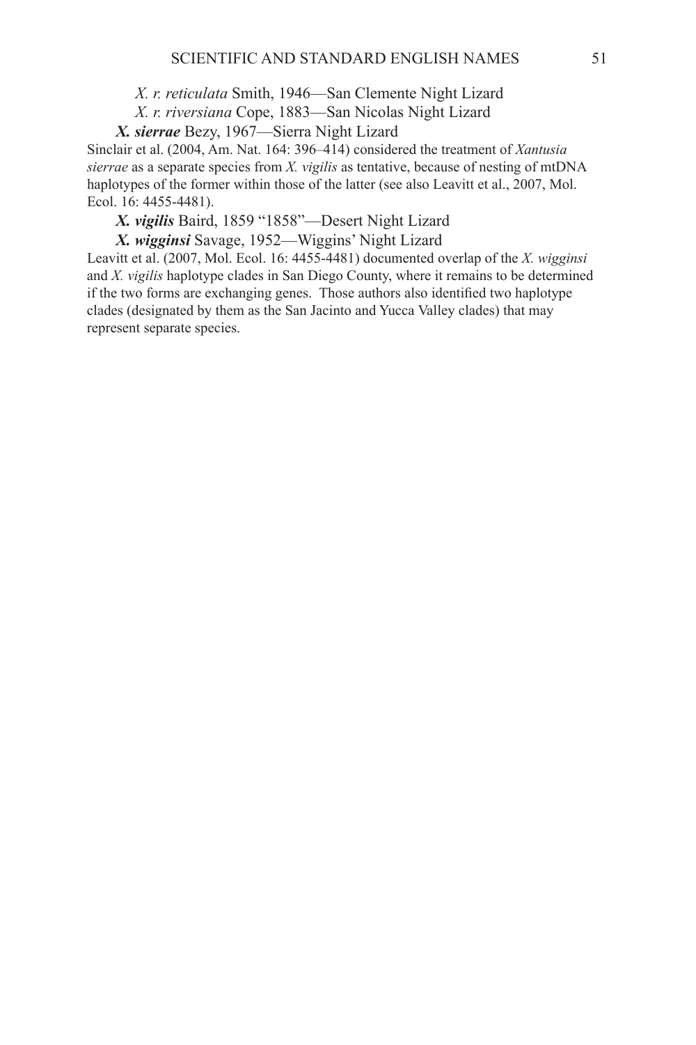*X. r. reticulata* Smith, 1946—San Clemente Night Lizard

*X. r. riversiana* Cope, 1883—San Nicolas Night Lizard

***X. sierrae*** Bezy, 1967—Sierra Night Lizard

Sinclair et al. (2004, Am. Nat. 164: 396–414) considered the treatment of *Xantusia sierrae* as a separate species from *X. vigilis* as tentative, because of nesting of mtDNA haplotypes of the former within those of the latter (see also Leavitt et al., 2007, Mol. Ecol. 16: 4455-4481).

***X. vigilis*** Baird, 1859 "1858"—Desert Night Lizard

***X. wigginsi*** Savage, 1952—Wiggins' Night Lizard

Leavitt et al. (2007, Mol. Ecol. 16: 4455-4481) documented overlap of the *X. wigginsi* and *X. vigilis* haplotype clades in San Diego County, where it remains to be determined if the two forms are exchanging genes. Those authors also identified two haplotype clades (designated by them as the San Jacinto and Yucca Valley clades) that may represent separate species.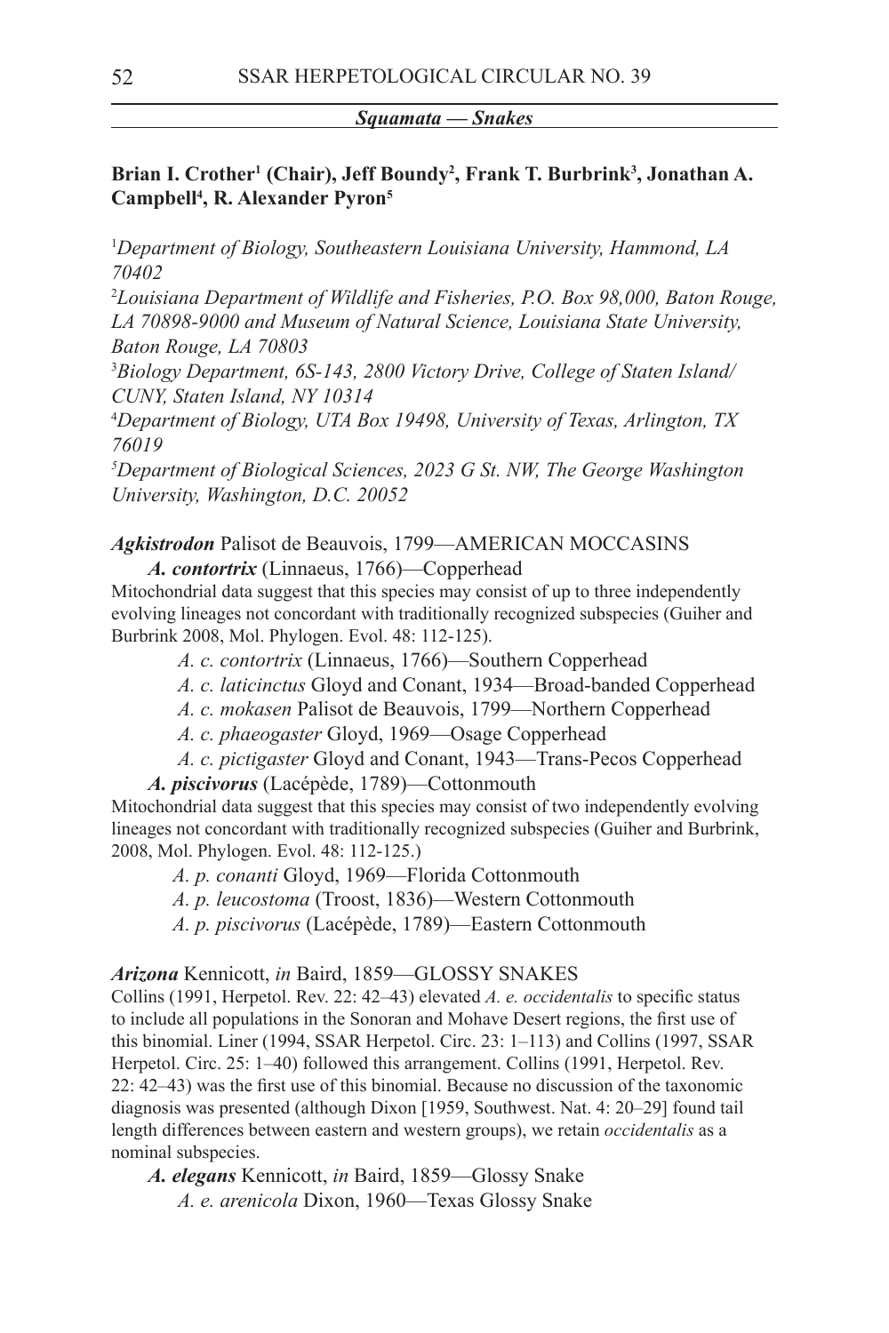## *Squamata — Snakes*

**Brian I. Crother[1] (Chair), Jeff Boundy[2], Frank T. Burbrink[3], Jonathan A. Campbell[4], R. Alexander Pyron[5]**

[1]*Department of Biology, Southeastern Louisiana University, Hammond, LA 70402*

[2]*Louisiana Department of Wildlife and Fisheries, P.O. Box 98,000, Baton Rouge, LA 70898-9000 and Museum of Natural Science, Louisiana State University, Baton Rouge, LA 70803*

[3]*Biology Department, 6S-143, 2800 Victory Drive, College of Staten Island/ CUNY, Staten Island, NY 10314*

[4]*Department of Biology, UTA Box 19498, University of Texas, Arlington, TX 76019*

[5]*Department of Biological Sciences, 2023 G St. NW, The George Washington University, Washington, D.C. 20052*

***Agkistrodon*** Palisot de Beauvois, 1799—AMERICAN MOCCASINS

***A. contortrix*** (Linnaeus, 1766)—Copperhead

Mitochondrial data suggest that this species may consist of up to three independently evolving lineages not concordant with traditionally recognized subspecies (Guiher and Burbrink 2008, Mol. Phylogen. Evol. 48: 112-125).

*A. c. contortrix* (Linnaeus, 1766)—Southern Copperhead
*A. c. laticinctus* Gloyd and Conant, 1934—Broad-banded Copperhead
*A. c. mokasen* Palisot de Beauvois, 1799—Northern Copperhead
*A. c. phaeogaster* Gloyd, 1969—Osage Copperhead
*A. c. pictigaster* Gloyd and Conant, 1943—Trans-Pecos Copperhead

***A. piscivorus*** (Lacépède, 1789)—Cottonmouth

Mitochondrial data suggest that this species may consist of two independently evolving lineages not concordant with traditionally recognized subspecies (Guiher and Burbrink, 2008, Mol. Phylogen. Evol. 48: 112-125.)

*A. p. conanti* Gloyd, 1969—Florida Cottonmouth
*A. p. leucostoma* (Troost, 1836)—Western Cottonmouth
*A. p. piscivorus* (Lacépède, 1789)—Eastern Cottonmouth

***Arizona*** Kennicott, *in* Baird, 1859—GLOSSY SNAKES

Collins (1991, Herpetol. Rev. 22: 42–43) elevated *A. e. occidentalis* to specific status to include all populations in the Sonoran and Mohave Desert regions, the first use of this binomial. Liner (1994, SSAR Herpetol. Circ. 23: 1–113) and Collins (1997, SSAR Herpetol. Circ. 25: 1–40) followed this arrangement. Collins (1991, Herpetol. Rev. 22: 42–43) was the first use of this binomial. Because no discussion of the taxonomic diagnosis was presented (although Dixon [1959, Southwest. Nat. 4: 20–29] found tail length differences between eastern and western groups), we retain *occidentalis* as a nominal subspecies.

***A. elegans*** Kennicott, *in* Baird, 1859—Glossy Snake

*A. e. arenicola* Dixon, 1960—Texas Glossy Snake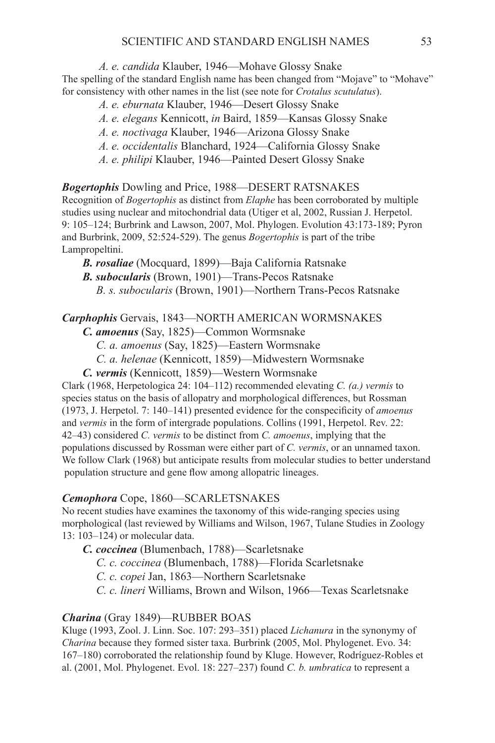*A. e. candida* Klauber, 1946—Mohave Glossy Snake

The spelling of the standard English name has been changed from "Mojave" to "Mohave" for consistency with other names in the list (see note for *Crotalus scutulatus*).

*A. e. eburnata* Klauber, 1946—Desert Glossy Snake

*A. e. elegans* Kennicott, *in* Baird, 1859—Kansas Glossy Snake

*A. e. noctivaga* Klauber, 1946—Arizona Glossy Snake

*A. e. occidentalis* Blanchard, 1924—California Glossy Snake

*A. e. philipi* Klauber, 1946—Painted Desert Glossy Snake

***Bogertophis*** Dowling and Price, 1988—DESERT RATSNAKES

Recognition of *Bogertophis* as distinct from *Elaphe* has been corroborated by multiple studies using nuclear and mitochondrial data (Utiger et al, 2002, Russian J. Herpetol. 9: 105–124; Burbrink and Lawson, 2007, Mol. Phylogen. Evolution 43:173-189; Pyron and Burbrink, 2009, 52:524-529). The genus *Bogertophis* is part of the tribe Lampropeltini.

***B. rosaliae*** (Mocquard, 1899)—Baja California Ratsnake

***B. subocularis*** (Brown, 1901)—Trans-Pecos Ratsnake

*B. s. subocularis* (Brown, 1901)—Northern Trans-Pecos Ratsnake

***Carphophis*** Gervais, 1843—NORTH AMERICAN WORMSNAKES

***C. amoenus*** (Say, 1825)—Common Wormsnake

*C. a. amoenus* (Say, 1825)—Eastern Wormsnake

*C. a. helenae* (Kennicott, 1859)—Midwestern Wormsnake

***C. vermis*** (Kennicott, 1859)—Western Wormsnake

Clark (1968, Herpetologica 24: 104–112) recommended elevating *C. (a.) vermis* to species status on the basis of allopatry and morphological differences, but Rossman (1973, J. Herpetol. 7: 140–141) presented evidence for the conspecificity of *amoenus* and *vermis* in the form of intergrade populations. Collins (1991, Herpetol. Rev. 22: 42–43) considered *C. vermis* to be distinct from *C. amoenus*, implying that the populations discussed by Rossman were either part of *C. vermis*, or an unnamed taxon. We follow Clark (1968) but anticipate results from molecular studies to better understand population structure and gene flow among allopatric lineages.

***Cemophora*** Cope, 1860—SCARLETSNAKES

No recent studies have examines the taxonomy of this wide-ranging species using morphological (last reviewed by Williams and Wilson, 1967, Tulane Studies in Zoology 13: 103–124) or molecular data.

***C. coccinea*** (Blumenbach, 1788)—Scarletsnake

*C. c. coccinea* (Blumenbach, 1788)—Florida Scarletsnake

*C. c. copei* Jan, 1863—Northern Scarletsnake

*C. c. lineri* Williams, Brown and Wilson, 1966—Texas Scarletsnake

***Charina*** (Gray 1849)—RUBBER BOAS

Kluge (1993, Zool. J. Linn. Soc. 107: 293–351) placed *Lichanura* in the synonymy of *Charina* because they formed sister taxa. Burbrink (2005, Mol. Phylogenet. Evo. 34: 167–180) corroborated the relationship found by Kluge. However, Rodríguez-Robles et al. (2001, Mol. Phylogenet. Evol. 18: 227–237) found *C. b. umbratica* to represent a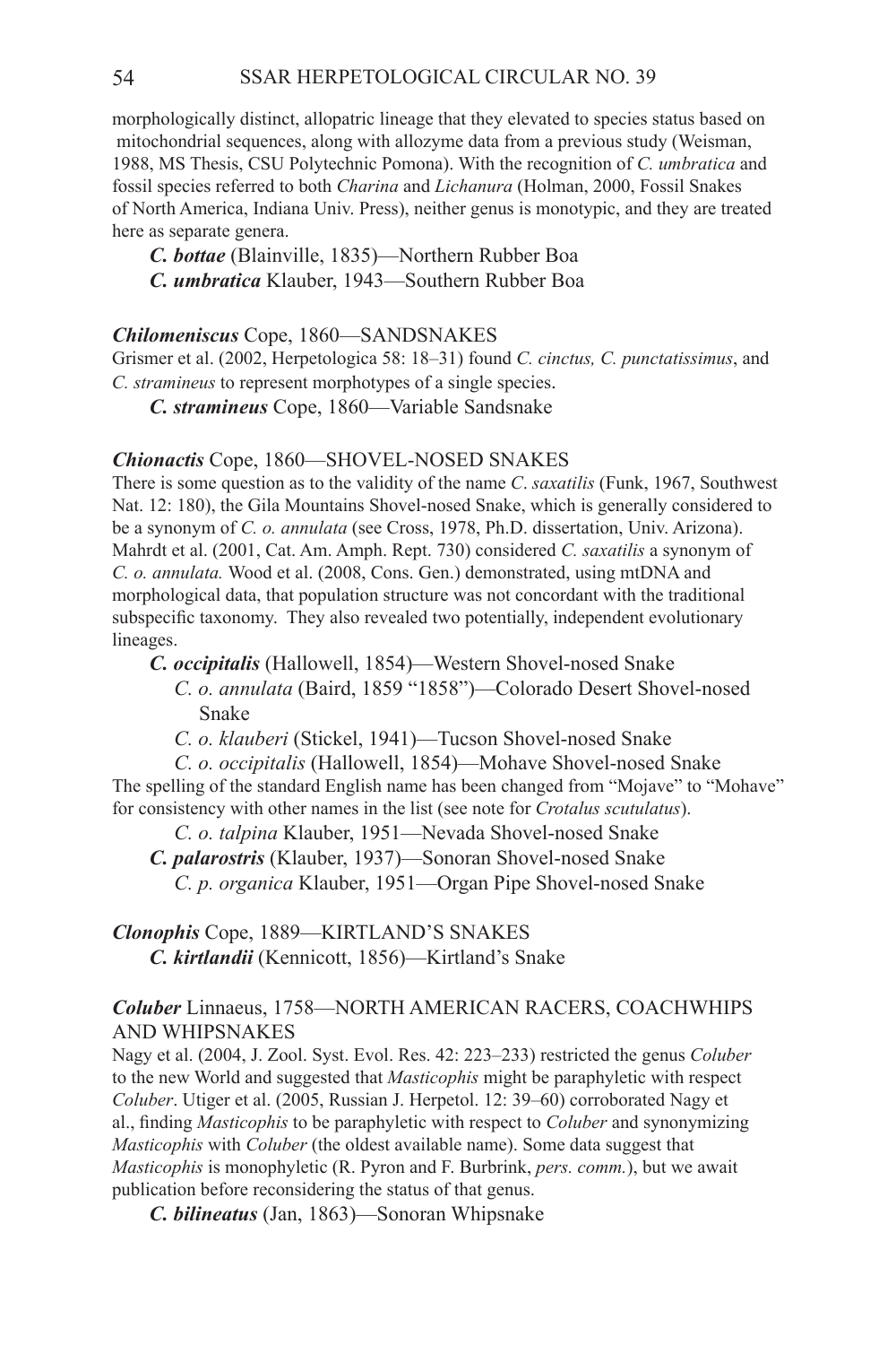morphologically distinct, allopatric lineage that they elevated to species status based on mitochondrial sequences, along with allozyme data from a previous study (Weisman, 1988, MS Thesis, CSU Polytechnic Pomona). With the recognition of *C. umbratica* and fossil species referred to both *Charina* and *Lichanura* (Holman, 2000, Fossil Snakes of North America, Indiana Univ. Press), neither genus is monotypic, and they are treated here as separate genera.

***C. bottae*** (Blainville, 1835)—Northern Rubber Boa

***C. umbratica*** Klauber, 1943—Southern Rubber Boa

### *Chilomeniscus* Cope, 1860—SANDSNAKES

Grismer et al. (2002, Herpetologica 58: 18–31) found *C. cinctus, C. punctatissimus*, and *C. stramineus* to represent morphotypes of a single species.

***C. stramineus*** Cope, 1860—Variable Sandsnake

### *Chionactis* Cope, 1860—SHOVEL-NOSED SNAKES

There is some question as to the validity of the name *C. saxatilis* (Funk, 1967, Southwest Nat. 12: 180), the Gila Mountains Shovel-nosed Snake, which is generally considered to be a synonym of *C. o. annulata* (see Cross, 1978, Ph.D. dissertation, Univ. Arizona). Mahrdt et al. (2001, Cat. Am. Amph. Rept. 730) considered *C. saxatilis* a synonym of *C. o. annulata.* Wood et al. (2008, Cons. Gen.) demonstrated, using mtDNA and morphological data, that population structure was not concordant with the traditional subspecific taxonomy. They also revealed two potentially, independent evolutionary lineages.

***C. occipitalis*** (Hallowell, 1854)—Western Shovel-nosed Snake

*C. o. annulata* (Baird, 1859 "1858")—Colorado Desert Shovel-nosed Snake

*C. o. klauberi* (Stickel, 1941)—Tucson Shovel-nosed Snake

*C. o. occipitalis* (Hallowell, 1854)—Mohave Shovel-nosed Snake

The spelling of the standard English name has been changed from "Mojave" to "Mohave" for consistency with other names in the list (see note for *Crotalus scutulatus*).

*C. o. talpina* Klauber, 1951—Nevada Shovel-nosed Snake

***C. palarostris*** (Klauber, 1937)—Sonoran Shovel-nosed Snake

*C. p. organica* Klauber, 1951—Organ Pipe Shovel-nosed Snake

### *Clonophis* Cope, 1889—KIRTLAND'S SNAKES

***C. kirtlandii*** (Kennicott, 1856)—Kirtland's Snake

### *Coluber* Linnaeus, 1758—NORTH AMERICAN RACERS, COACHWHIPS AND WHIPSNAKES

Nagy et al. (2004, J. Zool. Syst. Evol. Res. 42: 223–233) restricted the genus *Coluber* to the new World and suggested that *Masticophis* might be paraphyletic with respect *Coluber*. Utiger et al. (2005, Russian J. Herpetol. 12: 39–60) corroborated Nagy et al., finding *Masticophis* to be paraphyletic with respect to *Coluber* and synonymizing *Masticophis* with *Coluber* (the oldest available name). Some data suggest that *Masticophis* is monophyletic (R. Pyron and F. Burbrink, *pers. comm.*), but we await publication before reconsidering the status of that genus.

***C. bilineatus*** (Jan, 1863)—Sonoran Whipsnake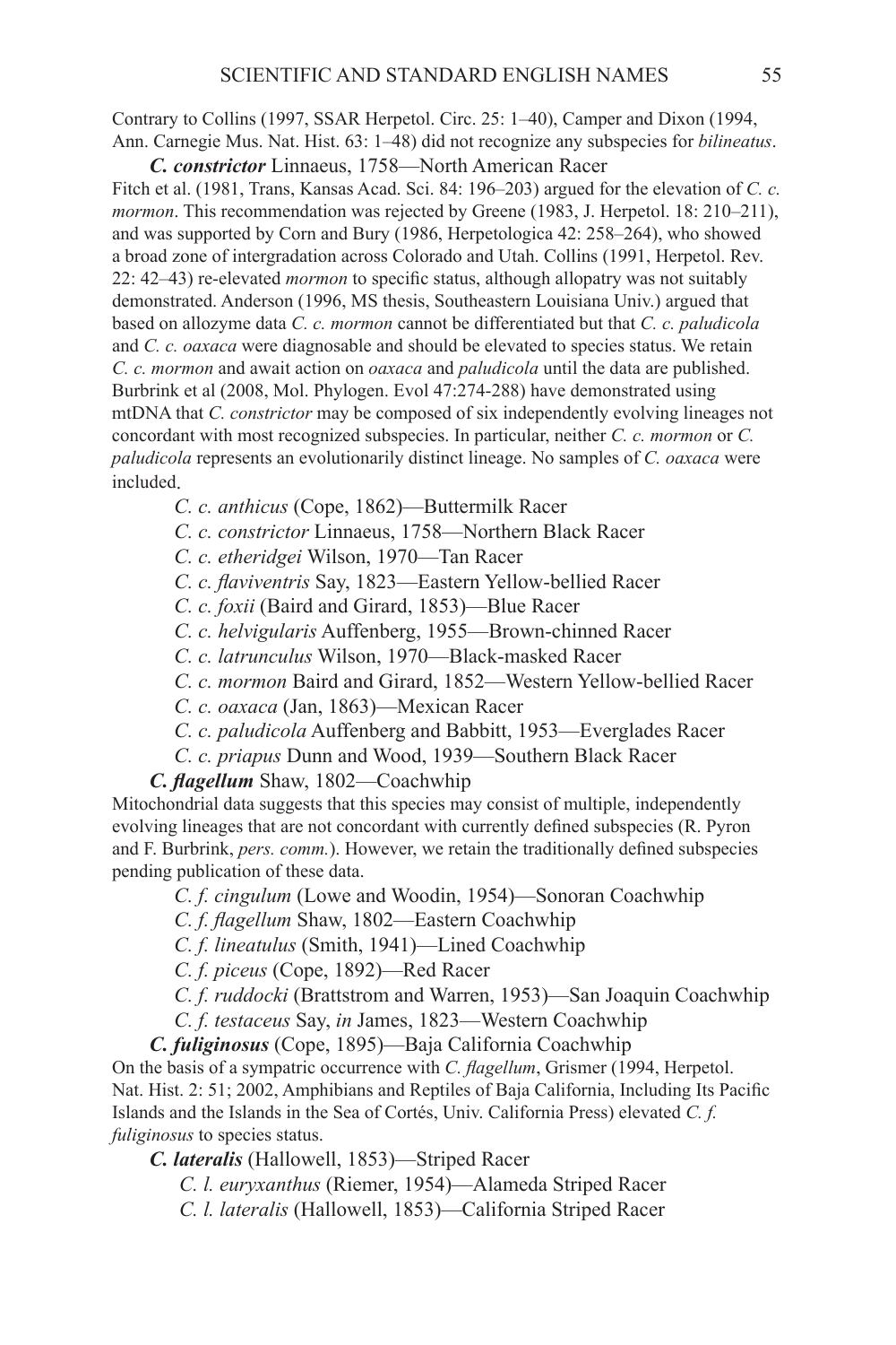Contrary to Collins (1997, SSAR Herpetol. Circ. 25: 1–40), Camper and Dixon (1994, Ann. Carnegie Mus. Nat. Hist. 63: 1–48) did not recognize any subspecies for *bilineatus*.

***C. constrictor*** **Linnaeus, 1758—North American Racer**

Fitch et al. (1981, Trans, Kansas Acad. Sci. 84: 196–203) argued for the elevation of *C. c. mormon*. This recommendation was rejected by Greene (1983, J. Herpetol. 18: 210–211), and was supported by Corn and Bury (1986, Herpetologica 42: 258–264), who showed a broad zone of intergradation across Colorado and Utah. Collins (1991, Herpetol. Rev. 22: 42–43) re-elevated *mormon* to specific status, although allopatry was not suitably demonstrated. Anderson (1996, MS thesis, Southeastern Louisiana Univ.) argued that based on allozyme data *C. c. mormon* cannot be differentiated but that *C. c. paludicola* and *C. c. oaxaca* were diagnosable and should be elevated to species status. We retain *C. c. mormon* and await action on *oaxaca* and *paludicola* until the data are published. Burbrink et al (2008, Mol. Phylogen. Evol 47:274-288) have demonstrated using mtDNA that *C. constrictor* may be composed of six independently evolving lineages not concordant with most recognized subspecies. In particular, neither *C. c. mormon* or *C. paludicola* represents an evolutionarily distinct lineage. No samples of *C. oaxaca* were included.

- *C. c. anthicus* (Cope, 1862)—Buttermilk Racer
- *C. c. constrictor* Linnaeus, 1758—Northern Black Racer
- *C. c. etheridgei* Wilson, 1970—Tan Racer
- *C. c. flaviventris* Say, 1823—Eastern Yellow-bellied Racer
- *C. c. foxii* (Baird and Girard, 1853)—Blue Racer
- *C. c. helvigularis* Auffenberg, 1955—Brown-chinned Racer
- *C. c. latrunculus* Wilson, 1970—Black-masked Racer
- *C. c. mormon* Baird and Girard, 1852—Western Yellow-bellied Racer
- *C. c. oaxaca* (Jan, 1863)—Mexican Racer
- *C. c. paludicola* Auffenberg and Babbitt, 1953—Everglades Racer
- *C. c. priapus* Dunn and Wood, 1939—Southern Black Racer

***C. flagellum*** **Shaw, 1802—Coachwhip**

Mitochondrial data suggests that this species may consist of multiple, independently evolving lineages that are not concordant with currently defined subspecies (R. Pyron and F. Burbrink, *pers. comm.*). However, we retain the traditionally defined subspecies pending publication of these data.

- *C. f. cingulum* (Lowe and Woodin, 1954)—Sonoran Coachwhip
- *C. f. flagellum* Shaw, 1802—Eastern Coachwhip
- *C. f. lineatulus* (Smith, 1941)—Lined Coachwhip
- *C. f. piceus* (Cope, 1892)—Red Racer
- *C. f. ruddocki* (Brattstrom and Warren, 1953)—San Joaquin Coachwhip
- *C. f. testaceus* Say, *in* James, 1823—Western Coachwhip

***C. fuliginosus*** **(Cope, 1895)—Baja California Coachwhip**

On the basis of a sympatric occurrence with *C. flagellum*, Grismer (1994, Herpetol. Nat. Hist. 2: 51; 2002, Amphibians and Reptiles of Baja California, Including Its Pacific Islands and the Islands in the Sea of Cortés, Univ. California Press) elevated *C. f. fuliginosus* to species status.

***C. lateralis*** **(Hallowell, 1853)—Striped Racer**

- *C. l. euryxanthus* (Riemer, 1954)—Alameda Striped Racer
- *C. l. lateralis* (Hallowell, 1853)—California Striped Racer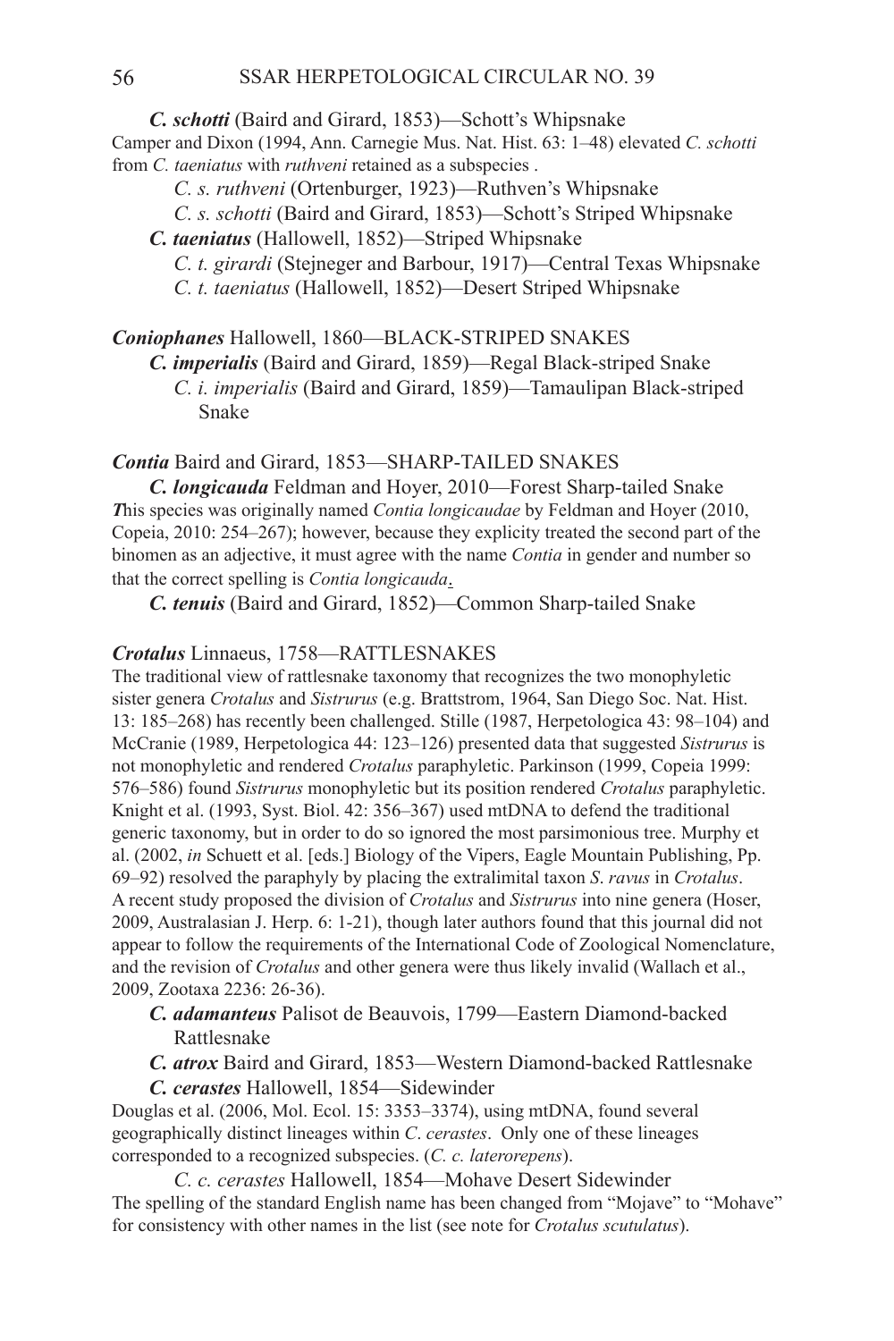***C. schotti*** (Baird and Girard, 1853)—Schott's Whipsnake

Camper and Dixon (1994, Ann. Carnegie Mus. Nat. Hist. 63: 1–48) elevated *C. schotti* from *C. taeniatus* with *ruthveni* retained as a subspecies .

*C. s. ruthveni* (Ortenburger, 1923)—Ruthven's Whipsnake

*C. s. schotti* (Baird and Girard, 1853)—Schott's Striped Whipsnake

***C. taeniatus*** (Hallowell, 1852)—Striped Whipsnake

*C. t. girardi* (Stejneger and Barbour, 1917)—Central Texas Whipsnake

*C. t. taeniatus* (Hallowell, 1852)—Desert Striped Whipsnake

***Coniophanes*** Hallowell, 1860—BLACK-STRIPED SNAKES

***C. imperialis*** (Baird and Girard, 1859)—Regal Black-striped Snake

*C. i. imperialis* (Baird and Girard, 1859)—Tamaulipan Black-striped Snake

***Contia*** Baird and Girard, 1853—SHARP-TAILED SNAKES

***C. longicauda*** Feldman and Hoyer, 2010—Forest Sharp-tailed Snake

***T****his* species was originally named *Contia longicaudae* by Feldman and Hoyer (2010, Copeia, 2010: 254–267); however, because they explicity treated the second part of the binomen as an adjective, it must agree with the name *Contia* in gender and number so that the correct spelling is *Contia longicauda*.

***C. tenuis*** (Baird and Girard, 1852)—Common Sharp-tailed Snake

***Crotalus*** Linnaeus, 1758—RATTLESNAKES

The traditional view of rattlesnake taxonomy that recognizes the two monophyletic sister genera *Crotalus* and *Sistrurus* (e.g. Brattstrom, 1964, San Diego Soc. Nat. Hist. 13: 185–268) has recently been challenged. Stille (1987, Herpetologica 43: 98–104) and McCranie (1989, Herpetologica 44: 123–126) presented data that suggested *Sistrurus* is not monophyletic and rendered *Crotalus* paraphyletic. Parkinson (1999, Copeia 1999: 576–586) found *Sistrurus* monophyletic but its position rendered *Crotalus* paraphyletic. Knight et al. (1993, Syst. Biol. 42: 356–367) used mtDNA to defend the traditional generic taxonomy, but in order to do so ignored the most parsimonious tree. Murphy et al. (2002, *in* Schuett et al. [eds.] Biology of the Vipers, Eagle Mountain Publishing, Pp. 69–92) resolved the paraphyly by placing the extralimital taxon *S. ravus* in *Crotalus*. A recent study proposed the division of *Crotalus* and *Sistrurus* into nine genera (Hoser, 2009, Australasian J. Herp. 6: 1-21), though later authors found that this journal did not appear to follow the requirements of the International Code of Zoological Nomenclature, and the revision of *Crotalus* and other genera were thus likely invalid (Wallach et al., 2009, Zootaxa 2236: 26-36).

***C. adamanteus*** Palisot de Beauvois, 1799—Eastern Diamond-backed Rattlesnake

***C. atrox*** Baird and Girard, 1853—Western Diamond-backed Rattlesnake

***C. cerastes*** Hallowell, 1854—Sidewinder

Douglas et al. (2006, Mol. Ecol. 15: 3353–3374), using mtDNA, found several geographically distinct lineages within *C. cerastes*. Only one of these lineages corresponded to a recognized subspecies. (*C. c. laterorepens*).

*C. c. cerastes* Hallowell, 1854—Mohave Desert Sidewinder

The spelling of the standard English name has been changed from "Mojave" to "Mohave" for consistency with other names in the list (see note for *Crotalus scutulatus*).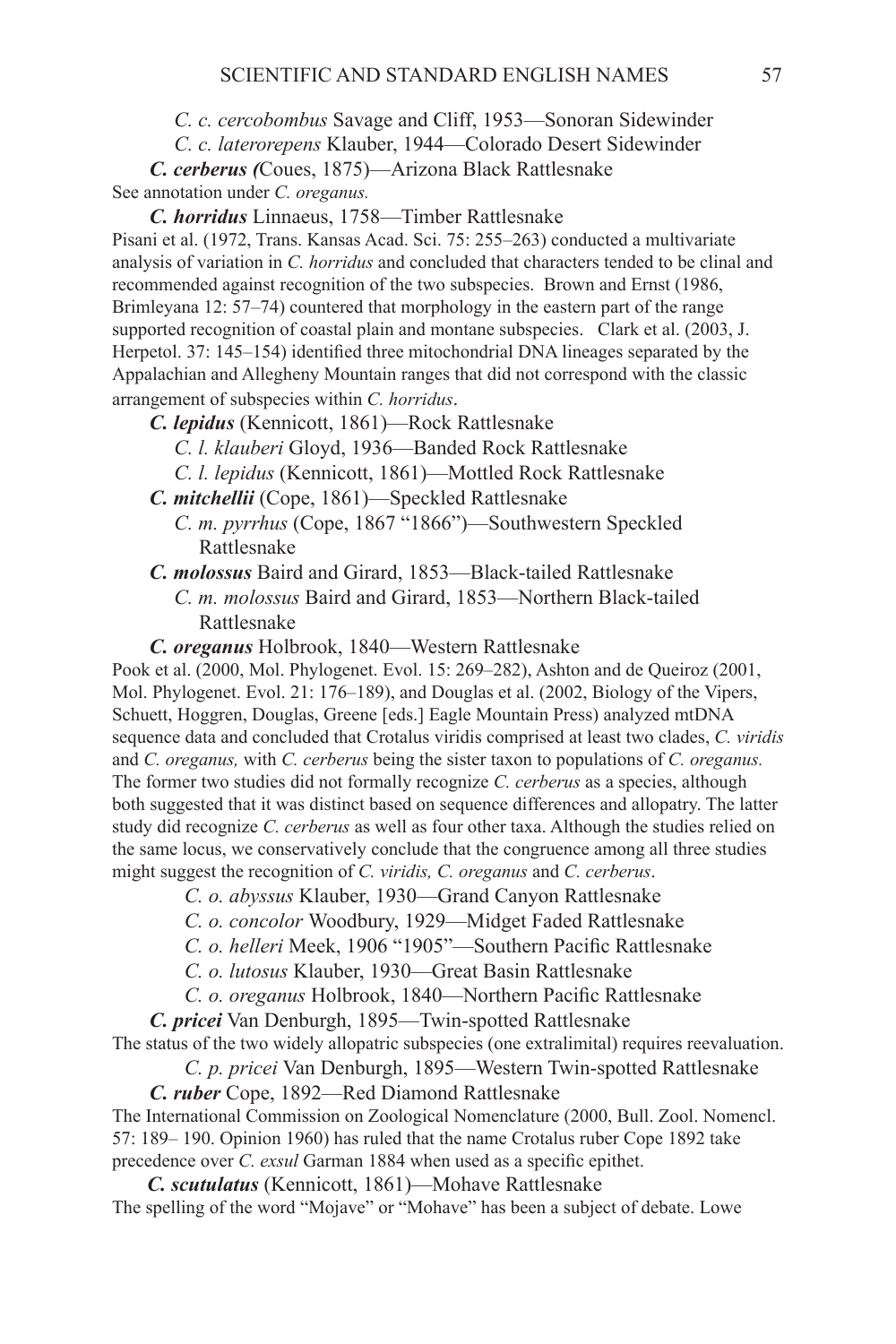*C. c. cercobombus* Savage and Cliff, 1953—Sonoran Sidewinder

*C. c. laterorepens* Klauber, 1944—Colorado Desert Sidewinder

***C. cerberus*** **(**Coues, 1875)—Arizona Black Rattlesnake

See annotation under *C. oreganus.*

***C. horridus*** Linnaeus, 1758—Timber Rattlesnake

Pisani et al. (1972, Trans. Kansas Acad. Sci. 75: 255–263) conducted a multivariate analysis of variation in *C. horridus* and concluded that characters tended to be clinal and recommended against recognition of the two subspecies. Brown and Ernst (1986, Brimleyana 12: 57–74) countered that morphology in the eastern part of the range supported recognition of coastal plain and montane subspecies. Clark et al. (2003, J. Herpetol. 37: 145–154) identified three mitochondrial DNA lineages separated by the Appalachian and Allegheny Mountain ranges that did not correspond with the classic arrangement of subspecies within *C. horridus*.

***C. lepidus*** (Kennicott, 1861)—Rock Rattlesnake

*C. l. klauberi* Gloyd, 1936—Banded Rock Rattlesnake

*C. l. lepidus* (Kennicott, 1861)—Mottled Rock Rattlesnake

***C. mitchellii*** (Cope, 1861)—Speckled Rattlesnake

*C. m. pyrrhus* (Cope, 1867 "1866")—Southwestern Speckled Rattlesnake

***C. molossus*** Baird and Girard, 1853—Black-tailed Rattlesnake

*C. m. molossus* Baird and Girard, 1853—Northern Black-tailed Rattlesnake

***C. oreganus*** Holbrook, 1840—Western Rattlesnake

Pook et al. (2000, Mol. Phylogenet. Evol. 15: 269–282), Ashton and de Queiroz (2001, Mol. Phylogenet. Evol. 21: 176–189), and Douglas et al. (2002, Biology of the Vipers, Schuett, Hoggren, Douglas, Greene [eds.] Eagle Mountain Press) analyzed mtDNA sequence data and concluded that Crotalus viridis comprised at least two clades, *C. viridis* and *C. oreganus,* with *C. cerberus* being the sister taxon to populations of *C. oreganus.* The former two studies did not formally recognize *C. cerberus* as a species, although both suggested that it was distinct based on sequence differences and allopatry. The latter study did recognize *C. cerberus* as well as four other taxa. Although the studies relied on the same locus, we conservatively conclude that the congruence among all three studies might suggest the recognition of *C. viridis, C. oreganus* and *C. cerberus*.

*C. o. abyssus* Klauber, 1930—Grand Canyon Rattlesnake

*C. o. concolor* Woodbury, 1929—Midget Faded Rattlesnake

*C. o. helleri* Meek, 1906 "1905"—Southern Pacific Rattlesnake

*C. o. lutosus* Klauber, 1930—Great Basin Rattlesnake

*C. o. oreganus* Holbrook, 1840—Northern Pacific Rattlesnake

***C. pricei*** Van Denburgh, 1895—Twin-spotted Rattlesnake

The status of the two widely allopatric subspecies (one extralimital) requires reevaluation.

*C. p. pricei* Van Denburgh, 1895—Western Twin-spotted Rattlesnake

***C. ruber*** Cope, 1892—Red Diamond Rattlesnake

The International Commission on Zoological Nomenclature (2000, Bull. Zool. Nomencl. 57: 189– 190. Opinion 1960) has ruled that the name Crotalus ruber Cope 1892 take precedence over *C. exsul* Garman 1884 when used as a specific epithet.

***C. scutulatus*** (Kennicott, 1861)—Mohave Rattlesnake

The spelling of the word "Mojave" or "Mohave" has been a subject of debate. Lowe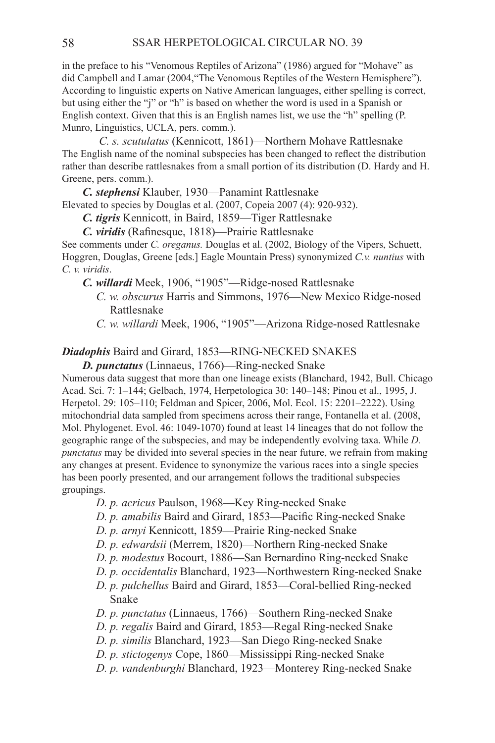in the preface to his "Venomous Reptiles of Arizona" (1986) argued for "Mohave" as did Campbell and Lamar (2004,"The Venomous Reptiles of the Western Hemisphere"). According to linguistic experts on Native American languages, either spelling is correct, but using either the "j" or "h" is based on whether the word is used in a Spanish or English context. Given that this is an English names list, we use the "h" spelling (P. Munro, Linguistics, UCLA, pers. comm.).

*C. s. scutulatus* (Kennicott, 1861)—Northern Mohave Rattlesnake

The English name of the nominal subspecies has been changed to reflect the distribution rather than describe rattlesnakes from a small portion of its distribution (D. Hardy and H. Greene, pers. comm.).

***C. stephensi*** Klauber, 1930—Panamint Rattlesnake

Elevated to species by Douglas et al. (2007, Copeia 2007 (4): 920-932).

***C. tigris*** Kennicott, in Baird, 1859—Tiger Rattlesnake

***C. viridis*** (Rafinesque, 1818)—Prairie Rattlesnake

See comments under *C. oreganus.* Douglas et al. (2002, Biology of the Vipers, Schuett, Hoggren, Douglas, Greene [eds.] Eagle Mountain Press) synonymized *C.v. nuntius* with *C. v. viridis*.

***C. willardi*** Meek, 1906, "1905"—Ridge-nosed Rattlesnake

- *C. w. obscurus* Harris and Simmons, 1976—New Mexico Ridge-nosed Rattlesnake
- *C. w. willardi* Meek, 1906, "1905"—Arizona Ridge-nosed Rattlesnake

***Diadophis*** Baird and Girard, 1853—RING-NECKED SNAKES

***D. punctatus*** (Linnaeus, 1766)—Ring-necked Snake

Numerous data suggest that more than one lineage exists (Blanchard, 1942, Bull. Chicago Acad. Sci. 7: 1–144; Gelbach, 1974, Herpetologica 30: 140–148; Pinou et al., 1995, J. Herpetol. 29: 105–110; Feldman and Spicer, 2006, Mol. Ecol. 15: 2201–2222). Using mitochondrial data sampled from specimens across their range, Fontanella et al. (2008, Mol. Phylogenet. Evol. 46: 1049-1070) found at least 14 lineages that do not follow the geographic range of the subspecies, and may be independently evolving taxa. While *D. punctatus* may be divided into several species in the near future, we refrain from making any changes at present. Evidence to synonymize the various races into a single species has been poorly presented, and our arrangement follows the traditional subspecies groupings.

- *D. p. acricus* Paulson, 1968—Key Ring-necked Snake
- *D. p. amabilis* Baird and Girard, 1853—Pacific Ring-necked Snake
- *D. p. arnyi* Kennicott, 1859—Prairie Ring-necked Snake
- *D. p. edwardsii* (Merrem, 1820)—Northern Ring-necked Snake
- *D. p. modestus* Bocourt, 1886—San Bernardino Ring-necked Snake
- *D. p. occidentalis* Blanchard, 1923—Northwestern Ring-necked Snake
- *D. p. pulchellus* Baird and Girard, 1853—Coral-bellied Ring-necked Snake
- *D. p. punctatus* (Linnaeus, 1766)—Southern Ring-necked Snake
- *D. p. regalis* Baird and Girard, 1853—Regal Ring-necked Snake
- *D. p. similis* Blanchard, 1923—San Diego Ring-necked Snake
- *D. p. stictogenys* Cope, 1860—Mississippi Ring-necked Snake
- *D. p. vandenburghi* Blanchard, 1923—Monterey Ring-necked Snake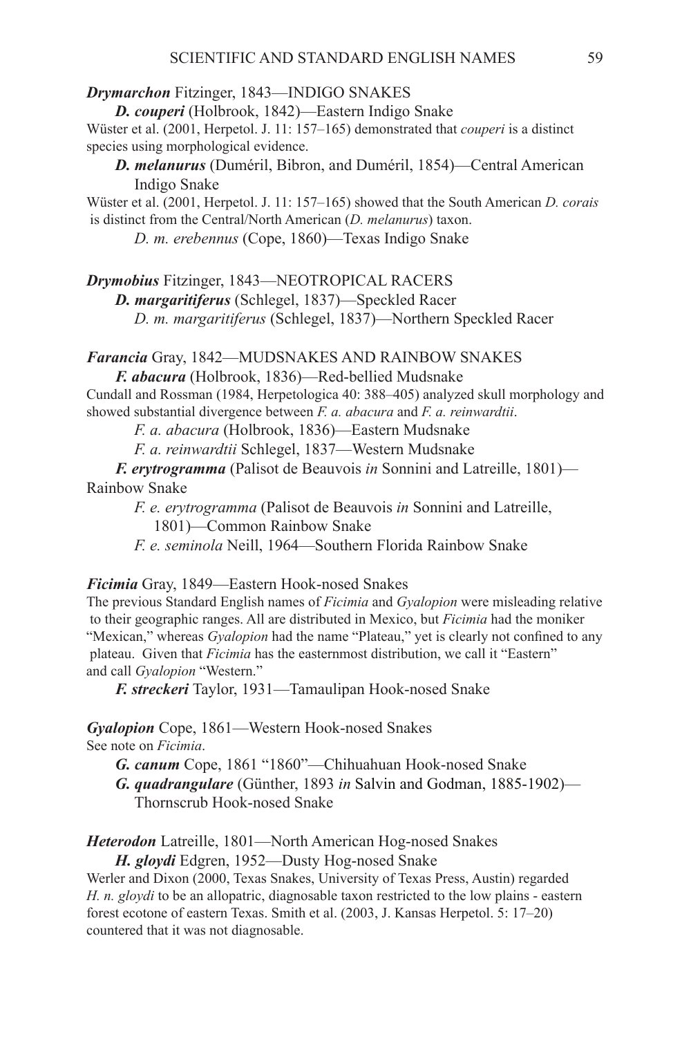***Drymarchon*** Fitzinger, 1843—INDIGO SNAKES

***D. couperi*** (Holbrook, 1842)—Eastern Indigo Snake

Wüster et al. (2001, Herpetol. J. 11: 157–165) demonstrated that *couperi* is a distinct species using morphological evidence.

***D. melanurus*** (Duméril, Bibron, and Duméril, 1854)—Central American Indigo Snake

Wüster et al. (2001, Herpetol. J. 11: 157–165) showed that the South American *D. corais* is distinct from the Central/North American (*D. melanurus*) taxon.

*D. m. erebennus* (Cope, 1860)—Texas Indigo Snake

***Drymobius*** Fitzinger, 1843—NEOTROPICAL RACERS

***D. margaritiferus*** (Schlegel, 1837)—Speckled Racer

*D. m. margaritiferus* (Schlegel, 1837)—Northern Speckled Racer

***Farancia*** Gray, 1842—MUDSNAKES AND RAINBOW SNAKES

***F. abacura*** (Holbrook, 1836)—Red-bellied Mudsnake

Cundall and Rossman (1984, Herpetologica 40: 388–405) analyzed skull morphology and showed substantial divergence between *F. a. abacura* and *F. a. reinwardtii*.

*F. a. abacura* (Holbrook, 1836)—Eastern Mudsnake

*F. a. reinwardtii* Schlegel, 1837—Western Mudsnake

***F. erytrogramma*** (Palisot de Beauvois *in* Sonnini and Latreille, 1801)—Rainbow Snake

*F. e. erytrogramma* (Palisot de Beauvois *in* Sonnini and Latreille, 1801)—Common Rainbow Snake

*F. e. seminola* Neill, 1964—Southern Florida Rainbow Snake

***Ficimia*** Gray, 1849—Eastern Hook-nosed Snakes

The previous Standard English names of *Ficimia* and *Gyalopion* were misleading relative to their geographic ranges. All are distributed in Mexico, but *Ficimia* had the moniker "Mexican," whereas *Gyalopion* had the name "Plateau," yet is clearly not confined to any plateau. Given that *Ficimia* has the easternmost distribution, we call it "Eastern" and call *Gyalopion* "Western."

***F. streckeri*** Taylor, 1931—Tamaulipan Hook-nosed Snake

***Gyalopion*** Cope, 1861—Western Hook-nosed Snakes

See note on *Ficimia*.

***G. canum*** Cope, 1861 "1860"—Chihuahuan Hook-nosed Snake

***G. quadrangulare*** (Günther, 1893 *in* Salvin and Godman, 1885-1902)—Thornscrub Hook-nosed Snake

***Heterodon*** Latreille, 1801—North American Hog-nosed Snakes

***H. gloydi*** Edgren, 1952—Dusty Hog-nosed Snake

Werler and Dixon (2000, Texas Snakes, University of Texas Press, Austin) regarded *H. n. gloydi* to be an allopatric, diagnosable taxon restricted to the low plains - eastern forest ecotone of eastern Texas. Smith et al. (2003, J. Kansas Herpetol. 5: 17–20) countered that it was not diagnosable.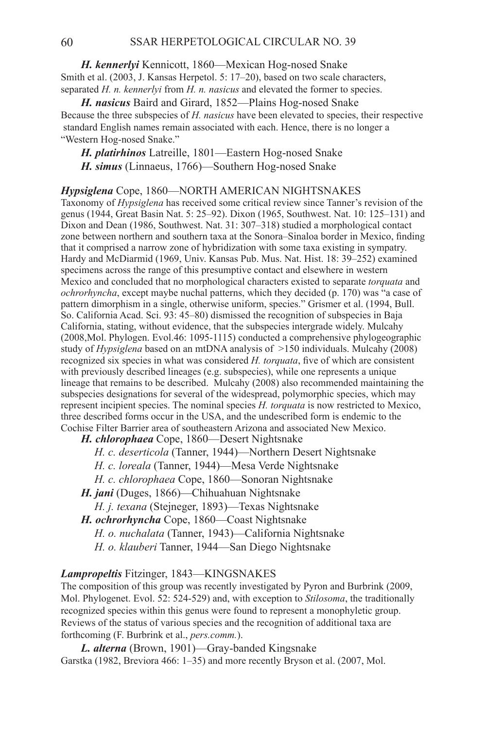***H. kennerlyi*** Kennicott, 1860—Mexican Hog-nosed Snake
Smith et al. (2003, J. Kansas Herpetol. 5: 17–20), based on two scale characters, separated *H. n. kennerlyi* from *H. n. nasicus* and elevated the former to species.

***H. nasicus*** Baird and Girard, 1852—Plains Hog-nosed Snake
Because the three subspecies of *H. nasicus* have been elevated to species, their respective standard English names remain associated with each. Hence, there is no longer a "Western Hog-nosed Snake."

***H. platirhinos*** Latreille, 1801—Eastern Hog-nosed Snake

***H. simus*** (Linnaeus, 1766)—Southern Hog-nosed Snake

***Hypsiglena*** Cope, 1860—NORTH AMERICAN NIGHTSNAKES
Taxonomy of *Hypsiglena* has received some critical review since Tanner's revision of the genus (1944, Great Basin Nat. 5: 25–92). Dixon (1965, Southwest. Nat. 10: 125–131) and Dixon and Dean (1986, Southwest. Nat. 31: 307–318) studied a morphological contact zone between northern and southern taxa at the Sonora–Sinaloa border in Mexico, finding that it comprised a narrow zone of hybridization with some taxa existing in sympatry. Hardy and McDiarmid (1969, Univ. Kansas Pub. Mus. Nat. Hist. 18: 39–252) examined specimens across the range of this presumptive contact and elsewhere in western Mexico and concluded that no morphological characters existed to separate *torquata* and *ochrorhyncha*, except maybe nuchal patterns, which they decided (p. 170) was "a case of pattern dimorphism in a single, otherwise uniform, species." Grismer et al. (1994, Bull. So. California Acad. Sci. 93: 45–80) dismissed the recognition of subspecies in Baja California, stating, without evidence, that the subspecies intergrade widely. Mulcahy (2008,Mol. Phylogen. Evol.46: 1095-1115) conducted a comprehensive phylogeographic study of *Hypsiglena* based on an mtDNA analysis of >150 individuals. Mulcahy (2008) recognized six species in what was considered *H. torquata*, five of which are consistent with previously described lineages (e.g. subspecies), while one represents a unique lineage that remains to be described. Mulcahy (2008) also recommended maintaining the subspecies designations for several of the widespread, polymorphic species, which may represent incipient species. The nominal species *H. torquata* is now restricted to Mexico, three described forms occur in the USA, and the undescribed form is endemic to the Cochise Filter Barrier area of southeastern Arizona and associated New Mexico.

***H. chlorophaea*** Cope, 1860—Desert Nightsnake
- *H. c. deserticola* (Tanner, 1944)—Northern Desert Nightsnake
- *H. c. loreala* (Tanner, 1944)—Mesa Verde Nightsnake
- *H. c. chlorophaea* Cope, 1860—Sonoran Nightsnake

***H. jani*** (Duges, 1866)—Chihuahuan Nightsnake
- *H. j. texana* (Stejneger, 1893)—Texas Nightsnake

***H. ochrorhyncha*** Cope, 1860—Coast Nightsnake
- *H. o. nuchalata* (Tanner, 1943)—California Nightsnake
- *H. o. klauberi* Tanner, 1944—San Diego Nightsnake

***Lampropeltis*** Fitzinger, 1843—KINGSNAKES
The composition of this group was recently investigated by Pyron and Burbrink (2009, Mol. Phylogenet. Evol. 52: 524-529) and, with exception to *Stilosoma*, the traditionally recognized species within this genus were found to represent a monophyletic group. Reviews of the status of various species and the recognition of additional taxa are forthcoming (F. Burbrink et al., *pers.comm.*).

***L. alterna*** (Brown, 1901)—Gray-banded Kingsnake
Garstka (1982, Breviora 466: 1–35) and more recently Bryson et al. (2007, Mol.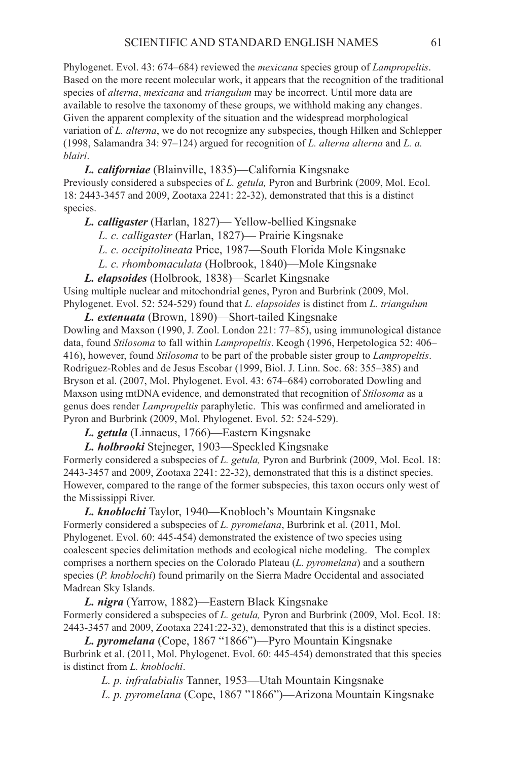Phylogenet. Evol. 43: 674–684) reviewed the *mexicana* species group of *Lampropeltis*. Based on the more recent molecular work, it appears that the recognition of the traditional species of *alterna*, *mexicana* and *triangulum* may be incorrect. Until more data are available to resolve the taxonomy of these groups, we withhold making any changes. Given the apparent complexity of the situation and the widespread morphological variation of *L. alterna*, we do not recognize any subspecies, though Hilken and Schlepper (1998, Salamandra 34: 97–124) argued for recognition of *L. alterna alterna* and *L. a. blairi*.

***L. californiae*** (Blainville, 1835)—California Kingsnake
Previously considered a subspecies of *L. getula,* Pyron and Burbrink (2009, Mol. Ecol. 18: 2443-3457 and 2009, Zootaxa 2241: 22-32), demonstrated that this is a distinct species.

***L. calligaster*** (Harlan, 1827)— Yellow-bellied Kingsnake

*L. c. calligaster* (Harlan, 1827)— Prairie Kingsnake

*L. c. occipitolineata* Price, 1987—South Florida Mole Kingsnake

*L. c. rhombomaculata* (Holbrook, 1840)—Mole Kingsnake

***L. elapsoides*** (Holbrook, 1838)—Scarlet Kingsnake
Using multiple nuclear and mitochondrial genes, Pyron and Burbrink (2009, Mol. Phylogenet. Evol. 52: 524-529) found that *L. elapsoides* is distinct from *L. triangulum*

***L. extenuata*** (Brown, 1890)—Short-tailed Kingsnake
Dowling and Maxson (1990, J. Zool. London 221: 77–85), using immunological distance data, found *Stilosoma* to fall within *Lampropeltis*. Keogh (1996, Herpetologica 52: 406–416), however, found *Stilosoma* to be part of the probable sister group to *Lampropeltis*. Rodriguez-Robles and de Jesus Escobar (1999, Biol. J. Linn. Soc. 68: 355–385) and Bryson et al. (2007, Mol. Phylogenet. Evol. 43: 674–684) corroborated Dowling and Maxson using mtDNA evidence, and demonstrated that recognition of *Stilosoma* as a genus does render *Lampropeltis* paraphyletic. This was confirmed and ameliorated in Pyron and Burbrink (2009, Mol. Phylogenet. Evol. 52: 524-529).

***L. getula*** (Linnaeus, 1766)—Eastern Kingsnake

***L. holbrooki*** Stejneger, 1903—Speckled Kingsnake
Formerly considered a subspecies of *L. getula,* Pyron and Burbrink (2009, Mol. Ecol. 18: 2443-3457 and 2009, Zootaxa 2241: 22-32), demonstrated that this is a distinct species. However, compared to the range of the former subspecies, this taxon occurs only west of the Mississippi River.

***L. knoblochi*** Taylor, 1940—Knobloch's Mountain Kingsnake
Formerly considered a subspecies of *L. pyromelana*, Burbrink et al. (2011, Mol. Phylogenet. Evol. 60: 445-454) demonstrated the existence of two species using coalescent species delimitation methods and ecological niche modeling. The complex comprises a northern species on the Colorado Plateau (*L. pyromelana*) and a southern species (*P. knoblochi*) found primarily on the Sierra Madre Occidental and associated Madrean Sky Islands.

***L. nigra*** (Yarrow, 1882)—Eastern Black Kingsnake
Formerly considered a subspecies of *L. getula,* Pyron and Burbrink (2009, Mol. Ecol. 18: 2443-3457 and 2009, Zootaxa 2241:22-32), demonstrated that this is a distinct species.

***L. pyromelana*** (Cope, 1867 "1866")—Pyro Mountain Kingsnake
Burbrink et al. (2011, Mol. Phylogenet. Evol. 60: 445-454) demonstrated that this species is distinct from *L. knoblochi*.

*L. p. infralabialis* Tanner, 1953—Utah Mountain Kingsnake

*L. p. pyromelana* (Cope, 1867 "1866")—Arizona Mountain Kingsnake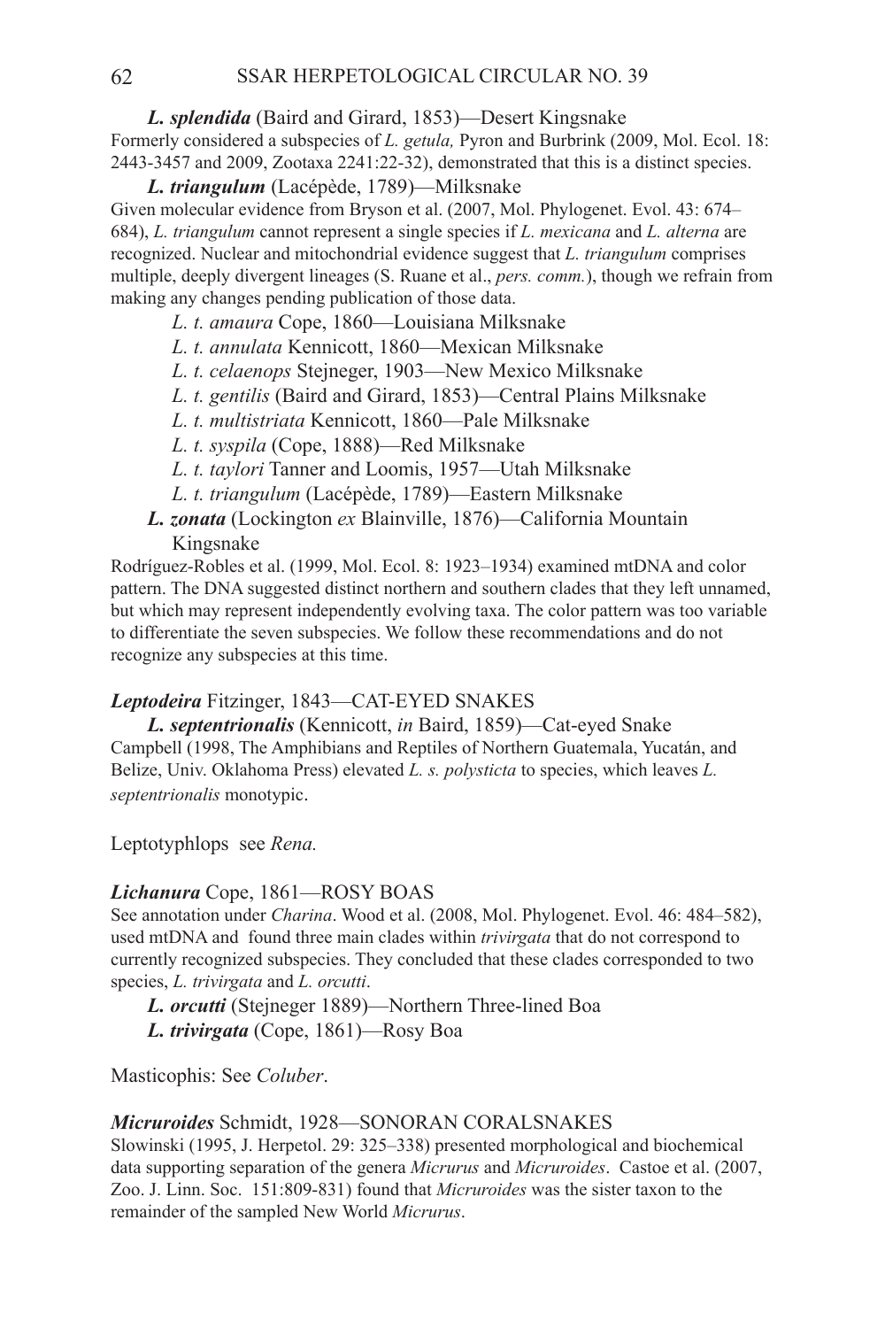***L. splendida*** (Baird and Girard, 1853)—Desert Kingsnake
Formerly considered a subspecies of *L. getula,* Pyron and Burbrink (2009, Mol. Ecol. 18: 2443-3457 and 2009, Zootaxa 2241:22-32), demonstrated that this is a distinct species.

***L. triangulum*** (Lacépède, 1789)—Milksnake
Given molecular evidence from Bryson et al. (2007, Mol. Phylogenet. Evol. 43: 674–684), *L. triangulum* cannot represent a single species if *L. mexicana* and *L. alterna* are recognized. Nuclear and mitochondrial evidence suggest that *L. triangulum* comprises multiple, deeply divergent lineages (S. Ruane et al., *pers. comm.*), though we refrain from making any changes pending publication of those data.

*L. t. amaura* Cope, 1860—Louisiana Milksnake
*L. t. annulata* Kennicott, 1860—Mexican Milksnake
*L. t. celaenops* Stejneger, 1903—New Mexico Milksnake
*L. t. gentilis* (Baird and Girard, 1853)—Central Plains Milksnake
*L. t. multistriata* Kennicott, 1860—Pale Milksnake
*L. t. syspila* (Cope, 1888)—Red Milksnake
*L. t. taylori* Tanner and Loomis, 1957—Utah Milksnake
*L. t. triangulum* (Lacépède, 1789)—Eastern Milksnake

***L. zonata*** (Lockington *ex* Blainville, 1876)—California Mountain Kingsnake
Rodríguez-Robles et al. (1999, Mol. Ecol. 8: 1923–1934) examined mtDNA and color pattern. The DNA suggested distinct northern and southern clades that they left unnamed, but which may represent independently evolving taxa. The color pattern was too variable to differentiate the seven subspecies. We follow these recommendations and do not recognize any subspecies at this time.

***Leptodeira*** Fitzinger, 1843—CAT-EYED SNAKES

***L. septentrionalis*** (Kennicott, *in* Baird, 1859)—Cat-eyed Snake
Campbell (1998, The Amphibians and Reptiles of Northern Guatemala, Yucatán, and Belize, Univ. Oklahoma Press) elevated *L. s. polysticta* to species, which leaves *L. septentrionalis* monotypic.

Leptotyphlops see *Rena.*

***Lichanura*** Cope, 1861—ROSY BOAS
See annotation under *Charina*. Wood et al. (2008, Mol. Phylogenet. Evol. 46: 484–582), used mtDNA and found three main clades within *trivirgata* that do not correspond to currently recognized subspecies. They concluded that these clades corresponded to two species, *L. trivirgata* and *L. orcutti*.

***L. orcutti*** (Stejneger 1889)—Northern Three-lined Boa
***L. trivirgata*** (Cope, 1861)—Rosy Boa

Masticophis: See *Coluber*.

***Micruroides*** Schmidt, 1928—SONORAN CORALSNAKES
Slowinski (1995, J. Herpetol. 29: 325–338) presented morphological and biochemical data supporting separation of the genera *Micrurus* and *Micruroides*. Castoe et al. (2007, Zoo. J. Linn. Soc. 151:809-831) found that *Micruroides* was the sister taxon to the remainder of the sampled New World *Micrurus*.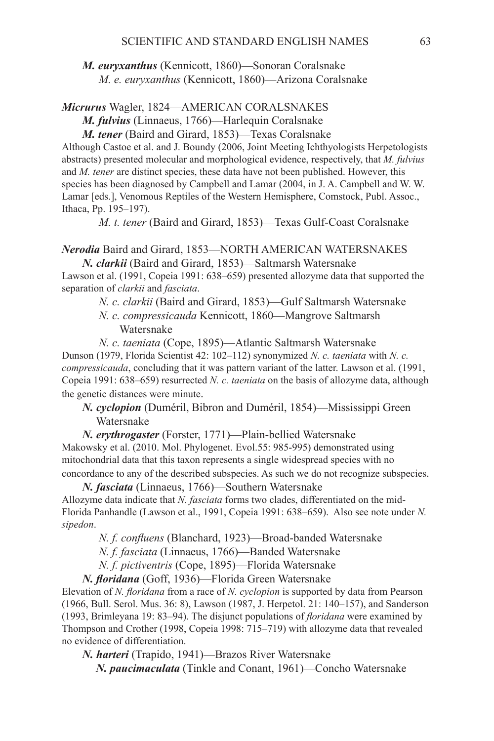***M. euryxanthus*** (Kennicott, 1860)—Sonoran Coralsnake

*M. e. euryxanthus* (Kennicott, 1860)—Arizona Coralsnake

***Micrurus*** Wagler, 1824—AMERICAN CORALSNAKES

***M. fulvius*** (Linnaeus, 1766)—Harlequin Coralsnake

***M. tener*** (Baird and Girard, 1853)—Texas Coralsnake

Although Castoe et al. and J. Boundy (2006, Joint Meeting Ichthyologists Herpetologists abstracts) presented molecular and morphological evidence, respectively, that *M. fulvius* and *M. tener* are distinct species, these data have not been published. However, this species has been diagnosed by Campbell and Lamar (2004, in J. A. Campbell and W. W. Lamar [eds.], Venomous Reptiles of the Western Hemisphere, Comstock, Publ. Assoc., Ithaca, Pp. 195–197).

*M. t. tener* (Baird and Girard, 1853)—Texas Gulf-Coast Coralsnake

***Nerodia*** Baird and Girard, 1853—NORTH AMERICAN WATERSNAKES

***N. clarkii*** (Baird and Girard, 1853)—Saltmarsh Watersnake

Lawson et al. (1991, Copeia 1991: 638–659) presented allozyme data that supported the separation of *clarkii* and *fasciata*.

*N. c. clarkii* (Baird and Girard, 1853)—Gulf Saltmarsh Watersnake

*N. c. compressicauda* Kennicott, 1860—Mangrove Saltmarsh Watersnake

*N. c. taeniata* (Cope, 1895)—Atlantic Saltmarsh Watersnake

Dunson (1979, Florida Scientist 42: 102–112) synonymized *N. c. taeniata* with *N. c. compressicauda*, concluding that it was pattern variant of the latter. Lawson et al. (1991, Copeia 1991: 638–659) resurrected *N. c. taeniata* on the basis of allozyme data, although the genetic distances were minute.

***N. cyclopion*** (Duméril, Bibron and Duméril, 1854)—Mississippi Green Watersnake

***N. erythrogaster*** (Forster, 1771)—Plain-bellied Watersnake

Makowsky et al. (2010. Mol. Phylogenet. Evol.55: 985-995) demonstrated using mitochondrial data that this taxon represents a single widespread species with no concordance to any of the described subspecies. As such we do not recognize subspecies.

***N. fasciata*** (Linnaeus, 1766)—Southern Watersnake

Allozyme data indicate that *N. fasciata* forms two clades, differentiated on the mid-Florida Panhandle (Lawson et al., 1991, Copeia 1991: 638–659). Also see note under *N. sipedon*.

*N. f. confluens* (Blanchard, 1923)—Broad-banded Watersnake

*N. f. fasciata* (Linnaeus, 1766)—Banded Watersnake

*N. f. pictiventris* (Cope, 1895)—Florida Watersnake

***N. floridana*** (Goff, 1936)—Florida Green Watersnake

Elevation of *N. floridana* from a race of *N. cyclopion* is supported by data from Pearson (1966, Bull. Serol. Mus. 36: 8), Lawson (1987, J. Herpetol. 21: 140–157), and Sanderson (1993, Brimleyana 19: 83–94). The disjunct populations of *floridana* were examined by Thompson and Crother (1998, Copeia 1998: 715–719) with allozyme data that revealed no evidence of differentiation.

***N. harteri*** (Trapido, 1941)—Brazos River Watersnake

***N. paucimaculata*** (Tinkle and Conant, 1961)—Concho Watersnake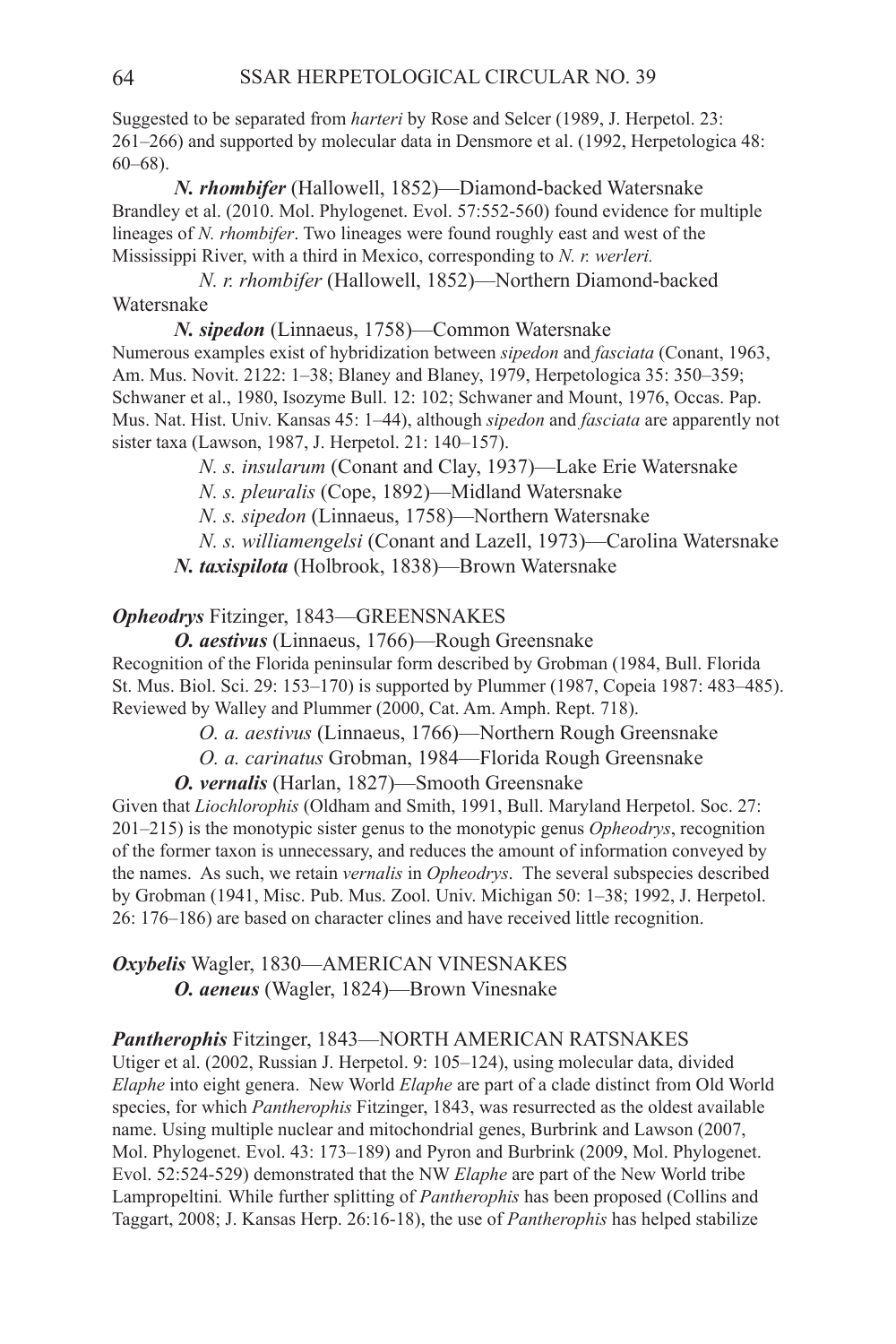Suggested to be separated from *harteri* by Rose and Selcer (1989, J. Herpetol. 23: 261–266) and supported by molecular data in Densmore et al. (1992, Herpetologica 48: 60–68).

***N. rhombifer*** (Hallowell, 1852)—Diamond-backed Watersnake
Brandley et al. (2010. Mol. Phylogenet. Evol. 57:552-560) found evidence for multiple lineages of *N. rhombifer*. Two lineages were found roughly east and west of the Mississippi River, with a third in Mexico, corresponding to *N. r. werleri.*

*N. r. rhombifer* (Hallowell, 1852)—Northern Diamond-backed Watersnake

***N. sipedon*** (Linnaeus, 1758)—Common Watersnake
Numerous examples exist of hybridization between *sipedon* and *fasciata* (Conant, 1963, Am. Mus. Novit. 2122: 1–38; Blaney and Blaney, 1979, Herpetologica 35: 350–359; Schwaner et al., 1980, Isozyme Bull. 12: 102; Schwaner and Mount, 1976, Occas. Pap. Mus. Nat. Hist. Univ. Kansas 45: 1–44), although *sipedon* and *fasciata* are apparently not sister taxa (Lawson, 1987, J. Herpetol. 21: 140–157).

*N. s. insularum* (Conant and Clay, 1937)—Lake Erie Watersnake

*N. s. pleuralis* (Cope, 1892)—Midland Watersnake

*N. s. sipedon* (Linnaeus, 1758)—Northern Watersnake

*N. s. williamengelsi* (Conant and Lazell, 1973)—Carolina Watersnake

***N. taxispilota*** (Holbrook, 1838)—Brown Watersnake

***Opheodrys*** Fitzinger, 1843—GREENSNAKES

***O. aestivus*** (Linnaeus, 1766)—Rough Greensnake
Recognition of the Florida peninsular form described by Grobman (1984, Bull. Florida St. Mus. Biol. Sci. 29: 153–170) is supported by Plummer (1987, Copeia 1987: 483–485). Reviewed by Walley and Plummer (2000, Cat. Am. Amph. Rept. 718).

*O. a. aestivus* (Linnaeus, 1766)—Northern Rough Greensnake

*O. a. carinatus* Grobman, 1984—Florida Rough Greensnake

***O. vernalis*** (Harlan, 1827)—Smooth Greensnake
Given that *Liochlorophis* (Oldham and Smith, 1991, Bull. Maryland Herpetol. Soc. 27: 201–215) is the monotypic sister genus to the monotypic genus *Opheodrys*, recognition of the former taxon is unnecessary, and reduces the amount of information conveyed by the names. As such, we retain *vernalis* in *Opheodrys*. The several subspecies described by Grobman (1941, Misc. Pub. Mus. Zool. Univ. Michigan 50: 1–38; 1992, J. Herpetol. 26: 176–186) are based on character clines and have received little recognition.

***Oxybelis*** Wagler, 1830—AMERICAN VINESNAKES

***O. aeneus*** (Wagler, 1824)—Brown Vinesnake

***Pantherophis*** Fitzinger, 1843—NORTH AMERICAN RATSNAKES
Utiger et al. (2002, Russian J. Herpetol. 9: 105–124), using molecular data, divided *Elaphe* into eight genera. New World *Elaphe* are part of a clade distinct from Old World species, for which *Pantherophis* Fitzinger, 1843, was resurrected as the oldest available name. Using multiple nuclear and mitochondrial genes, Burbrink and Lawson (2007, Mol. Phylogenet. Evol. 43: 173–189) and Pyron and Burbrink (2009, Mol. Phylogenet. Evol. 52:524-529) demonstrated that the NW *Elaphe* are part of the New World tribe Lampropeltini*.* While further splitting of *Pantherophis* has been proposed (Collins and Taggart, 2008; J. Kansas Herp. 26:16-18), the use of *Pantherophis* has helped stabilize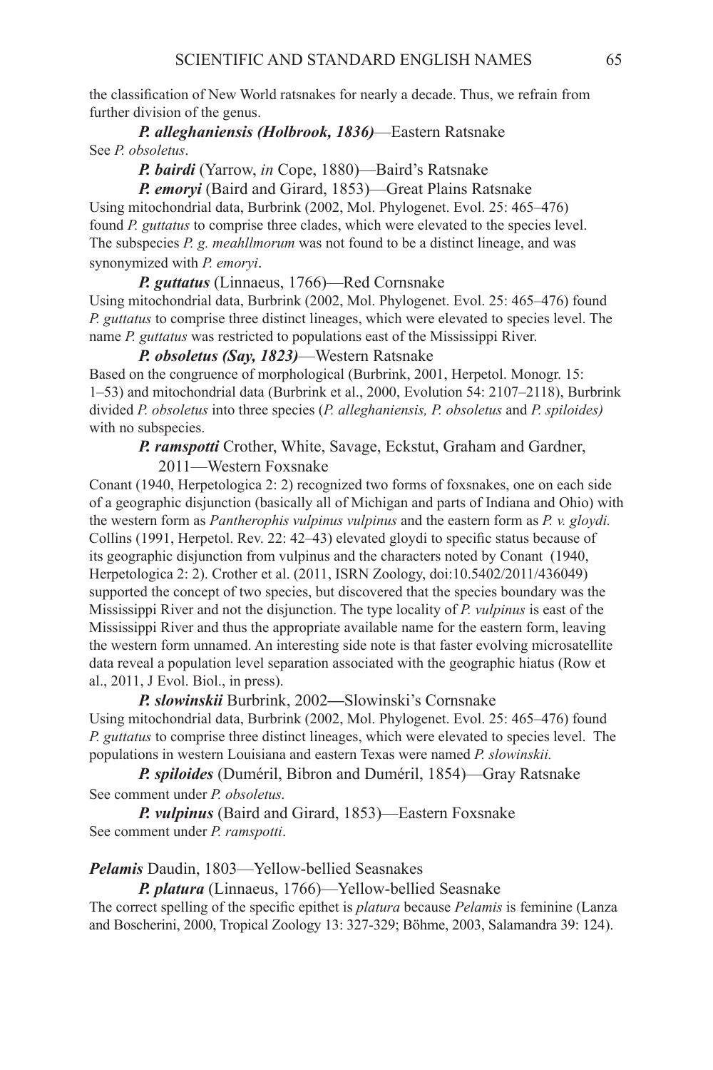the classification of New World ratsnakes for nearly a decade. Thus, we refrain from further division of the genus.

***P. alleghaniensis (Holbrook, 1836)***—Eastern Ratsnake
See *P. obsoletus*.

***P. bairdi*** (Yarrow, *in* Cope, 1880)—Baird's Ratsnake

***P. emoryi*** (Baird and Girard, 1853)—Great Plains Ratsnake
Using mitochondrial data, Burbrink (2002, Mol. Phylogenet. Evol. 25: 465–476) found *P. guttatus* to comprise three clades, which were elevated to the species level. The subspecies *P. g. meahllmorum* was not found to be a distinct lineage, and was synonymized with *P. emoryi*.

***P. guttatus*** (Linnaeus, 1766)—Red Cornsnake
Using mitochondrial data, Burbrink (2002, Mol. Phylogenet. Evol. 25: 465–476) found *P. guttatus* to comprise three distinct lineages, which were elevated to species level. The name *P. guttatus* was restricted to populations east of the Mississippi River.

***P. obsoletus (Say, 1823)***—Western Ratsnake
Based on the congruence of morphological (Burbrink, 2001, Herpetol. Monogr. 15: 1–53) and mitochondrial data (Burbrink et al., 2000, Evolution 54: 2107–2118), Burbrink divided *P. obsoletus* into three species (*P. alleghaniensis, P. obsoletus* and *P. spiloides)* with no subspecies.

***P. ramspotti*** Crother, White, Savage, Eckstut, Graham and Gardner, 2011—Western Foxsnake
Conant (1940, Herpetologica 2: 2) recognized two forms of foxsnakes, one on each side of a geographic disjunction (basically all of Michigan and parts of Indiana and Ohio) with the western form as *Pantherophis vulpinus vulpinus* and the eastern form as *P. v. gloydi.* Collins (1991, Herpetol. Rev. 22: 42–43) elevated gloydi to specific status because of its geographic disjunction from vulpinus and the characters noted by Conant (1940, Herpetologica 2: 2). Crother et al. (2011, ISRN Zoology, doi:10.5402/2011/436049) supported the concept of two species, but discovered that the species boundary was the Mississippi River and not the disjunction. The type locality of *P. vulpinus* is east of the Mississippi River and thus the appropriate available name for the eastern form, leaving the western form unnamed. An interesting side note is that faster evolving microsatellite data reveal a population level separation associated with the geographic hiatus (Row et al., 2011, J Evol. Biol., in press).

***P. slowinskii*** Burbrink, 2002—Slowinski's Cornsnake
Using mitochondrial data, Burbrink (2002, Mol. Phylogenet. Evol. 25: 465–476) found *P. guttatus* to comprise three distinct lineages, which were elevated to species level. The populations in western Louisiana and eastern Texas were named *P. slowinskii.*

***P. spiloides*** (Duméril, Bibron and Duméril, 1854)—Gray Ratsnake
See comment under *P. obsoletus*.

***P. vulpinus*** (Baird and Girard, 1853)—Eastern Foxsnake
See comment under *P. ramspotti*.

***Pelamis*** Daudin, 1803—Yellow-bellied Seasnakes

***P. platura*** (Linnaeus, 1766)—Yellow-bellied Seasnake
The correct spelling of the specific epithet is *platura* because *Pelamis* is feminine (Lanza and Boscherini, 2000, Tropical Zoology 13: 327-329; Böhme, 2003, Salamandra 39: 124).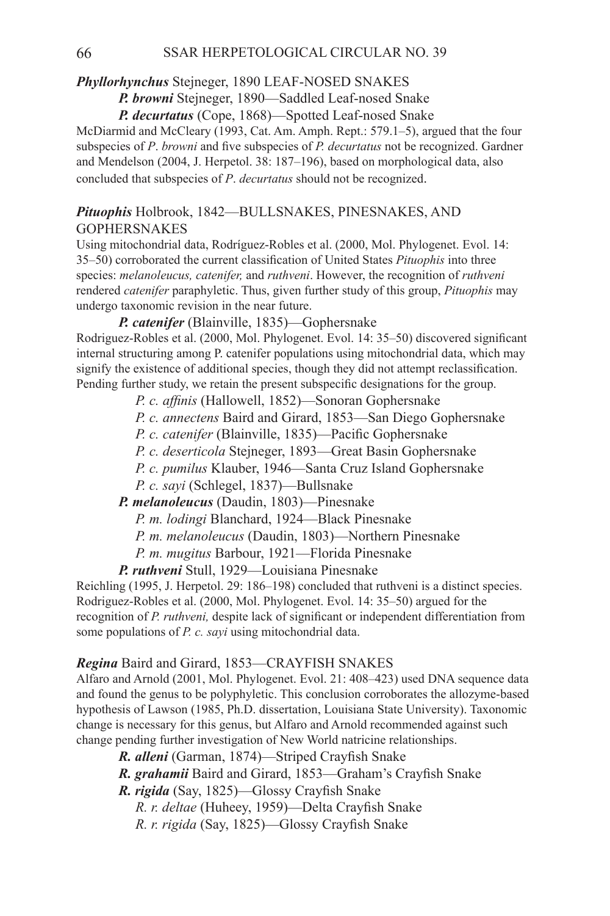***Phyllorhynchus*** Stejneger, 1890 LEAF-NOSED SNAKES

***P. browni*** Stejneger, 1890—Saddled Leaf-nosed Snake

***P. decurtatus*** (Cope, 1868)—Spotted Leaf-nosed Snake

McDiarmid and McCleary (1993, Cat. Am. Amph. Rept.: 579.1–5), argued that the four subspecies of *P*. *browni* and five subspecies of *P. decurtatus* not be recognized. Gardner and Mendelson (2004, J. Herpetol. 38: 187–196), based on morphological data, also concluded that subspecies of *P*. *decurtatus* should not be recognized.

***Pituophis*** Holbrook, 1842—BULLSNAKES, PINESNAKES, AND GOPHERSNAKES

Using mitochondrial data, Rodríguez-Robles et al. (2000, Mol. Phylogenet. Evol. 14: 35–50) corroborated the current classification of United States *Pituophis* into three species: *melanoleucus, catenifer,* and *ruthveni*. However, the recognition of *ruthveni* rendered *catenifer* paraphyletic. Thus, given further study of this group, *Pituophis* may undergo taxonomic revision in the near future.

***P. catenifer*** (Blainville, 1835)—Gophersnake

Rodriguez-Robles et al. (2000, Mol. Phylogenet. Evol. 14: 35–50) discovered significant internal structuring among P. catenifer populations using mitochondrial data, which may signify the existence of additional species, though they did not attempt reclassification. Pending further study, we retain the present subspecific designations for the group.

*P. c. affinis* (Hallowell, 1852)—Sonoran Gophersnake

*P. c. annectens* Baird and Girard, 1853—San Diego Gophersnake

*P. c. catenifer* (Blainville, 1835)—Pacific Gophersnake

*P. c. deserticola* Stejneger, 1893—Great Basin Gophersnake

*P. c. pumilus* Klauber, 1946—Santa Cruz Island Gophersnake

*P. c. sayi* (Schlegel, 1837)—Bullsnake

***P. melanoleucus*** (Daudin, 1803)—Pinesnake

*P. m. lodingi* Blanchard, 1924—Black Pinesnake

*P. m. melanoleucus* (Daudin, 1803)—Northern Pinesnake

*P. m. mugitus* Barbour, 1921—Florida Pinesnake

***P. ruthveni*** Stull, 1929—Louisiana Pinesnake

Reichling (1995, J. Herpetol. 29: 186–198) concluded that ruthveni is a distinct species. Rodriguez-Robles et al. (2000, Mol. Phylogenet. Evol. 14: 35–50) argued for the recognition of *P. ruthveni,* despite lack of significant or independent differentiation from some populations of *P. c. sayi* using mitochondrial data.

***Regina*** Baird and Girard, 1853—CRAYFISH SNAKES

Alfaro and Arnold (2001, Mol. Phylogenet. Evol. 21: 408–423) used DNA sequence data and found the genus to be polyphyletic. This conclusion corroborates the allozyme-based hypothesis of Lawson (1985, Ph.D. dissertation, Louisiana State University). Taxonomic change is necessary for this genus, but Alfaro and Arnold recommended against such change pending further investigation of New World natricine relationships.

***R. alleni*** (Garman, 1874)—Striped Crayfish Snake

***R. grahamii*** Baird and Girard, 1853—Graham's Crayfish Snake

***R. rigida*** (Say, 1825)—Glossy Crayfish Snake

*R. r. deltae* (Huheey, 1959)—Delta Crayfish Snake

*R. r. rigida* (Say, 1825)—Glossy Crayfish Snake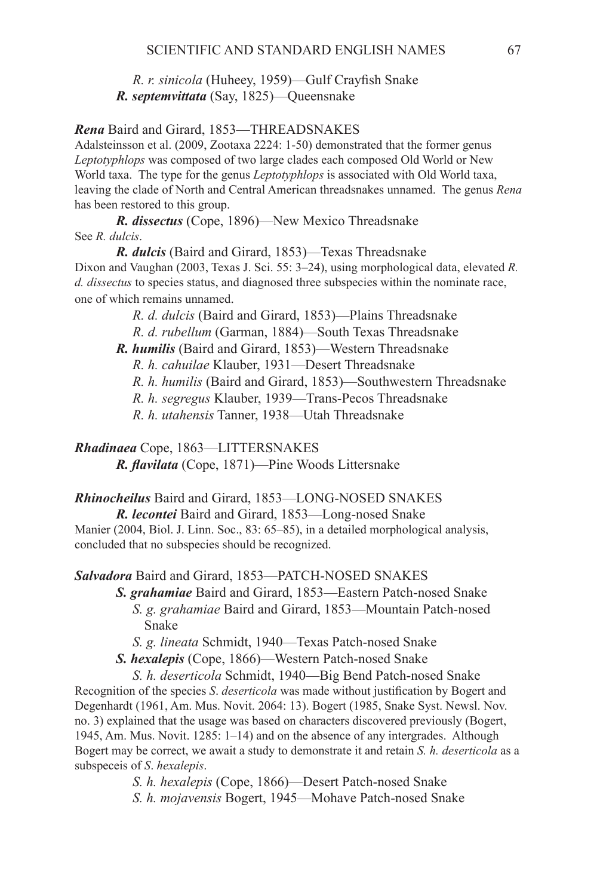*R. r. sinicola* (Huheey, 1959)—Gulf Crayfish Snake

***R. septemvittata*** (Say, 1825)—Queensnake

***Rena*** Baird and Girard, 1853—THREADSNAKES

Adalsteinsson et al. (2009, Zootaxa 2224: 1-50) demonstrated that the former genus *Leptotyphlops* was composed of two large clades each composed Old World or New World taxa. The type for the genus *Leptotyphlops* is associated with Old World taxa, leaving the clade of North and Central American threadsnakes unnamed. The genus *Rena* has been restored to this group.

***R. dissectus*** (Cope, 1896)—New Mexico Threadsnake

See *R. dulcis*.

***R. dulcis*** (Baird and Girard, 1853)—Texas Threadsnake

Dixon and Vaughan (2003, Texas J. Sci. 55: 3–24), using morphological data, elevated *R. d. dissectus* to species status, and diagnosed three subspecies within the nominate race, one of which remains unnamed.

*R. d. dulcis* (Baird and Girard, 1853)—Plains Threadsnake

*R. d. rubellum* (Garman, 1884)—South Texas Threadsnake

***R. humilis*** (Baird and Girard, 1853)—Western Threadsnake

*R. h. cahuilae* Klauber, 1931—Desert Threadsnake

*R. h. humilis* (Baird and Girard, 1853)—Southwestern Threadsnake

*R. h. segregus* Klauber, 1939—Trans-Pecos Threadsnake

*R. h. utahensis* Tanner, 1938—Utah Threadsnake

***Rhadinaea*** Cope, 1863—LITTERSNAKES

***R. flavilata*** (Cope, 1871)—Pine Woods Littersnake

***Rhinocheilus*** Baird and Girard, 1853—LONG-NOSED SNAKES

***R. lecontei*** Baird and Girard, 1853—Long-nosed Snake

Manier (2004, Biol. J. Linn. Soc., 83: 65–85), in a detailed morphological analysis, concluded that no subspecies should be recognized.

***Salvadora*** Baird and Girard, 1853—PATCH-NOSED SNAKES

***S. grahamiae*** Baird and Girard, 1853—Eastern Patch-nosed Snake

*S. g. grahamiae* Baird and Girard, 1853—Mountain Patch-nosed Snake

*S. g. lineata* Schmidt, 1940—Texas Patch-nosed Snake

***S. hexalepis*** (Cope, 1866)—Western Patch-nosed Snake

*S. h. deserticola* Schmidt, 1940—Big Bend Patch-nosed Snake

Recognition of the species *S. deserticola* was made without justification by Bogert and Degenhardt (1961, Am. Mus. Novit. 2064: 13). Bogert (1985, Snake Syst. Newsl. Nov. no. 3) explained that the usage was based on characters discovered previously (Bogert, 1945, Am. Mus. Novit. 1285: 1–14) and on the absence of any intergrades. Although Bogert may be correct, we await a study to demonstrate it and retain *S. h. deserticola* as a subspeceis of *S. hexalepis*.

*S. h. hexalepis* (Cope, 1866)—Desert Patch-nosed Snake

*S. h. mojavensis* Bogert, 1945—Mohave Patch-nosed Snake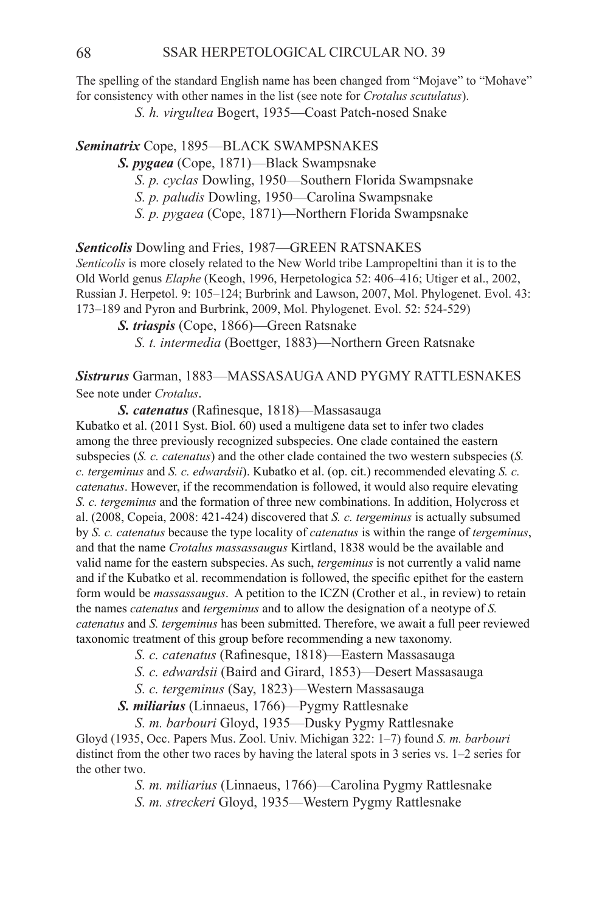The spelling of the standard English name has been changed from "Mojave" to "Mohave" for consistency with other names in the list (see note for *Crotalus scutulatus*).

*S. h. virgultea* Bogert, 1935—Coast Patch-nosed Snake

***Seminatrix*** Cope, 1895—BLACK SWAMPSNAKES

***S. pygaea*** (Cope, 1871)—Black Swampsnake

*S. p. cyclas* Dowling, 1950—Southern Florida Swampsnake

*S. p. paludis* Dowling, 1950—Carolina Swampsnake

*S. p. pygaea* (Cope, 1871)—Northern Florida Swampsnake

***Senticolis*** Dowling and Fries, 1987—GREEN RATSNAKES

*Senticolis* is more closely related to the New World tribe Lampropeltini than it is to the Old World genus *Elaphe* (Keogh, 1996, Herpetologica 52: 406–416; Utiger et al., 2002, Russian J. Herpetol. 9: 105–124; Burbrink and Lawson, 2007, Mol. Phylogenet. Evol. 43: 173–189 and Pyron and Burbrink, 2009, Mol. Phylogenet. Evol. 52: 524-529)

***S. triaspis*** (Cope, 1866)—Green Ratsnake

*S. t. intermedia* (Boettger, 1883)—Northern Green Ratsnake

***Sistrurus*** Garman, 1883—MASSASAUGA AND PYGMY RATTLESNAKES

See note under *Crotalus*.

***S. catenatus*** (Rafinesque, 1818)—Massasauga

Kubatko et al. (2011 Syst. Biol. 60) used a multigene data set to infer two clades among the three previously recognized subspecies. One clade contained the eastern subspecies (*S. c. catenatus*) and the other clade contained the two western subspecies (*S. c. tergeminus* and *S. c. edwardsii*). Kubatko et al. (op. cit.) recommended elevating *S. c. catenatus*. However, if the recommendation is followed, it would also require elevating *S. c. tergeminus* and the formation of three new combinations. In addition, Holycross et al. (2008, Copeia, 2008: 421-424) discovered that *S. c. tergeminus* is actually subsumed by *S. c. catenatus* because the type locality of *catenatus* is within the range of *tergeminus*, and that the name *Crotalus massassaugus* Kirtland, 1838 would be the available and valid name for the eastern subspecies. As such, *tergeminus* is not currently a valid name and if the Kubatko et al. recommendation is followed, the specific epithet for the eastern form would be *massassaugus*. A petition to the ICZN (Crother et al., in review) to retain the names *catenatus* and *tergeminus* and to allow the designation of a neotype of *S. catenatus* and *S. tergeminus* has been submitted. Therefore, we await a full peer reviewed taxonomic treatment of this group before recommending a new taxonomy.

*S. c. catenatus* (Rafinesque, 1818)—Eastern Massasauga

*S. c. edwardsii* (Baird and Girard, 1853)—Desert Massasauga

*S. c. tergeminus* (Say, 1823)—Western Massasauga

***S. miliarius*** (Linnaeus, 1766)—Pygmy Rattlesnake

*S. m. barbouri* Gloyd, 1935—Dusky Pygmy Rattlesnake

Gloyd (1935, Occ. Papers Mus. Zool. Univ. Michigan 322: 1–7) found *S. m. barbouri* distinct from the other two races by having the lateral spots in 3 series vs. 1–2 series for the other two.

*S. m. miliarius* (Linnaeus, 1766)—Carolina Pygmy Rattlesnake

*S. m. streckeri* Gloyd, 1935—Western Pygmy Rattlesnake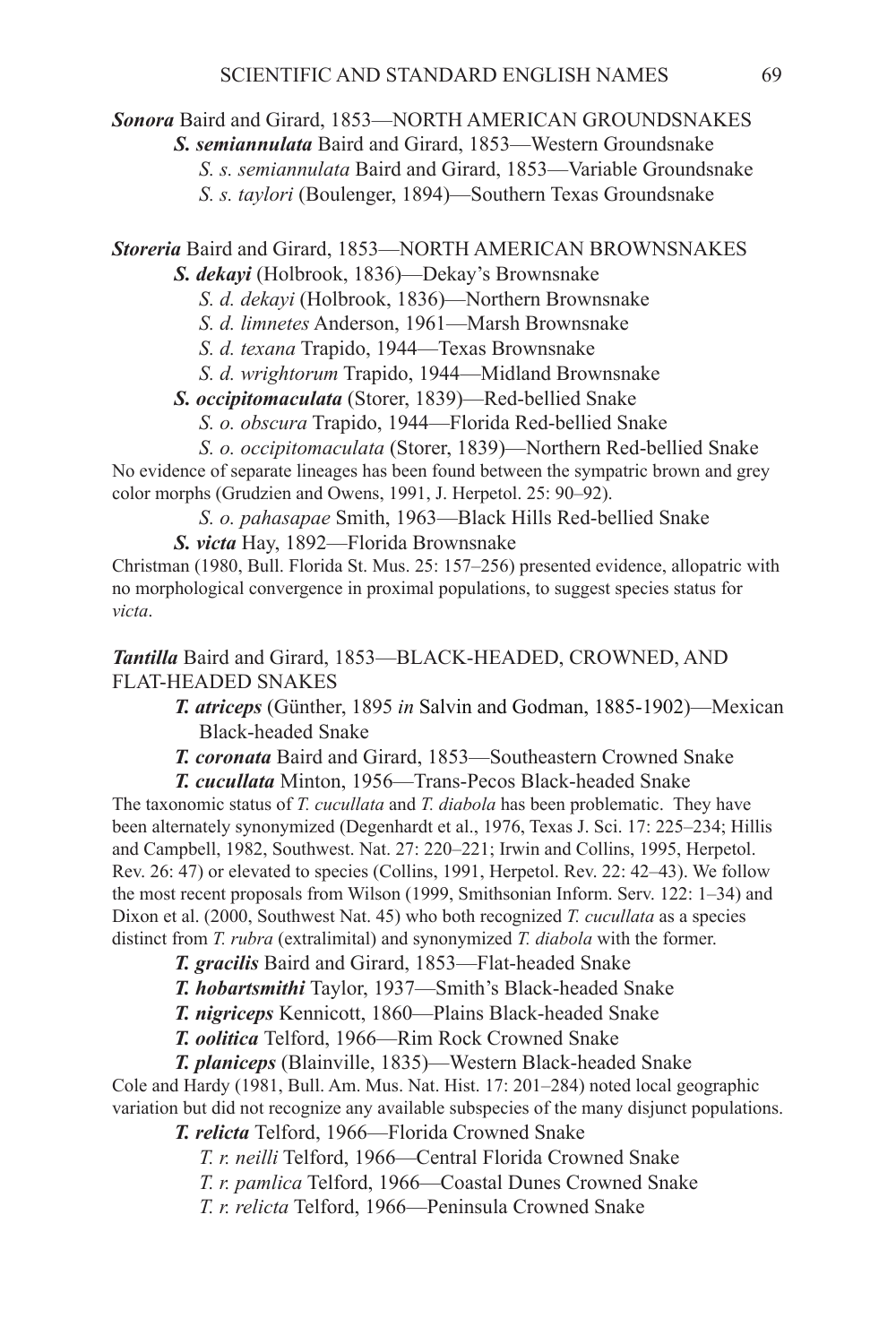***Sonora*** Baird and Girard, 1853—NORTH AMERICAN GROUNDSNAKES

***S. semiannulata*** Baird and Girard, 1853—Western Groundsnake

*S. s. semiannulata* Baird and Girard, 1853—Variable Groundsnake

*S. s. taylori* (Boulenger, 1894)—Southern Texas Groundsnake

***Storeria*** Baird and Girard, 1853—NORTH AMERICAN BROWNSNAKES

***S. dekayi*** (Holbrook, 1836)—Dekay's Brownsnake

*S. d. dekayi* (Holbrook, 1836)—Northern Brownsnake

*S. d. limnetes* Anderson, 1961—Marsh Brownsnake

*S. d. texana* Trapido, 1944—Texas Brownsnake

*S. d. wrightorum* Trapido, 1944—Midland Brownsnake

***S. occipitomaculata*** (Storer, 1839)—Red-bellied Snake

*S. o. obscura* Trapido, 1944—Florida Red-bellied Snake

*S. o. occipitomaculata* (Storer, 1839)—Northern Red-bellied Snake

No evidence of separate lineages has been found between the sympatric brown and grey color morphs (Grudzien and Owens, 1991, J. Herpetol. 25: 90–92).

*S. o. pahasapae* Smith, 1963—Black Hills Red-bellied Snake

***S. victa*** Hay, 1892—Florida Brownsnake

Christman (1980, Bull. Florida St. Mus. 25: 157–256) presented evidence, allopatric with no morphological convergence in proximal populations, to suggest species status for *victa*.

***Tantilla*** Baird and Girard, 1853—BLACK-HEADED, CROWNED, AND FLAT-HEADED SNAKES

***T. atriceps*** (Günther, 1895 *in* Salvin and Godman, 1885-1902)—Mexican Black-headed Snake

***T. coronata*** Baird and Girard, 1853—Southeastern Crowned Snake

***T. cucullata*** Minton, 1956—Trans-Pecos Black-headed Snake

The taxonomic status of *T. cucullata* and *T. diabola* has been problematic. They have been alternately synonymized (Degenhardt et al., 1976, Texas J. Sci. 17: 225–234; Hillis and Campbell, 1982, Southwest. Nat. 27: 220–221; Irwin and Collins, 1995, Herpetol. Rev. 26: 47) or elevated to species (Collins, 1991, Herpetol. Rev. 22: 42–43). We follow the most recent proposals from Wilson (1999, Smithsonian Inform. Serv. 122: 1–34) and Dixon et al. (2000, Southwest Nat. 45) who both recognized *T. cucullata* as a species distinct from *T. rubra* (extralimital) and synonymized *T. diabola* with the former.

***T. gracilis*** Baird and Girard, 1853—Flat-headed Snake

***T. hobartsmithi*** Taylor, 1937—Smith's Black-headed Snake

***T. nigriceps*** Kennicott, 1860—Plains Black-headed Snake

***T. oolitica*** Telford, 1966—Rim Rock Crowned Snake

***T. planiceps*** (Blainville, 1835)—Western Black-headed Snake

Cole and Hardy (1981, Bull. Am. Mus. Nat. Hist. 17: 201–284) noted local geographic variation but did not recognize any available subspecies of the many disjunct populations.

***T. relicta*** Telford, 1966—Florida Crowned Snake

*T. r. neilli* Telford, 1966—Central Florida Crowned Snake

*T. r. pamlica* Telford, 1966—Coastal Dunes Crowned Snake

*T. r. relicta* Telford, 1966—Peninsula Crowned Snake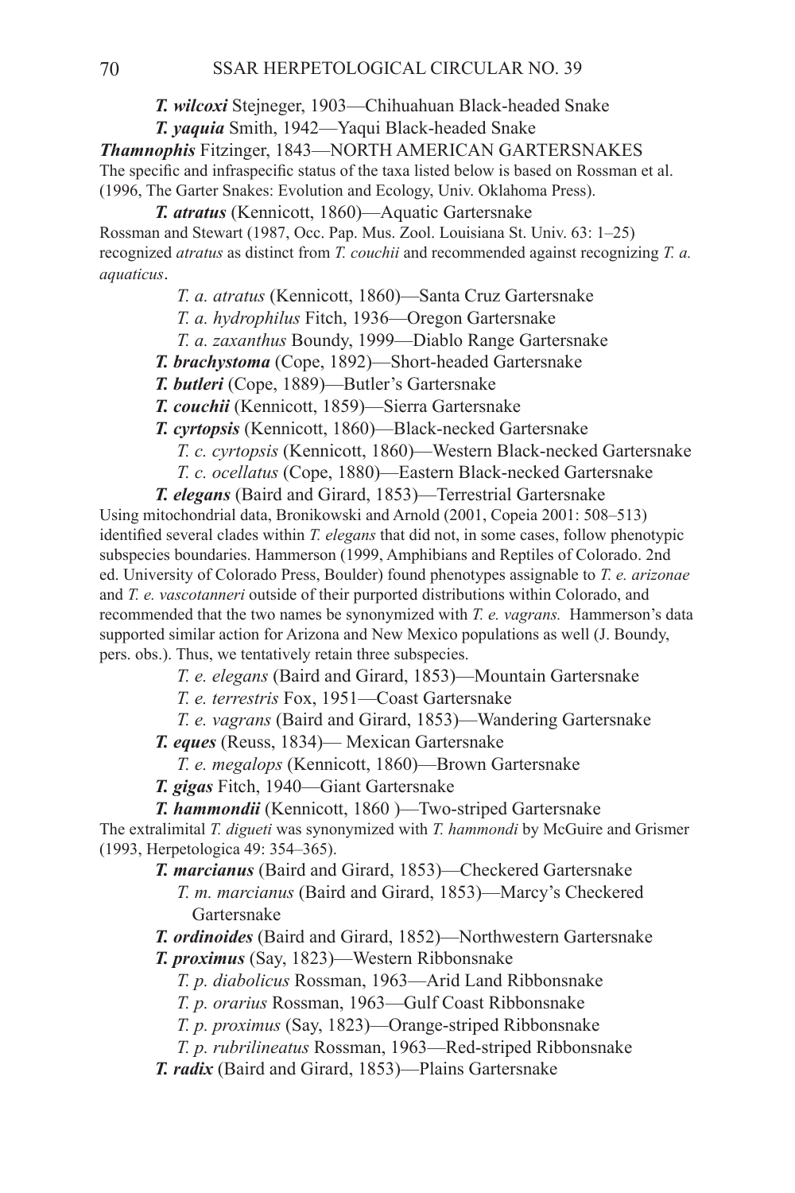***T. wilcoxi*** Stejneger, 1903—Chihuahuan Black-headed Snake

***T. yaquia*** Smith, 1942—Yaqui Black-headed Snake

***Thamnophis*** Fitzinger, 1843—NORTH AMERICAN GARTERSNAKES

The specific and infraspecific status of the taxa listed below is based on Rossman et al. (1996, The Garter Snakes: Evolution and Ecology, Univ. Oklahoma Press).

***T. atratus*** (Kennicott, 1860)—Aquatic Gartersnake

Rossman and Stewart (1987, Occ. Pap. Mus. Zool. Louisiana St. Univ. 63: 1–25) recognized *atratus* as distinct from *T. couchii* and recommended against recognizing *T. a. aquaticus*.

*T. a. atratus* (Kennicott, 1860)—Santa Cruz Gartersnake

*T. a. hydrophilus* Fitch, 1936—Oregon Gartersnake

*T. a. zaxanthus* Boundy, 1999—Diablo Range Gartersnake

***T. brachystoma*** (Cope, 1892)—Short-headed Gartersnake

***T. butleri*** (Cope, 1889)—Butler's Gartersnake

***T. couchii*** (Kennicott, 1859)—Sierra Gartersnake

***T. cyrtopsis*** (Kennicott, 1860)—Black-necked Gartersnake

*T. c. cyrtopsis* (Kennicott, 1860)—Western Black-necked Gartersnake

*T. c. ocellatus* (Cope, 1880)—Eastern Black-necked Gartersnake

***T. elegans*** (Baird and Girard, 1853)—Terrestrial Gartersnake

Using mitochondrial data, Bronikowski and Arnold (2001, Copeia 2001: 508–513) identified several clades within *T. elegans* that did not, in some cases, follow phenotypic subspecies boundaries. Hammerson (1999, Amphibians and Reptiles of Colorado. 2nd ed. University of Colorado Press, Boulder) found phenotypes assignable to *T. e. arizonae* and *T. e. vascotanneri* outside of their purported distributions within Colorado, and recommended that the two names be synonymized with *T. e. vagrans.* Hammerson's data supported similar action for Arizona and New Mexico populations as well (J. Boundy, pers. obs.). Thus, we tentatively retain three subspecies.

*T. e. elegans* (Baird and Girard, 1853)—Mountain Gartersnake

*T. e. terrestris* Fox, 1951—Coast Gartersnake

*T. e. vagrans* (Baird and Girard, 1853)—Wandering Gartersnake

***T. eques*** (Reuss, 1834)— Mexican Gartersnake

*T. e. megalops* (Kennicott, 1860)—Brown Gartersnake

***T. gigas*** Fitch, 1940—Giant Gartersnake

***T. hammondii*** (Kennicott, 1860 )—Two-striped Gartersnake

The extralimital *T. digueti* was synonymized with *T. hammondi* by McGuire and Grismer (1993, Herpetologica 49: 354–365).

***T. marcianus*** (Baird and Girard, 1853)—Checkered Gartersnake

*T. m. marcianus* (Baird and Girard, 1853)—Marcy's Checkered Gartersnake

***T. ordinoides*** (Baird and Girard, 1852)—Northwestern Gartersnake

***T. proximus*** (Say, 1823)—Western Ribbonsnake

*T. p. diabolicus* Rossman, 1963—Arid Land Ribbonsnake

*T. p. orarius* Rossman, 1963—Gulf Coast Ribbonsnake

*T. p. proximus* (Say, 1823)—Orange-striped Ribbonsnake

*T. p. rubrilineatus* Rossman, 1963—Red-striped Ribbonsnake

***T. radix*** (Baird and Girard, 1853)—Plains Gartersnake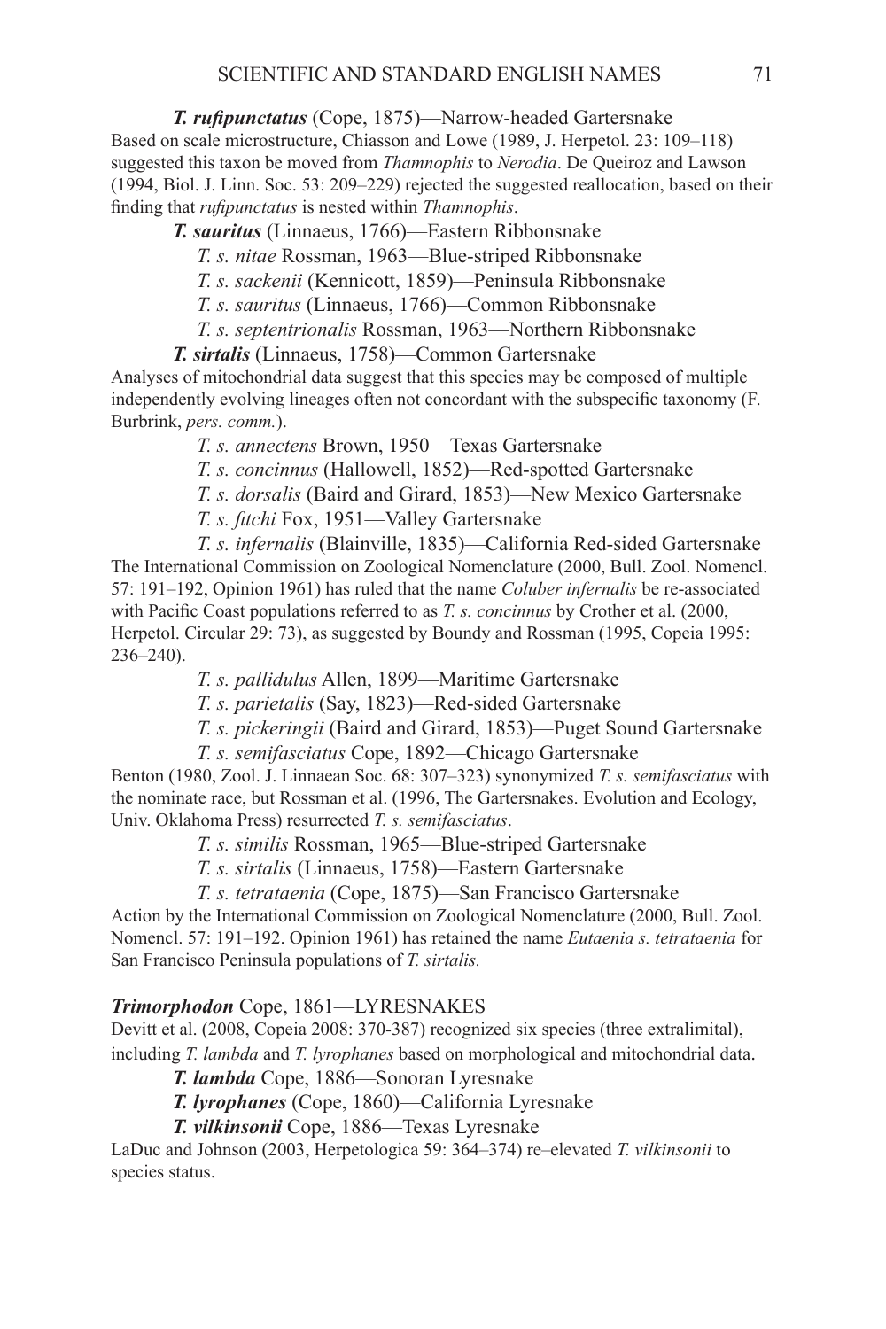***T. rufipunctatus*** (Cope, 1875)—Narrow-headed Gartersnake

Based on scale microstructure, Chiasson and Lowe (1989, J. Herpetol. 23: 109–118) suggested this taxon be moved from *Thamnophis* to *Nerodia*. De Queiroz and Lawson (1994, Biol. J. Linn. Soc. 53: 209–229) rejected the suggested reallocation, based on their finding that *rufipunctatus* is nested within *Thamnophis*.

***T. sauritus*** (Linnaeus, 1766)—Eastern Ribbonsnake

*T. s. nitae* Rossman, 1963—Blue-striped Ribbonsnake

*T. s. sackenii* (Kennicott, 1859)—Peninsula Ribbonsnake

*T. s. sauritus* (Linnaeus, 1766)—Common Ribbonsnake

*T. s. septentrionalis* Rossman, 1963—Northern Ribbonsnake

***T. sirtalis*** (Linnaeus, 1758)—Common Gartersnake

Analyses of mitochondrial data suggest that this species may be composed of multiple independently evolving lineages often not concordant with the subspecific taxonomy (F. Burbrink, *pers. comm.*).

*T. s. annectens* Brown, 1950—Texas Gartersnake

*T. s. concinnus* (Hallowell, 1852)—Red-spotted Gartersnake

*T. s. dorsalis* (Baird and Girard, 1853)—New Mexico Gartersnake

*T. s. fitchi* Fox, 1951—Valley Gartersnake

*T. s. infernalis* (Blainville, 1835)—California Red-sided Gartersnake

The International Commission on Zoological Nomenclature (2000, Bull. Zool. Nomencl. 57: 191–192, Opinion 1961) has ruled that the name *Coluber infernalis* be re-associated with Pacific Coast populations referred to as *T. s. concinnus* by Crother et al. (2000, Herpetol. Circular 29: 73), as suggested by Boundy and Rossman (1995, Copeia 1995: 236–240).

*T. s. pallidulus* Allen, 1899—Maritime Gartersnake

*T. s. parietalis* (Say, 1823)—Red-sided Gartersnake

*T. s. pickeringii* (Baird and Girard, 1853)—Puget Sound Gartersnake

*T. s. semifasciatus* Cope, 1892—Chicago Gartersnake

Benton (1980, Zool. J. Linnaean Soc. 68: 307–323) synonymized *T. s. semifasciatus* with the nominate race, but Rossman et al. (1996, The Gartersnakes. Evolution and Ecology, Univ. Oklahoma Press) resurrected *T. s. semifasciatus*.

*T. s. similis* Rossman, 1965—Blue-striped Gartersnake

*T. s. sirtalis* (Linnaeus, 1758)—Eastern Gartersnake

*T. s. tetrataenia* (Cope, 1875)—San Francisco Gartersnake

Action by the International Commission on Zoological Nomenclature (2000, Bull. Zool. Nomencl. 57: 191–192. Opinion 1961) has retained the name *Eutaenia s. tetrataenia* for San Francisco Peninsula populations of *T. sirtalis.*

***Trimorphodon*** Cope, 1861—LYRESNAKES

Devitt et al. (2008, Copeia 2008: 370-387) recognized six species (three extralimital), including *T. lambda* and *T. lyrophanes* based on morphological and mitochondrial data.

***T. lambda*** Cope, 1886—Sonoran Lyresnake

***T. lyrophanes*** (Cope, 1860)—California Lyresnake

***T. vilkinsonii*** Cope, 1886—Texas Lyresnake

LaDuc and Johnson (2003, Herpetologica 59: 364–374) re–elevated *T. vilkinsonii* to species status.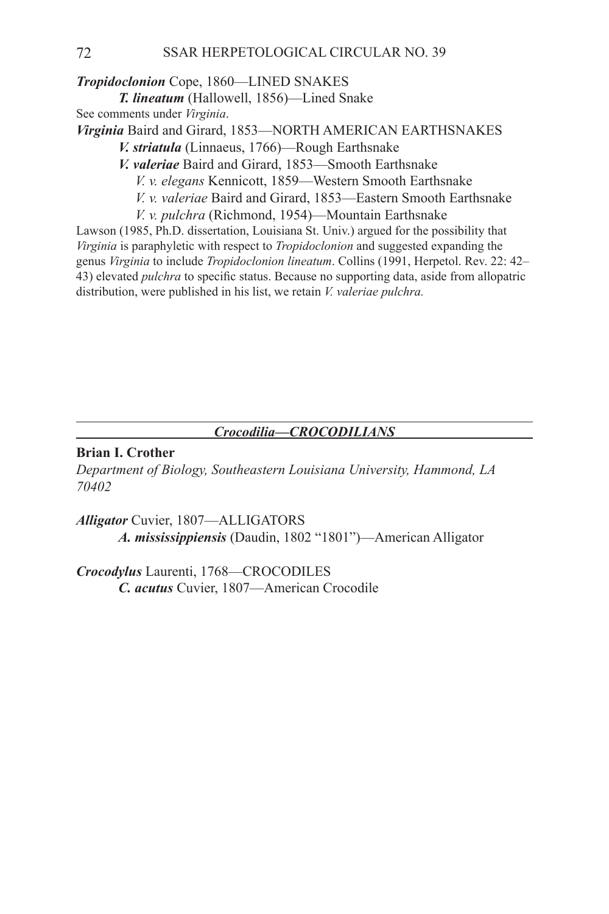***Tropidoclonion*** Cope, 1860—LINED SNAKES

***T. lineatum*** (Hallowell, 1856)—Lined Snake

See comments under *Virginia*.

***Virginia*** Baird and Girard, 1853—NORTH AMERICAN EARTHSNAKES

***V. striatula*** (Linnaeus, 1766)—Rough Earthsnake

***V. valeriae*** Baird and Girard, 1853—Smooth Earthsnake

*V. v. elegans* Kennicott, 1859—Western Smooth Earthsnake

*V. v. valeriae* Baird and Girard, 1853—Eastern Smooth Earthsnake

*V. v. pulchra* (Richmond, 1954)—Mountain Earthsnake

Lawson (1985, Ph.D. dissertation, Louisiana St. Univ.) argued for the possibility that *Virginia* is paraphyletic with respect to *Tropidoclonion* and suggested expanding the genus *Virginia* to include *Tropidoclonion lineatum*. Collins (1991, Herpetol. Rev. 22: 42–43) elevated *pulchra* to specific status. Because no supporting data, aside from allopatric distribution, were published in his list, we retain *V. valeriae pulchra.*

## *Crocodilia—CROCODILIANS*

**Brian I. Crother**

*Department of Biology, Southeastern Louisiana University, Hammond, LA 70402*

***Alligator*** Cuvier, 1807—ALLIGATORS

***A. mississippiensis*** (Daudin, 1802 "1801")—American Alligator

***Crocodylus*** Laurenti, 1768—CROCODILES

***C. acutus*** Cuvier, 1807—American Crocodile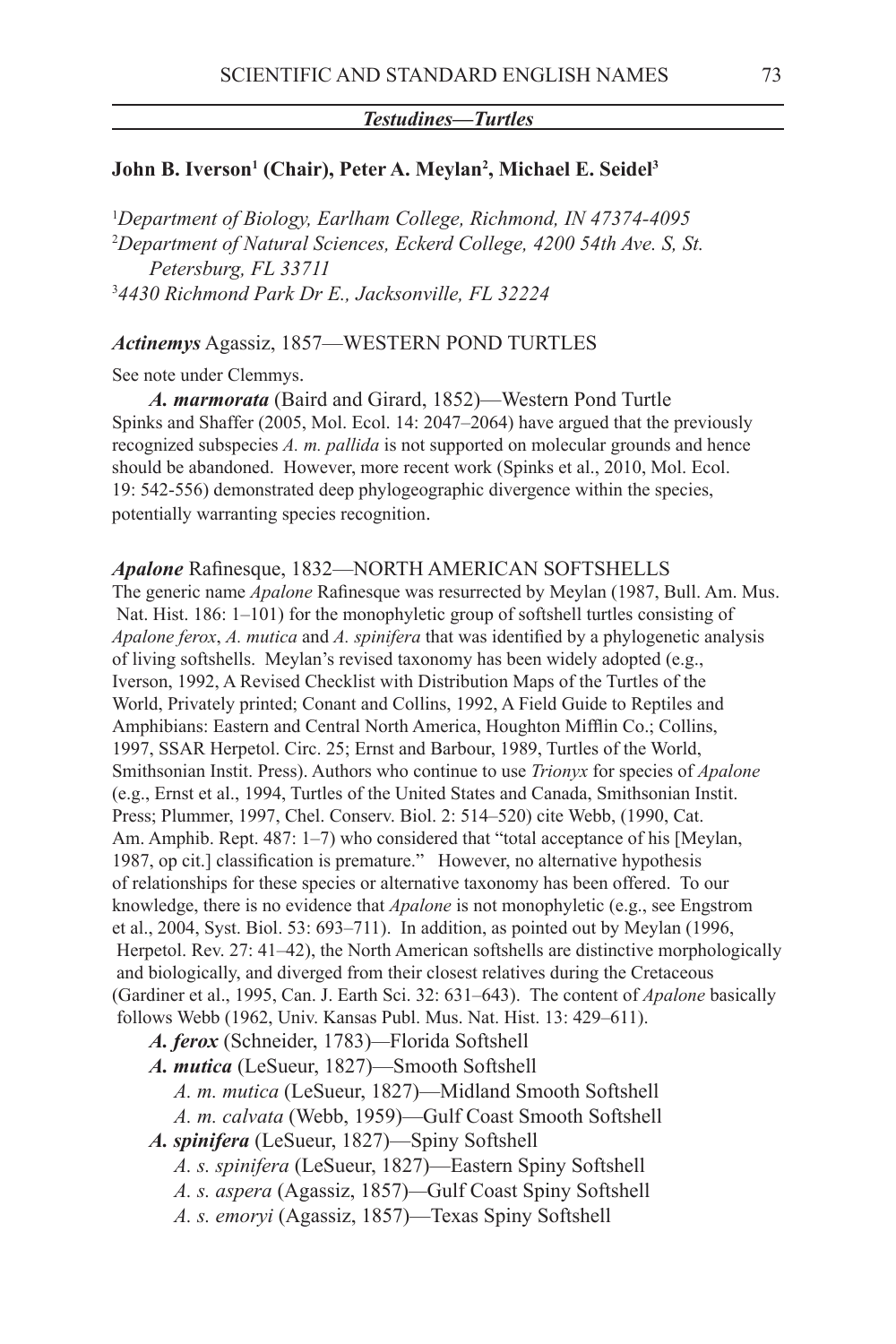## *Testudines—Turtles*

**John B. Iverson[1] (Chair), Peter A. Meylan[2], Michael E. Seidel[3]**

[1]*Department of Biology, Earlham College, Richmond, IN 47374-4095*
[2]*Department of Natural Sciences, Eckerd College, 4200 54th Ave. S, St. Petersburg, FL 33711*
[3]*4430 Richmond Park Dr E., Jacksonville, FL 32224*

***Actinemys*** Agassiz, 1857—WESTERN POND TURTLES

See note under Clemmys.

***A. marmorata*** (Baird and Girard, 1852)—Western Pond Turtle

Spinks and Shaffer (2005, Mol. Ecol. 14: 2047–2064) have argued that the previously recognized subspecies *A. m. pallida* is not supported on molecular grounds and hence should be abandoned. However, more recent work (Spinks et al., 2010, Mol. Ecol. 19: 542-556) demonstrated deep phylogeographic divergence within the species, potentially warranting species recognition.

***Apalone*** Rafinesque, 1832—NORTH AMERICAN SOFTSHELLS

The generic name *Apalone* Rafinesque was resurrected by Meylan (1987, Bull. Am. Mus. Nat. Hist. 186: 1–101) for the monophyletic group of softshell turtles consisting of *Apalone ferox*, *A. mutica* and *A. spinifera* that was identified by a phylogenetic analysis of living softshells. Meylan's revised taxonomy has been widely adopted (e.g., Iverson, 1992, A Revised Checklist with Distribution Maps of the Turtles of the World, Privately printed; Conant and Collins, 1992, A Field Guide to Reptiles and Amphibians: Eastern and Central North America, Houghton Mifflin Co.; Collins, 1997, SSAR Herpetol. Circ. 25; Ernst and Barbour, 1989, Turtles of the World, Smithsonian Instit. Press). Authors who continue to use *Trionyx* for species of *Apalone* (e.g., Ernst et al., 1994, Turtles of the United States and Canada, Smithsonian Instit. Press; Plummer, 1997, Chel. Conserv. Biol. 2: 514–520) cite Webb, (1990, Cat. Am. Amphib. Rept. 487: 1–7) who considered that "total acceptance of his [Meylan, 1987, op cit.] classification is premature." However, no alternative hypothesis of relationships for these species or alternative taxonomy has been offered. To our knowledge, there is no evidence that *Apalone* is not monophyletic (e.g., see Engstrom et al., 2004, Syst. Biol. 53: 693–711). In addition, as pointed out by Meylan (1996, Herpetol. Rev. 27: 41–42), the North American softshells are distinctive morphologically and biologically, and diverged from their closest relatives during the Cretaceous (Gardiner et al., 1995, Can. J. Earth Sci. 32: 631–643). The content of *Apalone* basically follows Webb (1962, Univ. Kansas Publ. Mus. Nat. Hist. 13: 429–611).

***A. ferox*** (Schneider, 1783)—Florida Softshell

***A. mutica*** (LeSueur, 1827)—Smooth Softshell

*A. m. mutica* (LeSueur, 1827)—Midland Smooth Softshell

*A. m. calvata* (Webb, 1959)—Gulf Coast Smooth Softshell

***A. spinifera*** (LeSueur, 1827)—Spiny Softshell

*A. s. spinifera* (LeSueur, 1827)—Eastern Spiny Softshell

*A. s. aspera* (Agassiz, 1857)—Gulf Coast Spiny Softshell

*A. s. emoryi* (Agassiz, 1857)—Texas Spiny Softshell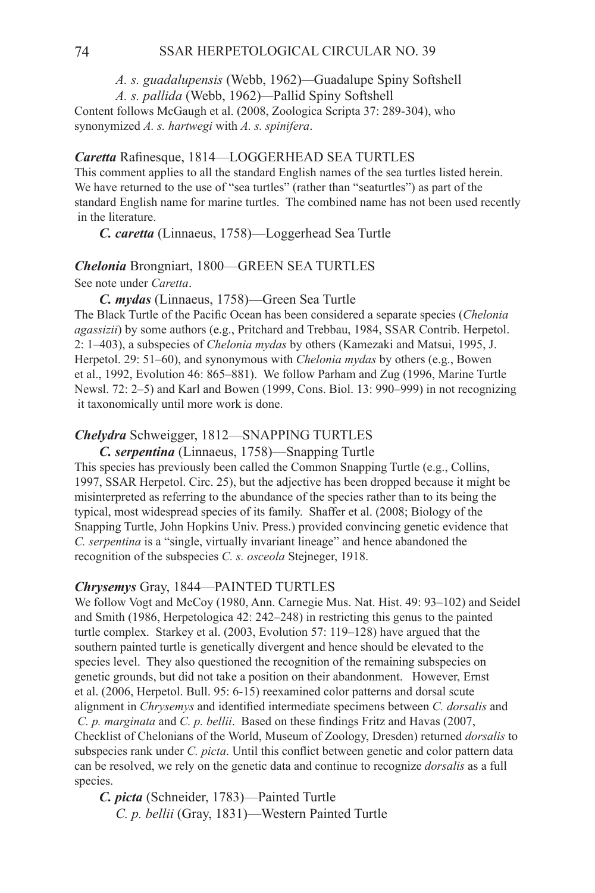*A. s. guadalupensis* (Webb, 1962)—Guadalupe Spiny Softshell

*A. s. pallida* (Webb, 1962)—Pallid Spiny Softshell

Content follows McGaugh et al. (2008, Zoologica Scripta 37: 289-304), who synonymized *A. s. hartwegi* with *A. s. spinifera*.

***Caretta*** Rafinesque, 1814—LOGGERHEAD SEA TURTLES

This comment applies to all the standard English names of the sea turtles listed herein. We have returned to the use of "sea turtles" (rather than "seaturtles") as part of the standard English name for marine turtles. The combined name has not been used recently in the literature.

***C. caretta*** (Linnaeus, 1758)—Loggerhead Sea Turtle

***Chelonia*** Brongniart, 1800—GREEN SEA TURTLES

See note under *Caretta*.

***C. mydas*** (Linnaeus, 1758)—Green Sea Turtle

The Black Turtle of the Pacific Ocean has been considered a separate species (*Chelonia agassizii*) by some authors (e.g., Pritchard and Trebbau, 1984, SSAR Contrib. Herpetol. 2: 1–403), a subspecies of *Chelonia mydas* by others (Kamezaki and Matsui, 1995, J. Herpetol. 29: 51–60), and synonymous with *Chelonia mydas* by others (e.g., Bowen et al., 1992, Evolution 46: 865–881). We follow Parham and Zug (1996, Marine Turtle Newsl. 72: 2–5) and Karl and Bowen (1999, Cons. Biol. 13: 990–999) in not recognizing it taxonomically until more work is done.

***Chelydra*** Schweigger, 1812—SNAPPING TURTLES

***C. serpentina*** (Linnaeus, 1758)—Snapping Turtle

This species has previously been called the Common Snapping Turtle (e.g., Collins, 1997, SSAR Herpetol. Circ. 25), but the adjective has been dropped because it might be misinterpreted as referring to the abundance of the species rather than to its being the typical, most widespread species of its family. Shaffer et al. (2008; Biology of the Snapping Turtle, John Hopkins Univ. Press.) provided convincing genetic evidence that *C. serpentina* is a "single, virtually invariant lineage" and hence abandoned the recognition of the subspecies *C. s. osceola* Stejneger, 1918.

***Chrysemys*** Gray, 1844—PAINTED TURTLES

We follow Vogt and McCoy (1980, Ann. Carnegie Mus. Nat. Hist. 49: 93–102) and Seidel and Smith (1986, Herpetologica 42: 242–248) in restricting this genus to the painted turtle complex. Starkey et al. (2003, Evolution 57: 119–128) have argued that the southern painted turtle is genetically divergent and hence should be elevated to the species level. They also questioned the recognition of the remaining subspecies on genetic grounds, but did not take a position on their abandonment. However, Ernst et al. (2006, Herpetol. Bull. 95: 6-15) reexamined color patterns and dorsal scute alignment in *Chrysemys* and identified intermediate specimens between *C. dorsalis* and *C. p. marginata* and *C. p. bellii*. Based on these findings Fritz and Havas (2007, Checklist of Chelonians of the World, Museum of Zoology, Dresden) returned *dorsalis* to subspecies rank under *C. picta*. Until this conflict between genetic and color pattern data can be resolved, we rely on the genetic data and continue to recognize *dorsalis* as a full species.

***C. picta*** (Schneider, 1783)—Painted Turtle

*C. p. bellii* (Gray, 1831)—Western Painted Turtle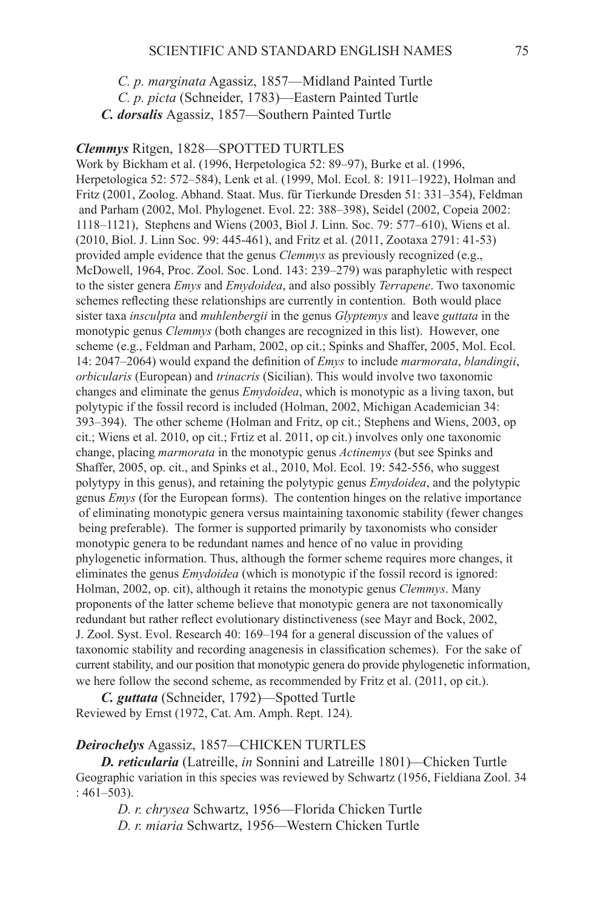*C. p. marginata* Agassiz, 1857—Midland Painted Turtle

*C. p. picta* (Schneider, 1783)—Eastern Painted Turtle

***C. dorsalis*** Agassiz, 1857—Southern Painted Turtle

***Clemmys*** Ritgen, 1828—SPOTTED TURTLES

Work by Bickham et al. (1996, Herpetologica 52: 89–97), Burke et al. (1996, Herpetologica 52: 572–584), Lenk et al. (1999, Mol. Ecol. 8: 1911–1922), Holman and Fritz (2001, Zoolog. Abhand. Staat. Mus. für Tierkunde Dresden 51: 331–354), Feldman and Parham (2002, Mol. Phylogenet. Evol. 22: 388–398), Seidel (2002, Copeia 2002: 1118–1121), Stephens and Wiens (2003, Biol J. Linn. Soc. 79: 577–610), Wiens et al. (2010, Biol. J. Linn Soc. 99: 445-461), and Fritz et al. (2011, Zootaxa 2791: 41-53) provided ample evidence that the genus *Clemmys* as previously recognized (e.g., McDowell, 1964, Proc. Zool. Soc. Lond. 143: 239–279) was paraphyletic with respect to the sister genera *Emys* and *Emydoidea*, and also possibly *Terrapene*. Two taxonomic schemes reflecting these relationships are currently in contention. Both would place sister taxa *insculpta* and *muhlenbergii* in the genus *Glyptemys* and leave *guttata* in the monotypic genus *Clemmys* (both changes are recognized in this list). However, one scheme (e.g., Feldman and Parham, 2002, op cit.; Spinks and Shaffer, 2005, Mol. Ecol. 14: 2047–2064) would expand the definition of *Emys* to include *marmorata*, *blandingii*, *orbicularis* (European) and *trinacris* (Sicilian). This would involve two taxonomic changes and eliminate the genus *Emydoidea*, which is monotypic as a living taxon, but polytypic if the fossil record is included (Holman, 2002, Michigan Academician 34: 393–394). The other scheme (Holman and Fritz, op cit.; Stephens and Wiens, 2003, op cit.; Wiens et al. 2010, op cit.; Frtiz et al. 2011, op cit.) involves only one taxonomic change, placing *marmorata* in the monotypic genus *Actinemys* (but see Spinks and Shaffer, 2005, op. cit., and Spinks et al., 2010, Mol. Ecol. 19: 542-556, who suggest polytypy in this genus), and retaining the polytypic genus *Emydoidea*, and the polytypic genus *Emys* (for the European forms). The contention hinges on the relative importance of eliminating monotypic genera versus maintaining taxonomic stability (fewer changes being preferable). The former is supported primarily by taxonomists who consider monotypic genera to be redundant names and hence of no value in providing phylogenetic information. Thus, although the former scheme requires more changes, it eliminates the genus *Emydoidea* (which is monotypic if the fossil record is ignored: Holman, 2002, op. cit), although it retains the monotypic genus *Clemmys*. Many proponents of the latter scheme believe that monotypic genera are not taxonomically redundant but rather reflect evolutionary distinctiveness (see Mayr and Bock, 2002, J. Zool. Syst. Evol. Research 40: 169–194 for a general discussion of the values of taxonomic stability and recording anagenesis in classification schemes). For the sake of current stability, and our position that monotypic genera do provide phylogenetic information, we here follow the second scheme, as recommended by Fritz et al. (2011, op cit.).

***C. guttata*** (Schneider, 1792)—Spotted Turtle

Reviewed by Ernst (1972, Cat. Am. Amph. Rept. 124).

***Deirochelys*** Agassiz, 1857—CHICKEN TURTLES

***D. reticularia*** (Latreille, *in* Sonnini and Latreille 1801)—Chicken Turtle

Geographic variation in this species was reviewed by Schwartz (1956, Fieldiana Zool. 34 : 461–503).

*D. r. chrysea* Schwartz, 1956—Florida Chicken Turtle

*D. r. miaria* Schwartz, 1956—Western Chicken Turtle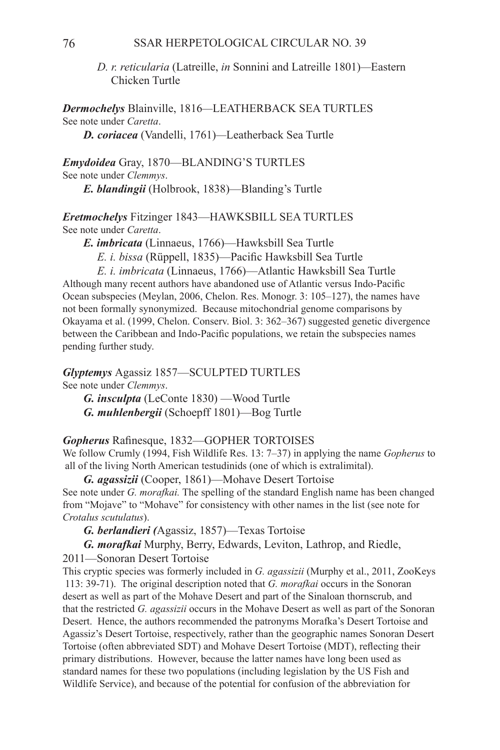*D. r. reticularia* (Latreille, *in* Sonnini and Latreille 1801)—Eastern Chicken Turtle

***Dermochelys*** Blainville, 1816—LEATHERBACK SEA TURTLES
See note under *Caretta*.

***D. coriacea*** (Vandelli, 1761)—Leatherback Sea Turtle

***Emydoidea*** Gray, 1870—BLANDING'S TURTLES
See note under *Clemmys*.

***E. blandingii*** (Holbrook, 1838)—Blanding's Turtle

***Eretmochelys*** Fitzinger 1843—HAWKSBILL SEA TURTLES
See note under *Caretta*.

***E. imbricata*** (Linnaeus, 1766)—Hawksbill Sea Turtle

*E. i. bissa* (Rüppell, 1835)—Pacific Hawksbill Sea Turtle

*E. i. imbricata* (Linnaeus, 1766)—Atlantic Hawksbill Sea Turtle

Although many recent authors have abandoned use of Atlantic versus Indo-Pacific Ocean subspecies (Meylan, 2006, Chelon. Res. Monogr. 3: 105–127), the names have not been formally synonymized. Because mitochondrial genome comparisons by Okayama et al. (1999, Chelon. Conserv. Biol. 3: 362–367) suggested genetic divergence between the Caribbean and Indo-Pacific populations, we retain the subspecies names pending further study.

***Glyptemys*** Agassiz 1857—SCULPTED TURTLES
See note under *Clemmys*.

***G. insculpta*** (LeConte 1830) —Wood Turtle

***G. muhlenbergii*** (Schoepff 1801)—Bog Turtle

***Gopherus*** Rafinesque, 1832—GOPHER TORTOISES
We follow Crumly (1994, Fish Wildlife Res. 13: 7–37) in applying the name *Gopherus* to all of the living North American testudinids (one of which is extralimital).

***G. agassizii*** (Cooper, 1861)—Mohave Desert Tortoise
See note under *G. morafkai.* The spelling of the standard English name has been changed from "Mojave" to "Mohave" for consistency with other names in the list (see note for *Crotalus scutulatus*).

***G. berlandieri*** (Agassiz, 1857)—Texas Tortoise

***G. morafkai*** Murphy, Berry, Edwards, Leviton, Lathrop, and Riedle, 2011—Sonoran Desert Tortoise

This cryptic species was formerly included in *G. agassizii* (Murphy et al., 2011, ZooKeys 113: 39-71). The original description noted that *G. morafkai* occurs in the Sonoran desert as well as part of the Mohave Desert and part of the Sinaloan thornscrub, and that the restricted *G. agassizii* occurs in the Mohave Desert as well as part of the Sonoran Desert. Hence, the authors recommended the patronyms Morafka's Desert Tortoise and Agassiz's Desert Tortoise, respectively, rather than the geographic names Sonoran Desert Tortoise (often abbreviated SDT) and Mohave Desert Tortoise (MDT), reflecting their primary distributions. However, because the latter names have long been used as standard names for these two populations (including legislation by the US Fish and Wildlife Service), and because of the potential for confusion of the abbreviation for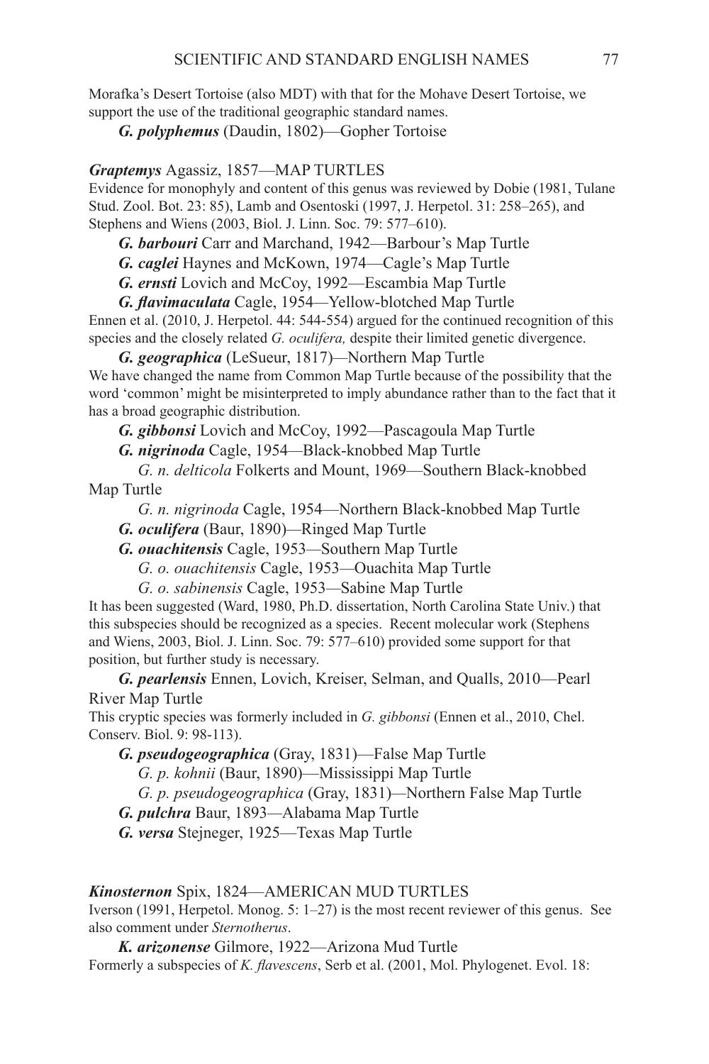Morafka's Desert Tortoise (also MDT) with that for the Mohave Desert Tortoise, we support the use of the traditional geographic standard names.

***G. polyphemus*** (Daudin, 1802)—Gopher Tortoise

***Graptemys*** Agassiz, 1857—MAP TURTLES

Evidence for monophyly and content of this genus was reviewed by Dobie (1981, Tulane Stud. Zool. Bot. 23: 85), Lamb and Osentoski (1997, J. Herpetol. 31: 258–265), and Stephens and Wiens (2003, Biol. J. Linn. Soc. 79: 577–610).

***G. barbouri*** Carr and Marchand, 1942—Barbour's Map Turtle

***G. caglei*** Haynes and McKown, 1974—Cagle's Map Turtle

***G. ernsti*** Lovich and McCoy, 1992—Escambia Map Turtle

***G. flavimaculata*** Cagle, 1954—Yellow-blotched Map Turtle

Ennen et al. (2010, J. Herpetol. 44: 544-554) argued for the continued recognition of this species and the closely related *G. oculifera,* despite their limited genetic divergence.

***G. geographica*** (LeSueur, 1817)—Northern Map Turtle

We have changed the name from Common Map Turtle because of the possibility that the word 'common' might be misinterpreted to imply abundance rather than to the fact that it has a broad geographic distribution.

***G. gibbonsi*** Lovich and McCoy, 1992—Pascagoula Map Turtle

***G. nigrinoda*** Cagle, 1954—Black-knobbed Map Turtle

*G. n. delticola* Folkerts and Mount, 1969—Southern Black-knobbed Map Turtle

*G. n. nigrinoda* Cagle, 1954—Northern Black-knobbed Map Turtle

***G. oculifera*** (Baur, 1890)—Ringed Map Turtle

***G. ouachitensis*** Cagle, 1953—Southern Map Turtle

*G. o. ouachitensis* Cagle, 1953—Ouachita Map Turtle

*G. o. sabinensis* Cagle, 1953—Sabine Map Turtle

It has been suggested (Ward, 1980, Ph.D. dissertation, North Carolina State Univ.) that this subspecies should be recognized as a species. Recent molecular work (Stephens and Wiens, 2003, Biol. J. Linn. Soc. 79: 577–610) provided some support for that position, but further study is necessary.

***G. pearlensis*** Ennen, Lovich, Kreiser, Selman, and Qualls, 2010—Pearl River Map Turtle

This cryptic species was formerly included in *G. gibbonsi* (Ennen et al., 2010, Chel. Conserv. Biol. 9: 98-113).

***G. pseudogeographica*** (Gray, 1831)—False Map Turtle

*G. p. kohnii* (Baur, 1890)—Mississippi Map Turtle

*G. p. pseudogeographica* (Gray, 1831)—Northern False Map Turtle

***G. pulchra*** Baur, 1893—Alabama Map Turtle

***G. versa*** Stejneger, 1925—Texas Map Turtle

***Kinosternon*** Spix, 1824—AMERICAN MUD TURTLES

Iverson (1991, Herpetol. Monog. 5: 1–27) is the most recent reviewer of this genus. See also comment under *Sternotherus*.

***K. arizonense*** Gilmore, 1922—Arizona Mud Turtle

Formerly a subspecies of *K. flavescens*, Serb et al. (2001, Mol. Phylogenet. Evol. 18: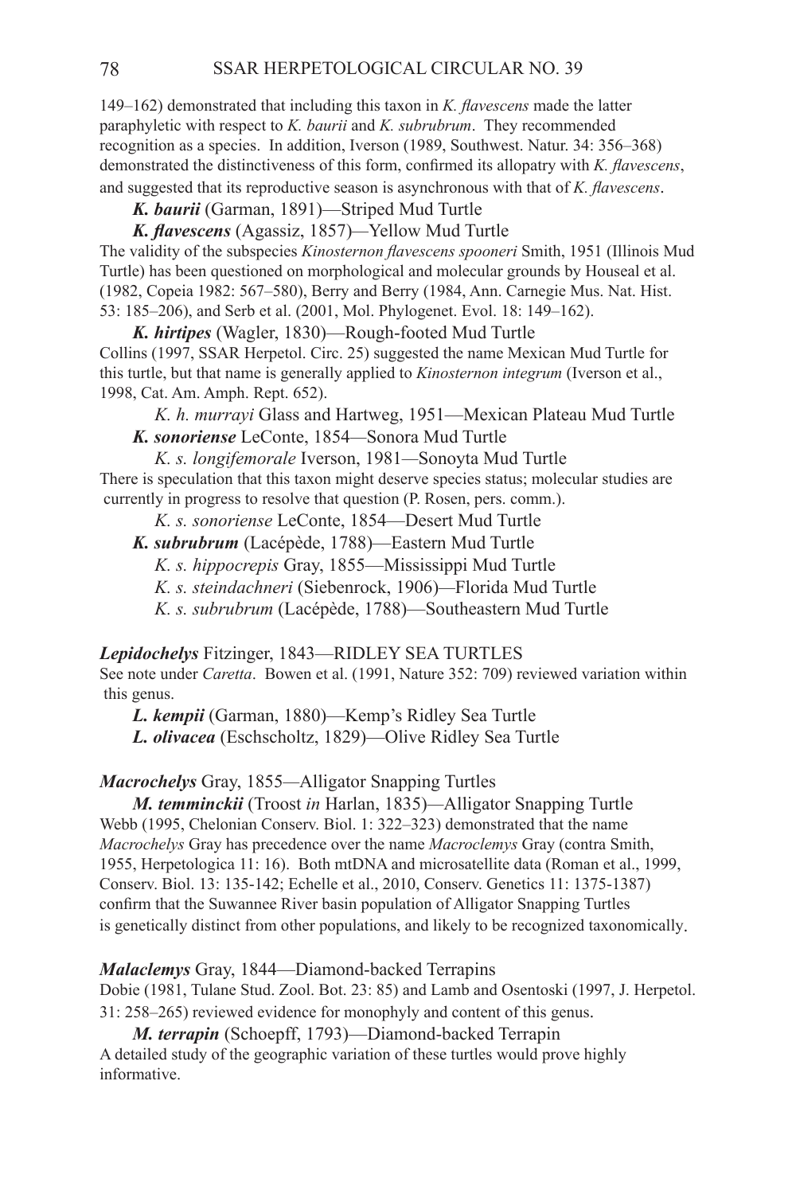149–162) demonstrated that including this taxon in *K. flavescens* made the latter paraphyletic with respect to *K. baurii* and *K. subrubrum*. They recommended recognition as a species. In addition, Iverson (1989, Southwest. Natur. 34: 356–368) demonstrated the distinctiveness of this form, confirmed its allopatry with *K. flavescens*, and suggested that its reproductive season is asynchronous with that of *K. flavescens*.

***K. baurii*** (Garman, 1891)—Striped Mud Turtle

***K. flavescens*** (Agassiz, 1857)—Yellow Mud Turtle

The validity of the subspecies *Kinosternon flavescens spooneri* Smith, 1951 (Illinois Mud Turtle) has been questioned on morphological and molecular grounds by Houseal et al. (1982, Copeia 1982: 567–580), Berry and Berry (1984, Ann. Carnegie Mus. Nat. Hist. 53: 185–206), and Serb et al. (2001, Mol. Phylogenet. Evol. 18: 149–162).

***K. hirtipes*** (Wagler, 1830)—Rough-footed Mud Turtle

Collins (1997, SSAR Herpetol. Circ. 25) suggested the name Mexican Mud Turtle for this turtle, but that name is generally applied to *Kinosternon integrum* (Iverson et al., 1998, Cat. Am. Amph. Rept. 652).

*K. h. murrayi* Glass and Hartweg, 1951—Mexican Plateau Mud Turtle

***K. sonoriense*** LeConte, 1854—Sonora Mud Turtle

*K. s. longifemorale* Iverson, 1981—Sonoyta Mud Turtle

There is speculation that this taxon might deserve species status; molecular studies are currently in progress to resolve that question (P. Rosen, pers. comm.).

*K. s. sonoriense* LeConte, 1854—Desert Mud Turtle

***K. subrubrum*** (Lacépède, 1788)—Eastern Mud Turtle

*K. s. hippocrepis* Gray, 1855—Mississippi Mud Turtle

*K. s. steindachneri* (Siebenrock, 1906)—Florida Mud Turtle

*K. s. subrubrum* (Lacépède, 1788)—Southeastern Mud Turtle

***Lepidochelys*** Fitzinger, 1843—RIDLEY SEA TURTLES

See note under *Caretta*. Bowen et al. (1991, Nature 352: 709) reviewed variation within this genus.

***L. kempii*** (Garman, 1880)—Kemp's Ridley Sea Turtle

***L. olivacea*** (Eschscholtz, 1829)—Olive Ridley Sea Turtle

***Macrochelys*** Gray, 1855—Alligator Snapping Turtles

***M. temminckii*** (Troost *in* Harlan, 1835)—Alligator Snapping Turtle

Webb (1995, Chelonian Conserv. Biol. 1: 322–323) demonstrated that the name *Macrochelys* Gray has precedence over the name *Macroclemys* Gray (contra Smith, 1955, Herpetologica 11: 16). Both mtDNA and microsatellite data (Roman et al., 1999, Conserv. Biol. 13: 135-142; Echelle et al., 2010, Conserv. Genetics 11: 1375-1387) confirm that the Suwannee River basin population of Alligator Snapping Turtles is genetically distinct from other populations, and likely to be recognized taxonomically.

***Malaclemys*** Gray, 1844—Diamond-backed Terrapins

Dobie (1981, Tulane Stud. Zool. Bot. 23: 85) and Lamb and Osentoski (1997, J. Herpetol. 31: 258–265) reviewed evidence for monophyly and content of this genus.

***M. terrapin*** (Schoepff, 1793)—Diamond-backed Terrapin

A detailed study of the geographic variation of these turtles would prove highly informative.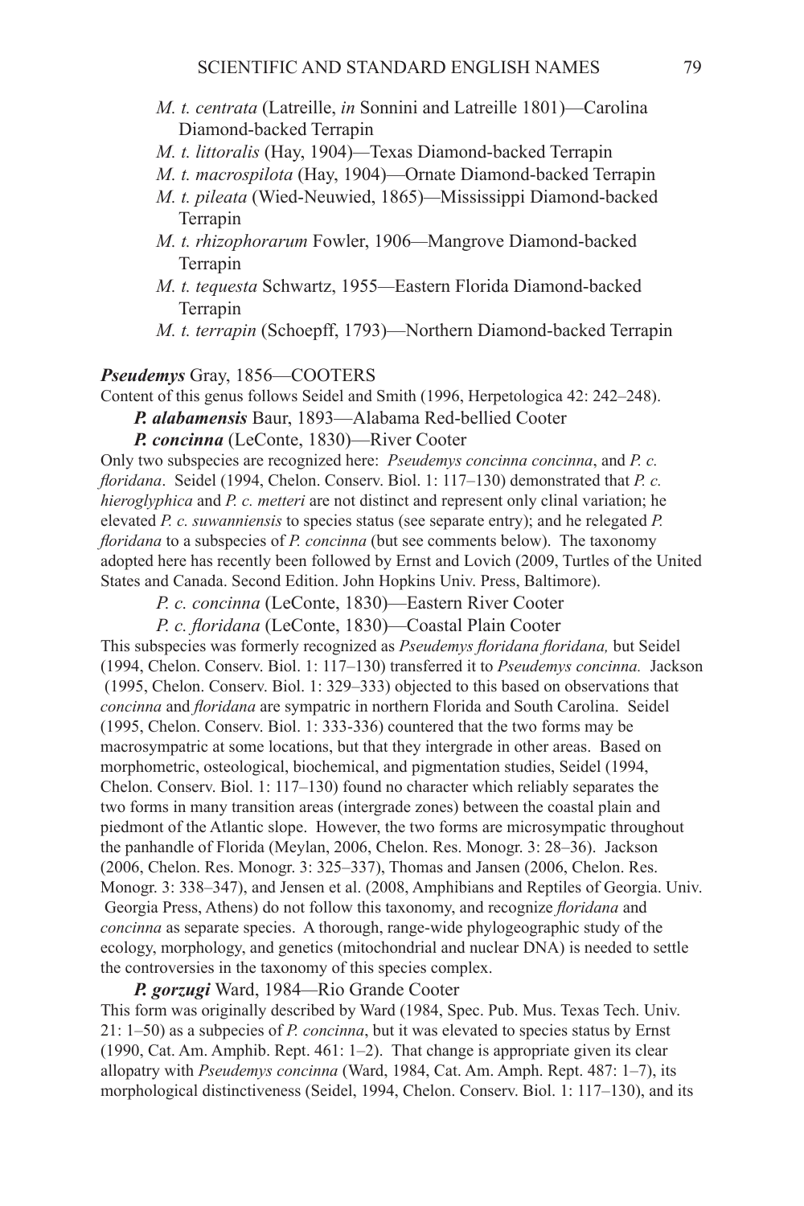*M. t. centrata* (Latreille, *in* Sonnini and Latreille 1801)—Carolina Diamond-backed Terrapin

*M. t. littoralis* (Hay, 1904)—Texas Diamond-backed Terrapin

*M. t. macrospilota* (Hay, 1904)—Ornate Diamond-backed Terrapin

*M. t. pileata* (Wied-Neuwied, 1865)—Mississippi Diamond-backed Terrapin

*M. t. rhizophorarum* Fowler, 1906—Mangrove Diamond-backed Terrapin

*M. t. tequesta* Schwartz, 1955—Eastern Florida Diamond-backed Terrapin

*M. t. terrapin* (Schoepff, 1793)—Northern Diamond-backed Terrapin

***Pseudemys*** Gray, 1856—COOTERS

Content of this genus follows Seidel and Smith (1996, Herpetologica 42: 242–248).

***P. alabamensis*** Baur, 1893—Alabama Red-bellied Cooter

***P. concinna*** (LeConte, 1830)—River Cooter

Only two subspecies are recognized here: *Pseudemys concinna concinna*, and *P. c. floridana*. Seidel (1994, Chelon. Conserv. Biol. 1: 117–130) demonstrated that *P. c. hieroglyphica* and *P. c. metteri* are not distinct and represent only clinal variation; he elevated *P. c. suwanniensis* to species status (see separate entry); and he relegated *P. floridana* to a subspecies of *P. concinna* (but see comments below). The taxonomy adopted here has recently been followed by Ernst and Lovich (2009, Turtles of the United States and Canada. Second Edition. John Hopkins Univ. Press, Baltimore).

*P. c. concinna* (LeConte, 1830)—Eastern River Cooter

*P. c. floridana* (LeConte, 1830)—Coastal Plain Cooter

This subspecies was formerly recognized as *Pseudemys floridana floridana,* but Seidel (1994, Chelon. Conserv. Biol. 1: 117–130) transferred it to *Pseudemys concinna.* Jackson (1995, Chelon. Conserv. Biol. 1: 329–333) objected to this based on observations that *concinna* and *floridana* are sympatric in northern Florida and South Carolina. Seidel (1995, Chelon. Conserv. Biol. 1: 333-336) countered that the two forms may be macrosympatric at some locations, but that they intergrade in other areas. Based on morphometric, osteological, biochemical, and pigmentation studies, Seidel (1994, Chelon. Conserv. Biol. 1: 117–130) found no character which reliably separates the two forms in many transition areas (intergrade zones) between the coastal plain and piedmont of the Atlantic slope. However, the two forms are microsympatic throughout the panhandle of Florida (Meylan, 2006, Chelon. Res. Monogr. 3: 28–36). Jackson (2006, Chelon. Res. Monogr. 3: 325–337), Thomas and Jansen (2006, Chelon. Res. Monogr. 3: 338–347), and Jensen et al. (2008, Amphibians and Reptiles of Georgia. Univ. Georgia Press, Athens) do not follow this taxonomy, and recognize *floridana* and *concinna* as separate species. A thorough, range-wide phylogeographic study of the ecology, morphology, and genetics (mitochondrial and nuclear DNA) is needed to settle the controversies in the taxonomy of this species complex.

***P. gorzugi*** Ward, 1984—Rio Grande Cooter

This form was originally described by Ward (1984, Spec. Pub. Mus. Texas Tech. Univ. 21: 1–50) as a subpecies of *P. concinna*, but it was elevated to species status by Ernst (1990, Cat. Am. Amphib. Rept. 461: 1–2). That change is appropriate given its clear allopatry with *Pseudemys concinna* (Ward, 1984, Cat. Am. Amph. Rept. 487: 1–7), its morphological distinctiveness (Seidel, 1994, Chelon. Conserv. Biol. 1: 117–130), and its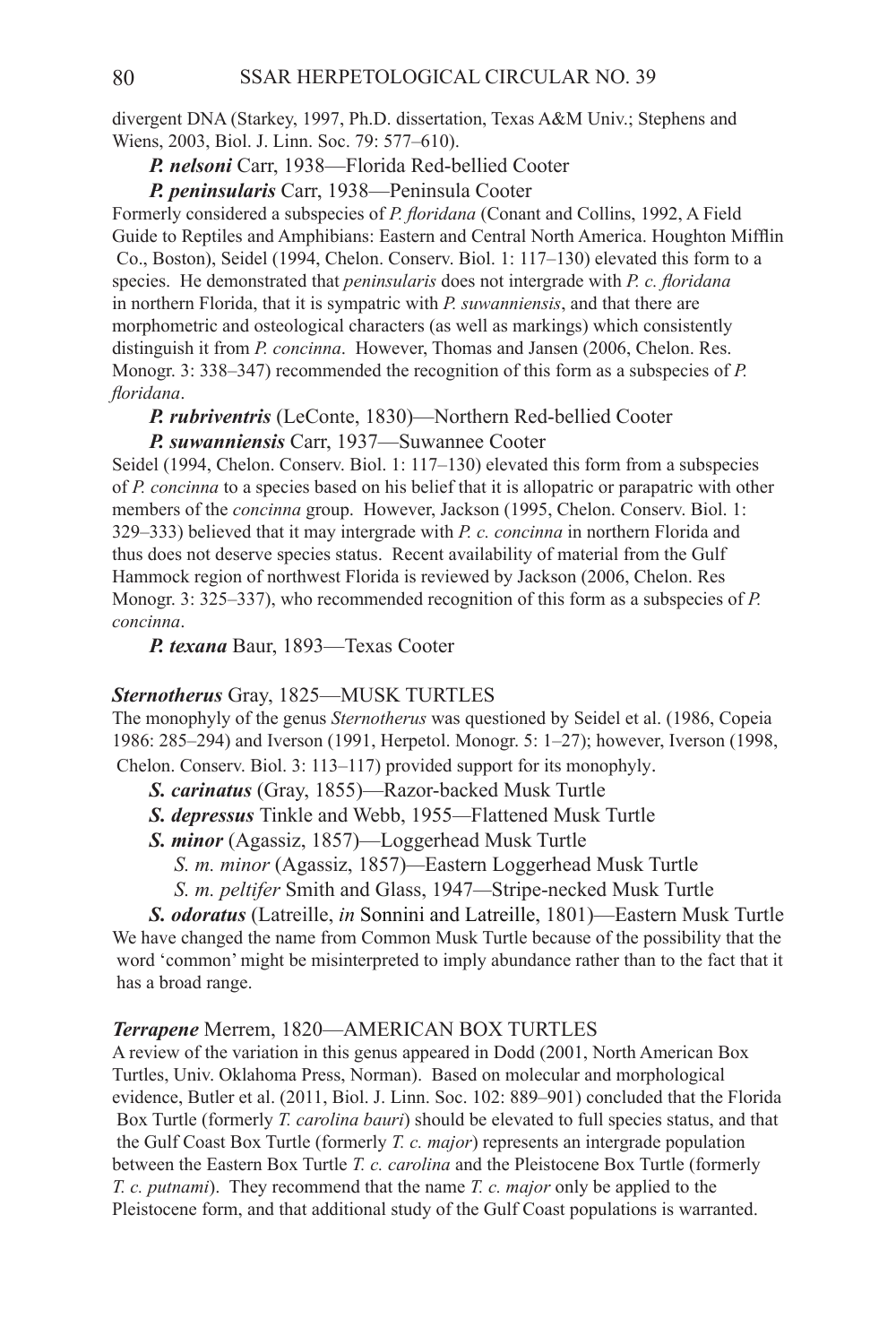divergent DNA (Starkey, 1997, Ph.D. dissertation, Texas A&M Univ.; Stephens and Wiens, 2003, Biol. J. Linn. Soc. 79: 577–610).

***P. nelsoni*** **Carr, 1938—Florida Red-bellied Cooter**

***P. peninsularis*** **Carr, 1938—Peninsula Cooter**

Formerly considered a subspecies of *P. floridana* (Conant and Collins, 1992, A Field Guide to Reptiles and Amphibians: Eastern and Central North America. Houghton Mifflin Co., Boston), Seidel (1994, Chelon. Conserv. Biol. 1: 117–130) elevated this form to a species. He demonstrated that *peninsularis* does not intergrade with *P. c. floridana* in northern Florida, that it is sympatric with *P. suwanniensis*, and that there are morphometric and osteological characters (as well as markings) which consistently distinguish it from *P. concinna*. However, Thomas and Jansen (2006, Chelon. Res. Monogr. 3: 338–347) recommended the recognition of this form as a subspecies of *P. floridana*.

***P. rubriventris*** **(LeConte, 1830)—Northern Red-bellied Cooter**

***P. suwanniensis*** **Carr, 1937—Suwannee Cooter**

Seidel (1994, Chelon. Conserv. Biol. 1: 117–130) elevated this form from a subspecies of *P. concinna* to a species based on his belief that it is allopatric or parapatric with other members of the *concinna* group. However, Jackson (1995, Chelon. Conserv. Biol. 1: 329–333) believed that it may intergrade with *P. c. concinna* in northern Florida and thus does not deserve species status. Recent availability of material from the Gulf Hammock region of northwest Florida is reviewed by Jackson (2006, Chelon. Res Monogr. 3: 325–337), who recommended recognition of this form as a subspecies of *P. concinna*.

***P. texana*** **Baur, 1893—Texas Cooter**

## ***Sternotherus*** Gray, 1825—MUSK TURTLES

The monophyly of the genus *Sternotherus* was questioned by Seidel et al. (1986, Copeia 1986: 285–294) and Iverson (1991, Herpetol. Monogr. 5: 1–27); however, Iverson (1998, Chelon. Conserv. Biol. 3: 113–117) provided support for its monophyly.

***S. carinatus*** **(Gray, 1855)—Razor-backed Musk Turtle**

***S. depressus*** **Tinkle and Webb, 1955—Flattened Musk Turtle**

***S. minor*** **(Agassiz, 1857)—Loggerhead Musk Turtle**

*S. m. minor* (Agassiz, 1857)—Eastern Loggerhead Musk Turtle

*S. m. peltifer* Smith and Glass, 1947—Stripe-necked Musk Turtle

***S. odoratus*** **(Latreille, *in* Sonnini and Latreille, 1801)—Eastern Musk Turtle**

We have changed the name from Common Musk Turtle because of the possibility that the word 'common' might be misinterpreted to imply abundance rather than to the fact that it has a broad range.

## ***Terrapene*** Merrem, 1820—AMERICAN BOX TURTLES

A review of the variation in this genus appeared in Dodd (2001, North American Box Turtles, Univ. Oklahoma Press, Norman). Based on molecular and morphological evidence, Butler et al. (2011, Biol. J. Linn. Soc. 102: 889–901) concluded that the Florida Box Turtle (formerly *T. carolina bauri*) should be elevated to full species status, and that the Gulf Coast Box Turtle (formerly *T. c. major*) represents an intergrade population between the Eastern Box Turtle *T. c. carolina* and the Pleistocene Box Turtle (formerly *T. c. putnami*). They recommend that the name *T. c. major* only be applied to the Pleistocene form, and that additional study of the Gulf Coast populations is warranted.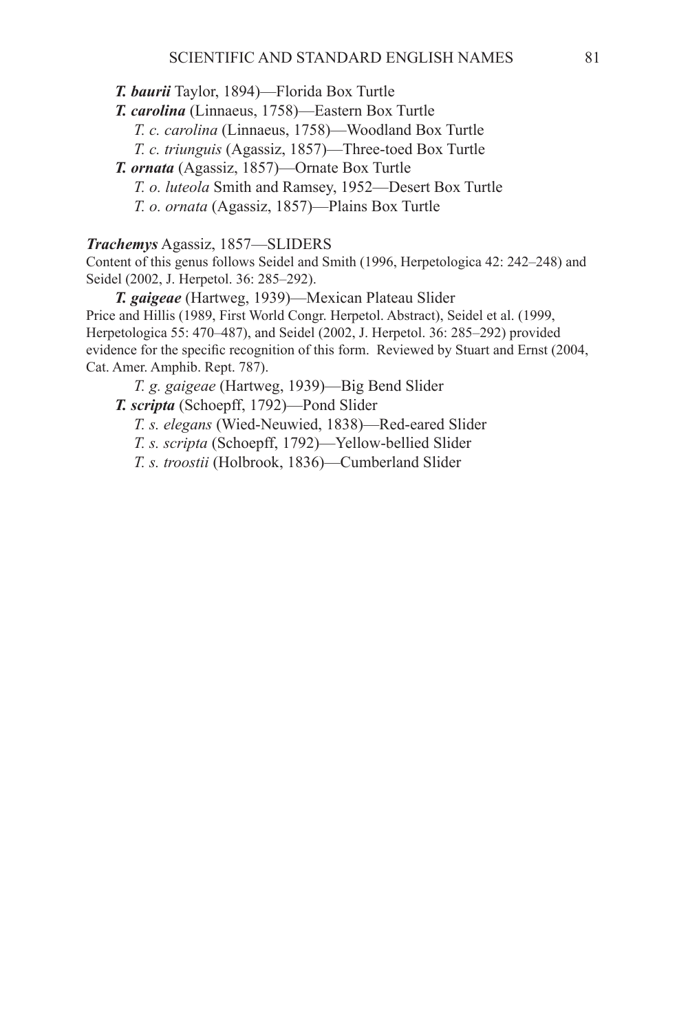***T. baurii*** Taylor, 1894)—Florida Box Turtle

***T. carolina*** (Linnaeus, 1758)—Eastern Box Turtle

*T. c. carolina* (Linnaeus, 1758)—Woodland Box Turtle

*T. c. triunguis* (Agassiz, 1857)—Three-toed Box Turtle

***T. ornata*** (Agassiz, 1857)—Ornate Box Turtle

*T. o. luteola* Smith and Ramsey, 1952—Desert Box Turtle

*T. o. ornata* (Agassiz, 1857)—Plains Box Turtle

***Trachemys*** Agassiz, 1857—SLIDERS

Content of this genus follows Seidel and Smith (1996, Herpetologica 42: 242–248) and Seidel (2002, J. Herpetol. 36: 285–292).

***T. gaigeae*** (Hartweg, 1939)—Mexican Plateau Slider

Price and Hillis (1989, First World Congr. Herpetol. Abstract), Seidel et al. (1999, Herpetologica 55: 470–487), and Seidel (2002, J. Herpetol. 36: 285–292) provided evidence for the specific recognition of this form. Reviewed by Stuart and Ernst (2004, Cat. Amer. Amphib. Rept. 787).

*T. g. gaigeae* (Hartweg, 1939)—Big Bend Slider

***T. scripta*** (Schoepff, 1792)—Pond Slider

*T. s. elegans* (Wied-Neuwied, 1838)—Red-eared Slider

*T. s. scripta* (Schoepff, 1792)—Yellow-bellied Slider

*T. s. troostii* (Holbrook, 1836)—Cumberland Slider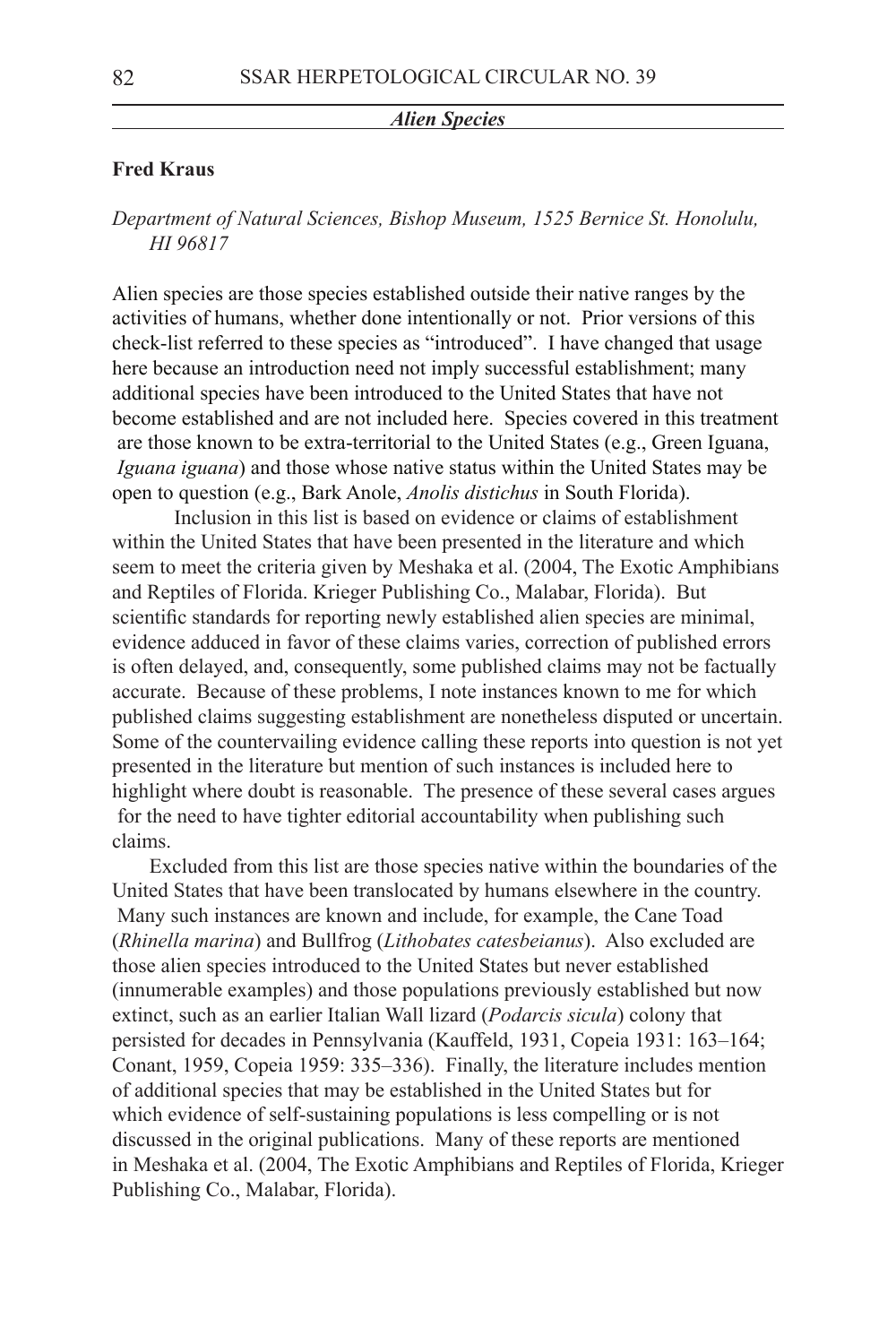## *Alien Species*

**Fred Kraus**

*Department of Natural Sciences, Bishop Museum, 1525 Bernice St. Honolulu, HI 96817*

Alien species are those species established outside their native ranges by the activities of humans, whether done intentionally or not. Prior versions of this check-list referred to these species as "introduced". I have changed that usage here because an introduction need not imply successful establishment; many additional species have been introduced to the United States that have not become established and are not included here. Species covered in this treatment are those known to be extra-territorial to the United States (e.g., Green Iguana, *Iguana iguana*) and those whose native status within the United States may be open to question (e.g., Bark Anole, *Anolis distichus* in South Florida).

Inclusion in this list is based on evidence or claims of establishment within the United States that have been presented in the literature and which seem to meet the criteria given by Meshaka et al. (2004, The Exotic Amphibians and Reptiles of Florida. Krieger Publishing Co., Malabar, Florida). But scientific standards for reporting newly established alien species are minimal, evidence adduced in favor of these claims varies, correction of published errors is often delayed, and, consequently, some published claims may not be factually accurate. Because of these problems, I note instances known to me for which published claims suggesting establishment are nonetheless disputed or uncertain. Some of the countervailing evidence calling these reports into question is not yet presented in the literature but mention of such instances is included here to highlight where doubt is reasonable. The presence of these several cases argues for the need to have tighter editorial accountability when publishing such claims.

Excluded from this list are those species native within the boundaries of the United States that have been translocated by humans elsewhere in the country. Many such instances are known and include, for example, the Cane Toad (*Rhinella marina*) and Bullfrog (*Lithobates catesbeianus*). Also excluded are those alien species introduced to the United States but never established (innumerable examples) and those populations previously established but now extinct, such as an earlier Italian Wall lizard (*Podarcis sicula*) colony that persisted for decades in Pennsylvania (Kauffeld, 1931, Copeia 1931: 163–164; Conant, 1959, Copeia 1959: 335–336). Finally, the literature includes mention of additional species that may be established in the United States but for which evidence of self-sustaining populations is less compelling or is not discussed in the original publications. Many of these reports are mentioned in Meshaka et al. (2004, The Exotic Amphibians and Reptiles of Florida, Krieger Publishing Co., Malabar, Florida).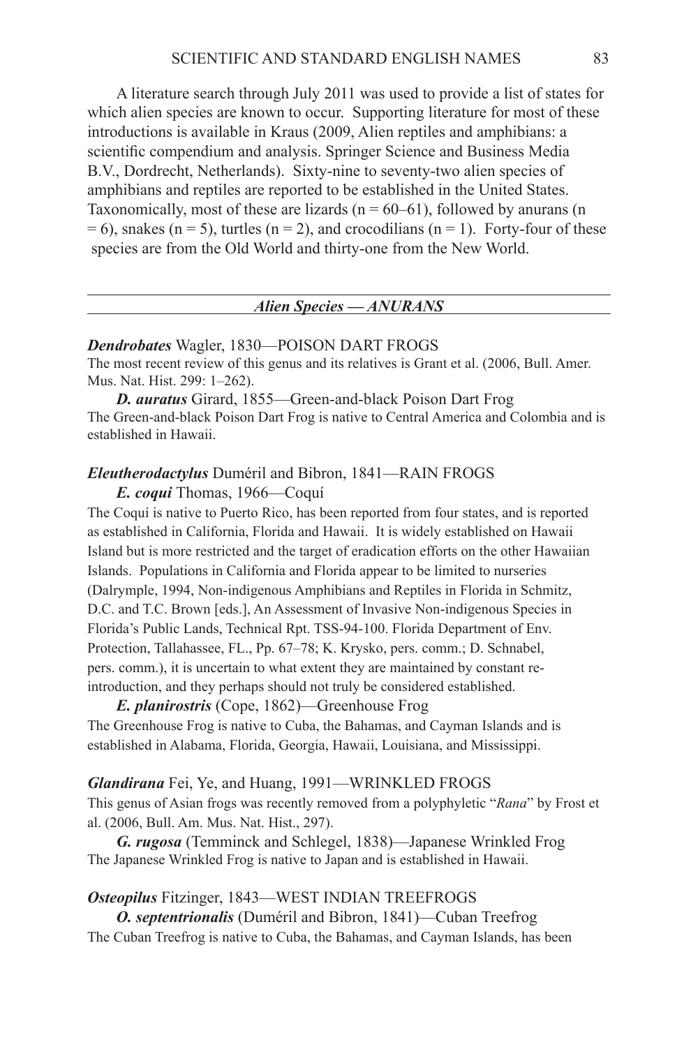A literature search through July 2011 was used to provide a list of states for which alien species are known to occur. Supporting literature for most of these introductions is available in Kraus (2009, Alien reptiles and amphibians: a scientific compendium and analysis. Springer Science and Business Media B.V., Dordrecht, Netherlands). Sixty-nine to seventy-two alien species of amphibians and reptiles are reported to be established in the United States. Taxonomically, most of these are lizards ($n = 60–61$), followed by anurans ($n = 6$), snakes ($n = 5$), turtles ($n = 2$), and crocodilians ($n = 1$). Forty-four of these species are from the Old World and thirty-one from the New World.

## *Alien Species — ANURANS*

***Dendrobates*** Wagler, 1830—POISON DART FROGS

The most recent review of this genus and its relatives is Grant et al. (2006, Bull. Amer. Mus. Nat. Hist. 299: 1–262).

***D. auratus*** Girard, 1855—Green-and-black Poison Dart Frog

The Green-and-black Poison Dart Frog is native to Central America and Colombia and is established in Hawaii.

***Eleutherodactylus*** Duméril and Bibron, 1841—RAIN FROGS

***E. coqui*** Thomas, 1966—Coquí

The Coquí is native to Puerto Rico, has been reported from four states, and is reported as established in California, Florida and Hawaii. It is widely established on Hawaii Island but is more restricted and the target of eradication efforts on the other Hawaiian Islands. Populations in California and Florida appear to be limited to nurseries (Dalrymple, 1994, Non-indigenous Amphibians and Reptiles in Florida in Schmitz, D.C. and T.C. Brown [eds.], An Assessment of Invasive Non-indigenous Species in Florida's Public Lands, Technical Rpt. TSS-94-100. Florida Department of Env. Protection, Tallahassee, FL., Pp. 67–78; K. Krysko, pers. comm.; D. Schnabel, pers. comm.), it is uncertain to what extent they are maintained by constant re-introduction, and they perhaps should not truly be considered established.

***E. planirostris*** (Cope, 1862)—Greenhouse Frog

The Greenhouse Frog is native to Cuba, the Bahamas, and Cayman Islands and is established in Alabama, Florida, Georgia, Hawaii, Louisiana, and Mississippi.

***Glandirana*** Fei, Ye, and Huang, 1991—WRINKLED FROGS

This genus of Asian frogs was recently removed from a polyphyletic "*Rana*" by Frost et al. (2006, Bull. Am. Mus. Nat. Hist., 297).

***G. rugosa*** (Temminck and Schlegel, 1838)—Japanese Wrinkled Frog

The Japanese Wrinkled Frog is native to Japan and is established in Hawaii.

***Osteopilus*** Fitzinger, 1843—WEST INDIAN TREEFROGS

***O. septentrionalis*** (Duméril and Bibron, 1841)—Cuban Treefrog

The Cuban Treefrog is native to Cuba, the Bahamas, and Cayman Islands, has been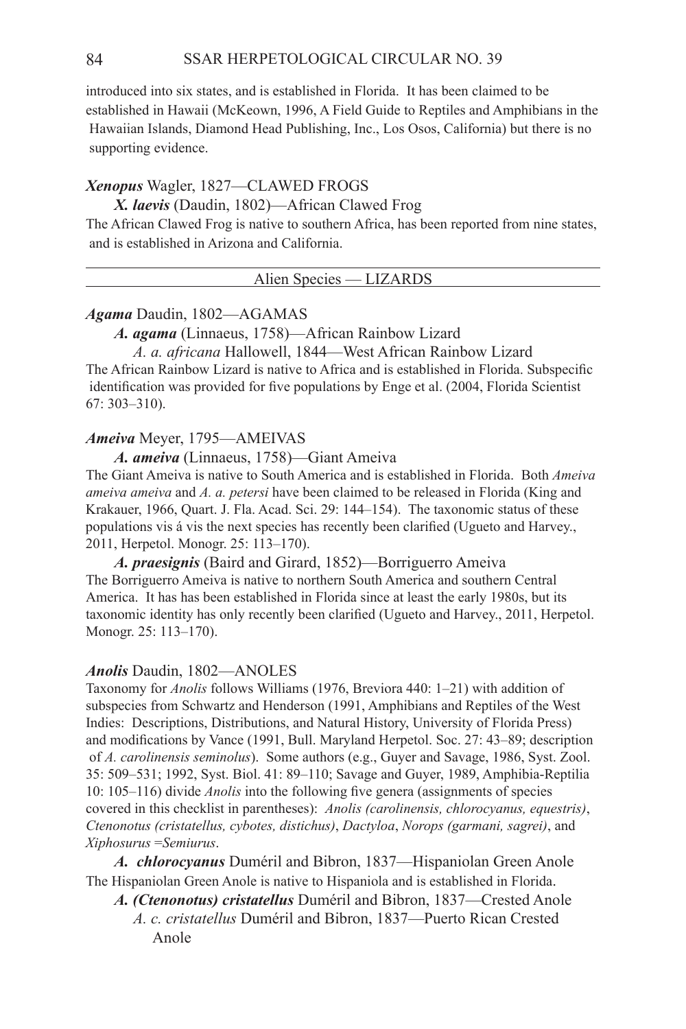introduced into six states, and is established in Florida. It has been claimed to be established in Hawaii (McKeown, 1996, A Field Guide to Reptiles and Amphibians in the Hawaiian Islands, Diamond Head Publishing, Inc., Los Osos, California) but there is no supporting evidence.

***Xenopus*** **Wagler, 1827—CLAWED FROGS**

***X. laevis*** (Daudin, 1802)—African Clawed Frog

The African Clawed Frog is native to southern Africa, has been reported from nine states, and is established in Arizona and California.

## Alien Species — LIZARDS

***Agama*** **Daudin, 1802—AGAMAS**

***A. agama*** (Linnaeus, 1758)—African Rainbow Lizard

*A. a. africana* Hallowell, 1844—West African Rainbow Lizard

The African Rainbow Lizard is native to Africa and is established in Florida. Subspecific identification was provided for five populations by Enge et al. (2004, Florida Scientist 67: 303–310).

***Ameiva*** **Meyer, 1795—AMEIVAS**

***A. ameiva*** (Linnaeus, 1758)—Giant Ameiva

The Giant Ameiva is native to South America and is established in Florida. Both *Ameiva ameiva ameiva* and *A. a. petersi* have been claimed to be released in Florida (King and Krakauer, 1966, Quart. J. Fla. Acad. Sci. 29: 144–154). The taxonomic status of these populations vis á vis the next species has recently been clarified (Ugueto and Harvey., 2011, Herpetol. Monogr. 25: 113–170).

***A. praesignis*** (Baird and Girard, 1852)—Borriguerro Ameiva

The Borriguerro Ameiva is native to northern South America and southern Central America. It has has been established in Florida since at least the early 1980s, but its taxonomic identity has only recently been clarified (Ugueto and Harvey., 2011, Herpetol. Monogr. 25: 113–170).

***Anolis*** **Daudin, 1802—ANOLES**

Taxonomy for *Anolis* follows Williams (1976, Breviora 440: 1–21) with addition of subspecies from Schwartz and Henderson (1991, Amphibians and Reptiles of the West Indies: Descriptions, Distributions, and Natural History, University of Florida Press) and modifications by Vance (1991, Bull. Maryland Herpetol. Soc. 27: 43–89; description of *A. carolinensis seminolus*). Some authors (e.g., Guyer and Savage, 1986, Syst. Zool. 35: 509–531; 1992, Syst. Biol. 41: 89–110; Savage and Guyer, 1989, Amphibia-Reptilia 10: 105–116) divide *Anolis* into the following five genera (assignments of species covered in this checklist in parentheses): *Anolis (carolinensis, chlorocyanus, equestris)*, *Ctenonotus (cristatellus, cybotes, distichus)*, *Dactyloa*, *Norops (garmani, sagrei)*, and *Xiphosurus* =*Semiurus*.

***A. chlorocyanus*** Duméril and Bibron, 1837—Hispaniolan Green Anole

The Hispaniolan Green Anole is native to Hispaniola and is established in Florida.

***A. (Ctenonotus) cristatellus*** Duméril and Bibron, 1837—Crested Anole

*A. c. cristatellus* Duméril and Bibron, 1837—Puerto Rican Crested Anole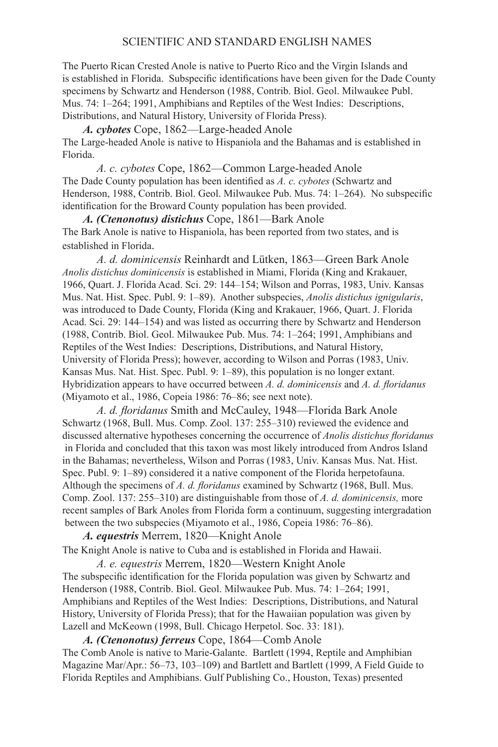The Puerto Rican Crested Anole is native to Puerto Rico and the Virgin Islands and is established in Florida. Subspecific identifications have been given for the Dade County specimens by Schwartz and Henderson (1988, Contrib. Biol. Geol. Milwaukee Publ. Mus. 74: 1–264; 1991, Amphibians and Reptiles of the West Indies: Descriptions, Distributions, and Natural History, University of Florida Press).

***A. cybotes*** **Cope, 1862—Large-headed Anole**

The Large-headed Anole is native to Hispaniola and the Bahamas and is established in Florida.

*A. c. cybotes* Cope, 1862—Common Large-headed Anole

The Dade County population has been identified as *A. c. cybotes* (Schwartz and Henderson, 1988, Contrib. Biol. Geol. Milwaukee Pub. Mus. 74: 1–264). No subspecific identification for the Broward County population has been provided.

***A. (Ctenonotus) distichus*** **Cope, 1861—Bark Anole**

The Bark Anole is native to Hispaniola, has been reported from two states, and is established in Florida.

*A. d. dominicensis* Reinhardt and Lütken, 1863—Green Bark Anole

*Anolis distichus dominicensis* is established in Miami, Florida (King and Krakauer, 1966, Quart. J. Florida Acad. Sci. 29: 144–154; Wilson and Porras, 1983, Univ. Kansas Mus. Nat. Hist. Spec. Publ. 9: 1–89). Another subspecies, *Anolis distichus ignigularis*, was introduced to Dade County, Florida (King and Krakauer, 1966, Quart. J. Florida Acad. Sci. 29: 144–154) and was listed as occurring there by Schwartz and Henderson (1988, Contrib. Biol. Geol. Milwaukee Pub. Mus. 74: 1–264; 1991, Amphibians and Reptiles of the West Indies: Descriptions, Distributions, and Natural History, University of Florida Press); however, according to Wilson and Porras (1983, Univ. Kansas Mus. Nat. Hist. Spec. Publ. 9: 1–89), this population is no longer extant. Hybridization appears to have occurred between *A. d. dominicensis* and *A. d. floridanus* (Miyamoto et al., 1986, Copeia 1986: 76–86; see next note).

*A. d. floridanus* Smith and McCauley, 1948—Florida Bark Anole

Schwartz (1968, Bull. Mus. Comp. Zool. 137: 255–310) reviewed the evidence and discussed alternative hypotheses concerning the occurrence of *Anolis distichus floridanus* in Florida and concluded that this taxon was most likely introduced from Andros Island in the Bahamas; nevertheless, Wilson and Porras (1983, Univ. Kansas Mus. Nat. Hist. Spec. Publ. 9: 1–89) considered it a native component of the Florida herpetofauna. Although the specimens of *A. d. floridanus* examined by Schwartz (1968, Bull. Mus. Comp. Zool. 137: 255–310) are distinguishable from those of *A. d. dominicensis,* more recent samples of Bark Anoles from Florida form a continuum, suggesting intergradation between the two subspecies (Miyamoto et al., 1986, Copeia 1986: 76–86).

***A. equestris*** **Merrem, 1820—Knight Anole**

The Knight Anole is native to Cuba and is established in Florida and Hawaii.

*A. e. equestris* Merrem, 1820—Western Knight Anole

The subspecific identification for the Florida population was given by Schwartz and Henderson (1988, Contrib. Biol. Geol. Milwaukee Pub. Mus. 74: 1–264; 1991, Amphibians and Reptiles of the West Indies: Descriptions, Distributions, and Natural History, University of Florida Press); that for the Hawaiian population was given by Lazell and McKeown (1998, Bull. Chicago Herpetol. Soc. 33: 181).

***A. (Ctenonotus) ferreus*** **Cope, 1864—Comb Anole**

The Comb Anole is native to Marie-Galante. Bartlett (1994, Reptile and Amphibian Magazine Mar/Apr.: 56–73, 103–109) and Bartlett and Bartlett (1999, A Field Guide to Florida Reptiles and Amphibians. Gulf Publishing Co., Houston, Texas) presented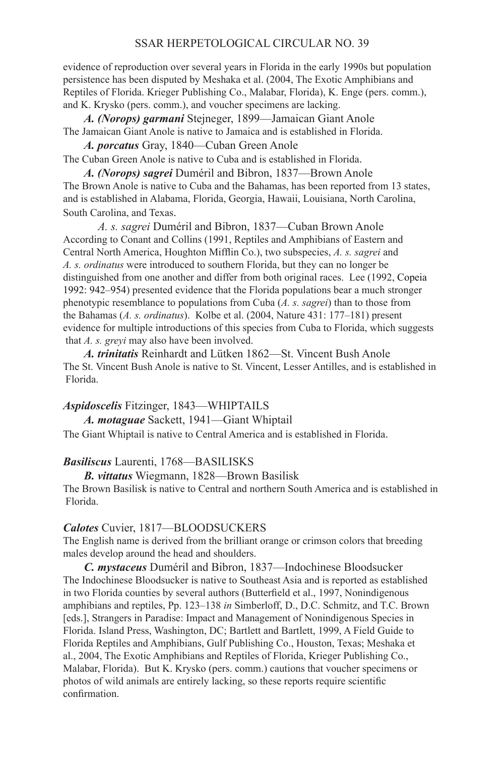evidence of reproduction over several years in Florida in the early 1990s but population persistence has been disputed by Meshaka et al. (2004, The Exotic Amphibians and Reptiles of Florida. Krieger Publishing Co., Malabar, Florida), K. Enge (pers. comm.), and K. Krysko (pers. comm.), and voucher specimens are lacking.

***A. (Norops) garmani*** Stejneger, 1899—Jamaican Giant Anole
The Jamaican Giant Anole is native to Jamaica and is established in Florida.

***A. porcatus*** Gray, 1840—Cuban Green Anole
The Cuban Green Anole is native to Cuba and is established in Florida.

***A. (Norops) sagrei*** Duméril and Bibron, 1837—Brown Anole
The Brown Anole is native to Cuba and the Bahamas, has been reported from 13 states, and is established in Alabama, Florida, Georgia, Hawaii, Louisiana, North Carolina, South Carolina, and Texas.

*A. s. sagrei* Duméril and Bibron, 1837—Cuban Brown Anole
According to Conant and Collins (1991, Reptiles and Amphibians of Eastern and Central North America, Houghton Mifflin Co.), two subspecies, *A. s. sagrei* and *A. s. ordinatus* were introduced to southern Florida, but they can no longer be distinguished from one another and differ from both original races. Lee (1992, Copeia 1992: 942–954) presented evidence that the Florida populations bear a much stronger phenotypic resemblance to populations from Cuba (*A. s. sagrei*) than to those from the Bahamas (*A. s. ordinatus*). Kolbe et al. (2004, Nature 431: 177–181) present evidence for multiple introductions of this species from Cuba to Florida, which suggests that *A. s. greyi* may also have been involved.

***A. trinitatis*** Reinhardt and Lütken 1862—St. Vincent Bush Anole
The St. Vincent Bush Anole is native to St. Vincent, Lesser Antilles, and is established in Florida.

***Aspidoscelis*** Fitzinger, 1843—WHIPTAILS

***A. motaguae*** Sackett, 1941—Giant Whiptail
The Giant Whiptail is native to Central America and is established in Florida.

***Basiliscus*** Laurenti, 1768—BASILISKS

***B. vittatus*** Wiegmann, 1828—Brown Basilisk
The Brown Basilisk is native to Central and northern South America and is established in Florida.

***Calotes*** Cuvier, 1817—BLOODSUCKERS
The English name is derived from the brilliant orange or crimson colors that breeding males develop around the head and shoulders.

***C. mystaceus*** Duméril and Bibron, 1837—Indochinese Bloodsucker
The Indochinese Bloodsucker is native to Southeast Asia and is reported as established in two Florida counties by several authors (Butterfield et al., 1997, Nonindigenous amphibians and reptiles, Pp. 123–138 *in* Simberloff, D., D.C. Schmitz, and T.C. Brown [eds.], Strangers in Paradise: Impact and Management of Nonindigenous Species in Florida. Island Press, Washington, DC; Bartlett and Bartlett, 1999, A Field Guide to Florida Reptiles and Amphibians, Gulf Publishing Co., Houston, Texas; Meshaka et al., 2004, The Exotic Amphibians and Reptiles of Florida, Krieger Publishing Co., Malabar, Florida). But K. Krysko (pers. comm.) cautions that voucher specimens or photos of wild animals are entirely lacking, so these reports require scientific confirmation.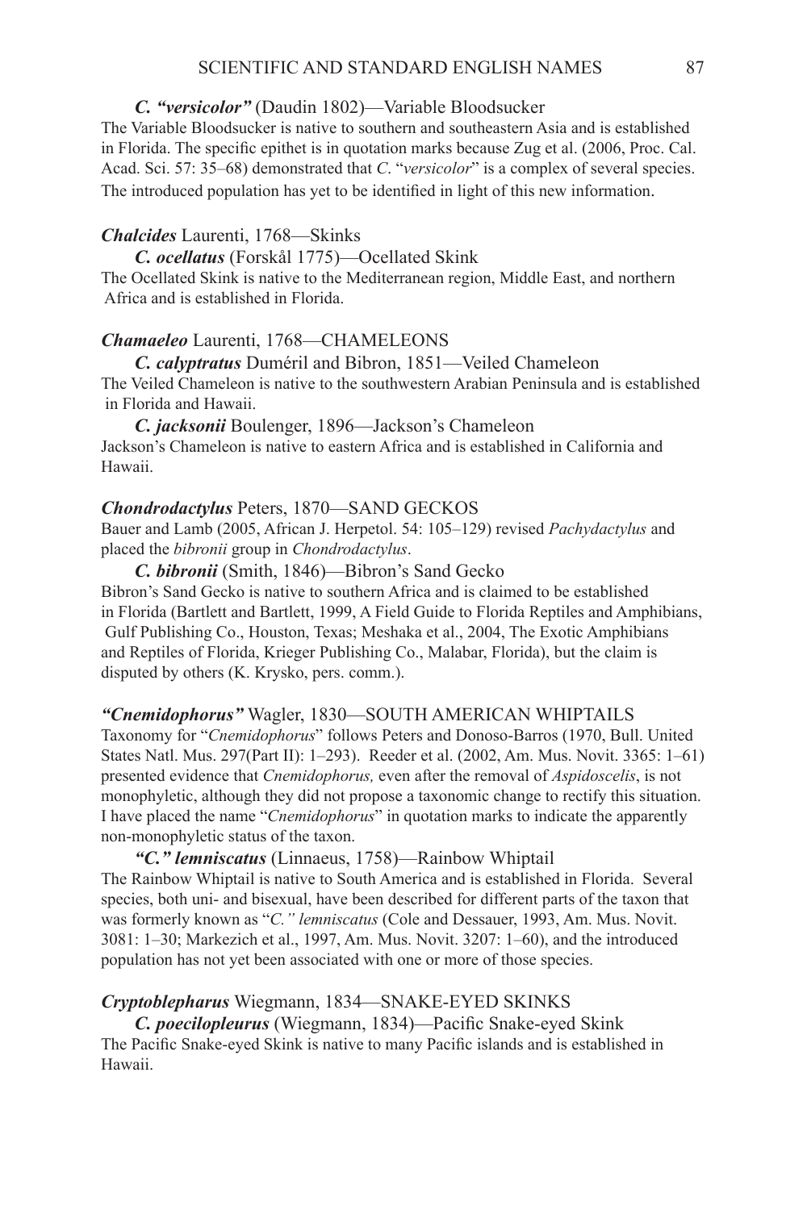***C. "versicolor"*** (Daudin 1802)—Variable Bloodsucker

The Variable Bloodsucker is native to southern and southeastern Asia and is established in Florida. The specific epithet is in quotation marks because Zug et al. (2006, Proc. Cal. Acad. Sci. 57: 35–68) demonstrated that *C*. "*versicolor*" is a complex of several species. The introduced population has yet to be identified in light of this new information.

***Chalcides*** Laurenti, 1768—Skinks

***C. ocellatus*** (Forskål 1775)—Ocellated Skink

The Ocellated Skink is native to the Mediterranean region, Middle East, and northern Africa and is established in Florida.

***Chamaeleo*** Laurenti, 1768—CHAMELEONS

***C. calyptratus*** Duméril and Bibron, 1851—Veiled Chameleon

The Veiled Chameleon is native to the southwestern Arabian Peninsula and is established in Florida and Hawaii.

***C. jacksonii*** Boulenger, 1896—Jackson's Chameleon

Jackson's Chameleon is native to eastern Africa and is established in California and Hawaii.

***Chondrodactylus*** Peters, 1870—SAND GECKOS

Bauer and Lamb (2005, African J. Herpetol. 54: 105–129) revised *Pachydactylus* and placed the *bibronii* group in *Chondrodactylus*.

***C. bibronii*** (Smith, 1846)—Bibron's Sand Gecko

Bibron's Sand Gecko is native to southern Africa and is claimed to be established in Florida (Bartlett and Bartlett, 1999, A Field Guide to Florida Reptiles and Amphibians, Gulf Publishing Co., Houston, Texas; Meshaka et al., 2004, The Exotic Amphibians and Reptiles of Florida, Krieger Publishing Co., Malabar, Florida), but the claim is disputed by others (K. Krysko, pers. comm.).

***"Cnemidophorus"*** Wagler, 1830—SOUTH AMERICAN WHIPTAILS

Taxonomy for "*Cnemidophorus*" follows Peters and Donoso-Barros (1970, Bull. United States Natl. Mus. 297(Part II): 1–293). Reeder et al. (2002, Am. Mus. Novit. 3365: 1–61) presented evidence that *Cnemidophorus,* even after the removal of *Aspidoscelis*, is not monophyletic, although they did not propose a taxonomic change to rectify this situation. I have placed the name "*Cnemidophorus*" in quotation marks to indicate the apparently non-monophyletic status of the taxon.

***"C." lemniscatus*** (Linnaeus, 1758)—Rainbow Whiptail

The Rainbow Whiptail is native to South America and is established in Florida. Several species, both uni- and bisexual, have been described for different parts of the taxon that was formerly known as "*C." lemniscatus* (Cole and Dessauer, 1993, Am. Mus. Novit. 3081: 1–30; Markezich et al., 1997, Am. Mus. Novit. 3207: 1–60), and the introduced population has not yet been associated with one or more of those species.

***Cryptoblepharus*** Wiegmann, 1834—SNAKE-EYED SKINKS

***C. poecilopleurus*** (Wiegmann, 1834)—Pacific Snake-eyed Skink

The Pacific Snake-eyed Skink is native to many Pacific islands and is established in Hawaii.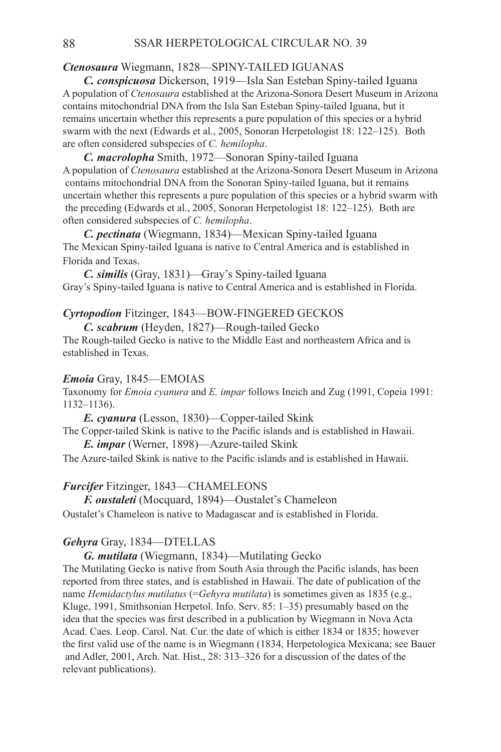***Ctenosaura*** **Wiegmann, 1828—SPINY-TAILED IGUANAS**

***C. conspicuosa*** **Dickerson, 1919—Isla San Esteban Spiny-tailed Iguana**

A population of *Ctenosaura* established at the Arizona-Sonora Desert Museum in Arizona contains mitochondrial DNA from the Isla San Esteban Spiny-tailed Iguana, but it remains uncertain whether this represents a pure population of this species or a hybrid swarm with the next (Edwards et al., 2005, Sonoran Herpetologist 18: 122–125). Both are often considered subspecies of *C. hemilopha*.

***C. macrolopha*** **Smith, 1972—Sonoran Spiny-tailed Iguana**

A population of *Ctenosaura* established at the Arizona-Sonora Desert Museum in Arizona contains mitochondrial DNA from the Sonoran Spiny-tailed Iguana, but it remains uncertain whether this represents a pure population of this species or a hybrid swarm with the preceding (Edwards et al., 2005, Sonoran Herpetologist 18: 122–125). Both are often considered subspecies of *C. hemilopha*.

***C. pectinata*** **(Wiegmann, 1834)—Mexican Spiny-tailed Iguana**

The Mexican Spiny-tailed Iguana is native to Central America and is established in Florida and Texas.

***C. similis*** **(Gray, 1831)—Gray's Spiny-tailed Iguana**

Gray's Spiny-tailed Iguana is native to Central America and is established in Florida.

***Cyrtopodion*** **Fitzinger, 1843—BOW-FINGERED GECKOS**

***C. scabrum*** **(Heyden, 1827)—Rough-tailed Gecko**

The Rough-tailed Gecko is native to the Middle East and northeastern Africa and is established in Texas.

***Emoia*** **Gray, 1845—EMOIAS**

Taxonomy for *Emoia cyanura* and *E. impar* follows Ineich and Zug (1991, Copeia 1991: 1132–1136).

***E. cyanura*** **(Lesson, 1830)—Copper-tailed Skink**

The Copper-tailed Skink is native to the Pacific islands and is established in Hawaii.

***E. impar*** **(Werner, 1898)—Azure-tailed Skink**

The Azure-tailed Skink is native to the Pacific islands and is established in Hawaii.

***Furcifer*** **Fitzinger, 1843—CHAMELEONS**

***F. oustaleti*** **(Mocquard, 1894)—Oustalet's Chameleon**

Oustalet's Chameleon is native to Madagascar and is established in Florida.

***Gehyra*** **Gray, 1834—DTELLAS**

***G. mutilata*** **(Wiegmann, 1834)—Mutilating Gecko**

The Mutilating Gecko is native from South Asia through the Pacific islands, has been reported from three states, and is established in Hawaii. The date of publication of the name *Hemidactylus mutilatus* (=*Gehyra mutilata*) is sometimes given as 1835 (e.g., Kluge, 1991, Smithsonian Herpetol. Info. Serv. 85: 1–35) presumably based on the idea that the species was first described in a publication by Wiegmann in Nova Acta Acad. Caes. Leop. Carol. Nat. Cur. the date of which is either 1834 or 1835; however the first valid use of the name is in Wiegmann (1834, Herpetologica Mexicana; see Bauer and Adler, 2001, Arch. Nat. Hist., 28: 313–326 for a discussion of the dates of the relevant publications).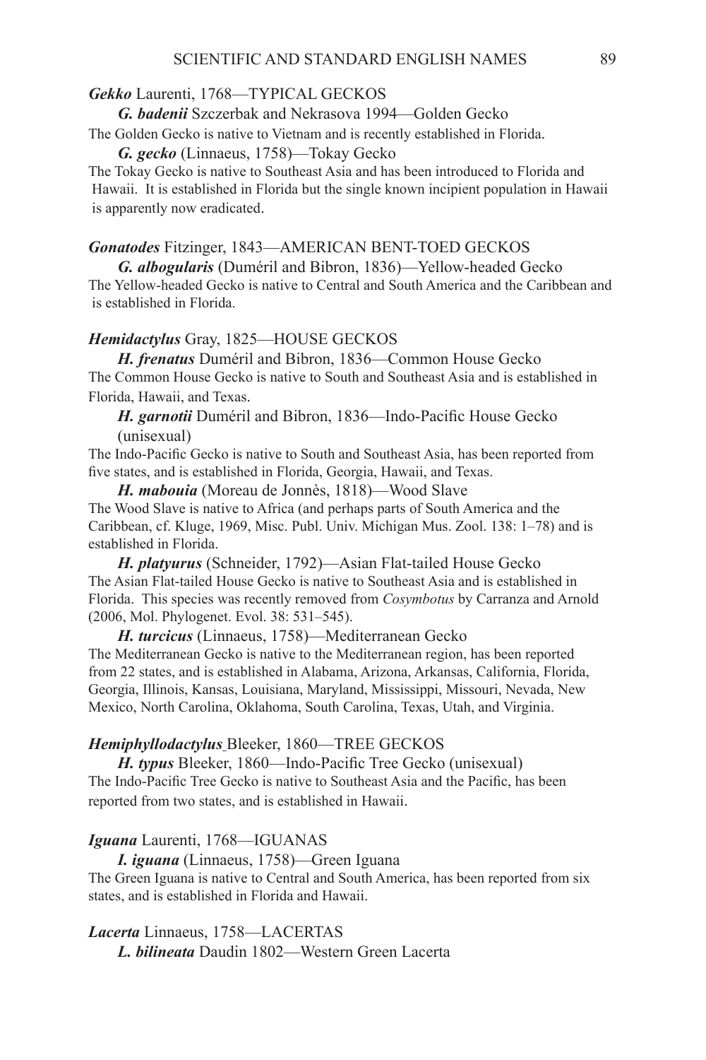***Gekko*** Laurenti, 1768—TYPICAL GECKOS

***G. badenii*** Szczerbak and Nekrasova 1994—Golden Gecko

The Golden Gecko is native to Vietnam and is recently established in Florida.

***G. gecko*** (Linnaeus, 1758)—Tokay Gecko

The Tokay Gecko is native to Southeast Asia and has been introduced to Florida and Hawaii. It is established in Florida but the single known incipient population in Hawaii is apparently now eradicated.

***Gonatodes*** Fitzinger, 1843—AMERICAN BENT-TOED GECKOS

***G. albogularis*** (Duméril and Bibron, 1836)—Yellow-headed Gecko

The Yellow-headed Gecko is native to Central and South America and the Caribbean and is established in Florida.

***Hemidactylus*** Gray, 1825—HOUSE GECKOS

***H. frenatus*** Duméril and Bibron, 1836—Common House Gecko

The Common House Gecko is native to South and Southeast Asia and is established in Florida, Hawaii, and Texas.

***H. garnotii*** Duméril and Bibron, 1836—Indo-Pacific House Gecko (unisexual)

The Indo-Pacific Gecko is native to South and Southeast Asia, has been reported from five states, and is established in Florida, Georgia, Hawaii, and Texas.

***H. mabouia*** (Moreau de Jonnès, 1818)—Wood Slave

The Wood Slave is native to Africa (and perhaps parts of South America and the Caribbean, cf. Kluge, 1969, Misc. Publ. Univ. Michigan Mus. Zool. 138: 1–78) and is established in Florida.

***H. platyurus*** (Schneider, 1792)—Asian Flat-tailed House Gecko

The Asian Flat-tailed House Gecko is native to Southeast Asia and is established in Florida. This species was recently removed from *Cosymbotus* by Carranza and Arnold (2006, Mol. Phylogenet. Evol. 38: 531–545).

***H. turcicus*** (Linnaeus, 1758)—Mediterranean Gecko

The Mediterranean Gecko is native to the Mediterranean region, has been reported from 22 states, and is established in Alabama, Arizona, Arkansas, California, Florida, Georgia, Illinois, Kansas, Louisiana, Maryland, Mississippi, Missouri, Nevada, New Mexico, North Carolina, Oklahoma, South Carolina, Texas, Utah, and Virginia.

***Hemiphyllodactylus*** Bleeker, 1860—TREE GECKOS

***H. typus*** Bleeker, 1860—Indo-Pacific Tree Gecko (unisexual)

The Indo-Pacific Tree Gecko is native to Southeast Asia and the Pacific, has been reported from two states, and is established in Hawaii.

***Iguana*** Laurenti, 1768—IGUANAS

***I. iguana*** (Linnaeus, 1758)—Green Iguana

The Green Iguana is native to Central and South America, has been reported from six states, and is established in Florida and Hawaii.

***Lacerta*** Linnaeus, 1758—LACERTAS

***L. bilineata*** Daudin 1802—Western Green Lacerta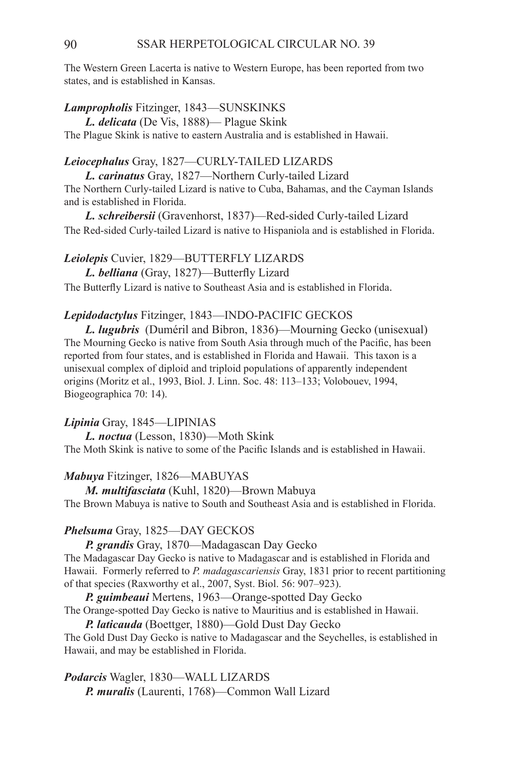The Western Green Lacerta is native to Western Europe, has been reported from two states, and is established in Kansas.

***Lampropholis*** Fitzinger, 1843—SUNSKINKS

***L. delicata*** (De Vis, 1888)— Plague Skink

The Plague Skink is native to eastern Australia and is established in Hawaii.

***Leiocephalus*** Gray, 1827—CURLY-TAILED LIZARDS

***L. carinatus*** Gray, 1827—Northern Curly-tailed Lizard

The Northern Curly-tailed Lizard is native to Cuba, Bahamas, and the Cayman Islands and is established in Florida.

***L. schreibersii*** (Gravenhorst, 1837)—Red-sided Curly-tailed Lizard

The Red-sided Curly-tailed Lizard is native to Hispaniola and is established in Florida.

***Leiolepis*** Cuvier, 1829—BUTTERFLY LIZARDS

***L. belliana*** (Gray, 1827)—Butterfly Lizard

The Butterfly Lizard is native to Southeast Asia and is established in Florida.

***Lepidodactylus*** Fitzinger, 1843—INDO-PACIFIC GECKOS

***L. lugubris*** (Duméril and Bibron, 1836)—Mourning Gecko (unisexual)

The Mourning Gecko is native from South Asia through much of the Pacific, has been reported from four states, and is established in Florida and Hawaii. This taxon is a unisexual complex of diploid and triploid populations of apparently independent origins (Moritz et al., 1993, Biol. J. Linn. Soc. 48: 113–133; Volobouev, 1994, Biogeographica 70: 14).

***Lipinia*** Gray, 1845—LIPINIAS

***L. noctua*** (Lesson, 1830)—Moth Skink

The Moth Skink is native to some of the Pacific Islands and is established in Hawaii.

***Mabuya*** Fitzinger, 1826—MABUYAS

***M. multifasciata*** (Kuhl, 1820)—Brown Mabuya

The Brown Mabuya is native to South and Southeast Asia and is established in Florida.

***Phelsuma*** Gray, 1825—DAY GECKOS

***P. grandis*** Gray, 1870—Madagascan Day Gecko

The Madagascar Day Gecko is native to Madagascar and is established in Florida and Hawaii. Formerly referred to *P. madagascariensis* Gray, 1831 prior to recent partitioning of that species (Raxworthy et al., 2007, Syst. Biol. 56: 907–923).

***P. guimbeaui*** Mertens, 1963—Orange-spotted Day Gecko

The Orange-spotted Day Gecko is native to Mauritius and is established in Hawaii.

***P. laticauda*** (Boettger, 1880)—Gold Dust Day Gecko

The Gold Dust Day Gecko is native to Madagascar and the Seychelles, is established in Hawaii, and may be established in Florida.

***Podarcis*** Wagler, 1830—WALL LIZARDS

***P. muralis*** (Laurenti, 1768)—Common Wall Lizard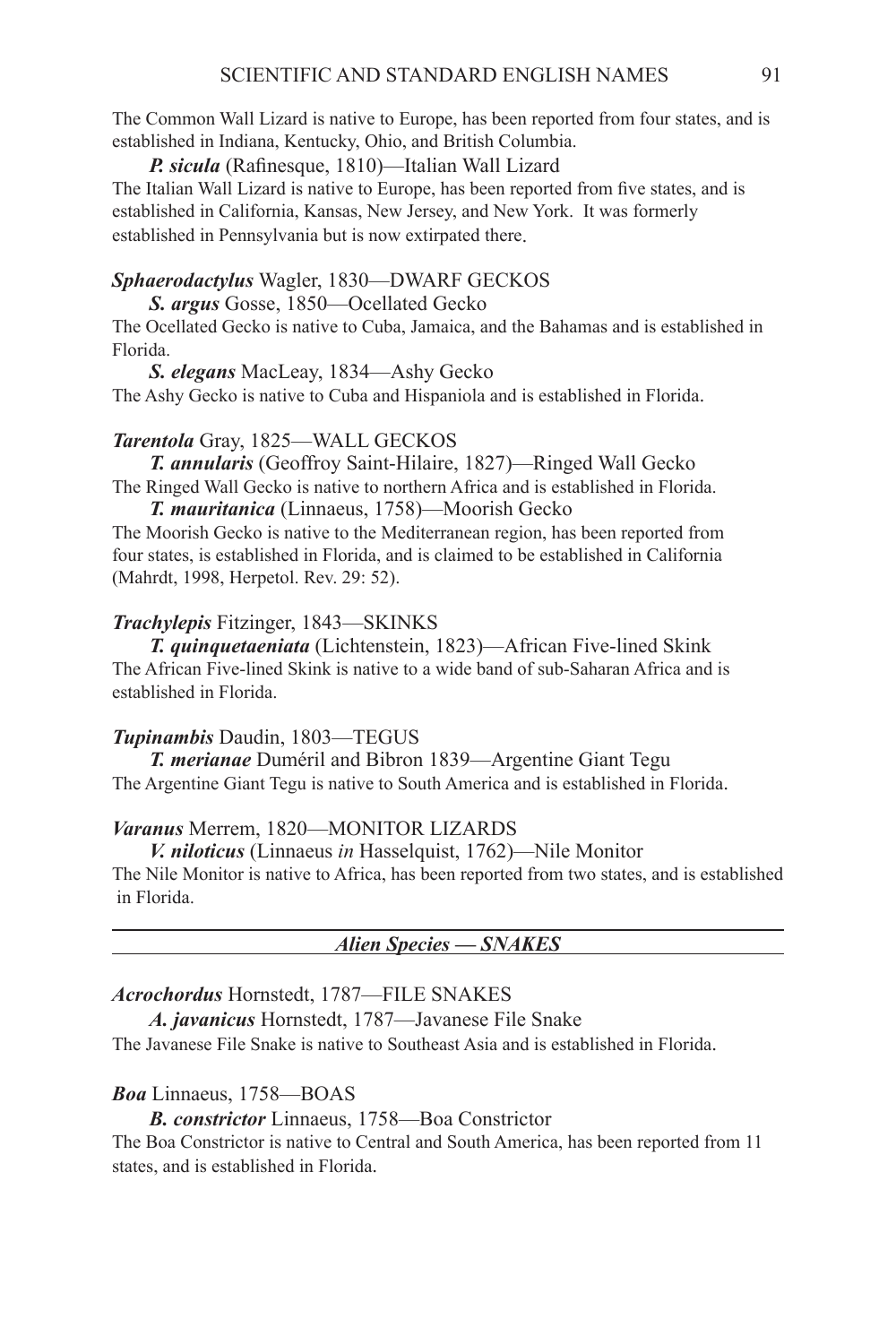The Common Wall Lizard is native to Europe, has been reported from four states, and is established in Indiana, Kentucky, Ohio, and British Columbia.

***P. sicula*** (Rafinesque, 1810)—Italian Wall Lizard

The Italian Wall Lizard is native to Europe, has been reported from five states, and is established in California, Kansas, New Jersey, and New York. It was formerly established in Pennsylvania but is now extirpated there.

***Sphaerodactylus*** Wagler, 1830—DWARF GECKOS

***S. argus*** Gosse, 1850—Ocellated Gecko

The Ocellated Gecko is native to Cuba, Jamaica, and the Bahamas and is established in Florida.

***S. elegans*** MacLeay, 1834—Ashy Gecko

The Ashy Gecko is native to Cuba and Hispaniola and is established in Florida.

***Tarentola*** Gray, 1825—WALL GECKOS

***T. annularis*** (Geoffroy Saint-Hilaire, 1827)—Ringed Wall Gecko

The Ringed Wall Gecko is native to northern Africa and is established in Florida.

***T. mauritanica*** (Linnaeus, 1758)—Moorish Gecko

The Moorish Gecko is native to the Mediterranean region, has been reported from four states, is established in Florida, and is claimed to be established in California (Mahrdt, 1998, Herpetol. Rev. 29: 52).

***Trachylepis*** Fitzinger, 1843—SKINKS

***T. quinquetaeniata*** (Lichtenstein, 1823)—African Five-lined Skink

The African Five-lined Skink is native to a wide band of sub-Saharan Africa and is established in Florida.

***Tupinambis*** Daudin, 1803—TEGUS

***T. merianae*** Duméril and Bibron 1839—Argentine Giant Tegu

The Argentine Giant Tegu is native to South America and is established in Florida.

***Varanus*** Merrem, 1820—MONITOR LIZARDS

***V. niloticus*** (Linnaeus *in* Hasselquist, 1762)—Nile Monitor

The Nile Monitor is native to Africa, has been reported from two states, and is established in Florida.

## *Alien Species — SNAKES*

***Acrochordus*** Hornstedt, 1787—FILE SNAKES

***A. javanicus*** Hornstedt, 1787—Javanese File Snake

The Javanese File Snake is native to Southeast Asia and is established in Florida.

***Boa*** Linnaeus, 1758—BOAS

***B. constrictor*** Linnaeus, 1758—Boa Constrictor

The Boa Constrictor is native to Central and South America, has been reported from 11 states, and is established in Florida.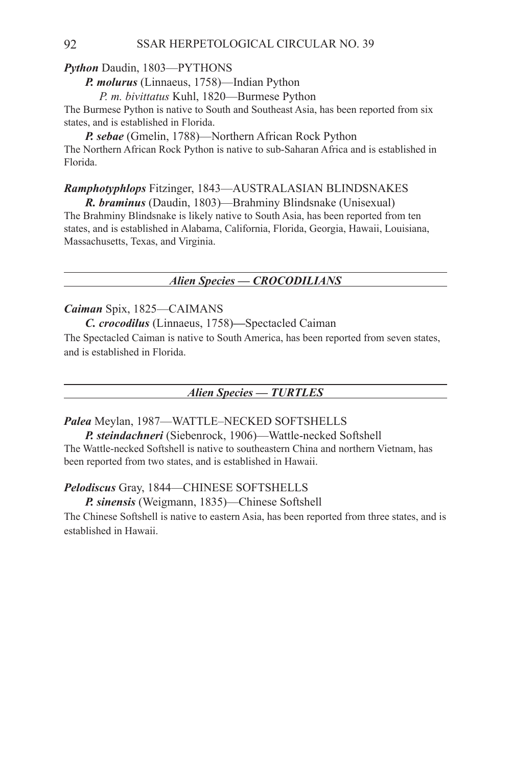***Python*** Daudin, 1803—PYTHONS

***P. molurus*** (Linnaeus, 1758)—Indian Python

*P. m. bivittatus* Kuhl, 1820—Burmese Python

The Burmese Python is native to South and Southeast Asia, has been reported from six states, and is established in Florida.

***P. sebae*** (Gmelin, 1788)—Northern African Rock Python

The Northern African Rock Python is native to sub-Saharan Africa and is established in Florida.

***Ramphotyphlops*** Fitzinger, 1843—AUSTRALASIAN BLINDSNAKES

***R. braminus*** (Daudin, 1803)—Brahminy Blindsnake (Unisexual)

The Brahminy Blindsnake is likely native to South Asia, has been reported from ten states, and is established in Alabama, California, Florida, Georgia, Hawaii, Louisiana, Massachusetts, Texas, and Virginia.

## *Alien Species — CROCODILIANS*

***Caiman*** Spix, 1825—CAIMANS

***C. crocodilus*** (Linnaeus, 1758)—Spectacled Caiman

The Spectacled Caiman is native to South America, has been reported from seven states, and is established in Florida.

## *Alien Species — TURTLES*

***Palea*** Meylan, 1987—WATTLE–NECKED SOFTSHELLS

***P. steindachneri*** (Siebenrock, 1906)—Wattle-necked Softshell

The Wattle-necked Softshell is native to southeastern China and northern Vietnam, has been reported from two states, and is established in Hawaii.

***Pelodiscus*** Gray, 1844—CHINESE SOFTSHELLS

***P. sinensis*** (Weigmann, 1835)—Chinese Softshell

The Chinese Softshell is native to eastern Asia, has been reported from three states, and is established in Hawaii.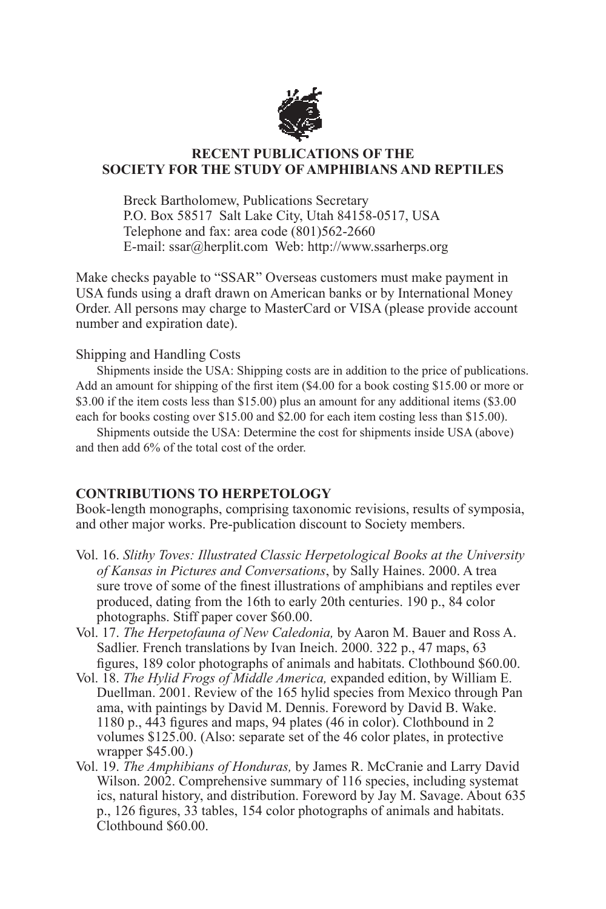## RECENT PUBLICATIONS OF THE SOCIETY FOR THE STUDY OF AMPHIBIANS AND REPTILES

Breck Bartholomew, Publications Secretary
P.O. Box 58517 Salt Lake City, Utah 84158-0517, USA
Telephone and fax: area code (801)562-2660
E-mail: ssar@herplit.com Web: http://www.ssarherps.org

Make checks payable to "SSAR" Overseas customers must make payment in USA funds using a draft drawn on American banks or by International Money Order. All persons may charge to MasterCard or VISA (please provide account number and expiration date).

Shipping and Handling Costs

Shipments inside the USA: Shipping costs are in addition to the price of publications. Add an amount for shipping of the first item ($4.00 for a book costing $15.00 or more or $3.00 if the item costs less than $15.00) plus an amount for any additional items ($3.00 each for books costing over $15.00 and $2.00 for each item costing less than $15.00).

Shipments outside the USA: Determine the cost for shipments inside USA (above) and then add 6% of the total cost of the order.

### CONTRIBUTIONS TO HERPETOLOGY

Book-length monographs, comprising taxonomic revisions, results of symposia, and other major works. Pre-publication discount to Society members.

- Vol. 16. *Slithy Toves: Illustrated Classic Herpetological Books at the University of Kansas in Pictures and Conversations*, by Sally Haines. 2000. A treasure trove of some of the finest illustrations of amphibians and reptiles ever produced, dating from the 16th to early 20th centuries. 190 p., 84 color photographs. Stiff paper cover $60.00.
- Vol. 17. *The Herpetofauna of New Caledonia,* by Aaron M. Bauer and Ross A. Sadlier. French translations by Ivan Ineich. 2000. 322 p., 47 maps, 63 figures, 189 color photographs of animals and habitats. Clothbound $60.00.
- Vol. 18. *The Hylid Frogs of Middle America,* expanded edition, by William E. Duellman. 2001. Review of the 165 hylid species from Mexico through Panama, with paintings by David M. Dennis. Foreword by David B. Wake. 1180 p., 443 figures and maps, 94 plates (46 in color). Clothbound in 2 volumes $125.00. (Also: separate set of the 46 color plates, in protective wrapper $45.00.)
- Vol. 19. *The Amphibians of Honduras,* by James R. McCranie and Larry David Wilson. 2002. Comprehensive summary of 116 species, including systematics, natural history, and distribution. Foreword by Jay M. Savage. About 635 p., 126 figures, 33 tables, 154 color photographs of animals and habitats. Clothbound $60.00.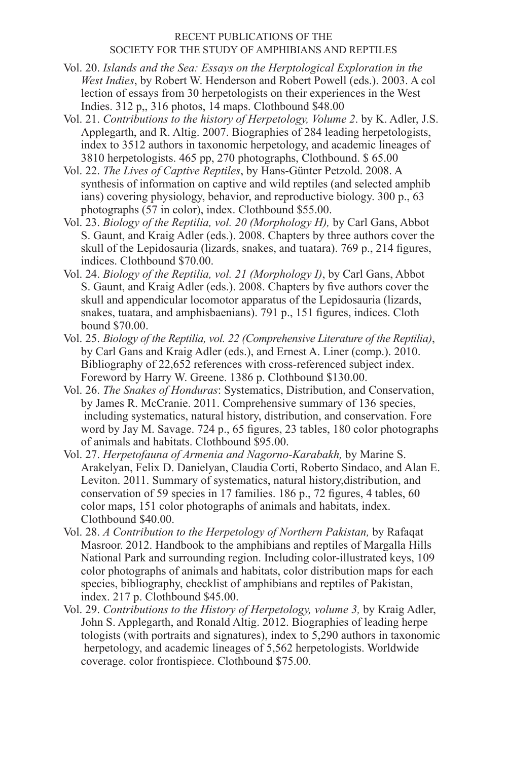RECENT PUBLICATIONS OF THE
SOCIETY FOR THE STUDY OF AMPHIBIANS AND REPTILES

Vol. 20. *Islands and the Sea: Essays on the Herptological Exploration in the West Indies*, by Robert W. Henderson and Robert Powell (eds.). 2003. A col lection of essays from 30 herpetologists on their experiences in the West Indies. 312 p,, 316 photos, 14 maps. Clothbound $48.00

Vol. 21. *Contributions to the history of Herpetology, Volume 2*. by K. Adler, J.S. Applegarth, and R. Altig. 2007. Biographies of 284 leading herpetologists, index to 3512 authors in taxonomic herpetology, and academic lineages of 3810 herpetologists. 465 pp, 270 photographs, Clothbound. $ 65.00

Vol. 22. *The Lives of Captive Reptiles*, by Hans-Günter Petzold. 2008. A synthesis of information on captive and wild reptiles (and selected amphib ians) covering physiology, behavior, and reproductive biology. 300 p., 63 photographs (57 in color), index. Clothbound $55.00.

Vol. 23. *Biology of the Reptilia, vol. 20 (Morphology H),* by Carl Gans, Abbot S. Gaunt, and Kraig Adler (eds.). 2008. Chapters by three authors cover the skull of the Lepidosauria (lizards, snakes, and tuatara). 769 p., 214 figures, indices. Clothbound $70.00.

Vol. 24. *Biology of the Reptilia, vol. 21 (Morphology I)*, by Carl Gans, Abbot S. Gaunt, and Kraig Adler (eds.). 2008. Chapters by five authors cover the skull and appendicular locomotor apparatus of the Lepidosauria (lizards, snakes, tuatara, and amphisbaenians). 791 p., 151 figures, indices. Cloth bound $70.00.

Vol. 25. *Biology of the Reptilia, vol. 22 (Comprehensive Literature of the Reptilia)*, by Carl Gans and Kraig Adler (eds.), and Ernest A. Liner (comp.). 2010. Bibliography of 22,652 references with cross-referenced subject index. Foreword by Harry W. Greene. 1386 p. Clothbound $130.00.

Vol. 26. *The Snakes of Honduras*: Systematics, Distribution, and Conservation, by James R. McCranie. 2011. Comprehensive summary of 136 species, including systematics, natural history, distribution, and conservation. Fore word by Jay M. Savage. 724 p., 65 figures, 23 tables, 180 color photographs of animals and habitats. Clothbound $95.00.

Vol. 27. *Herpetofauna of Armenia and Nagorno-Karabakh,* by Marine S. Arakelyan, Felix D. Danielyan, Claudia Corti, Roberto Sindaco, and Alan E. Leviton. 2011. Summary of systematics, natural history,distribution, and conservation of 59 species in 17 families. 186 p., 72 figures, 4 tables, 60 color maps, 151 color photographs of animals and habitats, index. Clothbound $40.00.

Vol. 28. *A Contribution to the Herpetology of Northern Pakistan,* by Rafaqat Masroor. 2012. Handbook to the amphibians and reptiles of Margalla Hills National Park and surrounding region. Including color-illustrated keys, 109 color photographs of animals and habitats, color distribution maps for each species, bibliography, checklist of amphibians and reptiles of Pakistan, index. 217 p. Clothbound $45.00.

Vol. 29. *Contributions to the History of Herpetology, volume 3,* by Kraig Adler, John S. Applegarth, and Ronald Altig. 2012. Biographies of leading herpe tologists (with portraits and signatures), index to 5,290 authors in taxonomic herpetology, and academic lineages of 5,562 herpetologists. Worldwide coverage. color frontispiece. Clothbound $75.00.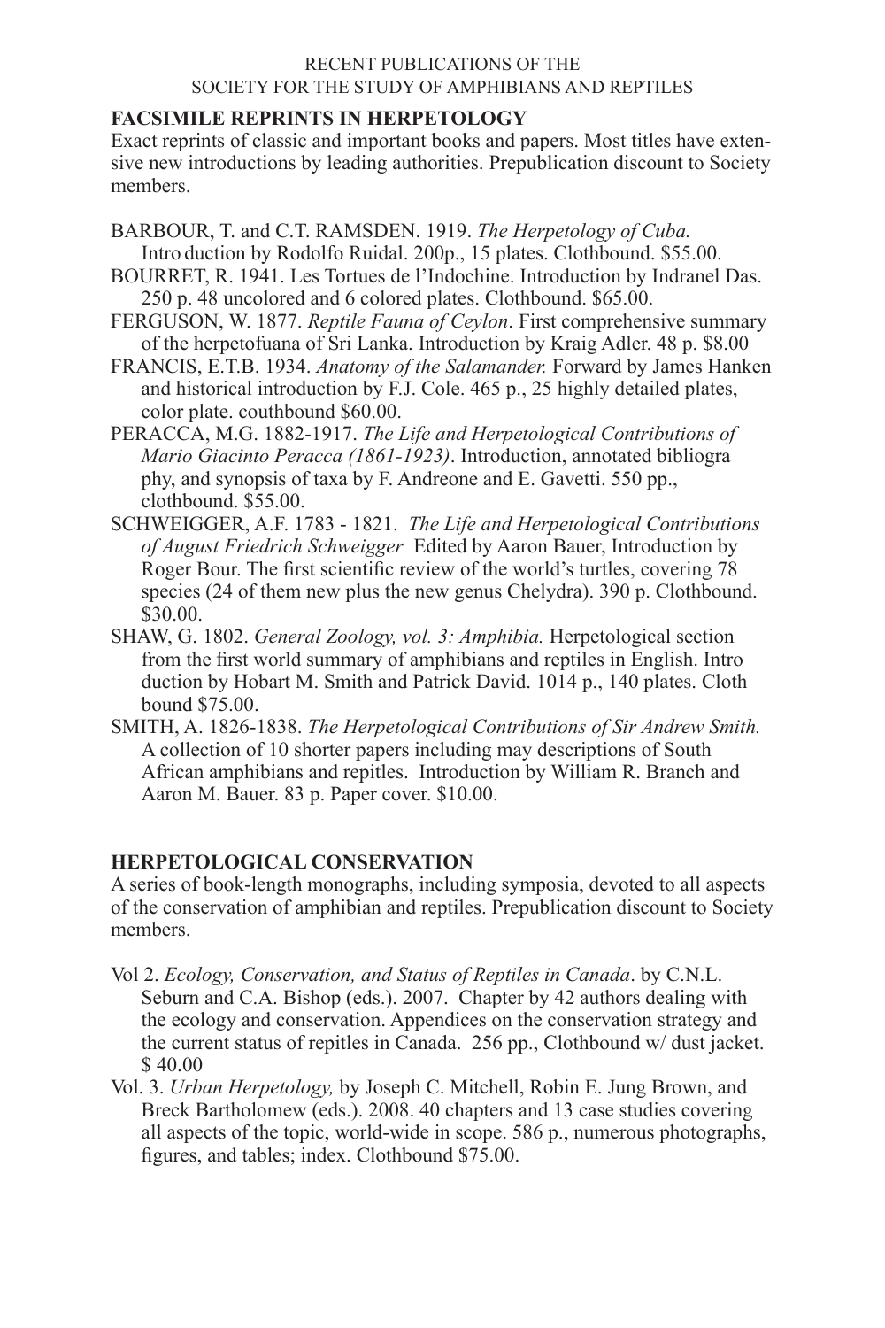RECENT PUBLICATIONS OF THE
SOCIETY FOR THE STUDY OF AMPHIBIANS AND REPTILES

## FACSIMILE REPRINTS IN HERPETOLOGY

Exact reprints of classic and important books and papers. Most titles have extensive new introductions by leading authorities. Prepublication discount to Society members.

BARBOUR, T. and C.T. RAMSDEN. 1919. *The Herpetology of Cuba.* Intro duction by Rodolfo Ruidal. 200p., 15 plates. Clothbound. $55.00.

BOURRET, R. 1941. Les Tortues de l'Indochine. Introduction by Indranel Das. 250 p. 48 uncolored and 6 colored plates. Clothbound. $65.00.

FERGUSON, W. 1877. *Reptile Fauna of Ceylon*. First comprehensive summary of the herpetofuana of Sri Lanka. Introduction by Kraig Adler. 48 p. $8.00

FRANCIS, E.T.B. 1934. *Anatomy of the Salamander.* Forward by James Hanken and historical introduction by F.J. Cole. 465 p., 25 highly detailed plates, color plate. couthbound $60.00.

PERACCA, M.G. 1882-1917. *The Life and Herpetological Contributions of Mario Giacinto Peracca (1861-1923)*. Introduction, annotated bibliogra phy, and synopsis of taxa by F. Andreone and E. Gavetti. 550 pp., clothbound. $55.00.

SCHWEIGGER, A.F. 1783 - 1821. *The Life and Herpetological Contributions of August Friedrich Schweigger* Edited by Aaron Bauer, Introduction by Roger Bour. The first scientific review of the world's turtles, covering 78 species (24 of them new plus the new genus Chelydra). 390 p. Clothbound. $30.00.

SHAW, G. 1802. *General Zoology, vol. 3: Amphibia.* Herpetological section from the first world summary of amphibians and reptiles in English. Intro duction by Hobart M. Smith and Patrick David. 1014 p., 140 plates. Cloth bound $75.00.

SMITH, A. 1826-1838. *The Herpetological Contributions of Sir Andrew Smith.* A collection of 10 shorter papers including may descriptions of South African amphibians and reptiles. Introduction by William R. Branch and Aaron M. Bauer. 83 p. Paper cover. $10.00.

## HERPETOLOGICAL CONSERVATION

A series of book-length monographs, including symposia, devoted to all aspects of the conservation of amphibian and reptiles. Prepublication discount to Society members.

Vol 2. *Ecology, Conservation, and Status of Reptiles in Canada*. by C.N.L. Seburn and C.A. Bishop (eds.). 2007. Chapter by 42 authors dealing with the ecology and conservation. Appendices on the conservation strategy and the current status of repitles in Canada. 256 pp., Clothbound w/ dust jacket. $ 40.00

Vol. 3. *Urban Herpetology,* by Joseph C. Mitchell, Robin E. Jung Brown, and Breck Bartholomew (eds.). 2008. 40 chapters and 13 case studies covering all aspects of the topic, world-wide in scope. 586 p., numerous photographs, figures, and tables; index. Clothbound $75.00.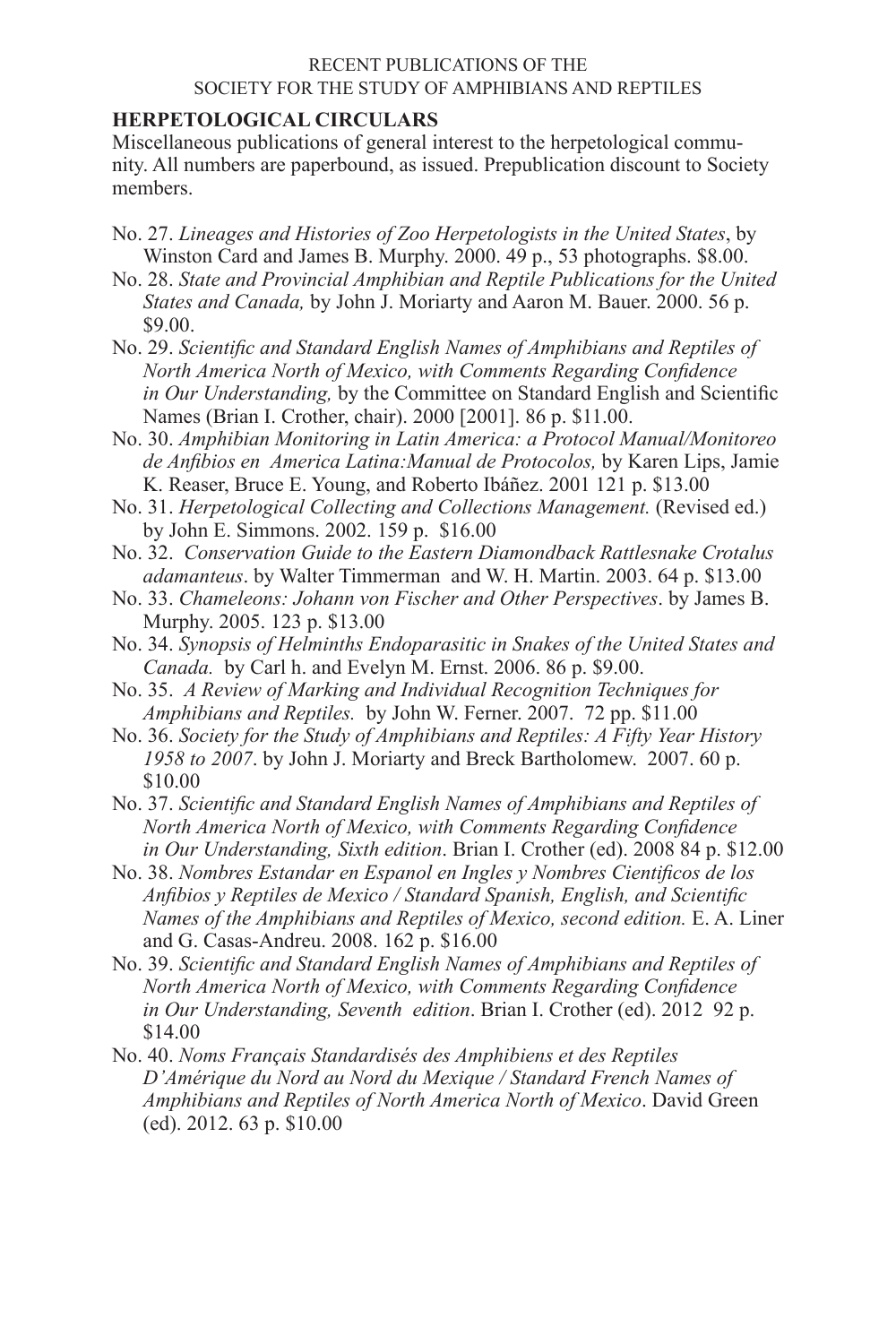RECENT PUBLICATIONS OF THE
SOCIETY FOR THE STUDY OF AMPHIBIANS AND REPTILES

## HERPETOLOGICAL CIRCULARS

Miscellaneous publications of general interest to the herpetological community. All numbers are paperbound, as issued. Prepublication discount to Society members.

No. 27. *Lineages and Histories of Zoo Herpetologists in the United States*, by Winston Card and James B. Murphy. 2000. 49 p., 53 photographs. $8.00.

No. 28. *State and Provincial Amphibian and Reptile Publications for the United States and Canada,* by John J. Moriarty and Aaron M. Bauer. 2000. 56 p. $9.00.

No. 29. *Scientific and Standard English Names of Amphibians and Reptiles of North America North of Mexico, with Comments Regarding Confidence in Our Understanding,* by the Committee on Standard English and Scientific Names (Brian I. Crother, chair). 2000 [2001]. 86 p. $11.00.

No. 30. *Amphibian Monitoring in Latin America: a Protocol Manual/Monitoreo de Anfibios en America Latina:Manual de Protocolos,* by Karen Lips, Jamie K. Reaser, Bruce E. Young, and Roberto Ibáñez. 2001 121 p. $13.00

No. 31. *Herpetological Collecting and Collections Management.* (Revised ed.) by John E. Simmons. 2002. 159 p. $16.00

No. 32. *Conservation Guide to the Eastern Diamondback Rattlesnake Crotalus adamanteus*. by Walter Timmerman and W. H. Martin. 2003. 64 p. $13.00

No. 33. *Chameleons: Johann von Fischer and Other Perspectives*. by James B. Murphy. 2005. 123 p. $13.00

No. 34. *Synopsis of Helminths Endoparasitic in Snakes of the United States and Canada.* by Carl h. and Evelyn M. Ernst. 2006. 86 p. $9.00.

No. 35. *A Review of Marking and Individual Recognition Techniques for Amphibians and Reptiles.* by John W. Ferner. 2007. 72 pp. $11.00

No. 36. *Society for the Study of Amphibians and Reptiles: A Fifty Year History 1958 to 2007*. by John J. Moriarty and Breck Bartholomew. 2007. 60 p. $10.00

No. 37. *Scientific and Standard English Names of Amphibians and Reptiles of North America North of Mexico, with Comments Regarding Confidence in Our Understanding, Sixth edition*. Brian I. Crother (ed). 2008 84 p. $12.00

No. 38. *Nombres Estandar en Espanol en Ingles y Nombres Cientificos de los Anfibios y Reptiles de Mexico / Standard Spanish, English, and Scientific Names of the Amphibians and Reptiles of Mexico, second edition.* E. A. Liner and G. Casas-Andreu. 2008. 162 p. $16.00

No. 39. *Scientific and Standard English Names of Amphibians and Reptiles of North America North of Mexico, with Comments Regarding Confidence in Our Understanding, Seventh edition*. Brian I. Crother (ed). 2012 92 p. $14.00

No. 40. *Noms Français Standardisés des Amphibiens et des Reptiles D'Amérique du Nord au Nord du Mexique / Standard French Names of Amphibians and Reptiles of North America North of Mexico*. David Green (ed). 2012. 63 p. $10.00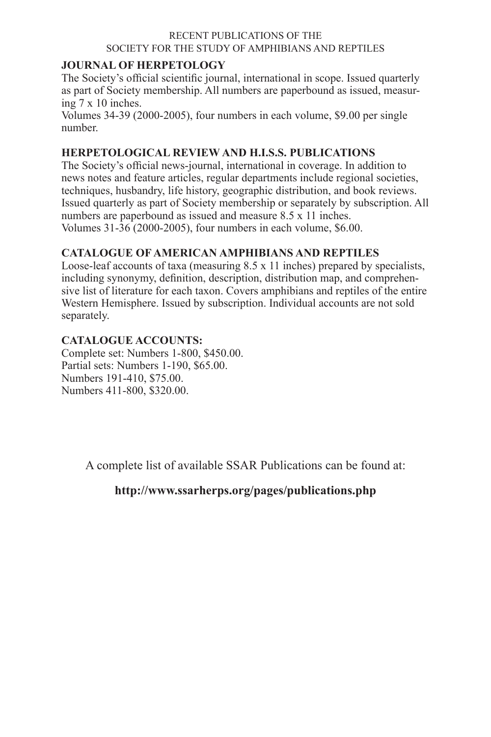RECENT PUBLICATIONS OF THE
SOCIETY FOR THE STUDY OF AMPHIBIANS AND REPTILES

**JOURNAL OF HERPETOLOGY**

The Society's official scientific journal, international in scope. Issued quarterly as part of Society membership. All numbers are paperbound as issued, measuring 7 x 10 inches.

Volumes 34-39 (2000-2005), four numbers in each volume, $9.00 per single number.

**HERPETOLOGICAL REVIEW AND H.I.S.S. PUBLICATIONS**

The Society's official news-journal, international in coverage. In addition to news notes and feature articles, regular departments include regional societies, techniques, husbandry, life history, geographic distribution, and book reviews. Issued quarterly as part of Society membership or separately by subscription. All numbers are paperbound as issued and measure 8.5 x 11 inches.

Volumes 31-36 (2000-2005), four numbers in each volume, $6.00.

**CATALOGUE OF AMERICAN AMPHIBIANS AND REPTILES**

Loose-leaf accounts of taxa (measuring 8.5 x 11 inches) prepared by specialists, including synonymy, definition, description, distribution map, and comprehensive list of literature for each taxon. Covers amphibians and reptiles of the entire Western Hemisphere. Issued by subscription. Individual accounts are not sold separately.

**CATALOGUE ACCOUNTS:**

Complete set: Numbers 1-800, $450.00.
Partial sets: Numbers 1-190, $65.00.
Numbers 191-410, $75.00.
Numbers 411-800, $320.00.

A complete list of available SSAR Publications can be found at:

**http://www.ssarherps.org/pages/publications.php**